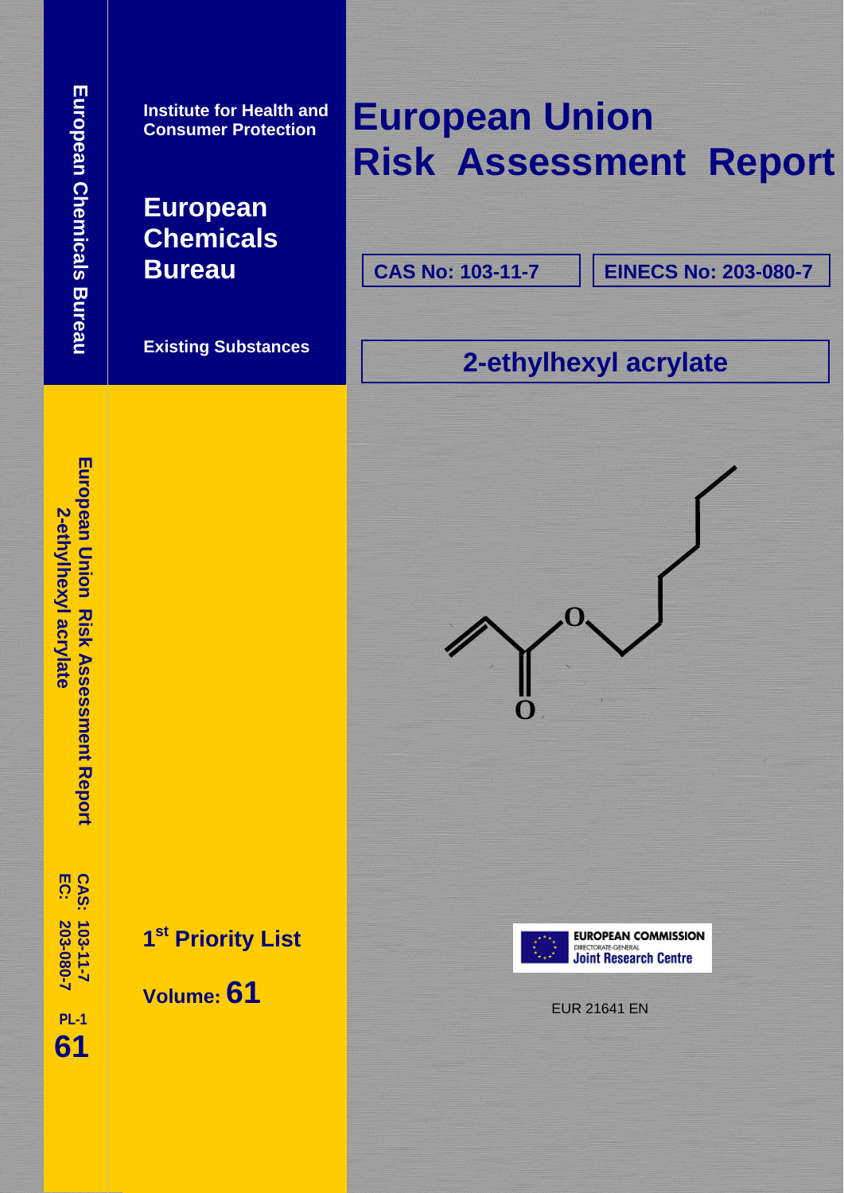European Chemicals Bureau

Institute for Health and Consumer Protection

**European Chemicals Bureau**

**Existing Substances**

# European Union Risk Assessment Report

**CAS No: 103-11-7** | **EINECS No: 203-080-7**

## 2-ethylhexyl acrylate

European Union Risk Assessment Report
2-ethylhexyl acrylate

CAS: 103-11-7
EC: 203-080-7

PL-1
61

**1st Priority List**

**Volume: 61**

EUROPEAN COMMISSION
DIRECTORATE-GENERAL
Joint Research Centre

EUR 21641 EN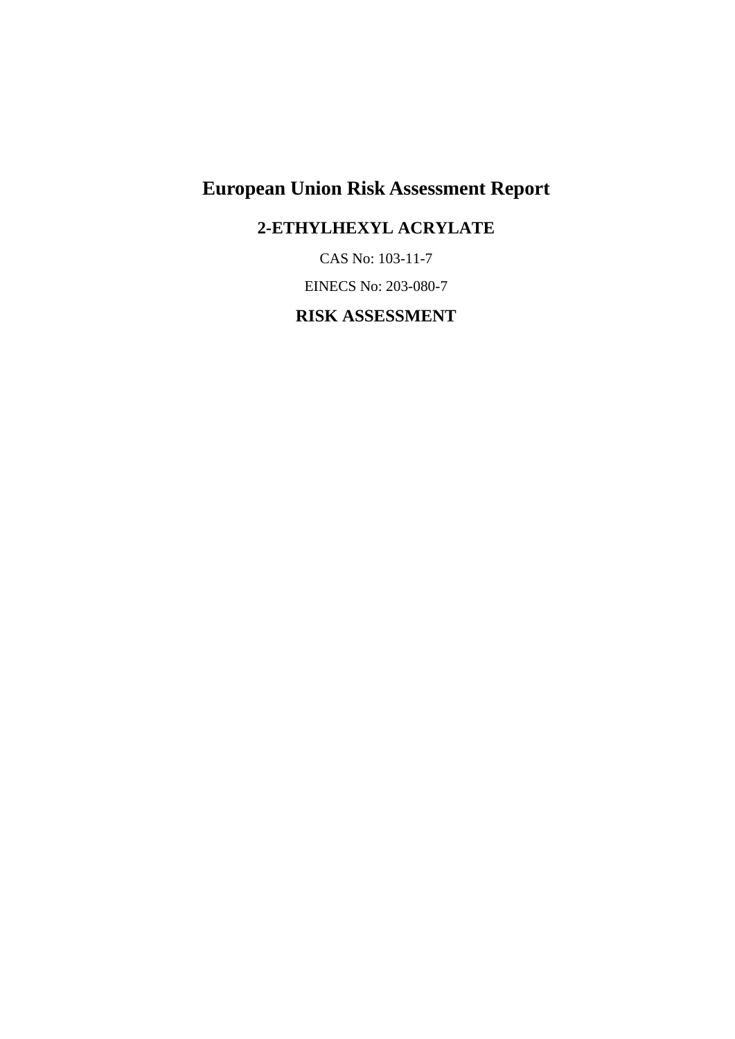# European Union Risk Assessment Report

## 2-ETHYLHEXYL ACRYLATE

CAS No: 103-11-7

EINECS No: 203-080-7

## RISK ASSESSMENT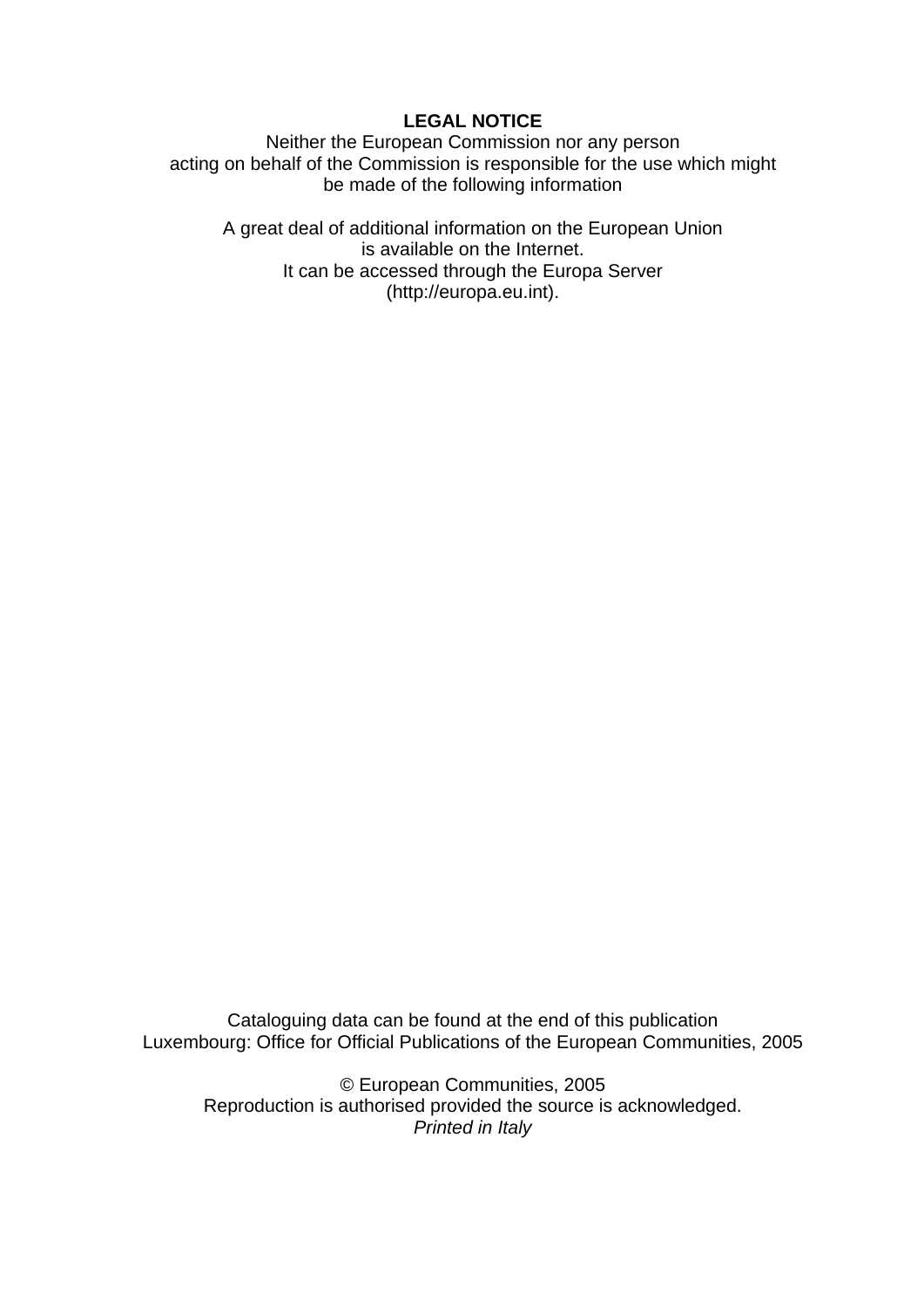**LEGAL NOTICE**

Neither the European Commission nor any person
acting on behalf of the Commission is responsible for the use which might
be made of the following information

A great deal of additional information on the European Union
is available on the Internet.
It can be accessed through the Europa Server
(http://europa.eu.int).

Cataloguing data can be found at the end of this publication
Luxembourg: Office for Official Publications of the European Communities, 2005

© European Communities, 2005
Reproduction is authorised provided the source is acknowledged.
*Printed in Italy*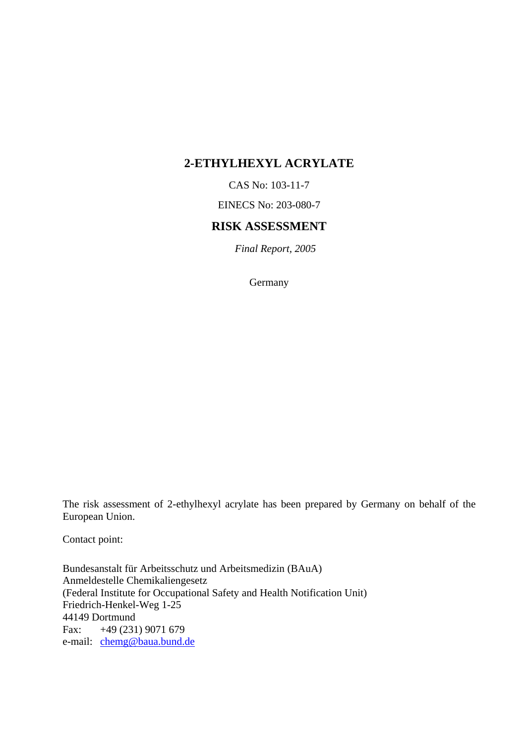# 2-ETHYLHEXYL ACRYLATE

CAS No: 103-11-7

EINECS No: 203-080-7

## RISK ASSESSMENT

*Final Report, 2005*

Germany

The risk assessment of 2-ethylhexyl acrylate has been prepared by Germany on behalf of the European Union.

Contact point:

Bundesanstalt für Arbeitsschutz und Arbeitsmedizin (BAuA)
Anmeldestelle Chemikaliengesetz
(Federal Institute for Occupational Safety and Health Notification Unit)
Friedrich-Henkel-Weg 1-25
44149 Dortmund
Fax: +49 (231) 9071 679
e-mail: chemg@baua.bund.de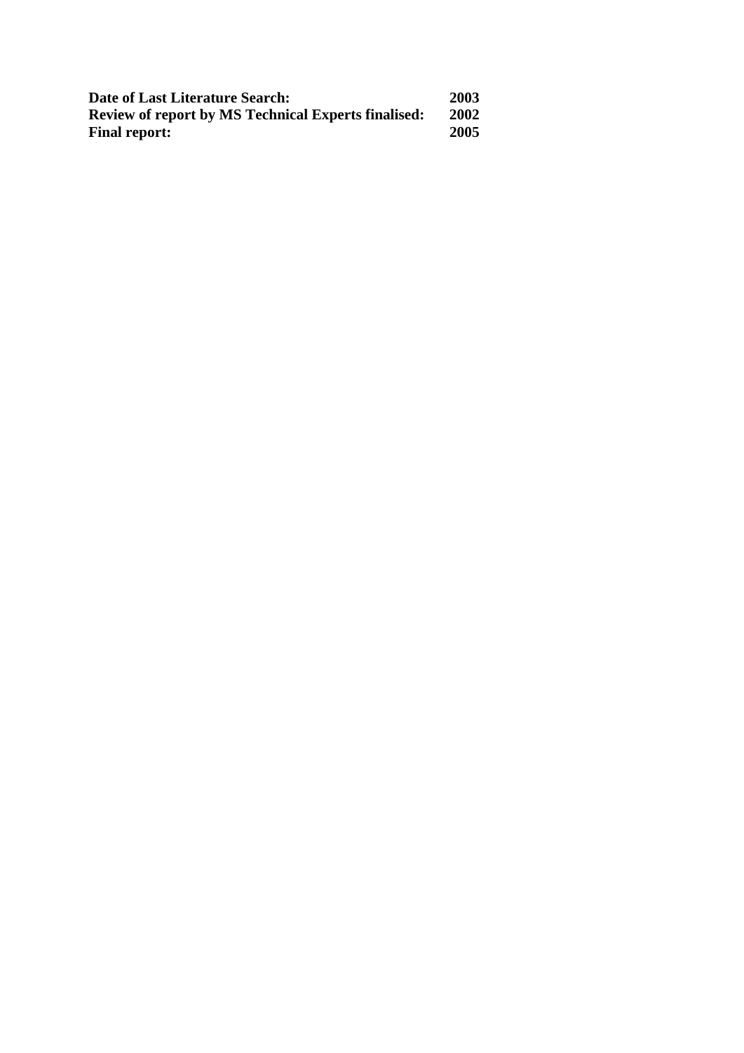| | |
|---|---|
| **Date of Last Literature Search:** | **2003** |
| **Review of report by MS Technical Experts finalised:** | **2002** |
| **Final report:** | **2005** |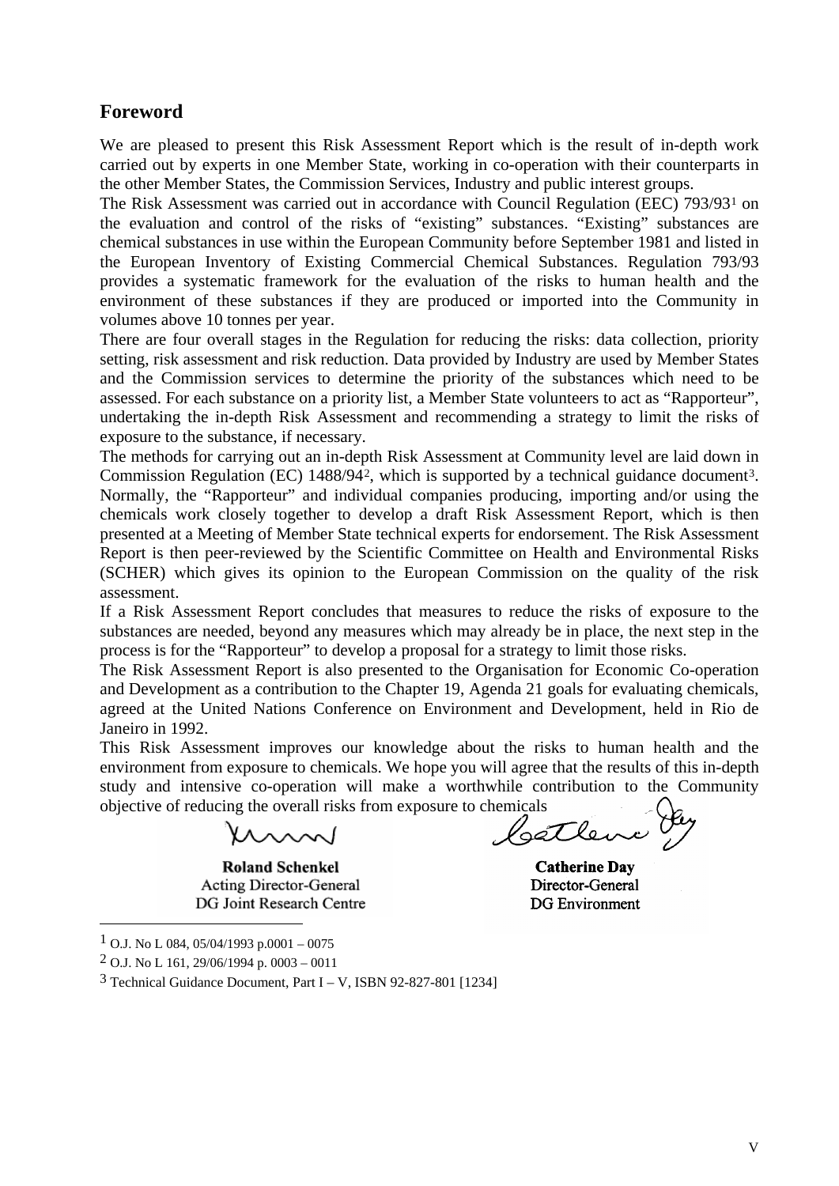## Foreword

We are pleased to present this Risk Assessment Report which is the result of in-depth work carried out by experts in one Member State, working in co-operation with their counterparts in the other Member States, the Commission Services, Industry and public interest groups.

The Risk Assessment was carried out in accordance with Council Regulation (EEC) 793/93[1] on the evaluation and control of the risks of "existing" substances. "Existing" substances are chemical substances in use within the European Community before September 1981 and listed in the European Inventory of Existing Commercial Chemical Substances. Regulation 793/93 provides a systematic framework for the evaluation of the risks to human health and the environment of these substances if they are produced or imported into the Community in volumes above 10 tonnes per year.

There are four overall stages in the Regulation for reducing the risks: data collection, priority setting, risk assessment and risk reduction. Data provided by Industry are used by Member States and the Commission services to determine the priority of the substances which need to be assessed. For each substance on a priority list, a Member State volunteers to act as "Rapporteur", undertaking the in-depth Risk Assessment and recommending a strategy to limit the risks of exposure to the substance, if necessary.

The methods for carrying out an in-depth Risk Assessment at Community level are laid down in Commission Regulation (EC) 1488/94[2], which is supported by a technical guidance document[3]. Normally, the "Rapporteur" and individual companies producing, importing and/or using the chemicals work closely together to develop a draft Risk Assessment Report, which is then presented at a Meeting of Member State technical experts for endorsement. The Risk Assessment Report is then peer-reviewed by the Scientific Committee on Health and Environmental Risks (SCHER) which gives its opinion to the European Commission on the quality of the risk assessment.

If a Risk Assessment Report concludes that measures to reduce the risks of exposure to the substances are needed, beyond any measures which may already be in place, the next step in the process is for the "Rapporteur" to develop a proposal for a strategy to limit those risks.

The Risk Assessment Report is also presented to the Organisation for Economic Co-operation and Development as a contribution to the Chapter 19, Agenda 21 goals for evaluating chemicals, agreed at the United Nations Conference on Environment and Development, held in Rio de Janeiro in 1992.

This Risk Assessment improves our knowledge about the risks to human health and the environment from exposure to chemicals. We hope you will agree that the results of this in-depth study and intensive co-operation will make a worthwhile contribution to the Community objective of reducing the overall risks from exposure to chemicals

**Roland Schenkel**
Acting Director-General
DG Joint Research Centre

**Catherine Day**
Director-General
DG Environment

---

1 O.J. No L 084, 05/04/1993 p.0001 – 0075

2 O.J. No L 161, 29/06/1994 p. 0003 – 0011

3 Technical Guidance Document, Part I – V, ISBN 92-827-801 [1234]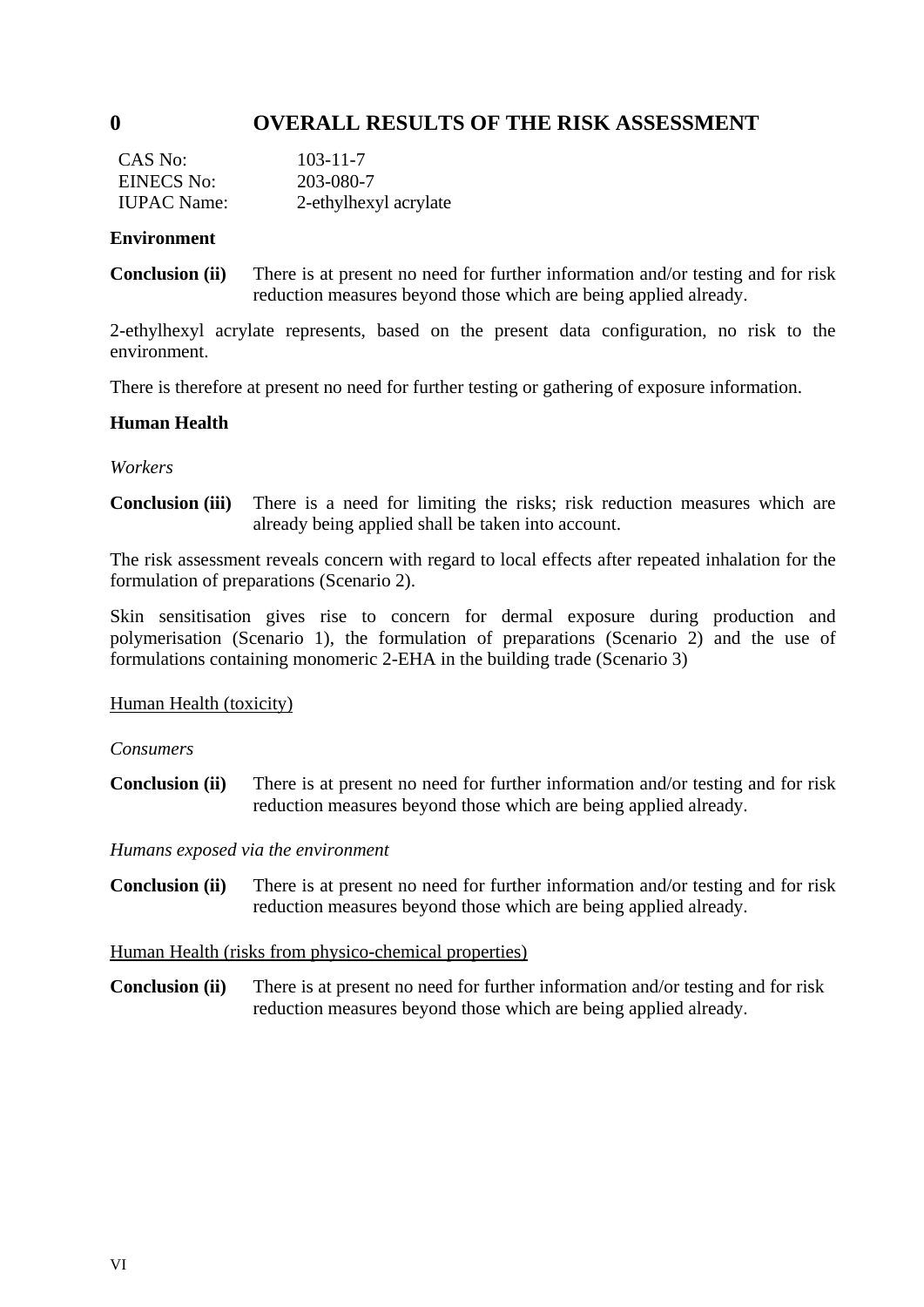# 0 OVERALL RESULTS OF THE RISK ASSESSMENT

| | |
|---|---|
| CAS No: | 103-11-7 |
| EINECS No: | 203-080-7 |
| IUPAC Name: | 2-ethylhexyl acrylate |

**Environment**

**Conclusion (ii)** There is at present no need for further information and/or testing and for risk reduction measures beyond those which are being applied already.

2-ethylhexyl acrylate represents, based on the present data configuration, no risk to the environment.

There is therefore at present no need for further testing or gathering of exposure information.

**Human Health**

*Workers*

**Conclusion (iii)** There is a need for limiting the risks; risk reduction measures which are already being applied shall be taken into account.

The risk assessment reveals concern with regard to local effects after repeated inhalation for the formulation of preparations (Scenario 2).

Skin sensitisation gives rise to concern for dermal exposure during production and polymerisation (Scenario 1), the formulation of preparations (Scenario 2) and the use of formulations containing monomeric 2-EHA in the building trade (Scenario 3)

Human Health (toxicity)

*Consumers*

**Conclusion (ii)** There is at present no need for further information and/or testing and for risk reduction measures beyond those which are being applied already.

*Humans exposed via the environment*

**Conclusion (ii)** There is at present no need for further information and/or testing and for risk reduction measures beyond those which are being applied already.

Human Health (risks from physico-chemical properties)

**Conclusion (ii)** There is at present no need for further information and/or testing and for risk reduction measures beyond those which are being applied already.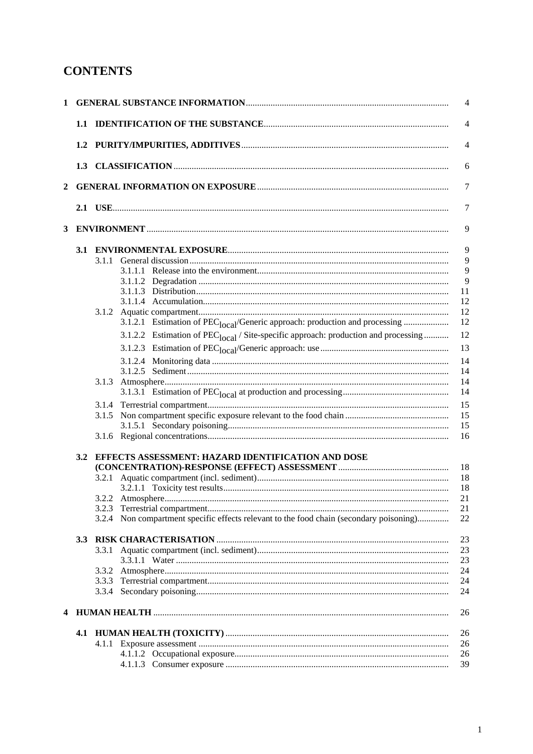# CONTENTS

| | | | |
|---|---|---|---|
| **1** | **GENERAL SUBSTANCE INFORMATION** | | 4 |
| | **1.1** | **IDENTIFICATION OF THE SUBSTANCE** | 4 |
| | **1.2** | **PURITY/IMPURITIES, ADDITIVES** | 4 |
| | **1.3** | **CLASSIFICATION** | 6 |
| **2** | **GENERAL INFORMATION ON EXPOSURE** | | 7 |
| | **2.1** | **USE** | 7 |
| **3** | **ENVIRONMENT** | | 9 |
| | **3.1** | **ENVIRONMENTAL EXPOSURE** | 9 |
| | | 3.1.1 General discussion | 9 |
| | | 3.1.1.1 Release into the environment | 9 |
| | | 3.1.1.2 Degradation | 9 |
| | | 3.1.1.3 Distribution | 11 |
| | | 3.1.1.4 Accumulation | 12 |
| | | 3.1.2 Aquatic compartment | 12 |
| | | 3.1.2.1 Estimation of $PEC_{local}$/Generic approach: production and processing | 12 |
| | | 3.1.2.2 Estimation of $PEC_{local}$ / Site-specific approach: production and processing | 12 |
| | | 3.1.2.3 Estimation of $PEC_{local}$/Generic approach: use | 13 |
| | | 3.1.2.4 Monitoring data | 14 |
| | | 3.1.2.5 Sediment | 14 |
| | | 3.1.3 Atmosphere | 14 |
| | | 3.1.3.1 Estimation of $PEC_{local}$ at production and processing | 14 |
| | | 3.1.4 Terrestrial compartment | 15 |
| | | 3.1.5 Non compartment specific exposure relevant to the food chain | 15 |
| | | 3.1.5.1 Secondary poisoning | 15 |
| | | 3.1.6 Regional concentrations | 16 |
| | **3.2** | **EFFECTS ASSESSMENT: HAZARD IDENTIFICATION AND DOSE (CONCENTRATION)-RESPONSE (EFFECT) ASSESSMENT** | 18 |
| | | 3.2.1 Aquatic compartment (incl. sediment) | 18 |
| | | 3.2.1.1 Toxicity test results | 18 |
| | | 3.2.2 Atmosphere | 21 |
| | | 3.2.3 Terrestrial compartment | 21 |
| | | 3.2.4 Non compartment specific effects relevant to the food chain (secondary poisoning) | 22 |
| | **3.3** | **RISK CHARACTERISATION** | 23 |
| | | 3.3.1 Aquatic compartment (incl. sediment) | 23 |
| | | 3.3.1.1 Water | 23 |
| | | 3.3.2 Atmosphere | 24 |
| | | 3.3.3 Terrestrial compartment | 24 |
| | | 3.3.4 Secondary poisoning | 24 |
| **4** | **HUMAN HEALTH** | | 26 |
| | **4.1** | **HUMAN HEALTH (TOXICITY)** | 26 |
| | | 4.1.1 Exposure assessment | 26 |
| | | 4.1.1.2 Occupational exposure | 26 |
| | | 4.1.1.3 Consumer exposure | 39 |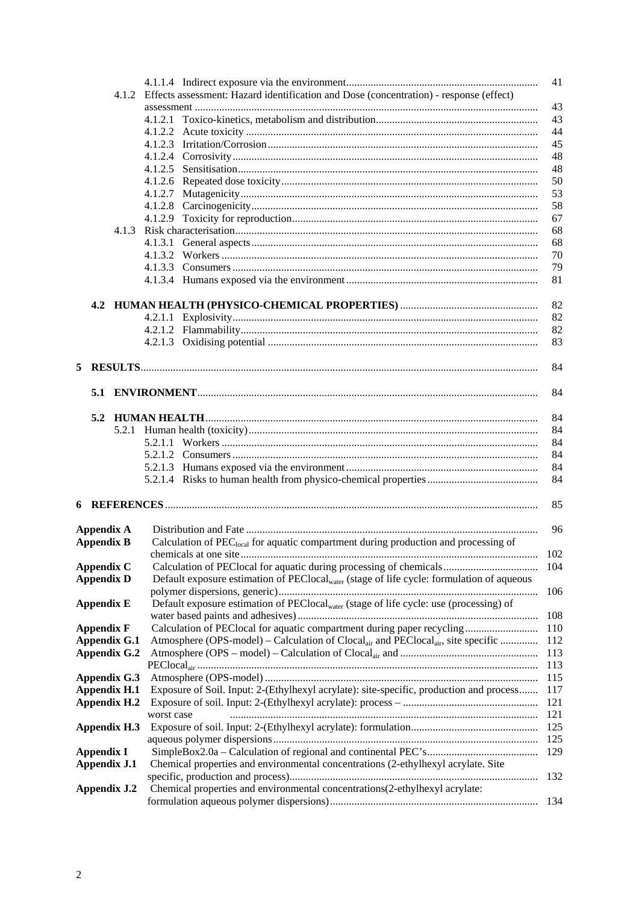4.1.1.4 Indirect exposure via the environment ........ 41

4.1.2 Effects assessment: Hazard identification and Dose (concentration) - response (effect) assessment ........ 43

4.1.2.1 Toxico-kinetics, metabolism and distribution ........ 43

4.1.2.2 Acute toxicity ........ 44

4.1.2.3 Irritation/Corrosion ........ 45

4.1.2.4 Corrosivity ........ 48

4.1.2.5 Sensitisation ........ 48

4.1.2.6 Repeated dose toxicity ........ 50

4.1.2.7 Mutagenicity ........ 53

4.1.2.8 Carcinogenicity ........ 58

4.1.2.9 Toxicity for reproduction ........ 67

4.1.3 Risk characterisation ........ 68

4.1.3.1 General aspects ........ 68

4.1.3.2 Workers ........ 70

4.1.3.3 Consumers ........ 79

4.1.3.4 Humans exposed via the environment ........ 81

**4.2 HUMAN HEALTH (PHYSICO-CHEMICAL PROPERTIES)** ........ 82

4.2.1.1 Explosivity ........ 82

4.2.1.2 Flammability ........ 82

4.2.1.3 Oxidising potential ........ 83

**5 RESULTS** ........ 84

**5.1 ENVIRONMENT** ........ 84

**5.2 HUMAN HEALTH** ........ 84

5.2.1 Human health (toxicity) ........ 84

5.2.1.1 Workers ........ 84

5.2.1.2 Consumers ........ 84

5.2.1.3 Humans exposed via the environment ........ 84

5.2.1.4 Risks to human health from physico-chemical properties ........ 84

**6 REFERENCES** ........ 85

**Appendix A** Distribution and Fate ........ 96

**Appendix B** Calculation of $PEC_{local}$ for aquatic compartment during production and processing of chemicals at one site ........ 102

**Appendix C** Calculation of PEClocal for aquatic during processing of chemicals ........ 104

**Appendix D** Default exposure estimation of $PEClocal_{water}$ (stage of life cycle: formulation of aqueous polymer dispersions, generic) ........ 106

**Appendix E** Default exposure estimation of $PEClocal_{water}$ (stage of life cycle: use (processing) of water based paints and adhesives) ........ 108

**Appendix F** Calculation of PEClocal for aquatic compartment during paper recycling ........ 110

**Appendix G.1** Atmosphere (OPS-model) – Calculation of $Clocal_{air}$ and $PEClocal_{air}$, site specific ........ 112

**Appendix G.2** Atmosphere (OPS – model) – Calculation of $Clocal_{air}$ and ........ 113
$PEClocal_{air}$ ........ 113

**Appendix G.3** Atmosphere (OPS-model) ........ 115

**Appendix H.1** Exposure of Soil. Input: 2-(Ethylhexyl acrylate): site-specific, production and process ........ 117

**Appendix H.2** Exposure of soil. Input: 2-(Ethylhexyl acrylate): process – ........ 121
worst case ........ 121

**Appendix H.3** Exposure of soil. Input: 2-(Ethylhexyl acrylate): formulation ........ 125
aqueous polymer dispersions ........ 125

**Appendix I** SimpleBox2.0a – Calculation of regional and continental PEC's ........ 129

**Appendix J.1** Chemical properties and environmental concentrations (2-ethylhexyl acrylate. Site specific, production and process) ........ 132

**Appendix J.2** Chemical properties and environmental concentrations(2-ethylhexyl acrylate: formulation aqueous polymer dispersions) ........ 134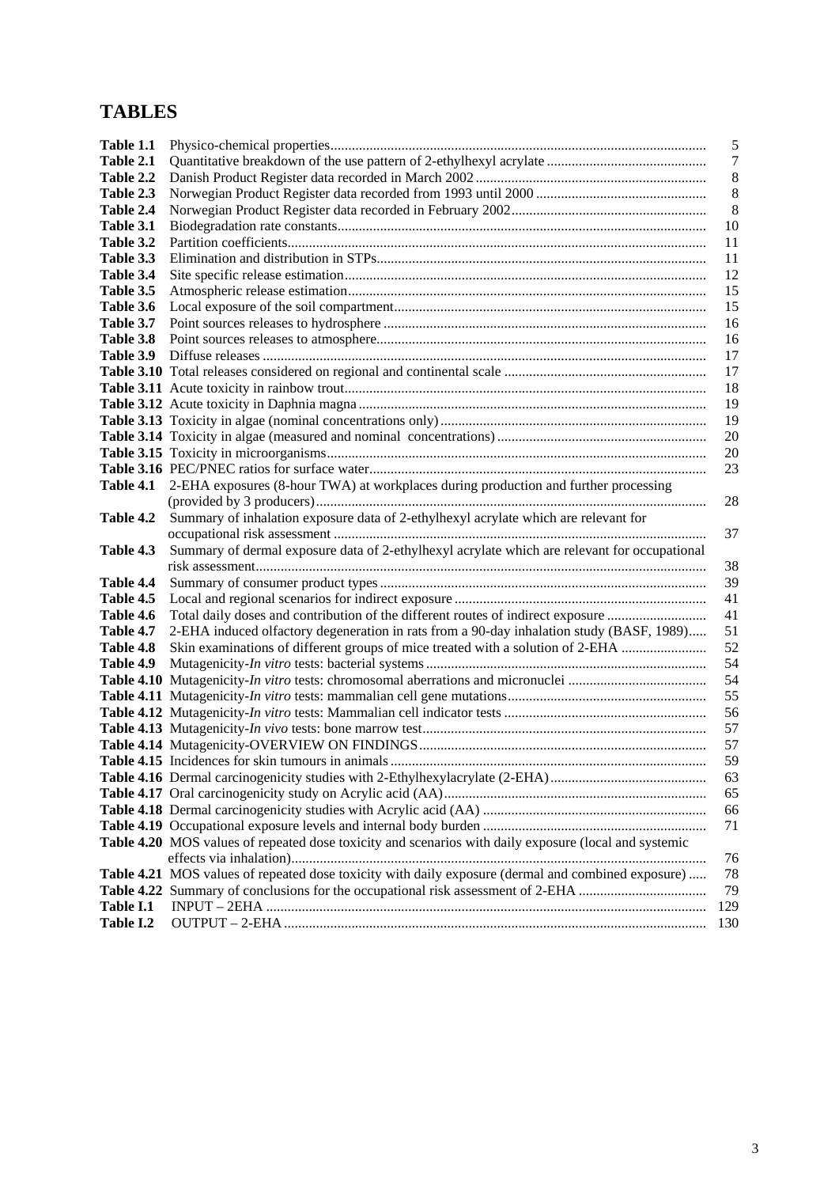# TABLES

| | | |
|---|---|---|
| **Table 1.1** | Physico-chemical properties | 5 |
| **Table 2.1** | Quantitative breakdown of the use pattern of 2-ethylhexyl acrylate | 7 |
| **Table 2.2** | Danish Product Register data recorded in March 2002 | 8 |
| **Table 2.3** | Norwegian Product Register data recorded from 1993 until 2000 | 8 |
| **Table 2.4** | Norwegian Product Register data recorded in February 2002 | 8 |
| **Table 3.1** | Biodegradation rate constants | 10 |
| **Table 3.2** | Partition coefficients | 11 |
| **Table 3.3** | Elimination and distribution in STPs | 11 |
| **Table 3.4** | Site specific release estimation | 12 |
| **Table 3.5** | Atmospheric release estimation | 15 |
| **Table 3.6** | Local exposure of the soil compartment | 15 |
| **Table 3.7** | Point sources releases to hydrosphere | 16 |
| **Table 3.8** | Point sources releases to atmosphere | 16 |
| **Table 3.9** | Diffuse releases | 17 |
| **Table 3.10** | Total releases considered on regional and continental scale | 17 |
| **Table 3.11** | Acute toxicity in rainbow trout | 18 |
| **Table 3.12** | Acute toxicity in Daphnia magna | 19 |
| **Table 3.13** | Toxicity in algae (nominal concentrations only) | 19 |
| **Table 3.14** | Toxicity in algae (measured and nominal concentrations) | 20 |
| **Table 3.15** | Toxicity in microorganisms | 20 |
| **Table 3.16** | PEC/PNEC ratios for surface water | 23 |
| **Table 4.1** | 2-EHA exposures (8-hour TWA) at workplaces during production and further processing (provided by 3 producers) | 28 |
| **Table 4.2** | Summary of inhalation exposure data of 2-ethylhexyl acrylate which are relevant for occupational risk assessment | 37 |
| **Table 4.3** | Summary of dermal exposure data of 2-ethylhexyl acrylate which are relevant for occupational risk assessment | 38 |
| **Table 4.4** | Summary of consumer product types | 39 |
| **Table 4.5** | Local and regional scenarios for indirect exposure | 41 |
| **Table 4.6** | Total daily doses and contribution of the different routes of indirect exposure | 41 |
| **Table 4.7** | 2-EHA induced olfactory degeneration in rats from a 90-day inhalation study (BASF, 1989) | 51 |
| **Table 4.8** | Skin examinations of different groups of mice treated with a solution of 2-EHA | 52 |
| **Table 4.9** | Mutagenicity-*In vitro* tests: bacterial systems | 54 |
| **Table 4.10** | Mutagenicity-*In vitro* tests: chromosomal aberrations and micronuclei | 54 |
| **Table 4.11** | Mutagenicity-*In vitro* tests: mammalian cell gene mutations | 55 |
| **Table 4.12** | Mutagenicity-*In vitro* tests: Mammalian cell indicator tests | 56 |
| **Table 4.13** | Mutagenicity-*In vivo* tests: bone marrow test | 57 |
| **Table 4.14** | Mutagenicity-OVERVIEW ON FINDINGS | 57 |
| **Table 4.15** | Incidences for skin tumours in animals | 59 |
| **Table 4.16** | Dermal carcinogenicity studies with 2-Ethylhexylacrylate (2-EHA) | 63 |
| **Table 4.17** | Oral carcinogenicity study on Acrylic acid (AA) | 65 |
| **Table 4.18** | Dermal carcinogenicity studies with Acrylic acid (AA) | 66 |
| **Table 4.19** | Occupational exposure levels and internal body burden | 71 |
| **Table 4.20** | MOS values of repeated dose toxicity and scenarios with daily exposure (local and systemic effects via inhalation) | 76 |
| **Table 4.21** | MOS values of repeated dose toxicity with daily exposure (dermal and combined exposure) | 78 |
| **Table 4.22** | Summary of conclusions for the occupational risk assessment of 2-EHA | 79 |
| **Table I.1** | INPUT – 2EHA | 129 |
| **Table I.2** | OUTPUT – 2-EHA | 130 |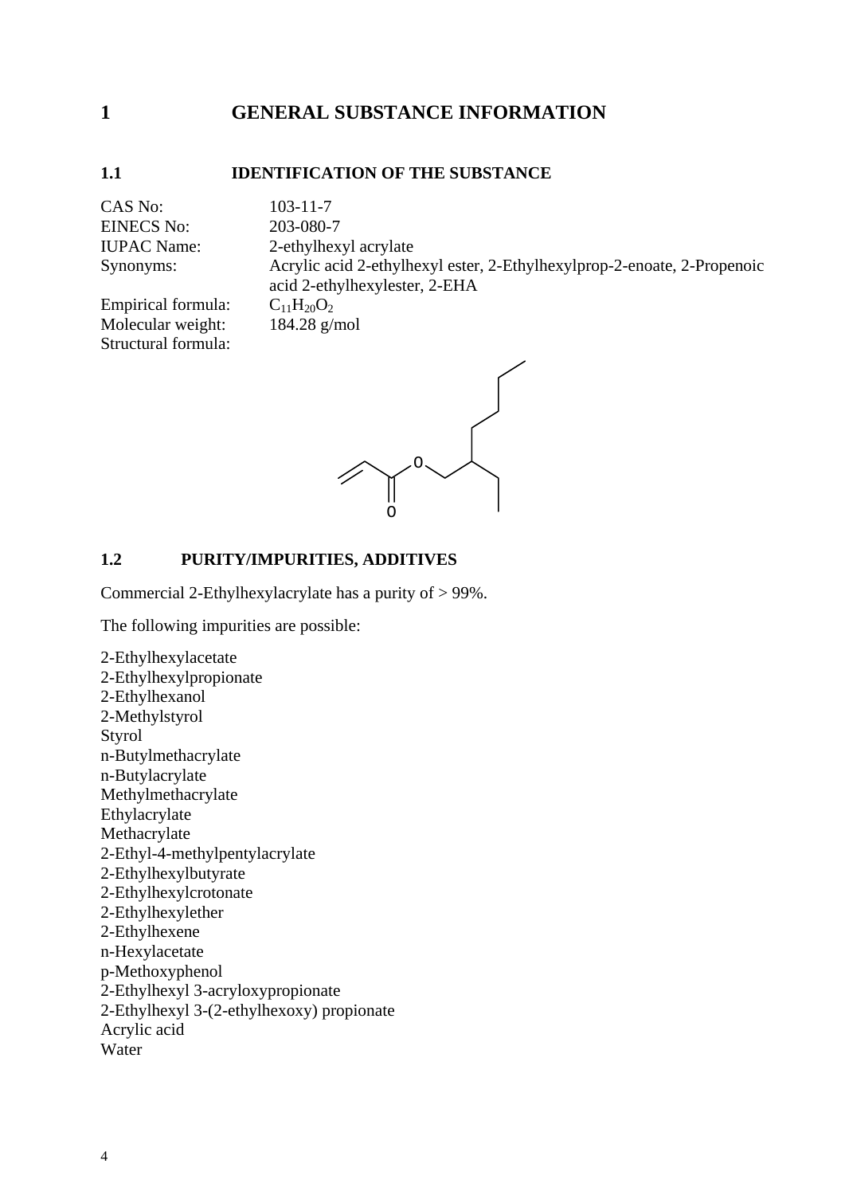# 1 GENERAL SUBSTANCE INFORMATION

## 1.1 IDENTIFICATION OF THE SUBSTANCE

CAS No: 103-11-7
EINECS No: 203-080-7
IUPAC Name: 2-ethylhexyl acrylate
Synonyms: Acrylic acid 2-ethylhexyl ester, 2-Ethylhexylprop-2-enoate, 2-Propenoic acid 2-ethylhexylester, 2-EHA
Empirical formula: $C_{11}H_{20}O_2$
Molecular weight: 184.28 g/mol
Structural formula:

## 1.2 PURITY/IMPURITIES, ADDITIVES

Commercial 2-Ethylhexylacrylate has a purity of > 99%.

The following impurities are possible:

2-Ethylhexylacetate
2-Ethylhexylpropionate
2-Ethylhexanol
2-Methylstyrol
Styrol
n-Butylmethacrylate
n-Butylacrylate
Methylmethacrylate
Ethylacrylate
Methacrylate
2-Ethyl-4-methylpentylacrylate
2-Ethylhexylbutyrate
2-Ethylhexylcrotonate
2-Ethylhexylether
2-Ethylhexene
n-Hexylacetate
p-Methoxyphenol
2-Ethylhexyl 3-acryloxypropionate
2-Ethylhexyl 3-(2-ethylhexoxy) propionate
Acrylic acid
Water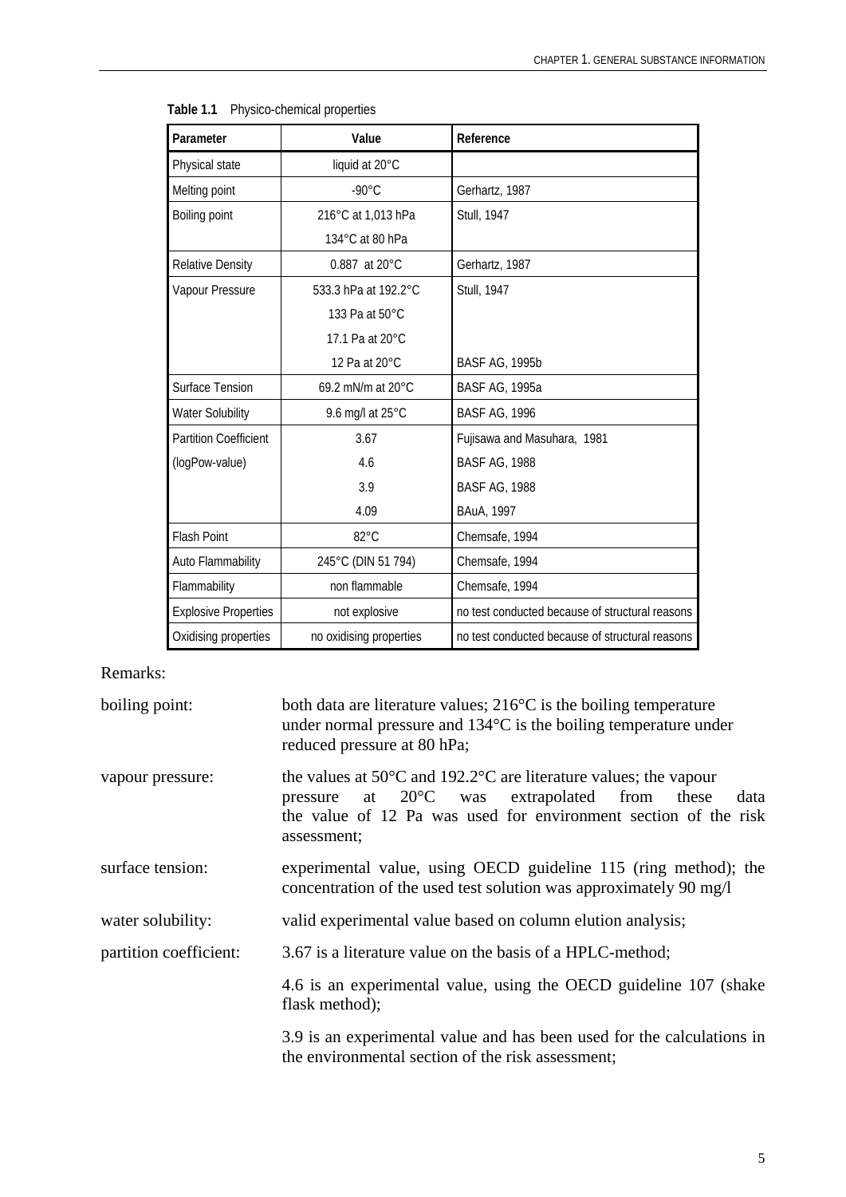**Table 1.1** Physico-chemical properties

| Parameter | Value | Reference |
|---|---|---|
| Physical state | liquid at 20°C | |
| Melting point | -90°C | Gerhartz, 1987 |
| Boiling point | 216°C at 1,013 hPa | Stull, 1947 |
| | 134°C at 80 hPa | |
| Relative Density | 0.887 at 20°C | Gerhartz, 1987 |
| Vapour Pressure | 533.3 hPa at 192.2°C | Stull, 1947 |
| | 133 Pa at 50°C | |
| | 17.1 Pa at 20°C | |
| | 12 Pa at 20°C | BASF AG, 1995b |
| Surface Tension | 69.2 mN/m at 20°C | BASF AG, 1995a |
| Water Solubility | 9.6 mg/l at 25°C | BASF AG, 1996 |
| Partition Coefficient | 3.67 | Fujisawa and Masuhara, 1981 |
| (logPow-value) | 4.6 | BASF AG, 1988 |
| | 3.9 | BASF AG, 1988 |
| | 4.09 | BAuA, 1997 |
| Flash Point | 82°C | Chemsafe, 1994 |
| Auto Flammability | 245°C (DIN 51 794) | Chemsafe, 1994 |
| Flammability | non flammable | Chemsafe, 1994 |
| Explosive Properties | not explosive | no test conducted because of structural reasons |
| Oxidising properties | no oxidising properties | no test conducted because of structural reasons |

Remarks:

boiling point: both data are literature values; 216°C is the boiling temperature under normal pressure and 134°C is the boiling temperature under reduced pressure at 80 hPa;

vapour pressure: the values at 50°C and 192.2°C are literature values; the vapour pressure at 20°C was extrapolated from these data the value of 12 Pa was used for environment section of the risk assessment;

surface tension: experimental value, using OECD guideline 115 (ring method); the concentration of the used test solution was approximately 90 mg/l

water solubility: valid experimental value based on column elution analysis;

partition coefficient: 3.67 is a literature value on the basis of a HPLC-method;

4.6 is an experimental value, using the OECD guideline 107 (shake flask method);

3.9 is an experimental value and has been used for the calculations in the environmental section of the risk assessment;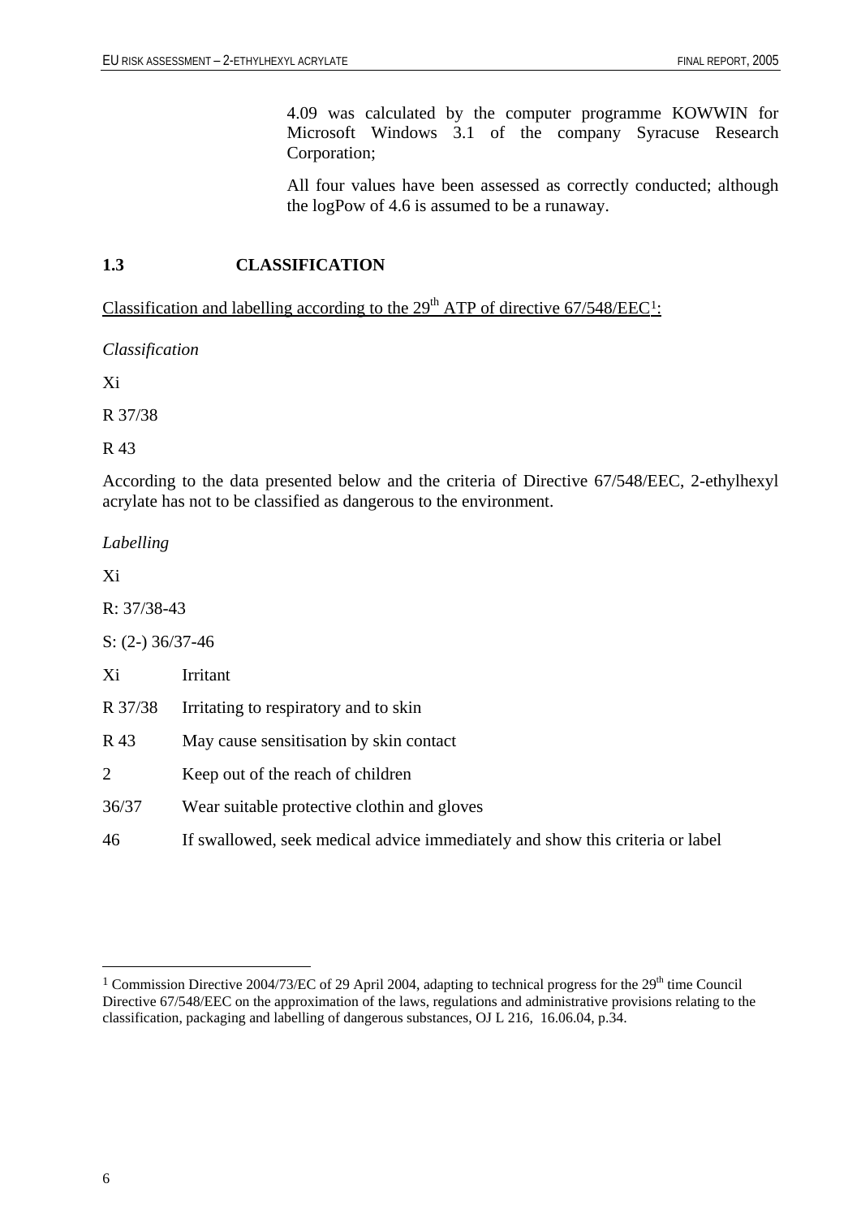4.09 was calculated by the computer programme KOWWIN for Microsoft Windows 3.1 of the company Syracuse Research Corporation;

All four values have been assessed as correctly conducted; although the logPow of 4.6 is assumed to be a runaway.

## 1.3 CLASSIFICATION

Classification and labelling according to the 29th ATP of directive 67/548/EEC[1]:

*Classification*

Xi

R 37/38

R 43

According to the data presented below and the criteria of Directive 67/548/EEC, 2-ethylhexyl acrylate has not to be classified as dangerous to the environment.

*Labelling*

Xi

R: 37/38-43

S: (2-) 36/37-46

| | |
|---|---|
| Xi | Irritant |
| R 37/38 | Irritating to respiratory and to skin |
| R 43 | May cause sensitisation by skin contact |
| 2 | Keep out of the reach of children |
| 36/37 | Wear suitable protective clothin and gloves |
| 46 | If swallowed, seek medical advice immediately and show this criteria or label |

[1] Commission Directive 2004/73/EC of 29 April 2004, adapting to technical progress for the 29th time Council Directive 67/548/EEC on the approximation of the laws, regulations and administrative provisions relating to the classification, packaging and labelling of dangerous substances, OJ L 216, 16.06.04, p.34.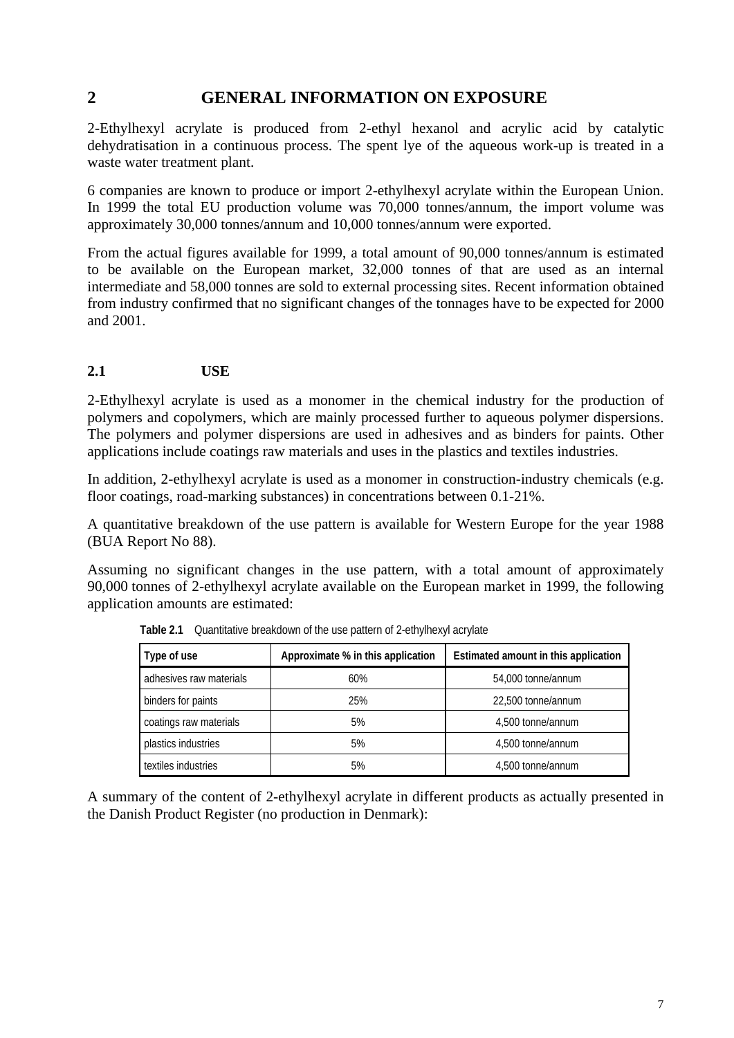# 2 GENERAL INFORMATION ON EXPOSURE

2-Ethylhexyl acrylate is produced from 2-ethyl hexanol and acrylic acid by catalytic dehydratisation in a continuous process. The spent lye of the aqueous work-up is treated in a waste water treatment plant.

6 companies are known to produce or import 2-ethylhexyl acrylate within the European Union. In 1999 the total EU production volume was 70,000 tonnes/annum, the import volume was approximately 30,000 tonnes/annum and 10,000 tonnes/annum were exported.

From the actual figures available for 1999, a total amount of 90,000 tonnes/annum is estimated to be available on the European market, 32,000 tonnes of that are used as an internal intermediate and 58,000 tonnes are sold to external processing sites. Recent information obtained from industry confirmed that no significant changes of the tonnages have to be expected for 2000 and 2001.

## 2.1 USE

2-Ethylhexyl acrylate is used as a monomer in the chemical industry for the production of polymers and copolymers, which are mainly processed further to aqueous polymer dispersions. The polymers and polymer dispersions are used in adhesives and as binders for paints. Other applications include coatings raw materials and uses in the plastics and textiles industries.

In addition, 2-ethylhexyl acrylate is used as a monomer in construction-industry chemicals (e.g. floor coatings, road-marking substances) in concentrations between 0.1-21%.

A quantitative breakdown of the use pattern is available for Western Europe for the year 1988 (BUA Report No 88).

Assuming no significant changes in the use pattern, with a total amount of approximately 90,000 tonnes of 2-ethylhexyl acrylate available on the European market in 1999, the following application amounts are estimated:

**Table 2.1** Quantitative breakdown of the use pattern of 2-ethylhexyl acrylate

| Type of use | Approximate % in this application | Estimated amount in this application |
|---|---|---|
| adhesives raw materials | 60% | 54,000 tonne/annum |
| binders for paints | 25% | 22,500 tonne/annum |
| coatings raw materials | 5% | 4,500 tonne/annum |
| plastics industries | 5% | 4,500 tonne/annum |
| textiles industries | 5% | 4,500 tonne/annum |

A summary of the content of 2-ethylhexyl acrylate in different products as actually presented in the Danish Product Register (no production in Denmark):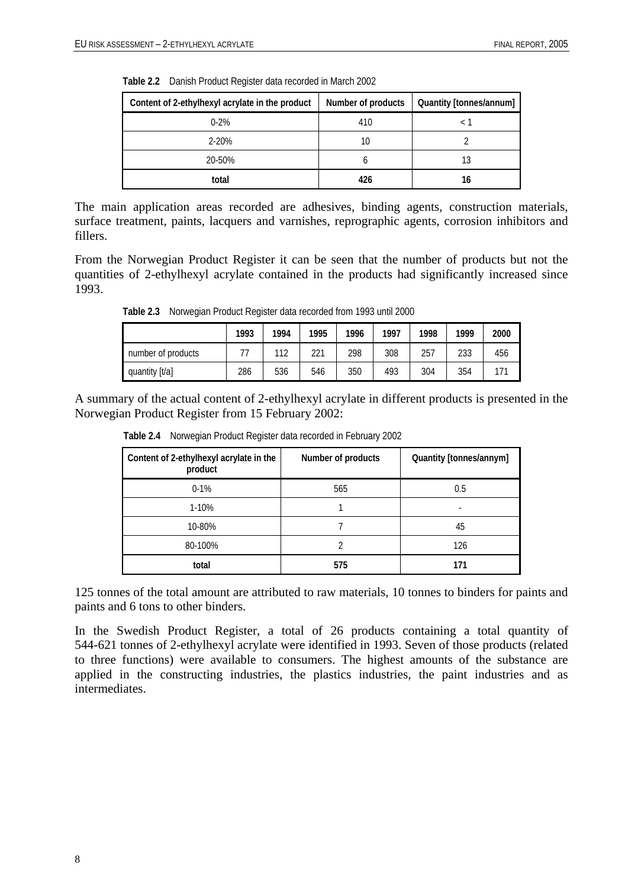**Table 2.2** Danish Product Register data recorded in March 2002

| Content of 2-ethylhexyl acrylate in the product | Number of products | Quantity [tonnes/annum] |
|---|---|---|
| 0-2% | 410 | < 1 |
| 2-20% | 10 | 2 |
| 20-50% | 6 | 13 |
| **total** | **426** | **16** |

The main application areas recorded are adhesives, binding agents, construction materials, surface treatment, paints, lacquers and varnishes, reprographic agents, corrosion inhibitors and fillers.

From the Norwegian Product Register it can be seen that the number of products but not the quantities of 2-ethylhexyl acrylate contained in the products had significantly increased since 1993.

**Table 2.3** Norwegian Product Register data recorded from 1993 until 2000

| | 1993 | 1994 | 1995 | 1996 | 1997 | 1998 | 1999 | 2000 |
|---|---|---|---|---|---|---|---|---|
| number of products | 77 | 112 | 221 | 298 | 308 | 257 | 233 | 456 |
| quantity [t/a] | 286 | 536 | 546 | 350 | 493 | 304 | 354 | 171 |

A summary of the actual content of 2-ethylhexyl acrylate in different products is presented in the Norwegian Product Register from 15 February 2002:

**Table 2.4** Norwegian Product Register data recorded in February 2002

| Content of 2-ethylhexyl acrylate in the product | Number of products | Quantity [tonnes/annym] |
|---|---|---|
| 0-1% | 565 | 0.5 |
| 1-10% | 1 | - |
| 10-80% | 7 | 45 |
| 80-100% | 2 | 126 |
| **total** | **575** | **171** |

125 tonnes of the total amount are attributed to raw materials, 10 tonnes to binders for paints and paints and 6 tons to other binders.

In the Swedish Product Register, a total of 26 products containing a total quantity of 544-621 tonnes of 2-ethylhexyl acrylate were identified in 1993. Seven of those products (related to three functions) were available to consumers. The highest amounts of the substance are applied in the constructing industries, the plastics industries, the paint industries and as intermediates.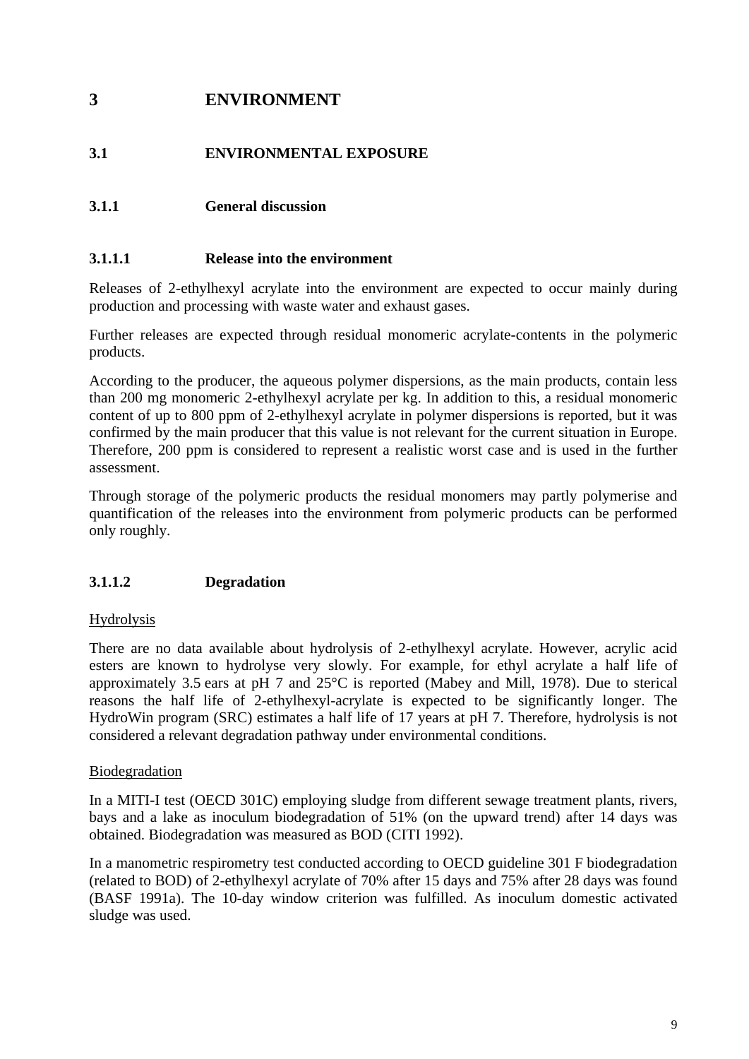# 3 ENVIRONMENT

## 3.1 ENVIRONMENTAL EXPOSURE

### 3.1.1 General discussion

#### 3.1.1.1 Release into the environment

Releases of 2-ethylhexyl acrylate into the environment are expected to occur mainly during production and processing with waste water and exhaust gases.

Further releases are expected through residual monomeric acrylate-contents in the polymeric products.

According to the producer, the aqueous polymer dispersions, as the main products, contain less than 200 mg monomeric 2-ethylhexyl acrylate per kg. In addition to this, a residual monomeric content of up to 800 ppm of 2-ethylhexyl acrylate in polymer dispersions is reported, but it was confirmed by the main producer that this value is not relevant for the current situation in Europe. Therefore, 200 ppm is considered to represent a realistic worst case and is used in the further assessment.

Through storage of the polymeric products the residual monomers may partly polymerise and quantification of the releases into the environment from polymeric products can be performed only roughly.

#### 3.1.1.2 Degradation

Hydrolysis

There are no data available about hydrolysis of 2-ethylhexyl acrylate. However, acrylic acid esters are known to hydrolyse very slowly. For example, for ethyl acrylate a half life of approximately 3.5 ears at pH 7 and 25°C is reported (Mabey and Mill, 1978). Due to sterical reasons the half life of 2-ethylhexyl-acrylate is expected to be significantly longer. The HydroWin program (SRC) estimates a half life of 17 years at pH 7. Therefore, hydrolysis is not considered a relevant degradation pathway under environmental conditions.

Biodegradation

In a MITI-I test (OECD 301C) employing sludge from different sewage treatment plants, rivers, bays and a lake as inoculum biodegradation of 51% (on the upward trend) after 14 days was obtained. Biodegradation was measured as BOD (CITI 1992).

In a manometric respirometry test conducted according to OECD guideline 301 F biodegradation (related to BOD) of 2-ethylhexyl acrylate of 70% after 15 days and 75% after 28 days was found (BASF 1991a). The 10-day window criterion was fulfilled. As inoculum domestic activated sludge was used.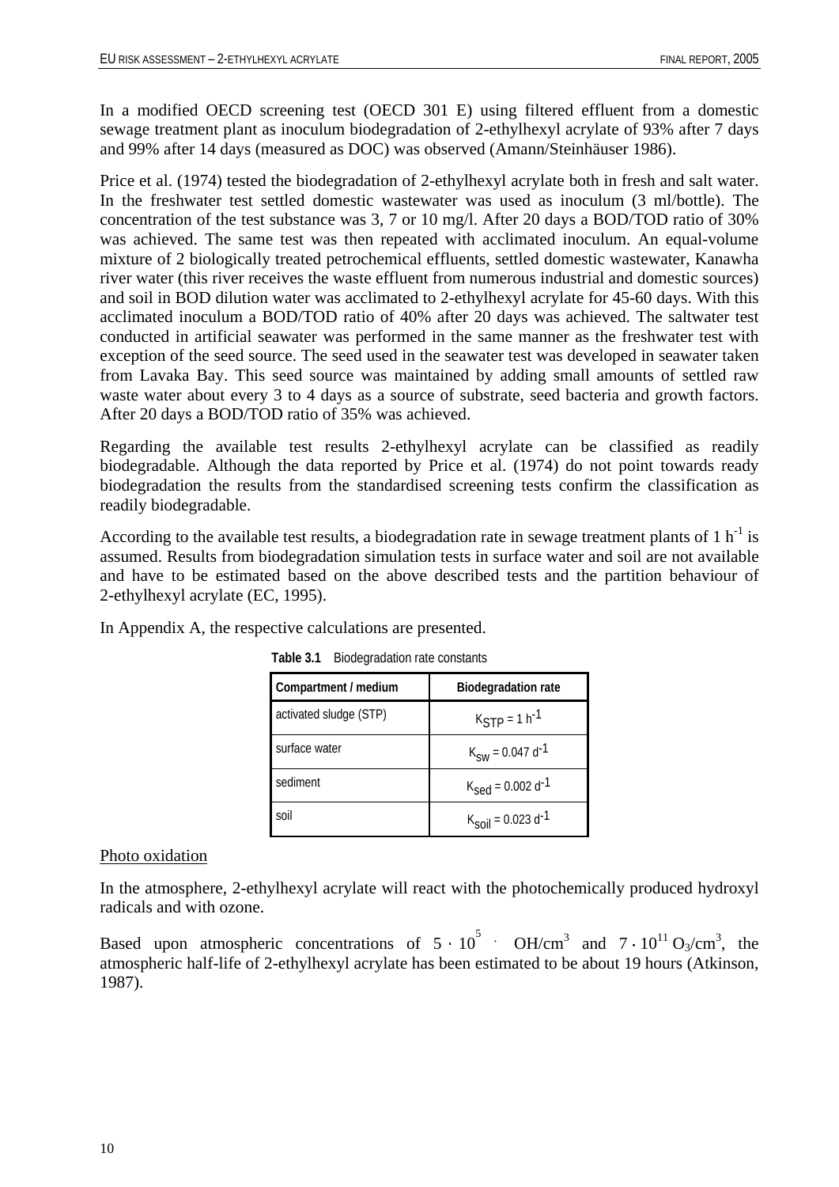In a modified OECD screening test (OECD 301 E) using filtered effluent from a domestic sewage treatment plant as inoculum biodegradation of 2-ethylhexyl acrylate of 93% after 7 days and 99% after 14 days (measured as DOC) was observed (Amann/Steinhäuser 1986).

Price et al. (1974) tested the biodegradation of 2-ethylhexyl acrylate both in fresh and salt water. In the freshwater test settled domestic wastewater was used as inoculum (3 ml/bottle). The concentration of the test substance was 3, 7 or 10 mg/l. After 20 days a BOD/TOD ratio of 30% was achieved. The same test was then repeated with acclimated inoculum. An equal-volume mixture of 2 biologically treated petrochemical effluents, settled domestic wastewater, Kanawha river water (this river receives the waste effluent from numerous industrial and domestic sources) and soil in BOD dilution water was acclimated to 2-ethylhexyl acrylate for 45-60 days. With this acclimated inoculum a BOD/TOD ratio of 40% after 20 days was achieved. The saltwater test conducted in artificial seawater was performed in the same manner as the freshwater test with exception of the seed source. The seed used in the seawater test was developed in seawater taken from Lavaka Bay. This seed source was maintained by adding small amounts of settled raw waste water about every 3 to 4 days as a source of substrate, seed bacteria and growth factors. After 20 days a BOD/TOD ratio of 35% was achieved.

Regarding the available test results 2-ethylhexyl acrylate can be classified as readily biodegradable. Although the data reported by Price et al. (1974) do not point towards ready biodegradation the results from the standardised screening tests confirm the classification as readily biodegradable.

According to the available test results, a biodegradation rate in sewage treatment plants of 1 $h^{-1}$ is assumed. Results from biodegradation simulation tests in surface water and soil are not available and have to be estimated based on the above described tests and the partition behaviour of 2-ethylhexyl acrylate (EC, 1995).

In Appendix A, the respective calculations are presented.

**Table 3.1** Biodegradation rate constants

| Compartment / medium | Biodegradation rate |
|---|---|
| activated sludge (STP) | $K_{STP} = 1\ h^{-1}$ |
| surface water | $K_{SW} = 0.047\ d^{-1}$ |
| sediment | $K_{sed} = 0.002\ d^{-1}$ |
| soil | $K_{soil} = 0.023\ d^{-1}$ |

Photo oxidation

In the atmosphere, 2-ethylhexyl acrylate will react with the photochemically produced hydroxyl radicals and with ozone.

Based upon atmospheric concentrations of $5 \cdot 10^5$ · $OH/cm^3$ and $7 \cdot 10^{11}\ O_3/cm^3$, the atmospheric half-life of 2-ethylhexyl acrylate has been estimated to be about 19 hours (Atkinson, 1987).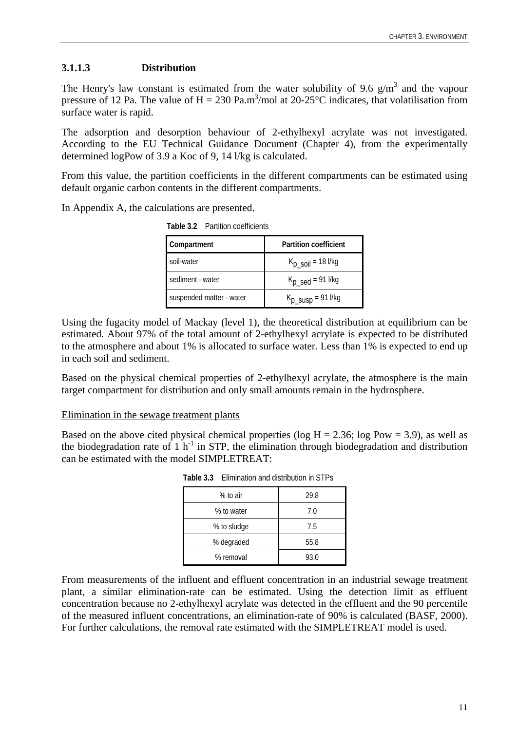### 3.1.1.3 Distribution

The Henry's law constant is estimated from the water solubility of 9.6 g/m$^3$ and the vapour pressure of 12 Pa. The value of H = 230 Pa.m$^3$/mol at 20-25°C indicates, that volatilisation from surface water is rapid.

The adsorption and desorption behaviour of 2-ethylhexyl acrylate was not investigated. According to the EU Technical Guidance Document (Chapter 4), from the experimentally determined logPow of 3.9 a Koc of 9, 14 l/kg is calculated.

From this value, the partition coefficients in the different compartments can be estimated using default organic carbon contents in the different compartments.

In Appendix A, the calculations are presented.

**Table 3.2** Partition coefficients

| Compartment | Partition coefficient |
|---|---|
| soil-water | $K_{p\_soil}$ = 18 l/kg |
| sediment - water | $K_{p\_sed}$ = 91 l/kg |
| suspended matter - water | $K_{p\_susp}$ = 91 l/kg |

Using the fugacity model of Mackay (level 1), the theoretical distribution at equilibrium can be estimated. About 97% of the total amount of 2-ethylhexyl acrylate is expected to be distributed to the atmosphere and about 1% is allocated to surface water. Less than 1% is expected to end up in each soil and sediment.

Based on the physical chemical properties of 2-ethylhexyl acrylate, the atmosphere is the main target compartment for distribution and only small amounts remain in the hydrosphere.

Elimination in the sewage treatment plants

Based on the above cited physical chemical properties (log H = 2.36; log Pow = 3.9), as well as the biodegradation rate of 1 h$^{-1}$ in STP, the elimination through biodegradation and distribution can be estimated with the model SIMPLETREAT:

**Table 3.3** Elimination and distribution in STPs

| | |
|---|---|
| % to air | 29.8 |
| % to water | 7.0 |
| % to sludge | 7.5 |
| % degraded | 55.8 |
| % removal | 93.0 |

From measurements of the influent and effluent concentration in an industrial sewage treatment plant, a similar elimination-rate can be estimated. Using the detection limit as effluent concentration because no 2-ethylhexyl acrylate was detected in the effluent and the 90 percentile of the measured influent concentrations, an elimination-rate of 90% is calculated (BASF, 2000). For further calculations, the removal rate estimated with the SIMPLETREAT model is used.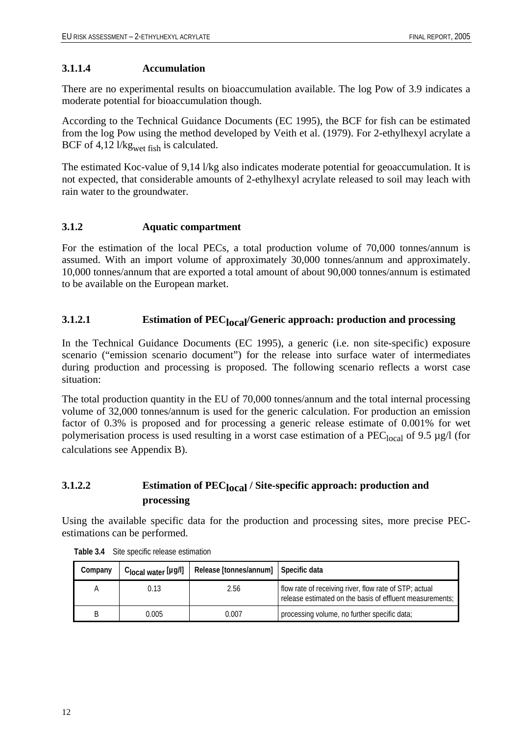### 3.1.1.4 Accumulation

There are no experimental results on bioaccumulation available. The log Pow of 3.9 indicates a moderate potential for bioaccumulation though.

According to the Technical Guidance Documents (EC 1995), the BCF for fish can be estimated from the log Pow using the method developed by Veith et al. (1979). For 2-ethylhexyl acrylate a BCF of 4,12 $l/kg_{wet\ fish}$ is calculated.

The estimated Koc-value of 9,14 l/kg also indicates moderate potential for geoaccumulation. It is not expected, that considerable amounts of 2-ethylhexyl acrylate released to soil may leach with rain water to the groundwater.

### 3.1.2 Aquatic compartment

For the estimation of the local PECs, a total production volume of 70,000 tonnes/annum is assumed. With an import volume of approximately 30,000 tonnes/annum and approximately. 10,000 tonnes/annum that are exported a total amount of about 90,000 tonnes/annum is estimated to be available on the European market.

#### 3.1.2.1 Estimation of $PEC_{local}$/Generic approach: production and processing

In the Technical Guidance Documents (EC 1995), a generic (i.e. non site-specific) exposure scenario ("emission scenario document") for the release into surface water of intermediates during production and processing is proposed. The following scenario reflects a worst case situation:

The total production quantity in the EU of 70,000 tonnes/annum and the total internal processing volume of 32,000 tonnes/annum is used for the generic calculation. For production an emission factor of 0.3% is proposed and for processing a generic release estimate of 0.001% for wet polymerisation process is used resulting in a worst case estimation of a $PEC_{local}$ of 9.5 µg/l (for calculations see Appendix B).

#### 3.1.2.2 Estimation of $PEC_{local}$ / Site-specific approach: production and processing

Using the available specific data for the production and processing sites, more precise PEC-estimations can be performed.

**Table 3.4** Site specific release estimation

| Company | $C_{local\ water}$ [µg/l] | Release [tonnes/annum] | Specific data |
|---|---|---|---|
| A | 0.13 | 2.56 | flow rate of receiving river, flow rate of STP; actual release estimated on the basis of effluent measurements; |
| B | 0.005 | 0.007 | processing volume, no further specific data; |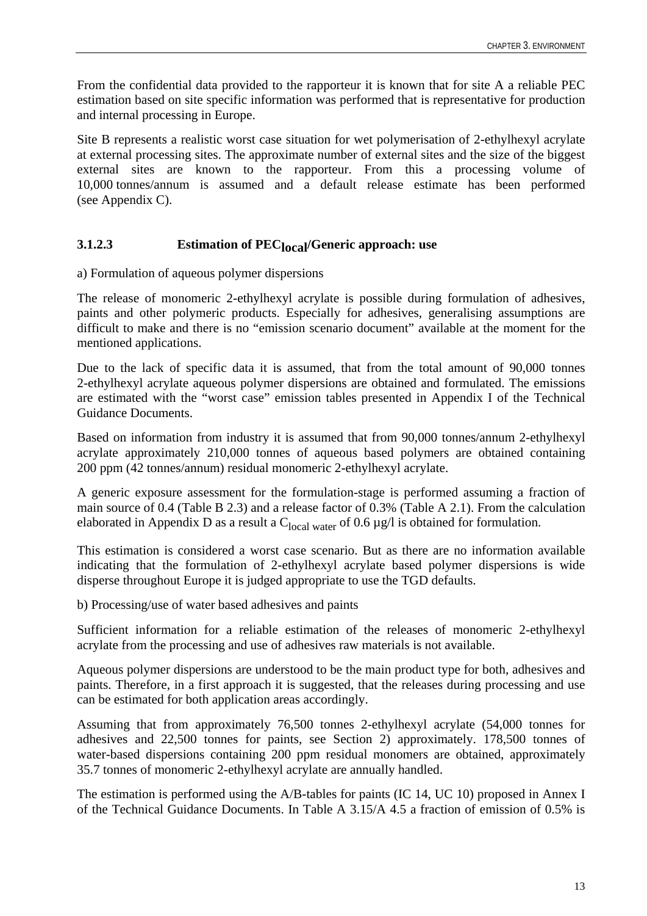From the confidential data provided to the rapporteur it is known that for site A a reliable PEC estimation based on site specific information was performed that is representative for production and internal processing in Europe.

Site B represents a realistic worst case situation for wet polymerisation of 2-ethylhexyl acrylate at external processing sites. The approximate number of external sites and the size of the biggest external sites are known to the rapporteur. From this a processing volume of 10,000 tonnes/annum is assumed and a default release estimate has been performed (see Appendix C).

### 3.1.2.3 Estimation of $PEC_{local}$/Generic approach: use

a) Formulation of aqueous polymer dispersions

The release of monomeric 2-ethylhexyl acrylate is possible during formulation of adhesives, paints and other polymeric products. Especially for adhesives, generalising assumptions are difficult to make and there is no "emission scenario document" available at the moment for the mentioned applications.

Due to the lack of specific data it is assumed, that from the total amount of 90,000 tonnes 2-ethylhexyl acrylate aqueous polymer dispersions are obtained and formulated. The emissions are estimated with the "worst case" emission tables presented in Appendix I of the Technical Guidance Documents.

Based on information from industry it is assumed that from 90,000 tonnes/annum 2-ethylhexyl acrylate approximately 210,000 tonnes of aqueous based polymers are obtained containing 200 ppm (42 tonnes/annum) residual monomeric 2-ethylhexyl acrylate.

A generic exposure assessment for the formulation-stage is performed assuming a fraction of main source of 0.4 (Table B 2.3) and a release factor of 0.3% (Table A 2.1). From the calculation elaborated in Appendix D as a result a $C_{local\ water}$ of 0.6 µg/l is obtained for formulation.

This estimation is considered a worst case scenario. But as there are no information available indicating that the formulation of 2-ethylhexyl acrylate based polymer dispersions is wide disperse throughout Europe it is judged appropriate to use the TGD defaults.

b) Processing/use of water based adhesives and paints

Sufficient information for a reliable estimation of the releases of monomeric 2-ethylhexyl acrylate from the processing and use of adhesives raw materials is not available.

Aqueous polymer dispersions are understood to be the main product type for both, adhesives and paints. Therefore, in a first approach it is suggested, that the releases during processing and use can be estimated for both application areas accordingly.

Assuming that from approximately 76,500 tonnes 2-ethylhexyl acrylate (54,000 tonnes for adhesives and 22,500 tonnes for paints, see Section 2) approximately. 178,500 tonnes of water-based dispersions containing 200 ppm residual monomers are obtained, approximately 35.7 tonnes of monomeric 2-ethylhexyl acrylate are annually handled.

The estimation is performed using the A/B-tables for paints (IC 14, UC 10) proposed in Annex I of the Technical Guidance Documents. In Table A 3.15/A 4.5 a fraction of emission of 0.5% is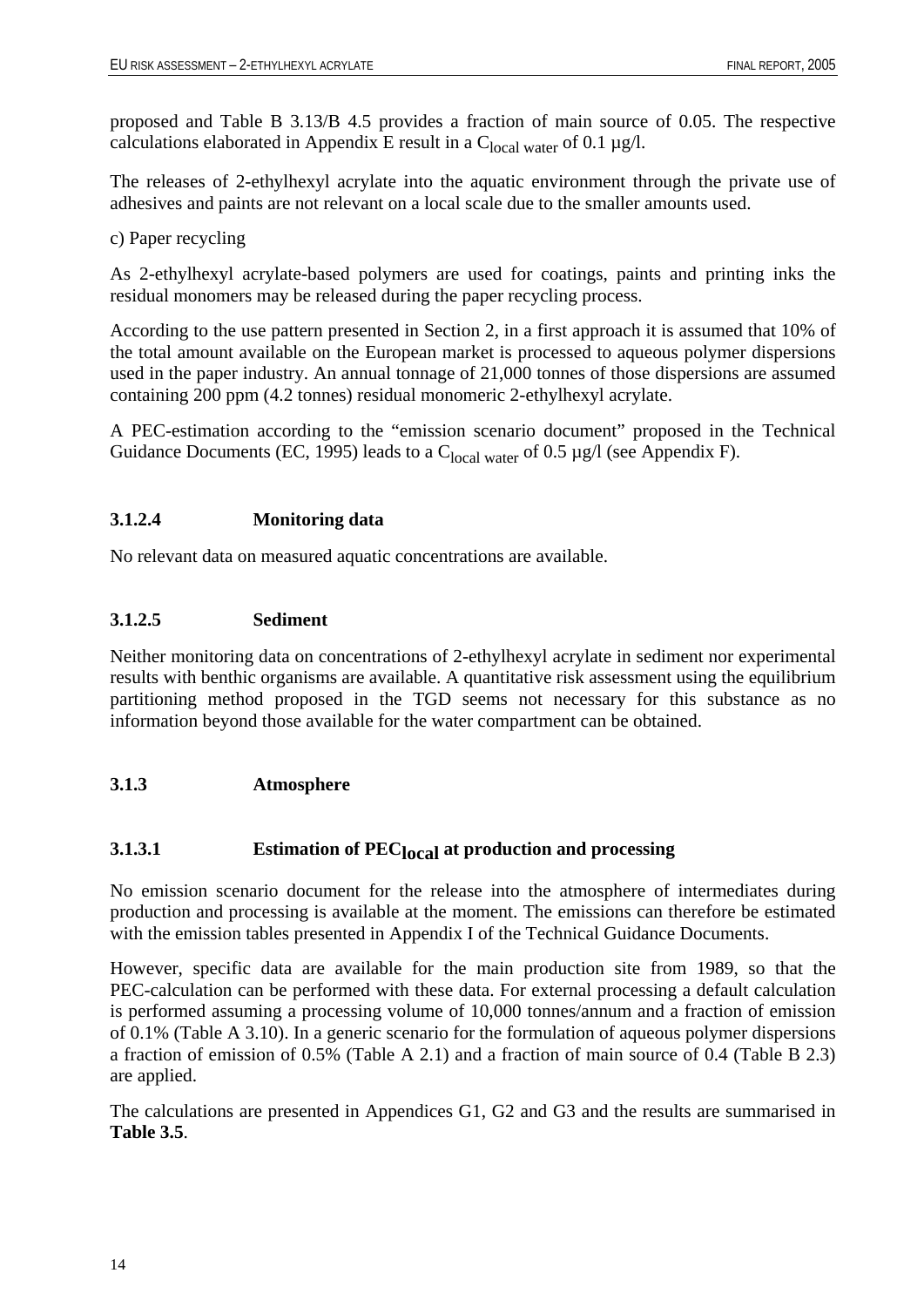proposed and Table B 3.13/B 4.5 provides a fraction of main source of 0.05. The respective calculations elaborated in Appendix E result in a $C_{local\ water}$ of 0.1 µg/l.

The releases of 2-ethylhexyl acrylate into the aquatic environment through the private use of adhesives and paints are not relevant on a local scale due to the smaller amounts used.

c) Paper recycling

As 2-ethylhexyl acrylate-based polymers are used for coatings, paints and printing inks the residual monomers may be released during the paper recycling process.

According to the use pattern presented in Section 2, in a first approach it is assumed that 10% of the total amount available on the European market is processed to aqueous polymer dispersions used in the paper industry. An annual tonnage of 21,000 tonnes of those dispersions are assumed containing 200 ppm (4.2 tonnes) residual monomeric 2-ethylhexyl acrylate.

A PEC-estimation according to the "emission scenario document" proposed in the Technical Guidance Documents (EC, 1995) leads to a $C_{local\ water}$ of 0.5 µg/l (see Appendix F).

#### 3.1.2.4 Monitoring data

No relevant data on measured aquatic concentrations are available.

#### 3.1.2.5 Sediment

Neither monitoring data on concentrations of 2-ethylhexyl acrylate in sediment nor experimental results with benthic organisms are available. A quantitative risk assessment using the equilibrium partitioning method proposed in the TGD seems not necessary for this substance as no information beyond those available for the water compartment can be obtained.

### 3.1.3 Atmosphere

#### 3.1.3.1 Estimation of $PEC_{local}$ at production and processing

No emission scenario document for the release into the atmosphere of intermediates during production and processing is available at the moment. The emissions can therefore be estimated with the emission tables presented in Appendix I of the Technical Guidance Documents.

However, specific data are available for the main production site from 1989, so that the PEC-calculation can be performed with these data. For external processing a default calculation is performed assuming a processing volume of 10,000 tonnes/annum and a fraction of emission of 0.1% (Table A 3.10). In a generic scenario for the formulation of aqueous polymer dispersions a fraction of emission of 0.5% (Table A 2.1) and a fraction of main source of 0.4 (Table B 2.3) are applied.

The calculations are presented in Appendices G1, G2 and G3 and the results are summarised in **Table 3.5**.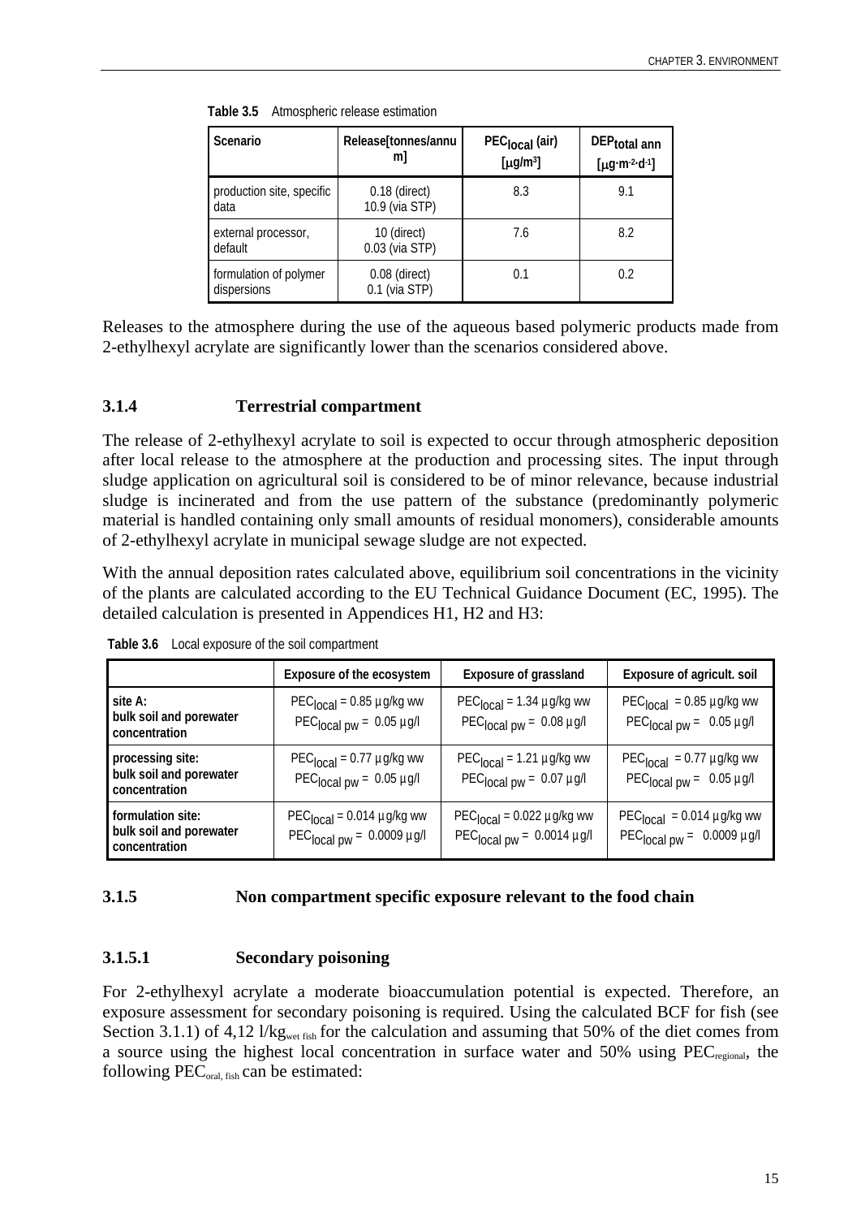**Table 3.5** Atmospheric release estimation

| Scenario | Release[tonnes/annum] | $PEC_{local}$ (air) [µg/m³] | $DEP_{total\ ann}$ [µg·m⁻²·d⁻¹] |
|---|---|---|---|
| production site, specific data | 0.18 (direct) 10.9 (via STP) | 8.3 | 9.1 |
| external processor, default | 10 (direct) 0.03 (via STP) | 7.6 | 8.2 |
| formulation of polymer dispersions | 0.08 (direct) 0.1 (via STP) | 0.1 | 0.2 |

Releases to the atmosphere during the use of the aqueous based polymeric products made from 2-ethylhexyl acrylate are significantly lower than the scenarios considered above.

### 3.1.4 Terrestrial compartment

The release of 2-ethylhexyl acrylate to soil is expected to occur through atmospheric deposition after local release to the atmosphere at the production and processing sites. The input through sludge application on agricultural soil is considered to be of minor relevance, because industrial sludge is incinerated and from the use pattern of the substance (predominantly polymeric material is handled containing only small amounts of residual monomers), considerable amounts of 2-ethylhexyl acrylate in municipal sewage sludge are not expected.

With the annual deposition rates calculated above, equilibrium soil concentrations in the vicinity of the plants are calculated according to the EU Technical Guidance Document (EC, 1995). The detailed calculation is presented in Appendices H1, H2 and H3:

**Table 3.6** Local exposure of the soil compartment

| | Exposure of the ecosystem | Exposure of grassland | Exposure of agricult. soil |
|---|---|---|---|
| **site A: bulk soil and porewater concentration** | $PEC_{local}$ = 0.85 µg/kg ww $PEC_{local\ pw}$ = 0.05 µg/l | $PEC_{local}$ = 1.34 µg/kg ww $PEC_{local\ pw}$ = 0.08 µg/l | $PEC_{local}$ = 0.85 µg/kg ww $PEC_{local\ pw}$ = 0.05 µg/l |
| **processing site: bulk soil and porewater concentration** | $PEC_{local}$ = 0.77 µg/kg ww $PEC_{local\ pw}$ = 0.05 µg/l | $PEC_{local}$ = 1.21 µg/kg ww $PEC_{local\ pw}$ = 0.07 µg/l | $PEC_{local}$ = 0.77 µg/kg ww $PEC_{local\ pw}$ = 0.05 µg/l |
| **formulation site: bulk soil and porewater concentration** | $PEC_{local}$ = 0.014 µg/kg ww $PEC_{local\ pw}$ = 0.0009 µg/l | $PEC_{local}$ = 0.022 µg/kg ww $PEC_{local\ pw}$ = 0.0014 µg/l | $PEC_{local}$ = 0.014 µg/kg ww $PEC_{local\ pw}$ = 0.0009 µg/l |

### 3.1.5 Non compartment specific exposure relevant to the food chain

#### 3.1.5.1 Secondary poisoning

For 2-ethylhexyl acrylate a moderate bioaccumulation potential is expected. Therefore, an exposure assessment for secondary poisoning is required. Using the calculated BCF for fish (see Section 3.1.1) of 4,12 $l/kg_{wet\ fish}$ for the calculation and assuming that 50% of the diet comes from a source using the highest local concentration in surface water and 50% using $PEC_{regional}$, the following $PEC_{oral,\ fish}$ can be estimated: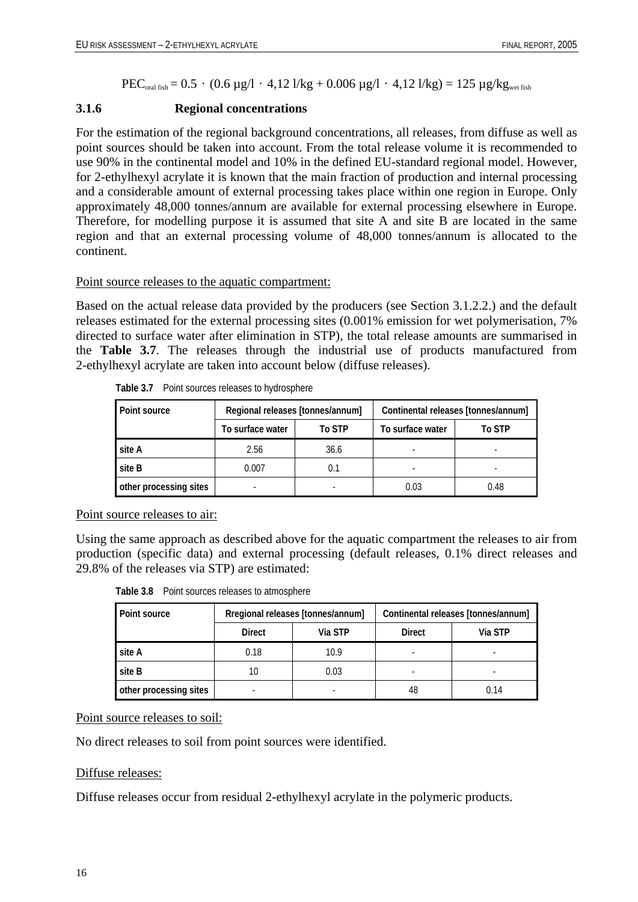$$PEC_{oral\ fish} = 0.5 \cdot (0.6\ \mu g/l \cdot 4{,}12\ l/kg + 0.006\ \mu g/l \cdot 4{,}12\ l/kg) = 125\ \mu g/kg_{wet\ fish}$$

### 3.1.6 Regional concentrations

For the estimation of the regional background concentrations, all releases, from diffuse as well as point sources should be taken into account. From the total release volume it is recommended to use 90% in the continental model and 10% in the defined EU-standard regional model. However, for 2-ethylhexyl acrylate it is known that the main fraction of production and internal processing and a considerable amount of external processing takes place within one region in Europe. Only approximately 48,000 tonnes/annum are available for external processing elsewhere in Europe. Therefore, for modelling purpose it is assumed that site A and site B are located in the same region and that an external processing volume of 48,000 tonnes/annum is allocated to the continent.

Point source releases to the aquatic compartment:

Based on the actual release data provided by the producers (see Section 3.1.2.2.) and the default releases estimated for the external processing sites (0.001% emission for wet polymerisation, 7% directed to surface water after elimination in STP), the total release amounts are summarised in the **Table 3.7**. The releases through the industrial use of products manufactured from 2-ethylhexyl acrylate are taken into account below (diffuse releases).

**Table 3.7** Point sources releases to hydrosphere

| Point source | Regional releases [tonnes/annum] | | Continental releases [tonnes/annum] | |
|---|---|---|---|---|
| | To surface water | To STP | To surface water | To STP |
| site A | 2.56 | 36.6 | - | - |
| site B | 0.007 | 0.1 | - | - |
| other processing sites | - | - | 0.03 | 0.48 |

Point source releases to air:

Using the same approach as described above for the aquatic compartment the releases to air from production (specific data) and external processing (default releases, 0.1% direct releases and 29.8% of the releases via STP) are estimated:

**Table 3.8** Point sources releases to atmosphere

| Point source | Rregional releases [tonnes/annum] | | Continental releases [tonnes/annum] | |
|---|---|---|---|---|
| | Direct | Via STP | Direct | Via STP |
| site A | 0.18 | 10.9 | - | - |
| site B | 10 | 0.03 | - | - |
| other processing sites | - | - | 48 | 0.14 |

Point source releases to soil:

No direct releases to soil from point sources were identified.

Diffuse releases:

Diffuse releases occur from residual 2-ethylhexyl acrylate in the polymeric products.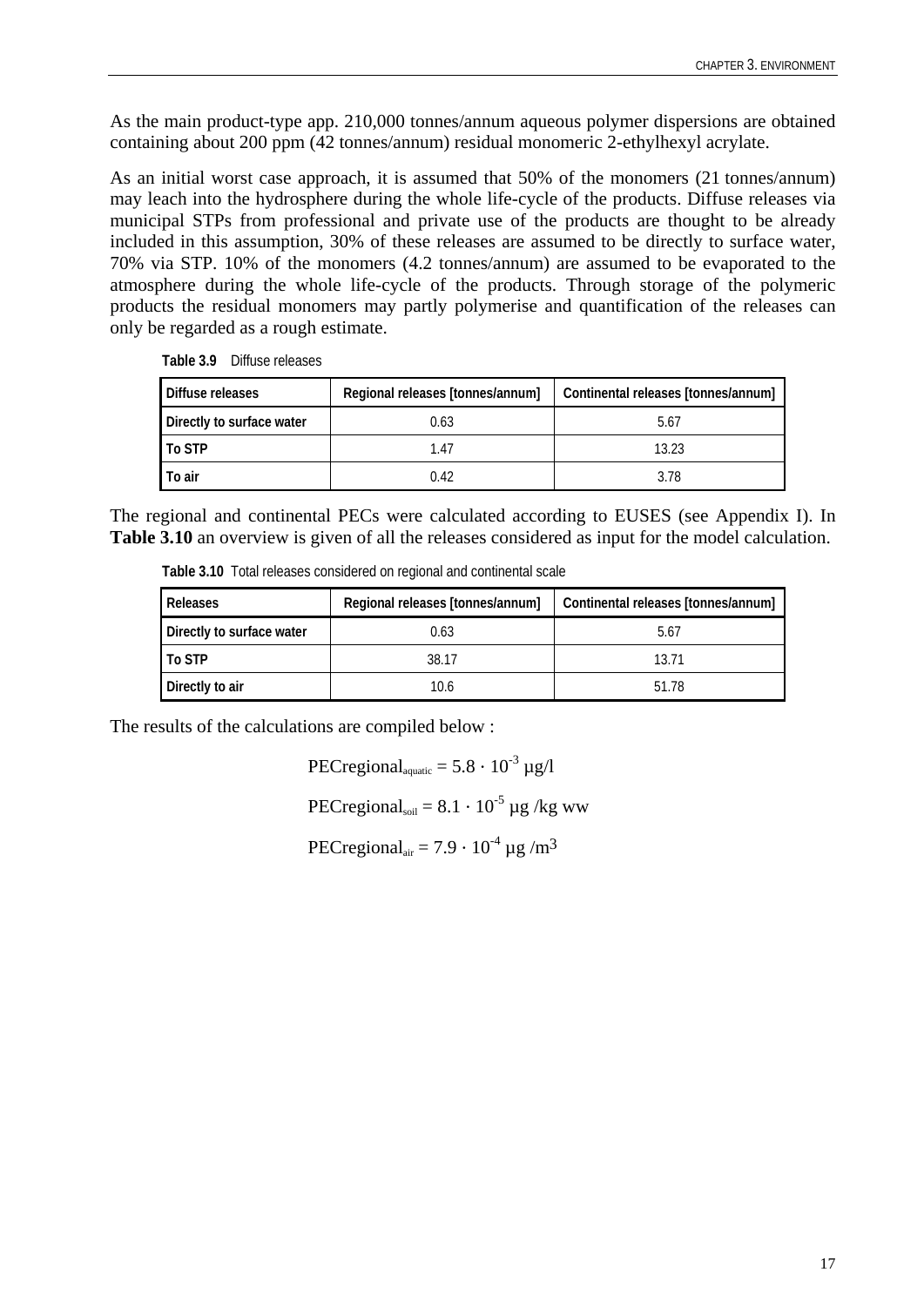As the main product-type app. 210,000 tonnes/annum aqueous polymer dispersions are obtained containing about 200 ppm (42 tonnes/annum) residual monomeric 2-ethylhexyl acrylate.

As an initial worst case approach, it is assumed that 50% of the monomers (21 tonnes/annum) may leach into the hydrosphere during the whole life-cycle of the products. Diffuse releases via municipal STPs from professional and private use of the products are thought to be already included in this assumption, 30% of these releases are assumed to be directly to surface water, 70% via STP. 10% of the monomers (4.2 tonnes/annum) are assumed to be evaporated to the atmosphere during the whole life-cycle of the products. Through storage of the polymeric products the residual monomers may partly polymerise and quantification of the releases can only be regarded as a rough estimate.

**Table 3.9** Diffuse releases

| Diffuse releases | Regional releases [tonnes/annum] | Continental releases [tonnes/annum] |
|---|---|---|
| Directly to surface water | 0.63 | 5.67 |
| To STP | 1.47 | 13.23 |
| To air | 0.42 | 3.78 |

The regional and continental PECs were calculated according to EUSES (see Appendix I). In **Table 3.10** an overview is given of all the releases considered as input for the model calculation.

**Table 3.10** Total releases considered on regional and continental scale

| Releases | Regional releases [tonnes/annum] | Continental releases [tonnes/annum] |
|---|---|---|
| Directly to surface water | 0.63 | 5.67 |
| To STP | 38.17 | 13.71 |
| Directly to air | 10.6 | 51.78 |

The results of the calculations are compiled below :

$$PECregional_{aquatic} = 5.8 \cdot 10^{-3} \text{ µg/l}$$

$$PECregional_{soil} = 8.1 \cdot 10^{-5} \text{ µg /kg ww}$$

$$PECregional_{air} = 7.9 \cdot 10^{-4} \text{ µg /m}^3$$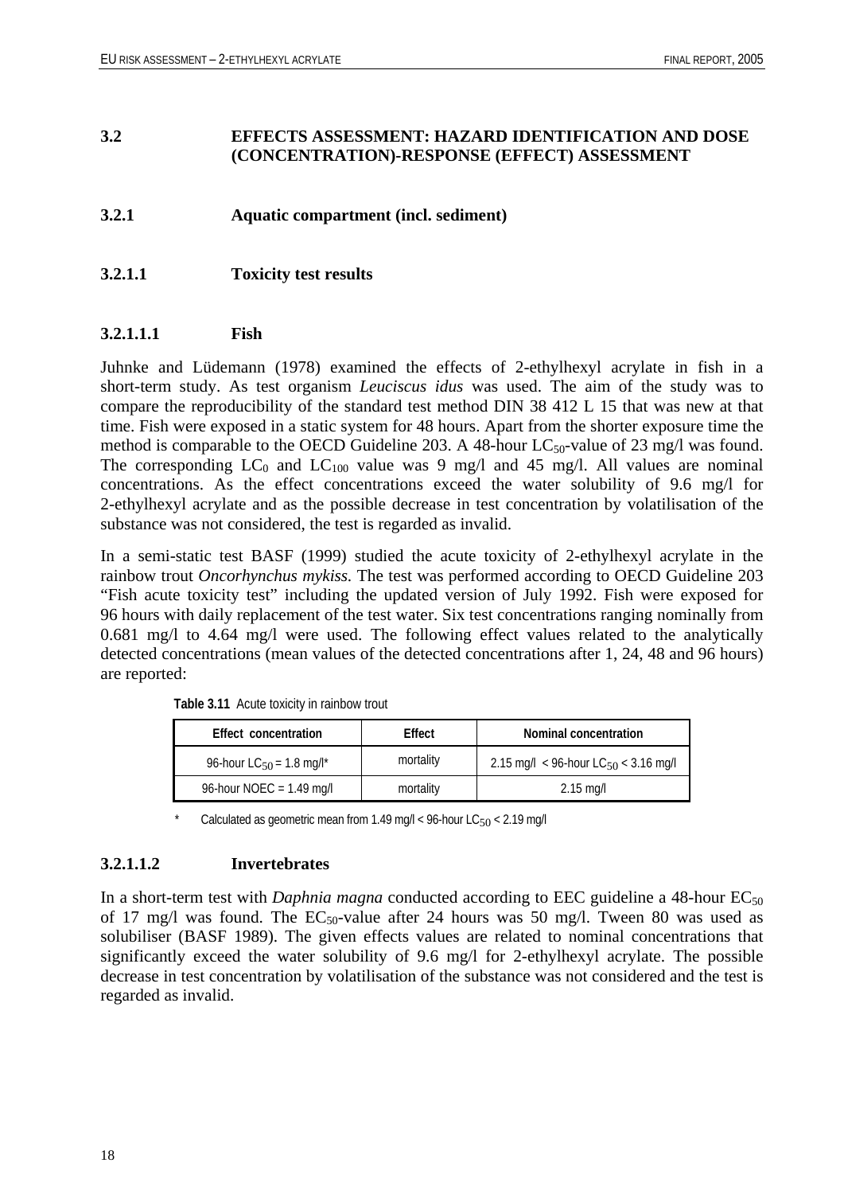## 3.2 EFFECTS ASSESSMENT: HAZARD IDENTIFICATION AND DOSE (CONCENTRATION)-RESPONSE (EFFECT) ASSESSMENT

### 3.2.1 Aquatic compartment (incl. sediment)

#### 3.2.1.1 Toxicity test results

##### 3.2.1.1.1 Fish

Juhnke and Lüdemann (1978) examined the effects of 2-ethylhexyl acrylate in fish in a short-term study. As test organism *Leuciscus idus* was used. The aim of the study was to compare the reproducibility of the standard test method DIN 38 412 L 15 that was new at that time. Fish were exposed in a static system for 48 hours. Apart from the shorter exposure time the method is comparable to the OECD Guideline 203. A 48-hour $LC_{50}$-value of 23 mg/l was found. The corresponding $LC_0$ and $LC_{100}$ value was 9 mg/l and 45 mg/l. All values are nominal concentrations. As the effect concentrations exceed the water solubility of 9.6 mg/l for 2-ethylhexyl acrylate and as the possible decrease in test concentration by volatilisation of the substance was not considered, the test is regarded as invalid.

In a semi-static test BASF (1999) studied the acute toxicity of 2-ethylhexyl acrylate in the rainbow trout *Oncorhynchus mykiss.* The test was performed according to OECD Guideline 203 "Fish acute toxicity test" including the updated version of July 1992. Fish were exposed for 96 hours with daily replacement of the test water. Six test concentrations ranging nominally from 0.681 mg/l to 4.64 mg/l were used. The following effect values related to the analytically detected concentrations (mean values of the detected concentrations after 1, 24, 48 and 96 hours) are reported:

**Table 3.11** Acute toxicity in rainbow trout

| Effect concentration | Effect | Nominal concentration |
|---|---|---|
| 96-hour $LC_{50}$ = 1.8 mg/l* | mortality | 2.15 mg/l < 96-hour $LC_{50}$ < 3.16 mg/l |
| 96-hour NOEC = 1.49 mg/l | mortality | 2.15 mg/l |

\* Calculated as geometric mean from 1.49 mg/l < 96-hour $LC_{50}$ < 2.19 mg/l

##### 3.2.1.1.2 Invertebrates

In a short-term test with *Daphnia magna* conducted according to EEC guideline a 48-hour $EC_{50}$ of 17 mg/l was found. The $EC_{50}$-value after 24 hours was 50 mg/l. Tween 80 was used as solubiliser (BASF 1989). The given effects values are related to nominal concentrations that significantly exceed the water solubility of 9.6 mg/l for 2-ethylhexyl acrylate. The possible decrease in test concentration by volatilisation of the substance was not considered and the test is regarded as invalid.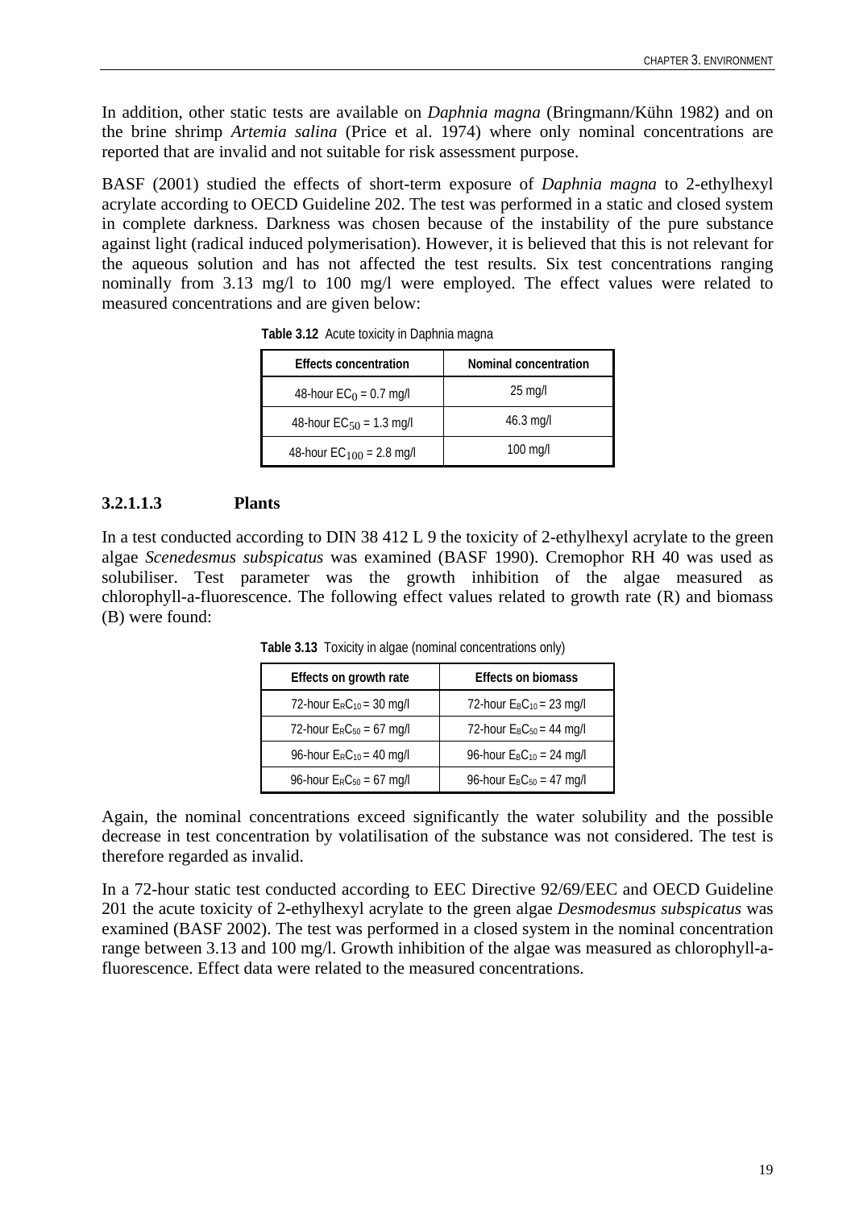In addition, other static tests are available on *Daphnia magna* (Bringmann/Kühn 1982) and on the brine shrimp *Artemia salina* (Price et al. 1974) where only nominal concentrations are reported that are invalid and not suitable for risk assessment purpose.

BASF (2001) studied the effects of short-term exposure of *Daphnia magna* to 2-ethylhexyl acrylate according to OECD Guideline 202. The test was performed in a static and closed system in complete darkness. Darkness was chosen because of the instability of the pure substance against light (radical induced polymerisation). However, it is believed that this is not relevant for the aqueous solution and has not affected the test results. Six test concentrations ranging nominally from 3.13 mg/l to 100 mg/l were employed. The effect values were related to measured concentrations and are given below:

**Table 3.12** Acute toxicity in Daphnia magna

| Effects concentration | Nominal concentration |
|---|---|
| 48-hour $EC_0$ = 0.7 mg/l | 25 mg/l |
| 48-hour $EC_{50}$ = 1.3 mg/l | 46.3 mg/l |
| 48-hour $EC_{100}$ = 2.8 mg/l | 100 mg/l |

### 3.2.1.1.3 Plants

In a test conducted according to DIN 38 412 L 9 the toxicity of 2-ethylhexyl acrylate to the green algae *Scenedesmus subspicatus* was examined (BASF 1990). Cremophor RH 40 was used as solubiliser. Test parameter was the growth inhibition of the algae measured as chlorophyll-a-fluorescence. The following effect values related to growth rate (R) and biomass (B) were found:

**Table 3.13** Toxicity in algae (nominal concentrations only)

| Effects on growth rate | Effects on biomass |
|---|---|
| 72-hour $E_RC_{10}$ = 30 mg/l | 72-hour $E_BC_{10}$ = 23 mg/l |
| 72-hour $E_RC_{50}$ = 67 mg/l | 72-hour $E_BC_{50}$ = 44 mg/l |
| 96-hour $E_RC_{10}$ = 40 mg/l | 96-hour $E_BC_{10}$ = 24 mg/l |
| 96-hour $E_RC_{50}$ = 67 mg/l | 96-hour $E_BC_{50}$ = 47 mg/l |

Again, the nominal concentrations exceed significantly the water solubility and the possible decrease in test concentration by volatilisation of the substance was not considered. The test is therefore regarded as invalid.

In a 72-hour static test conducted according to EEC Directive 92/69/EEC and OECD Guideline 201 the acute toxicity of 2-ethylhexyl acrylate to the green algae *Desmodesmus subspicatus* was examined (BASF 2002). The test was performed in a closed system in the nominal concentration range between 3.13 and 100 mg/l. Growth inhibition of the algae was measured as chlorophyll-a-fluorescence. Effect data were related to the measured concentrations.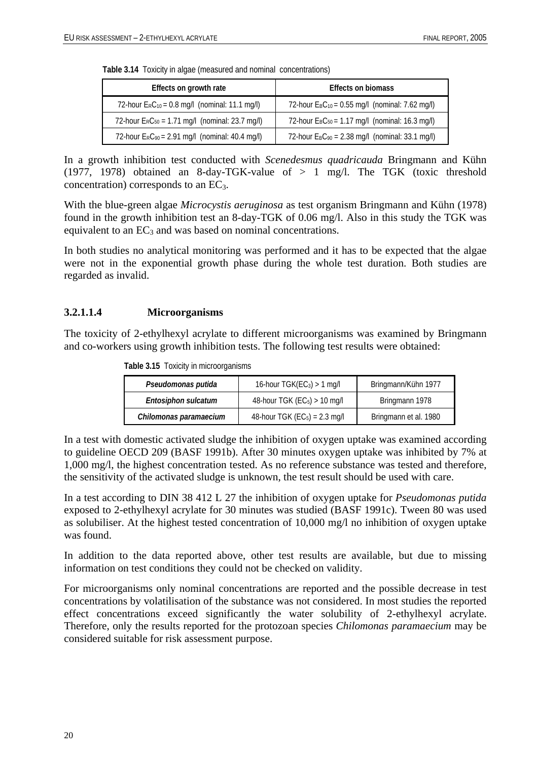**Table 3.14** Toxicity in algae (measured and nominal concentrations)

| Effects on growth rate | Effects on biomass |
|---|---|
| 72-hour $E_RC_{10}$ = 0.8 mg/l (nominal: 11.1 mg/l) | 72-hour $E_BC_{10}$ = 0.55 mg/l (nominal: 7.62 mg/l) |
| 72-hour $E_RC_{50}$ = 1.71 mg/l (nominal: 23.7 mg/l) | 72-hour $E_BC_{50}$ = 1.17 mg/l (nominal: 16.3 mg/l) |
| 72-hour $E_RC_{90}$ = 2.91 mg/l (nominal: 40.4 mg/l) | 72-hour $E_BC_{90}$ = 2.38 mg/l (nominal: 33.1 mg/l) |

In a growth inhibition test conducted with *Scenedesmus quadricauda* Bringmann and Kühn (1977, 1978) obtained an 8-day-TGK-value of > 1 mg/l. The TGK (toxic threshold concentration) corresponds to an $EC_3$.

With the blue-green algae *Microcystis aeruginosa* as test organism Bringmann and Kühn (1978) found in the growth inhibition test an 8-day-TGK of 0.06 mg/l. Also in this study the TGK was equivalent to an $EC_3$ and was based on nominal concentrations.

In both studies no analytical monitoring was performed and it has to be expected that the algae were not in the exponential growth phase during the whole test duration. Both studies are regarded as invalid.

#### 3.2.1.1.4 Microorganisms

The toxicity of 2-ethylhexyl acrylate to different microorganisms was examined by Bringmann and co-workers using growth inhibition tests. The following test results were obtained:

**Table 3.15** Toxicity in microorganisms

| | | |
|---|---|---|
| ***Pseudomonas putida*** | 16-hour TGK($EC_3$) > 1 mg/l | Bringmann/Kühn 1977 |
| ***Entosiphon sulcatum*** | 48-hour TGK ($EC_5$) > 10 mg/l | Bringmann 1978 |
| ***Chilomonas paramaecium*** | 48-hour TGK ($EC_5$) = 2.3 mg/l | Bringmann et al. 1980 |

In a test with domestic activated sludge the inhibition of oxygen uptake was examined according to guideline OECD 209 (BASF 1991b). After 30 minutes oxygen uptake was inhibited by 7% at 1,000 mg/l, the highest concentration tested. As no reference substance was tested and therefore, the sensitivity of the activated sludge is unknown, the test result should be used with care.

In a test according to DIN 38 412 L 27 the inhibition of oxygen uptake for *Pseudomonas putida* exposed to 2-ethylhexyl acrylate for 30 minutes was studied (BASF 1991c). Tween 80 was used as solubiliser. At the highest tested concentration of 10,000 mg/l no inhibition of oxygen uptake was found.

In addition to the data reported above, other test results are available, but due to missing information on test conditions they could not be checked on validity.

For microorganisms only nominal concentrations are reported and the possible decrease in test concentrations by volatilisation of the substance was not considered. In most studies the reported effect concentrations exceed significantly the water solubility of 2-ethylhexyl acrylate. Therefore, only the results reported for the protozoan species *Chilomonas paramaecium* may be considered suitable for risk assessment purpose.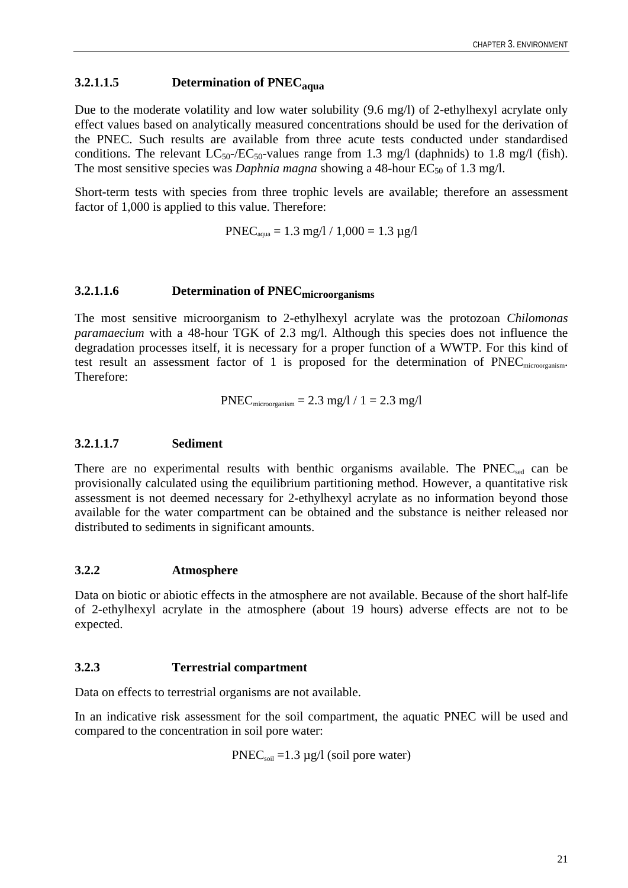### 3.2.1.1.5 Determination of $PNEC_{aqua}$

Due to the moderate volatility and low water solubility (9.6 mg/l) of 2-ethylhexyl acrylate only effect values based on analytically measured concentrations should be used for the derivation of the PNEC. Such results are available from three acute tests conducted under standardised conditions. The relevant $LC_{50}$-/$EC_{50}$-values range from 1.3 mg/l (daphnids) to 1.8 mg/l (fish). The most sensitive species was *Daphnia magna* showing a 48-hour $EC_{50}$ of 1.3 mg/l.

Short-term tests with species from three trophic levels are available; therefore an assessment factor of 1,000 is applied to this value. Therefore:

$$PNEC_{aqua} = 1.3 \text{ mg/l} / 1{,}000 = 1.3 \text{ µg/l}$$

### 3.2.1.1.6 Determination of $PNEC_{microorganisms}$

The most sensitive microorganism to 2-ethylhexyl acrylate was the protozoan *Chilomonas paramaecium* with a 48-hour TGK of 2.3 mg/l. Although this species does not influence the degradation processes itself, it is necessary for a proper function of a WWTP. For this kind of test result an assessment factor of 1 is proposed for the determination of $PNEC_{microorganism}$. Therefore:

$$PNEC_{microorganism} = 2.3 \text{ mg/l} / 1 = 2.3 \text{ mg/l}$$

### 3.2.1.1.7 Sediment

There are no experimental results with benthic organisms available. The $PNEC_{sed}$ can be provisionally calculated using the equilibrium partitioning method. However, a quantitative risk assessment is not deemed necessary for 2-ethylhexyl acrylate as no information beyond those available for the water compartment can be obtained and the substance is neither released nor distributed to sediments in significant amounts.

### 3.2.2 Atmosphere

Data on biotic or abiotic effects in the atmosphere are not available. Because of the short half-life of 2-ethylhexyl acrylate in the atmosphere (about 19 hours) adverse effects are not to be expected.

### 3.2.3 Terrestrial compartment

Data on effects to terrestrial organisms are not available.

In an indicative risk assessment for the soil compartment, the aquatic PNEC will be used and compared to the concentration in soil pore water:

$$PNEC_{soil} = 1.3 \text{ µg/l (soil pore water)}$$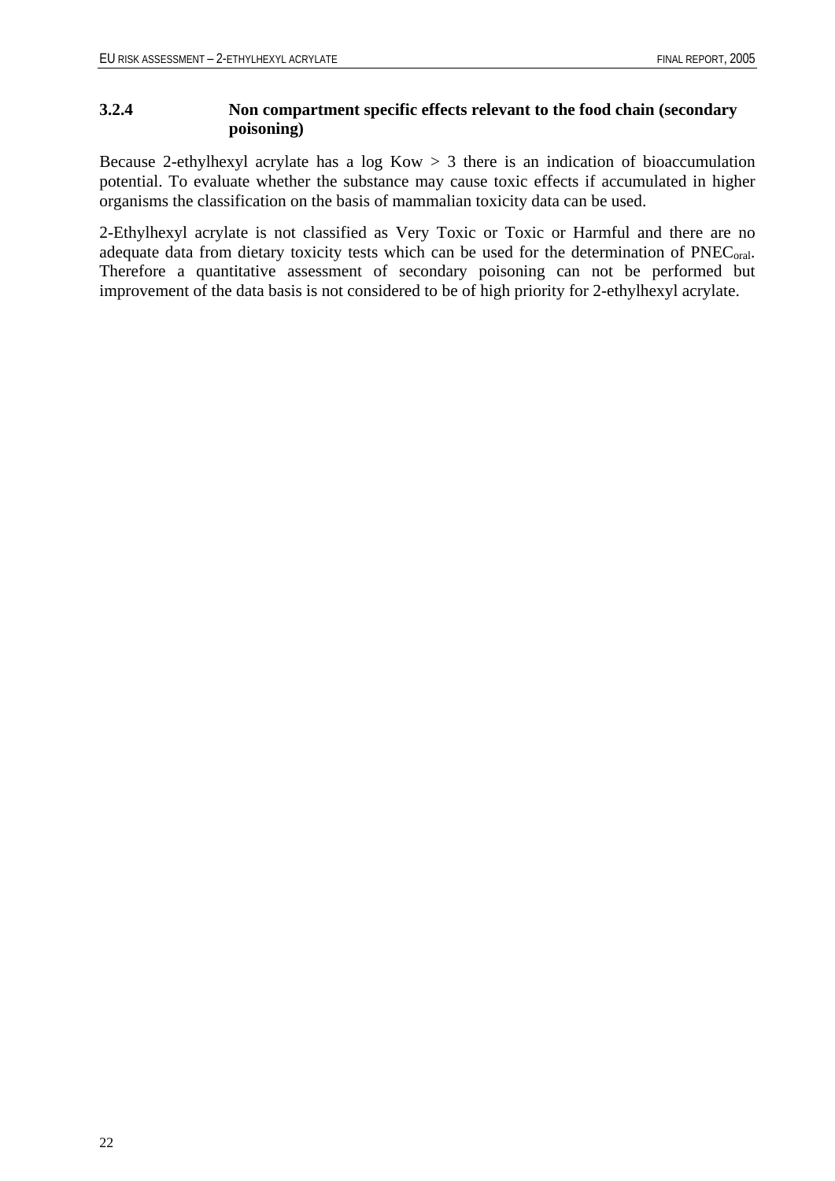### 3.2.4 Non compartment specific effects relevant to the food chain (secondary poisoning)

Because 2-ethylhexyl acrylate has a log Kow > 3 there is an indication of bioaccumulation potential. To evaluate whether the substance may cause toxic effects if accumulated in higher organisms the classification on the basis of mammalian toxicity data can be used.

2-Ethylhexyl acrylate is not classified as Very Toxic or Toxic or Harmful and there are no adequate data from dietary toxicity tests which can be used for the determination of $PNEC_{oral}$. Therefore a quantitative assessment of secondary poisoning can not be performed but improvement of the data basis is not considered to be of high priority for 2-ethylhexyl acrylate.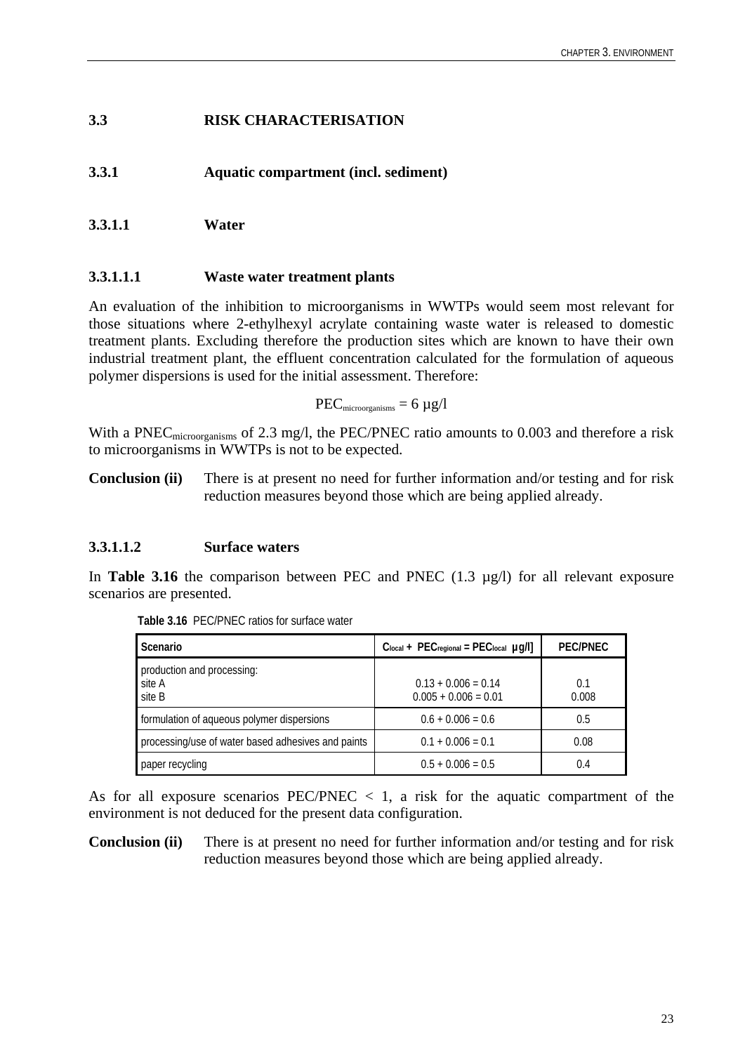## 3.3 RISK CHARACTERISATION

### 3.3.1 Aquatic compartment (incl. sediment)

#### 3.3.1.1 Water

##### 3.3.1.1.1 Waste water treatment plants

An evaluation of the inhibition to microorganisms in WWTPs would seem most relevant for those situations where 2-ethylhexyl acrylate containing waste water is released to domestic treatment plants. Excluding therefore the production sites which are known to have their own industrial treatment plant, the effluent concentration calculated for the formulation of aqueous polymer dispersions is used for the initial assessment. Therefore:

$$PEC_{microorganisms} = 6 \text{ µg/l}$$

With a $PNEC_{microorganisms}$ of 2.3 mg/l, the PEC/PNEC ratio amounts to 0.003 and therefore a risk to microorganisms in WWTPs is not to be expected.

**Conclusion (ii)** There is at present no need for further information and/or testing and for risk reduction measures beyond those which are being applied already.

##### 3.3.1.1.2 Surface waters

In **Table 3.16** the comparison between PEC and PNEC (1.3 µg/l) for all relevant exposure scenarios are presented.

**Table 3.16** PEC/PNEC ratios for surface water

| Scenario | $C_{local}$ + $PEC_{regional}$ = $PEC_{local}$ µg/l] | PEC/PNEC |
|---|---|---|
| production and processing:<br>site A<br>site B | <br>0.13 + 0.006 = 0.14<br>0.005 + 0.006 = 0.01 | <br>0.1<br>0.008 |
| formulation of aqueous polymer dispersions | 0.6 + 0.006 = 0.6 | 0.5 |
| processing/use of water based adhesives and paints | 0.1 + 0.006 = 0.1 | 0.08 |
| paper recycling | 0.5 + 0.006 = 0.5 | 0.4 |

As for all exposure scenarios PEC/PNEC < 1, a risk for the aquatic compartment of the environment is not deduced for the present data configuration.

**Conclusion (ii)** There is at present no need for further information and/or testing and for risk reduction measures beyond those which are being applied already.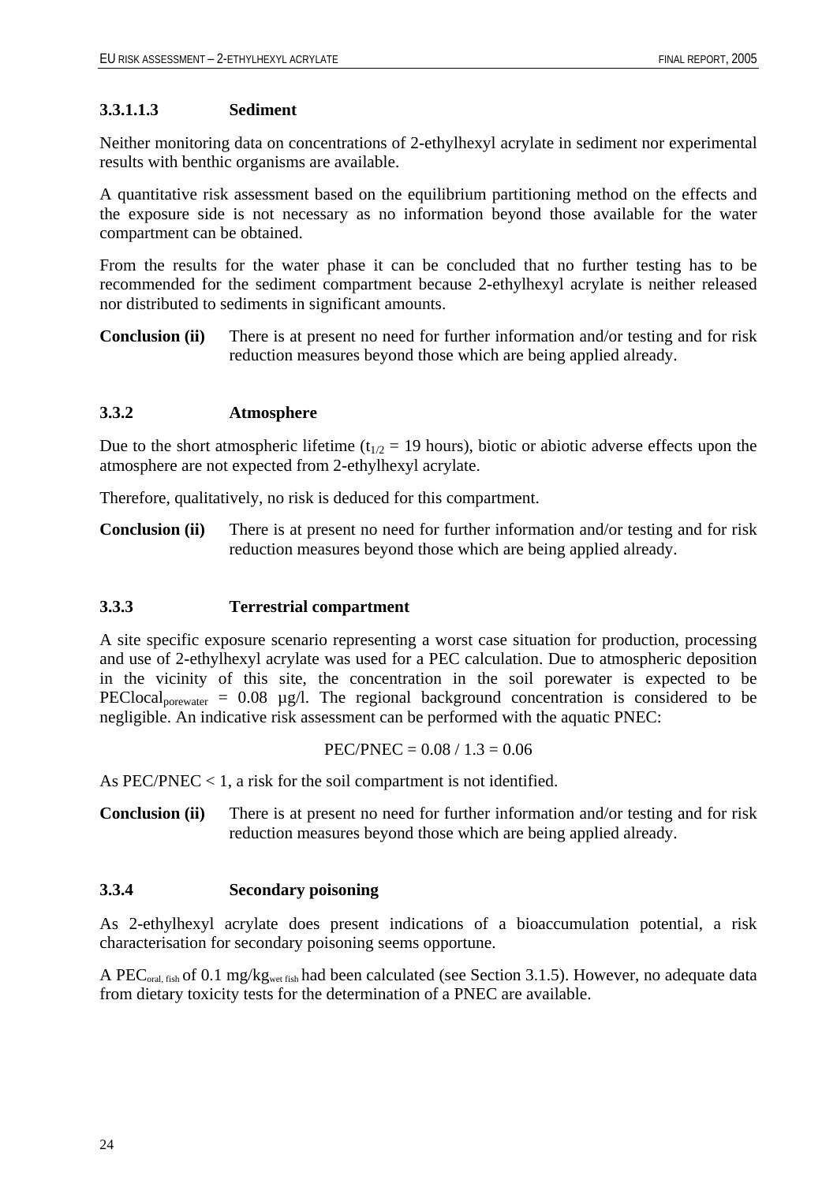#### 3.3.1.1.3 Sediment

Neither monitoring data on concentrations of 2-ethylhexyl acrylate in sediment nor experimental results with benthic organisms are available.

A quantitative risk assessment based on the equilibrium partitioning method on the effects and the exposure side is not necessary as no information beyond those available for the water compartment can be obtained.

From the results for the water phase it can be concluded that no further testing has to be recommended for the sediment compartment because 2-ethylhexyl acrylate is neither released nor distributed to sediments in significant amounts.

**Conclusion (ii)** There is at present no need for further information and/or testing and for risk reduction measures beyond those which are being applied already.

### 3.3.2 Atmosphere

Due to the short atmospheric lifetime ($t_{1/2}$ = 19 hours), biotic or abiotic adverse effects upon the atmosphere are not expected from 2-ethylhexyl acrylate.

Therefore, qualitatively, no risk is deduced for this compartment.

**Conclusion (ii)** There is at present no need for further information and/or testing and for risk reduction measures beyond those which are being applied already.

### 3.3.3 Terrestrial compartment

A site specific exposure scenario representing a worst case situation for production, processing and use of 2-ethylhexyl acrylate was used for a PEC calculation. Due to atmospheric deposition in the vicinity of this site, the concentration in the soil porewater is expected to be $PEClocal_{porewater}$ = 0.08 µg/l. The regional background concentration is considered to be negligible. An indicative risk assessment can be performed with the aquatic PNEC:

$$PEC/PNEC = 0.08 / 1.3 = 0.06$$

As PEC/PNEC < 1, a risk for the soil compartment is not identified.

**Conclusion (ii)** There is at present no need for further information and/or testing and for risk reduction measures beyond those which are being applied already.

### 3.3.4 Secondary poisoning

As 2-ethylhexyl acrylate does present indications of a bioaccumulation potential, a risk characterisation for secondary poisoning seems opportune.

A $PEC_{oral,\ fish}$ of 0.1 $mg/kg_{wet\ fish}$ had been calculated (see Section 3.1.5). However, no adequate data from dietary toxicity tests for the determination of a PNEC are available.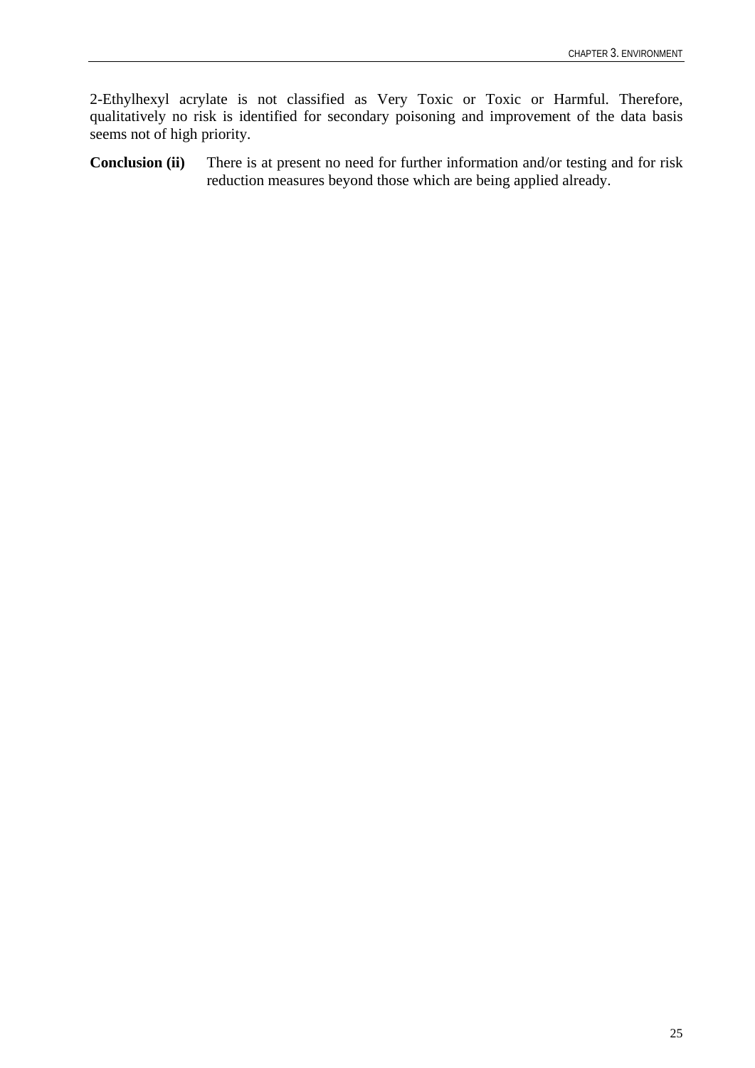2-Ethylhexyl acrylate is not classified as Very Toxic or Toxic or Harmful. Therefore, qualitatively no risk is identified for secondary poisoning and improvement of the data basis seems not of high priority.

**Conclusion (ii)** There is at present no need for further information and/or testing and for risk reduction measures beyond those which are being applied already.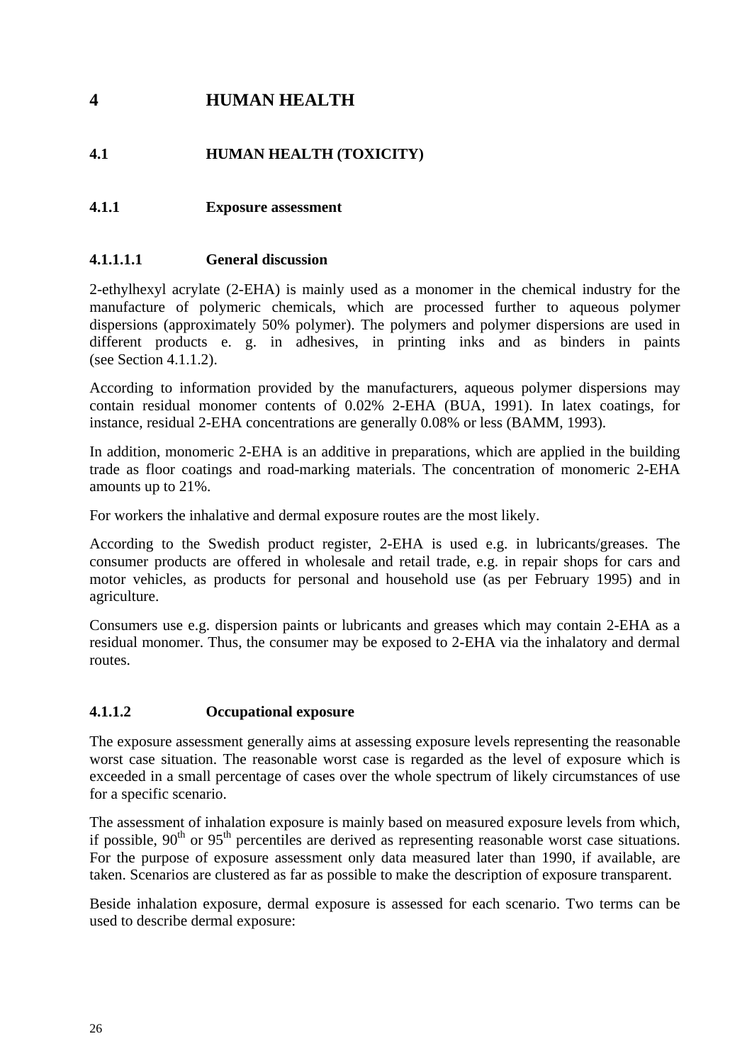# 4 HUMAN HEALTH

## 4.1 HUMAN HEALTH (TOXICITY)

### 4.1.1 Exposure assessment

#### 4.1.1.1.1 General discussion

2-ethylhexyl acrylate (2-EHA) is mainly used as a monomer in the chemical industry for the manufacture of polymeric chemicals, which are processed further to aqueous polymer dispersions (approximately 50% polymer). The polymers and polymer dispersions are used in different products e. g. in adhesives, in printing inks and as binders in paints (see Section 4.1.1.2).

According to information provided by the manufacturers, aqueous polymer dispersions may contain residual monomer contents of 0.02% 2-EHA (BUA, 1991). In latex coatings, for instance, residual 2-EHA concentrations are generally 0.08% or less (BAMM, 1993).

In addition, monomeric 2-EHA is an additive in preparations, which are applied in the building trade as floor coatings and road-marking materials. The concentration of monomeric 2-EHA amounts up to 21%.

For workers the inhalative and dermal exposure routes are the most likely.

According to the Swedish product register, 2-EHA is used e.g. in lubricants/greases. The consumer products are offered in wholesale and retail trade, e.g. in repair shops for cars and motor vehicles, as products for personal and household use (as per February 1995) and in agriculture.

Consumers use e.g. dispersion paints or lubricants and greases which may contain 2-EHA as a residual monomer. Thus, the consumer may be exposed to 2-EHA via the inhalatory and dermal routes.

#### 4.1.1.2 Occupational exposure

The exposure assessment generally aims at assessing exposure levels representing the reasonable worst case situation. The reasonable worst case is regarded as the level of exposure which is exceeded in a small percentage of cases over the whole spectrum of likely circumstances of use for a specific scenario.

The assessment of inhalation exposure is mainly based on measured exposure levels from which, if possible, $90^{th}$ or $95^{th}$ percentiles are derived as representing reasonable worst case situations. For the purpose of exposure assessment only data measured later than 1990, if available, are taken. Scenarios are clustered as far as possible to make the description of exposure transparent.

Beside inhalation exposure, dermal exposure is assessed for each scenario. Two terms can be used to describe dermal exposure: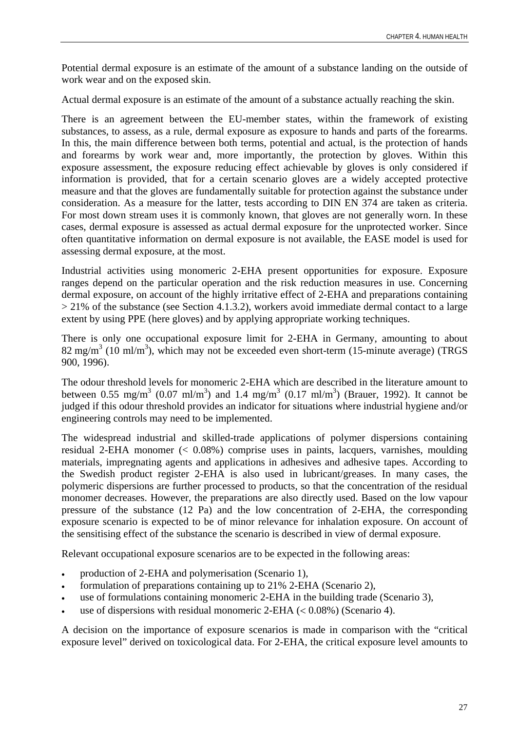Potential dermal exposure is an estimate of the amount of a substance landing on the outside of work wear and on the exposed skin.

Actual dermal exposure is an estimate of the amount of a substance actually reaching the skin.

There is an agreement between the EU-member states, within the framework of existing substances, to assess, as a rule, dermal exposure as exposure to hands and parts of the forearms. In this, the main difference between both terms, potential and actual, is the protection of hands and forearms by work wear and, more importantly, the protection by gloves. Within this exposure assessment, the exposure reducing effect achievable by gloves is only considered if information is provided, that for a certain scenario gloves are a widely accepted protective measure and that the gloves are fundamentally suitable for protection against the substance under consideration. As a measure for the latter, tests according to DIN EN 374 are taken as criteria. For most down stream uses it is commonly known, that gloves are not generally worn. In these cases, dermal exposure is assessed as actual dermal exposure for the unprotected worker. Since often quantitative information on dermal exposure is not available, the EASE model is used for assessing dermal exposure, at the most.

Industrial activities using monomeric 2-EHA present opportunities for exposure. Exposure ranges depend on the particular operation and the risk reduction measures in use. Concerning dermal exposure, on account of the highly irritative effect of 2-EHA and preparations containing > 21% of the substance (see Section 4.1.3.2), workers avoid immediate dermal contact to a large extent by using PPE (here gloves) and by applying appropriate working techniques.

There is only one occupational exposure limit for 2-EHA in Germany, amounting to about 82 $mg/m^3$ (10 $ml/m^3$), which may not be exceeded even short-term (15-minute average) (TRGS 900, 1996).

The odour threshold levels for monomeric 2-EHA which are described in the literature amount to between 0.55 $mg/m^3$ (0.07 $ml/m^3$) and 1.4 $mg/m^3$ (0.17 $ml/m^3$) (Brauer, 1992). It cannot be judged if this odour threshold provides an indicator for situations where industrial hygiene and/or engineering controls may need to be implemented.

The widespread industrial and skilled-trade applications of polymer dispersions containing residual 2-EHA monomer (< 0.08%) comprise uses in paints, lacquers, varnishes, moulding materials, impregnating agents and applications in adhesives and adhesive tapes. According to the Swedish product register 2-EHA is also used in lubricant/greases. In many cases, the polymeric dispersions are further processed to products, so that the concentration of the residual monomer decreases. However, the preparations are also directly used. Based on the low vapour pressure of the substance (12 Pa) and the low concentration of 2-EHA, the corresponding exposure scenario is expected to be of minor relevance for inhalation exposure. On account of the sensitising effect of the substance the scenario is described in view of dermal exposure.

Relevant occupational exposure scenarios are to be expected in the following areas:

- production of 2-EHA and polymerisation (Scenario 1),
- formulation of preparations containing up to 21% 2-EHA (Scenario 2),
- use of formulations containing monomeric 2-EHA in the building trade (Scenario 3),
- use of dispersions with residual monomeric 2-EHA (< 0.08%) (Scenario 4).

A decision on the importance of exposure scenarios is made in comparison with the "critical exposure level" derived on toxicological data. For 2-EHA, the critical exposure level amounts to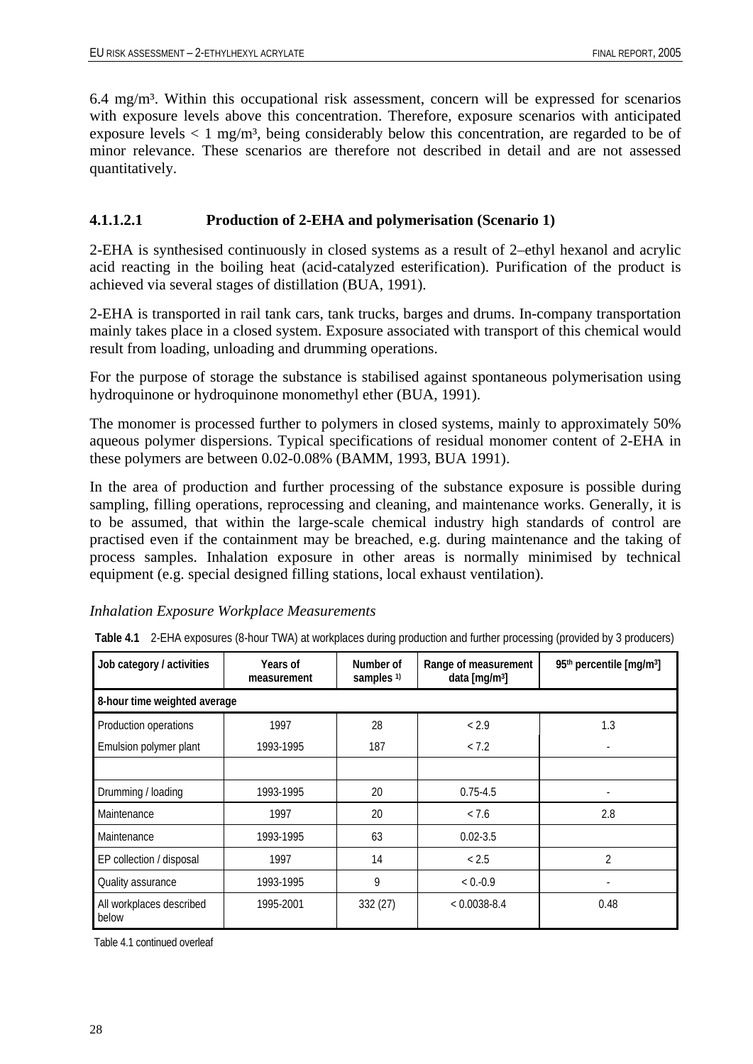6.4 mg/m³. Within this occupational risk assessment, concern will be expressed for scenarios with exposure levels above this concentration. Therefore, exposure scenarios with anticipated exposure levels < 1 mg/m³, being considerably below this concentration, are regarded to be of minor relevance. These scenarios are therefore not described in detail and are not assessed quantitatively.

#### 4.1.1.2.1 Production of 2-EHA and polymerisation (Scenario 1)

2-EHA is synthesised continuously in closed systems as a result of 2–ethyl hexanol and acrylic acid reacting in the boiling heat (acid-catalyzed esterification). Purification of the product is achieved via several stages of distillation (BUA, 1991).

2-EHA is transported in rail tank cars, tank trucks, barges and drums. In-company transportation mainly takes place in a closed system. Exposure associated with transport of this chemical would result from loading, unloading and drumming operations.

For the purpose of storage the substance is stabilised against spontaneous polymerisation using hydroquinone or hydroquinone monomethyl ether (BUA, 1991).

The monomer is processed further to polymers in closed systems, mainly to approximately 50% aqueous polymer dispersions. Typical specifications of residual monomer content of 2-EHA in these polymers are between 0.02-0.08% (BAMM, 1993, BUA 1991).

In the area of production and further processing of the substance exposure is possible during sampling, filling operations, reprocessing and cleaning, and maintenance works. Generally, it is to be assumed, that within the large-scale chemical industry high standards of control are practised even if the containment may be breached, e.g. during maintenance and the taking of process samples. Inhalation exposure in other areas is normally minimised by technical equipment (e.g. special designed filling stations, local exhaust ventilation).

*Inhalation Exposure Workplace Measurements*

**Table 4.1** 2-EHA exposures (8-hour TWA) at workplaces during production and further processing (provided by 3 producers)

| Job category / activities | Years of measurement | Number of samples 1) | Range of measurement data [mg/m³] | 95th percentile [mg/m³] |
|---|---|---|---|---|
| **8-hour time weighted average** | | | | |
| Production operations | 1997 | 28 | < 2.9 | 1.3 |
| Emulsion polymer plant | 1993-1995 | 187 | < 7.2 | - |
| | | | | |
| Drumming / loading | 1993-1995 | 20 | 0.75-4.5 | - |
| Maintenance | 1997 | 20 | < 7.6 | 2.8 |
| Maintenance | 1993-1995 | 63 | 0.02-3.5 | |
| EP collection / disposal | 1997 | 14 | < 2.5 | 2 |
| Quality assurance | 1993-1995 | 9 | < 0.-0.9 | - |
| All workplaces described below | 1995-2001 | 332 (27) | < 0.0038-8.4 | 0.48 |

Table 4.1 continued overleaf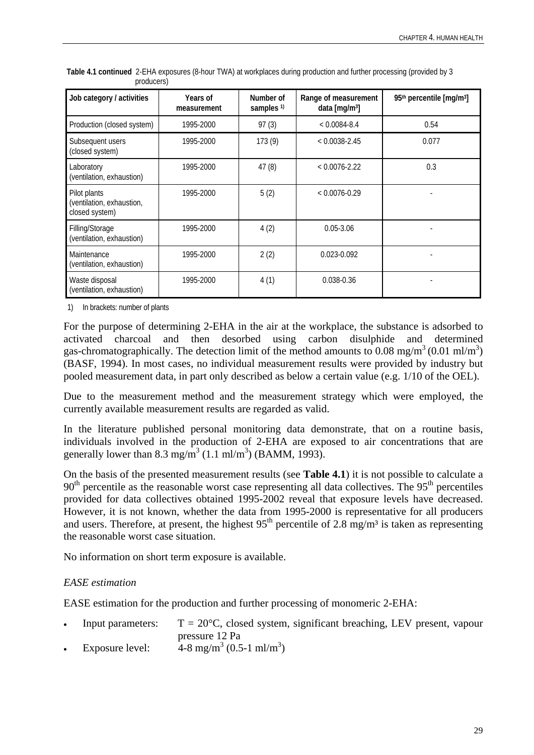**Table 4.1 continued** 2-EHA exposures (8-hour TWA) at workplaces during production and further processing (provided by 3 producers)

| Job category / activities | Years of measurement | Number of samples [1] | Range of measurement data [mg/m³] | 95th percentile [mg/m³] |
|---|---|---|---|---|
| Production (closed system) | 1995-2000 | 97 (3) | < 0.0084-8.4 | 0.54 |
| Subsequent users (closed system) | 1995-2000 | 173 (9) | < 0.0038-2.45 | 0.077 |
| Laboratory (ventilation, exhaustion) | 1995-2000 | 47 (8) | < 0.0076-2.22 | 0.3 |
| Pilot plants (ventilation, exhaustion, closed system) | 1995-2000 | 5 (2) | < 0.0076-0.29 | - |
| Filling/Storage (ventilation, exhaustion) | 1995-2000 | 4 (2) | 0.05-3.06 | - |
| Maintenance (ventilation, exhaustion) | 1995-2000 | 2 (2) | 0.023-0.092 | - |
| Waste disposal (ventilation, exhaustion) | 1995-2000 | 4 (1) | 0.038-0.36 | - |

1) In brackets: number of plants

For the purpose of determining 2-EHA in the air at the workplace, the substance is adsorbed to activated charcoal and then desorbed using carbon disulphide and determined gas-chromatographically. The detection limit of the method amounts to 0.08 mg/m$^3$ (0.01 ml/m$^3$) (BASF, 1994). In most cases, no individual measurement results were provided by industry but pooled measurement data, in part only described as below a certain value (e.g. 1/10 of the OEL).

Due to the measurement method and the measurement strategy which were employed, the currently available measurement results are regarded as valid.

In the literature published personal monitoring data demonstrate, that on a routine basis, individuals involved in the production of 2-EHA are exposed to air concentrations that are generally lower than 8.3 mg/m$^3$ (1.1 ml/m$^3$) (BAMM, 1993).

On the basis of the presented measurement results (see **Table 4.1**) it is not possible to calculate a 90$^{th}$ percentile as the reasonable worst case representing all data collectives. The 95$^{th}$ percentiles provided for data collectives obtained 1995-2002 reveal that exposure levels have decreased. However, it is not known, whether the data from 1995-2000 is representative for all producers and users. Therefore, at present, the highest 95$^{th}$ percentile of 2.8 mg/m³ is taken as representing the reasonable worst case situation.

No information on short term exposure is available.

*EASE estimation*

EASE estimation for the production and further processing of monomeric 2-EHA:

- Input parameters: T = 20°C, closed system, significant breaching, LEV present, vapour pressure 12 Pa
- Exposure level: 4-8 mg/m$^3$ (0.5-1 ml/m$^3$)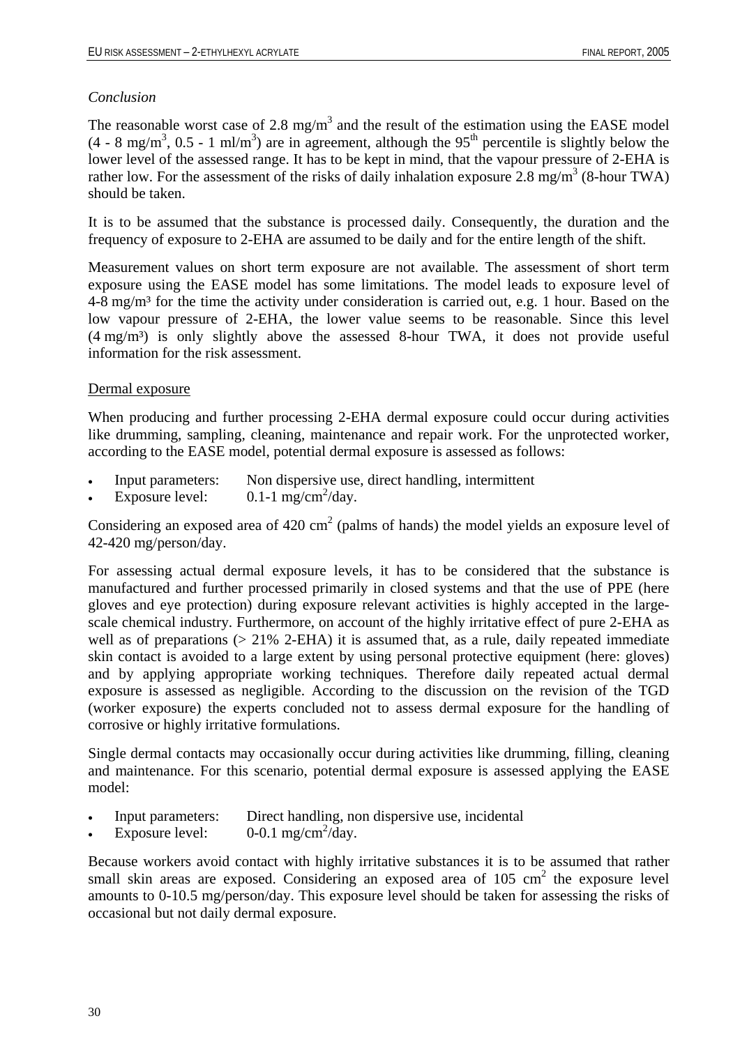*Conclusion*

The reasonable worst case of 2.8 mg/m$^3$ and the result of the estimation using the EASE model (4 - 8 mg/m$^3$, 0.5 - 1 ml/m$^3$) are in agreement, although the 95$^{th}$ percentile is slightly below the lower level of the assessed range. It has to be kept in mind, that the vapour pressure of 2-EHA is rather low. For the assessment of the risks of daily inhalation exposure 2.8 mg/m$^3$ (8-hour TWA) should be taken.

It is to be assumed that the substance is processed daily. Consequently, the duration and the frequency of exposure to 2-EHA are assumed to be daily and for the entire length of the shift.

Measurement values on short term exposure are not available. The assessment of short term exposure using the EASE model has some limitations. The model leads to exposure level of 4-8 mg/m³ for the time the activity under consideration is carried out, e.g. 1 hour. Based on the low vapour pressure of 2-EHA, the lower value seems to be reasonable. Since this level (4 mg/m³) is only slightly above the assessed 8-hour TWA, it does not provide useful information for the risk assessment.

Dermal exposure

When producing and further processing 2-EHA dermal exposure could occur during activities like drumming, sampling, cleaning, maintenance and repair work. For the unprotected worker, according to the EASE model, potential dermal exposure is assessed as follows:

- Input parameters: Non dispersive use, direct handling, intermittent
- Exposure level: 0.1-1 mg/cm$^2$/day.

Considering an exposed area of 420 cm$^2$ (palms of hands) the model yields an exposure level of 42-420 mg/person/day.

For assessing actual dermal exposure levels, it has to be considered that the substance is manufactured and further processed primarily in closed systems and that the use of PPE (here gloves and eye protection) during exposure relevant activities is highly accepted in the large-scale chemical industry. Furthermore, on account of the highly irritative effect of pure 2-EHA as well as of preparations (> 21% 2-EHA) it is assumed that, as a rule, daily repeated immediate skin contact is avoided to a large extent by using personal protective equipment (here: gloves) and by applying appropriate working techniques. Therefore daily repeated actual dermal exposure is assessed as negligible. According to the discussion on the revision of the TGD (worker exposure) the experts concluded not to assess dermal exposure for the handling of corrosive or highly irritative formulations.

Single dermal contacts may occasionally occur during activities like drumming, filling, cleaning and maintenance. For this scenario, potential dermal exposure is assessed applying the EASE model:

- Input parameters: Direct handling, non dispersive use, incidental
- Exposure level: 0-0.1 mg/cm$^2$/day.

Because workers avoid contact with highly irritative substances it is to be assumed that rather small skin areas are exposed. Considering an exposed area of 105 cm$^2$ the exposure level amounts to 0-10.5 mg/person/day. This exposure level should be taken for assessing the risks of occasional but not daily dermal exposure.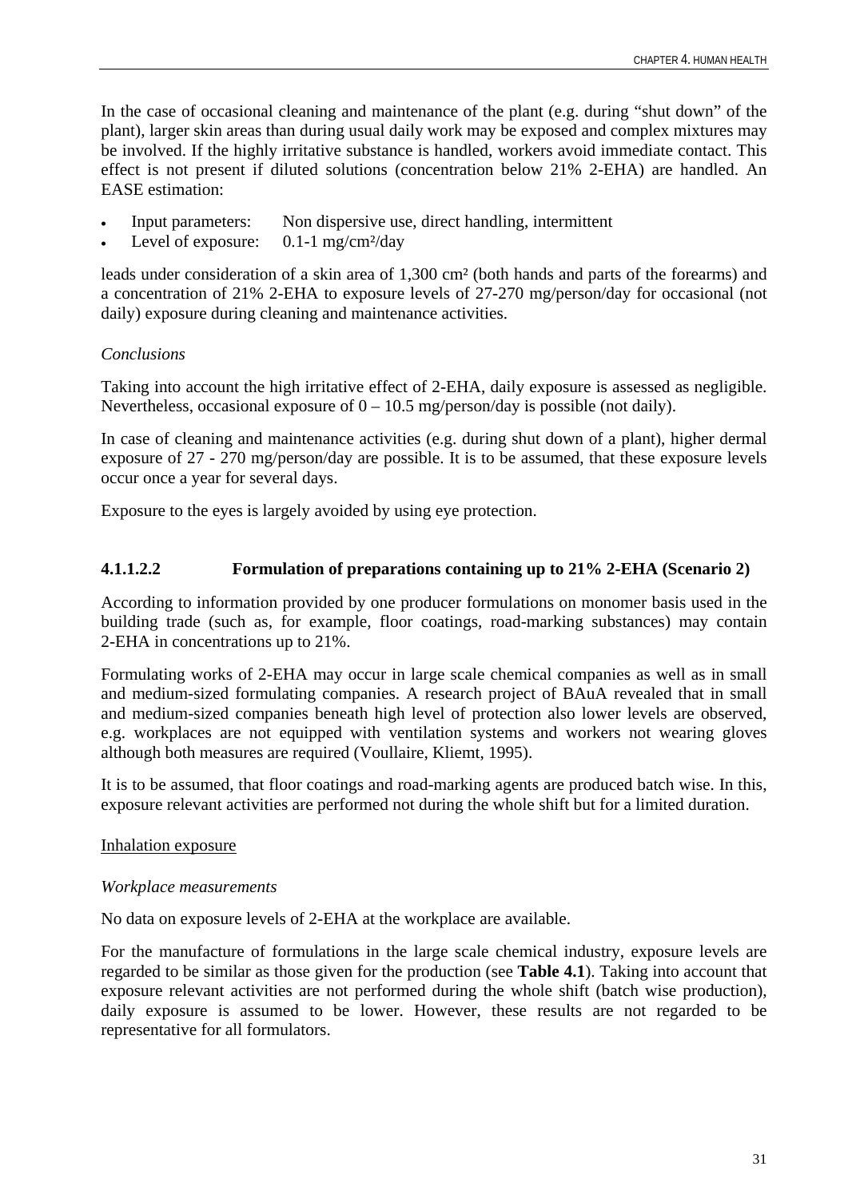In the case of occasional cleaning and maintenance of the plant (e.g. during "shut down" of the plant), larger skin areas than during usual daily work may be exposed and complex mixtures may be involved. If the highly irritative substance is handled, workers avoid immediate contact. This effect is not present if diluted solutions (concentration below 21% 2-EHA) are handled. An EASE estimation:

- Input parameters: Non dispersive use, direct handling, intermittent
- Level of exposure: 0.1-1 mg/cm²/day

leads under consideration of a skin area of 1,300 cm² (both hands and parts of the forearms) and a concentration of 21% 2-EHA to exposure levels of 27-270 mg/person/day for occasional (not daily) exposure during cleaning and maintenance activities.

*Conclusions*

Taking into account the high irritative effect of 2-EHA, daily exposure is assessed as negligible. Nevertheless, occasional exposure of 0 – 10.5 mg/person/day is possible (not daily).

In case of cleaning and maintenance activities (e.g. during shut down of a plant), higher dermal exposure of 27 - 270 mg/person/day are possible. It is to be assumed, that these exposure levels occur once a year for several days.

Exposure to the eyes is largely avoided by using eye protection.

#### 4.1.1.2.2 Formulation of preparations containing up to 21% 2-EHA (Scenario 2)

According to information provided by one producer formulations on monomer basis used in the building trade (such as, for example, floor coatings, road-marking substances) may contain 2-EHA in concentrations up to 21%.

Formulating works of 2-EHA may occur in large scale chemical companies as well as in small and medium-sized formulating companies. A research project of BAuA revealed that in small and medium-sized companies beneath high level of protection also lower levels are observed, e.g. workplaces are not equipped with ventilation systems and workers not wearing gloves although both measures are required (Voullaire, Kliemt, 1995).

It is to be assumed, that floor coatings and road-marking agents are produced batch wise. In this, exposure relevant activities are performed not during the whole shift but for a limited duration.

Inhalation exposure

*Workplace measurements*

No data on exposure levels of 2-EHA at the workplace are available.

For the manufacture of formulations in the large scale chemical industry, exposure levels are regarded to be similar as those given for the production (see **Table 4.1**). Taking into account that exposure relevant activities are not performed during the whole shift (batch wise production), daily exposure is assumed to be lower. However, these results are not regarded to be representative for all formulators.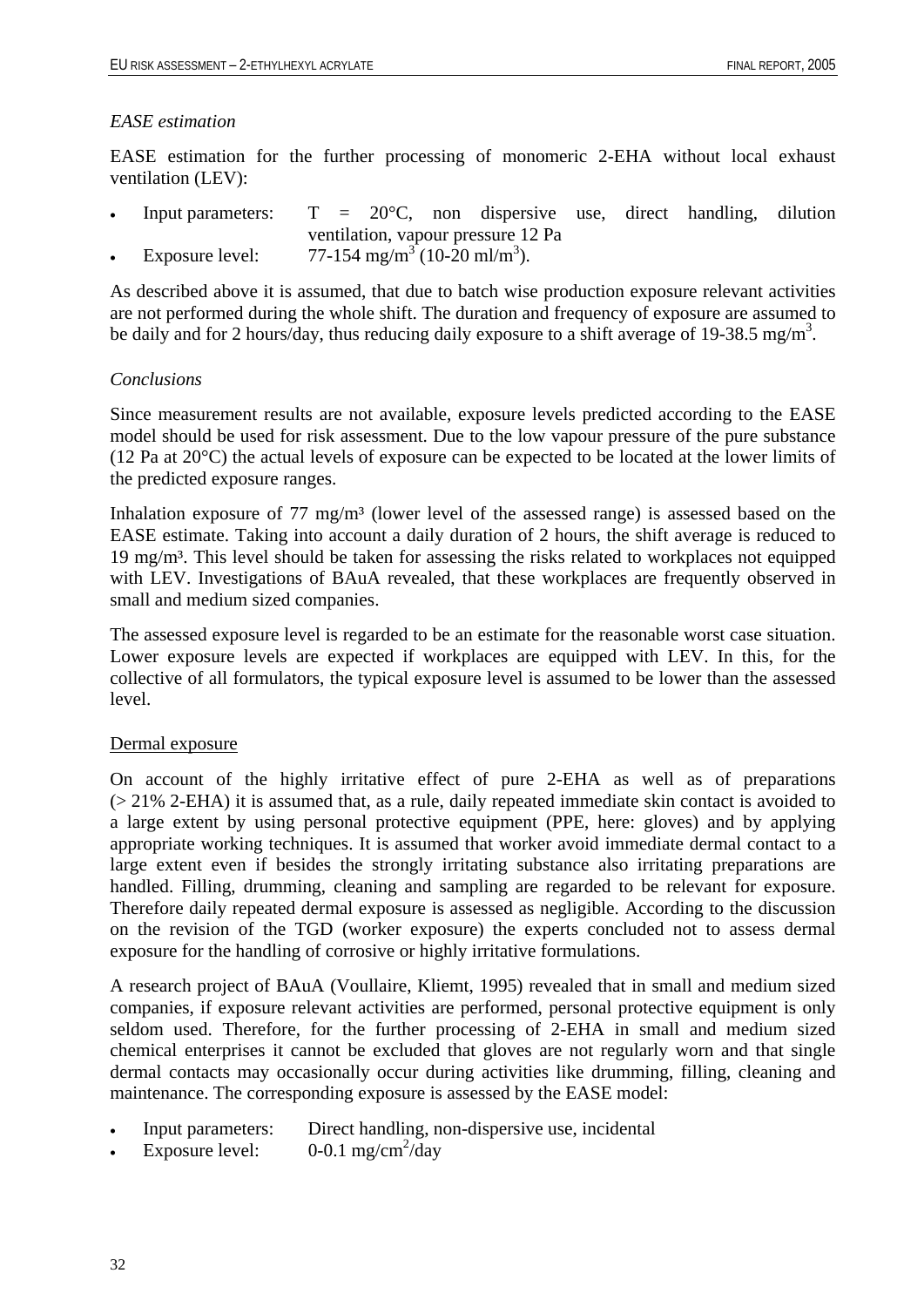*EASE estimation*

EASE estimation for the further processing of monomeric 2-EHA without local exhaust ventilation (LEV):

- Input parameters: T = 20°C, non dispersive use, direct handling, dilution ventilation, vapour pressure 12 Pa
- Exposure level: 77-154 mg/m$^3$ (10-20 ml/m$^3$).

As described above it is assumed, that due to batch wise production exposure relevant activities are not performed during the whole shift. The duration and frequency of exposure are assumed to be daily and for 2 hours/day, thus reducing daily exposure to a shift average of 19-38.5 mg/m$^3$.

*Conclusions*

Since measurement results are not available, exposure levels predicted according to the EASE model should be used for risk assessment. Due to the low vapour pressure of the pure substance (12 Pa at 20°C) the actual levels of exposure can be expected to be located at the lower limits of the predicted exposure ranges.

Inhalation exposure of 77 mg/m$^3$ (lower level of the assessed range) is assessed based on the EASE estimate. Taking into account a daily duration of 2 hours, the shift average is reduced to 19 mg/m$^3$. This level should be taken for assessing the risks related to workplaces not equipped with LEV. Investigations of BAuA revealed, that these workplaces are frequently observed in small and medium sized companies.

The assessed exposure level is regarded to be an estimate for the reasonable worst case situation. Lower exposure levels are expected if workplaces are equipped with LEV. In this, for the collective of all formulators, the typical exposure level is assumed to be lower than the assessed level.

Dermal exposure

On account of the highly irritative effect of pure 2-EHA as well as of preparations (> 21% 2-EHA) it is assumed that, as a rule, daily repeated immediate skin contact is avoided to a large extent by using personal protective equipment (PPE, here: gloves) and by applying appropriate working techniques. It is assumed that worker avoid immediate dermal contact to a large extent even if besides the strongly irritating substance also irritating preparations are handled. Filling, drumming, cleaning and sampling are regarded to be relevant for exposure. Therefore daily repeated dermal exposure is assessed as negligible. According to the discussion on the revision of the TGD (worker exposure) the experts concluded not to assess dermal exposure for the handling of corrosive or highly irritative formulations.

A research project of BAuA (Voullaire, Kliemt, 1995) revealed that in small and medium sized companies, if exposure relevant activities are performed, personal protective equipment is only seldom used. Therefore, for the further processing of 2-EHA in small and medium sized chemical enterprises it cannot be excluded that gloves are not regularly worn and that single dermal contacts may occasionally occur during activities like drumming, filling, cleaning and maintenance. The corresponding exposure is assessed by the EASE model:

- Input parameters: Direct handling, non-dispersive use, incidental
- Exposure level: 0-0.1 mg/cm$^2$/day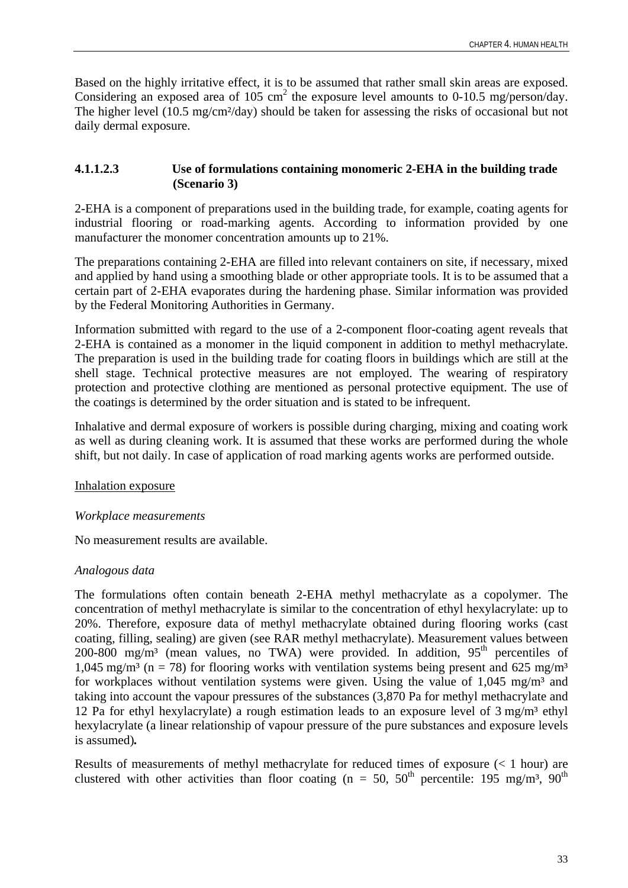Based on the highly irritative effect, it is to be assumed that rather small skin areas are exposed. Considering an exposed area of 105 $cm^2$ the exposure level amounts to 0-10.5 mg/person/day. The higher level (10.5 mg/cm²/day) should be taken for assessing the risks of occasional but not daily dermal exposure.

#### 4.1.1.2.3 Use of formulations containing monomeric 2-EHA in the building trade (Scenario 3)

2-EHA is a component of preparations used in the building trade, for example, coating agents for industrial flooring or road-marking agents. According to information provided by one manufacturer the monomer concentration amounts up to 21%.

The preparations containing 2-EHA are filled into relevant containers on site, if necessary, mixed and applied by hand using a smoothing blade or other appropriate tools. It is to be assumed that a certain part of 2-EHA evaporates during the hardening phase. Similar information was provided by the Federal Monitoring Authorities in Germany.

Information submitted with regard to the use of a 2-component floor-coating agent reveals that 2-EHA is contained as a monomer in the liquid component in addition to methyl methacrylate. The preparation is used in the building trade for coating floors in buildings which are still at the shell stage. Technical protective measures are not employed. The wearing of respiratory protection and protective clothing are mentioned as personal protective equipment. The use of the coatings is determined by the order situation and is stated to be infrequent.

Inhalative and dermal exposure of workers is possible during charging, mixing and coating work as well as during cleaning work. It is assumed that these works are performed during the whole shift, but not daily. In case of application of road marking agents works are performed outside.

<u>Inhalation exposure</u>

*Workplace measurements*

No measurement results are available.

*Analogous data*

The formulations often contain beneath 2-EHA methyl methacrylate as a copolymer. The concentration of methyl methacrylate is similar to the concentration of ethyl hexylacrylate: up to 20%. Therefore, exposure data of methyl methacrylate obtained during flooring works (cast coating, filling, sealing) are given (see RAR methyl methacrylate). Measurement values between 200-800 mg/m³ (mean values, no TWA) were provided. In addition, 95$^{th}$ percentiles of 1,045 mg/m³ (n = 78) for flooring works with ventilation systems being present and 625 mg/m³ for workplaces without ventilation systems were given. Using the value of 1,045 mg/m³ and taking into account the vapour pressures of the substances (3,870 Pa for methyl methacrylate and 12 Pa for ethyl hexylacrylate) a rough estimation leads to an exposure level of 3 mg/m³ ethyl hexylacrylate (a linear relationship of vapour pressure of the pure substances and exposure levels is assumed)**.**

Results of measurements of methyl methacrylate for reduced times of exposure (< 1 hour) are clustered with other activities than floor coating (n = 50, 50$^{th}$ percentile: 195 mg/m³, 90$^{th}$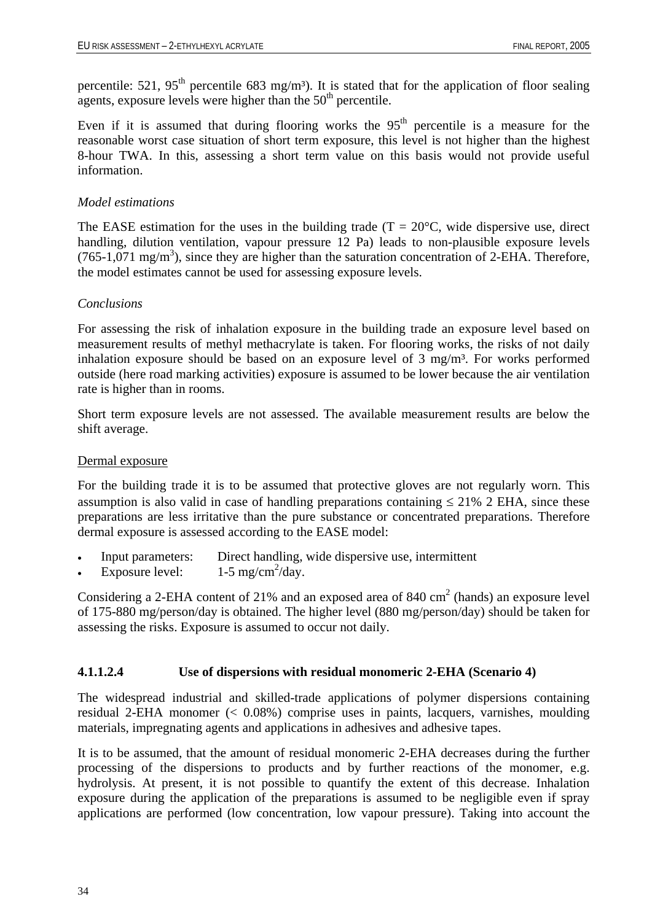percentile: 521, 95th percentile 683 mg/m³). It is stated that for the application of floor sealing agents, exposure levels were higher than the 50th percentile.

Even if it is assumed that during flooring works the 95th percentile is a measure for the reasonable worst case situation of short term exposure, this level is not higher than the highest 8-hour TWA. In this, assessing a short term value on this basis would not provide useful information.

*Model estimations*

The EASE estimation for the uses in the building trade (T = 20°C, wide dispersive use, direct handling, dilution ventilation, vapour pressure 12 Pa) leads to non-plausible exposure levels (765-1,071 mg/m$^3$), since they are higher than the saturation concentration of 2-EHA. Therefore, the model estimates cannot be used for assessing exposure levels.

*Conclusions*

For assessing the risk of inhalation exposure in the building trade an exposure level based on measurement results of methyl methacrylate is taken. For flooring works, the risks of not daily inhalation exposure should be based on an exposure level of 3 mg/m³. For works performed outside (here road marking activities) exposure is assumed to be lower because the air ventilation rate is higher than in rooms.

Short term exposure levels are not assessed. The available measurement results are below the shift average.

Dermal exposure

For the building trade it is to be assumed that protective gloves are not regularly worn. This assumption is also valid in case of handling preparations containing ≤ 21% 2 EHA, since these preparations are less irritative than the pure substance or concentrated preparations. Therefore dermal exposure is assessed according to the EASE model:

- Input parameters: Direct handling, wide dispersive use, intermittent
- Exposure level: 1-5 mg/cm$^2$/day.

Considering a 2-EHA content of 21% and an exposed area of 840 cm$^2$ (hands) an exposure level of 175-880 mg/person/day is obtained. The higher level (880 mg/person/day) should be taken for assessing the risks. Exposure is assumed to occur not daily.

#### 4.1.1.2.4 Use of dispersions with residual monomeric 2-EHA (Scenario 4)

The widespread industrial and skilled-trade applications of polymer dispersions containing residual 2-EHA monomer (< 0.08%) comprise uses in paints, lacquers, varnishes, moulding materials, impregnating agents and applications in adhesives and adhesive tapes.

It is to be assumed, that the amount of residual monomeric 2-EHA decreases during the further processing of the dispersions to products and by further reactions of the monomer, e.g. hydrolysis. At present, it is not possible to quantify the extent of this decrease. Inhalation exposure during the application of the preparations is assumed to be negligible even if spray applications are performed (low concentration, low vapour pressure). Taking into account the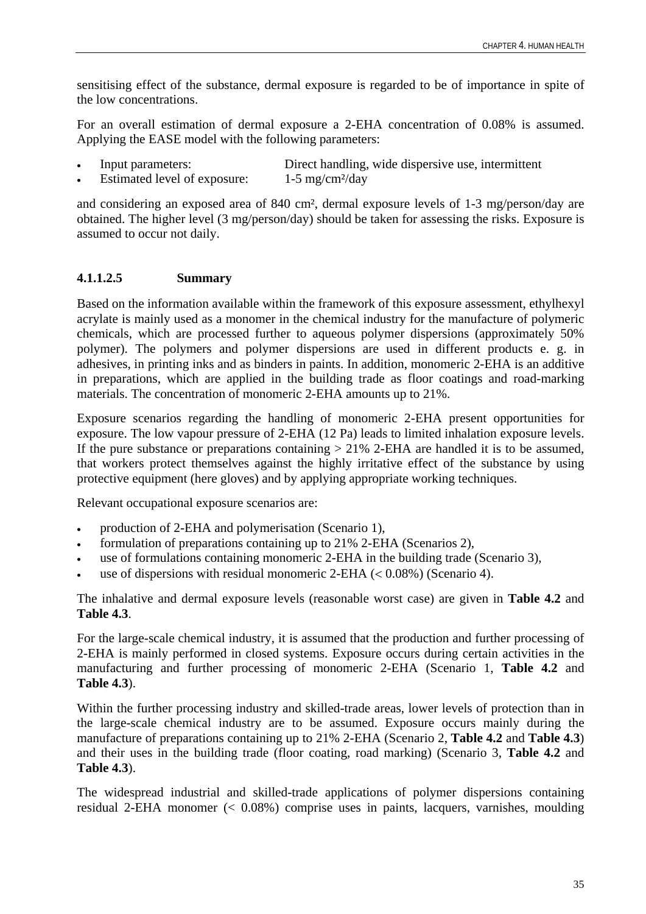sensitising effect of the substance, dermal exposure is regarded to be of importance in spite of the low concentrations.

For an overall estimation of dermal exposure a 2-EHA concentration of 0.08% is assumed. Applying the EASE model with the following parameters:

- Input parameters: Direct handling, wide dispersive use, intermittent
- Estimated level of exposure: 1-5 mg/cm²/day

and considering an exposed area of 840 cm², dermal exposure levels of 1-3 mg/person/day are obtained. The higher level (3 mg/person/day) should be taken for assessing the risks. Exposure is assumed to occur not daily.

#### 4.1.1.2.5 Summary

Based on the information available within the framework of this exposure assessment, ethylhexyl acrylate is mainly used as a monomer in the chemical industry for the manufacture of polymeric chemicals, which are processed further to aqueous polymer dispersions (approximately 50% polymer). The polymers and polymer dispersions are used in different products e. g. in adhesives, in printing inks and as binders in paints. In addition, monomeric 2-EHA is an additive in preparations, which are applied in the building trade as floor coatings and road-marking materials. The concentration of monomeric 2-EHA amounts up to 21%.

Exposure scenarios regarding the handling of monomeric 2-EHA present opportunities for exposure. The low vapour pressure of 2-EHA (12 Pa) leads to limited inhalation exposure levels. If the pure substance or preparations containing > 21% 2-EHA are handled it is to be assumed, that workers protect themselves against the highly irritative effect of the substance by using protective equipment (here gloves) and by applying appropriate working techniques.

Relevant occupational exposure scenarios are:

- production of 2-EHA and polymerisation (Scenario 1),
- formulation of preparations containing up to 21% 2-EHA (Scenarios 2),
- use of formulations containing monomeric 2-EHA in the building trade (Scenario 3),
- use of dispersions with residual monomeric 2-EHA (< 0.08%) (Scenario 4).

The inhalative and dermal exposure levels (reasonable worst case) are given in **Table 4.2** and **Table 4.3**.

For the large-scale chemical industry, it is assumed that the production and further processing of 2-EHA is mainly performed in closed systems. Exposure occurs during certain activities in the manufacturing and further processing of monomeric 2-EHA (Scenario 1, **Table 4.2** and **Table 4.3**).

Within the further processing industry and skilled-trade areas, lower levels of protection than in the large-scale chemical industry are to be assumed. Exposure occurs mainly during the manufacture of preparations containing up to 21% 2-EHA (Scenario 2, **Table 4.2** and **Table 4.3**) and their uses in the building trade (floor coating, road marking) (Scenario 3, **Table 4.2** and **Table 4.3**).

The widespread industrial and skilled-trade applications of polymer dispersions containing residual 2-EHA monomer (< 0.08%) comprise uses in paints, lacquers, varnishes, moulding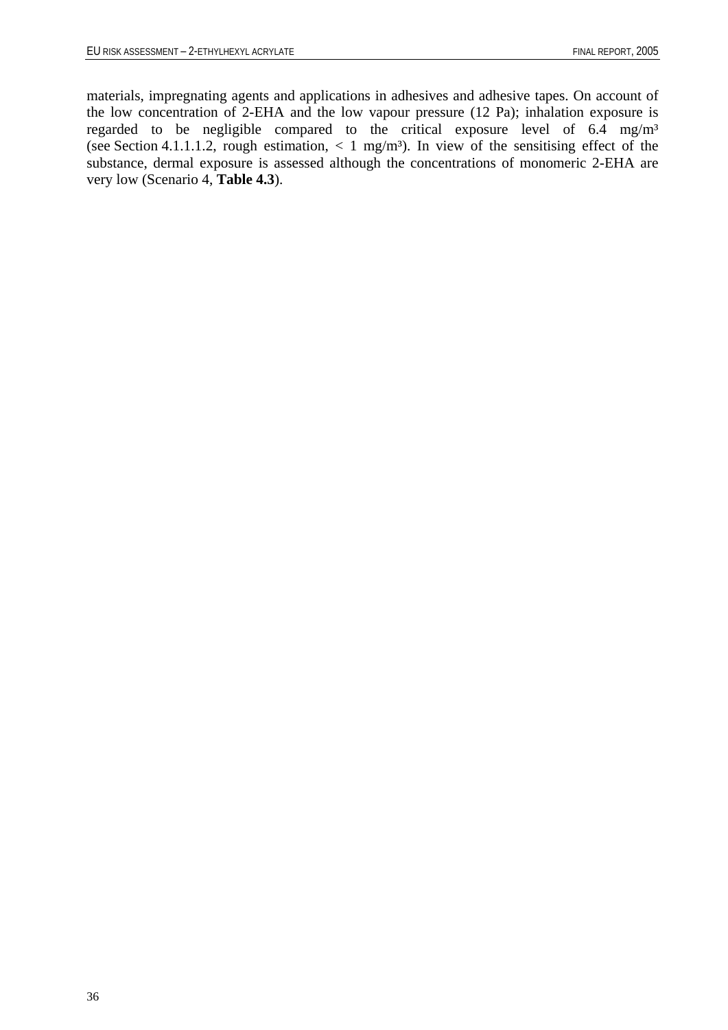materials, impregnating agents and applications in adhesives and adhesive tapes. On account of the low concentration of 2-EHA and the low vapour pressure (12 Pa); inhalation exposure is regarded to be negligible compared to the critical exposure level of 6.4 mg/m³ (see Section 4.1.1.1.2, rough estimation, < 1 mg/m³). In view of the sensitising effect of the substance, dermal exposure is assessed although the concentrations of monomeric 2-EHA are very low (Scenario 4, **Table 4.3**).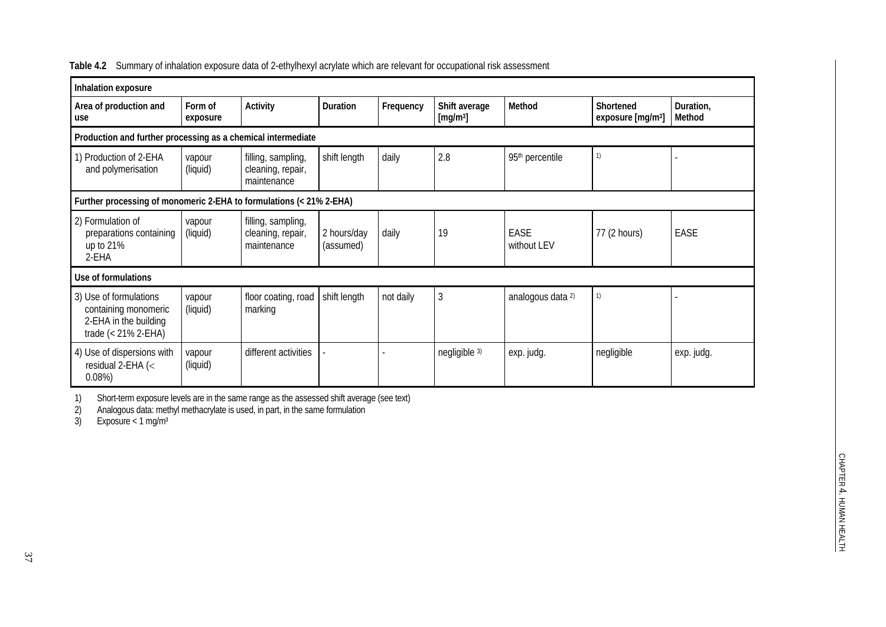**Table 4.2** Summary of inhalation exposure data of 2-ethylhexyl acrylate which are relevant for occupational risk assessment

| Inhalation exposure | | | | | | | | |
|---|---|---|---|---|---|---|---|---|
| **Area of production and use** | **Form of exposure** | **Activity** | **Duration** | **Frequency** | **Shift average [mg/m³]** | **Method** | **Shortened exposure [mg/m³]** | **Duration, Method** |
| **Production and further processing as a chemical intermediate** | | | | | | | | |
| 1) Production of 2-EHA and polymerisation | vapour (liquid) | filling, sampling, cleaning, repair, maintenance | shift length | daily | 2.8 | 95th percentile | [1] | - |
| **Further processing of monomeric 2-EHA to formulations (< 21% 2-EHA)** | | | | | | | | |
| 2) Formulation of preparations containing up to 21% 2-EHA | vapour (liquid) | filling, sampling, cleaning, repair, maintenance | 2 hours/day (assumed) | daily | 19 | EASE without LEV | 77 (2 hours) | EASE |
| **Use of formulations** | | | | | | | | |
| 3) Use of formulations containing monomeric 2-EHA in the building trade (< 21% 2-EHA) | vapour (liquid) | floor coating, road marking | shift length | not daily | 3 | analogous data [2] | [1] | - |
| 4) Use of dispersions with residual 2-EHA (< 0.08%) | vapour (liquid) | different activities | - | - | negligible [3] | exp. judg. | negligible | exp. judg. |

1) Short-term exposure levels are in the same range as the assessed shift average (see text)
2) Analogous data: methyl methacrylate is used, in part, in the same formulation
3) Exposure < 1 mg/m³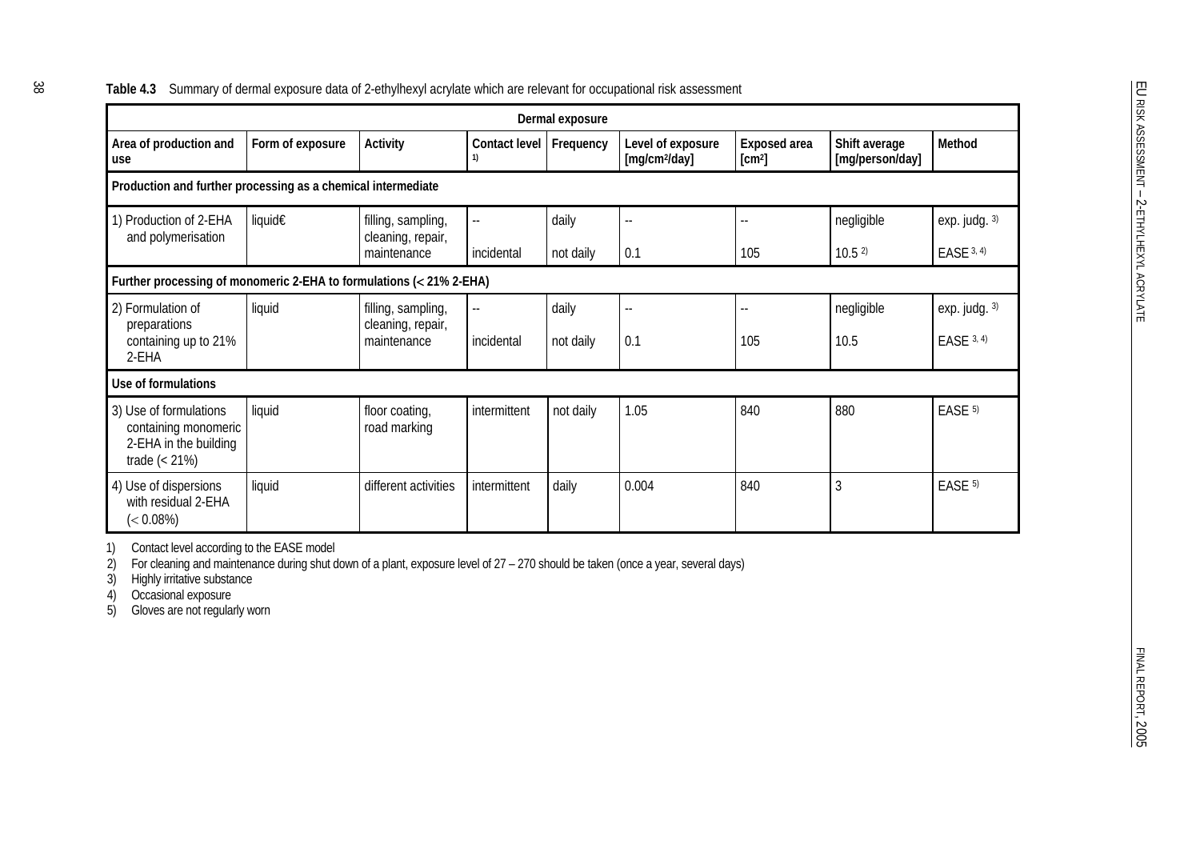**Table 4.3** Summary of dermal exposure data of 2-ethylhexyl acrylate which are relevant for occupational risk assessment

| Dermal exposure | | | | | | | | |
|---|---|---|---|---|---|---|---|---|
| Area of production and use | Form of exposure | Activity | Contact level [1)] | Frequency | Level of exposure [mg/cm²/day] | Exposed area [cm²] | Shift average [mg/person/day] | Method |
| **Production and further processing as a chemical intermediate** | | | | | | | | |
| 1) Production of 2-EHA and polymerisation | liquid€ | filling, sampling, cleaning, repair, maintenance | -- | daily | -- | -- | negligible | exp. judg. [3)] |
| | | | incidental | not daily | 0.1 | 105 | 10.5 [2)] | EASE [3, 4)] |
| **Further processing of monomeric 2-EHA to formulations (< 21% 2-EHA)** | | | | | | | | |
| 2) Formulation of preparations containing up to 21% 2-EHA | liquid | filling, sampling, cleaning, repair, maintenance | -- | daily | -- | -- | negligible | exp. judg. [3)] |
| | | | incidental | not daily | 0.1 | 105 | 10.5 | EASE [3, 4)] |
| **Use of formulations** | | | | | | | | |
| 3) Use of formulations containing monomeric 2-EHA in the building trade (< 21%) | liquid | floor coating, road marking | intermittent | not daily | 1.05 | 840 | 880 | EASE [5)] |
| 4) Use of dispersions with residual 2-EHA (< 0.08%) | liquid | different activities | intermittent | daily | 0.004 | 840 | 3 | EASE [5)] |

1) Contact level according to the EASE model
2) For cleaning and maintenance during shut down of a plant, exposure level of 27 – 270 should be taken (once a year, several days)
3) Highly irritative substance
4) Occasional exposure
5) Gloves are not regularly worn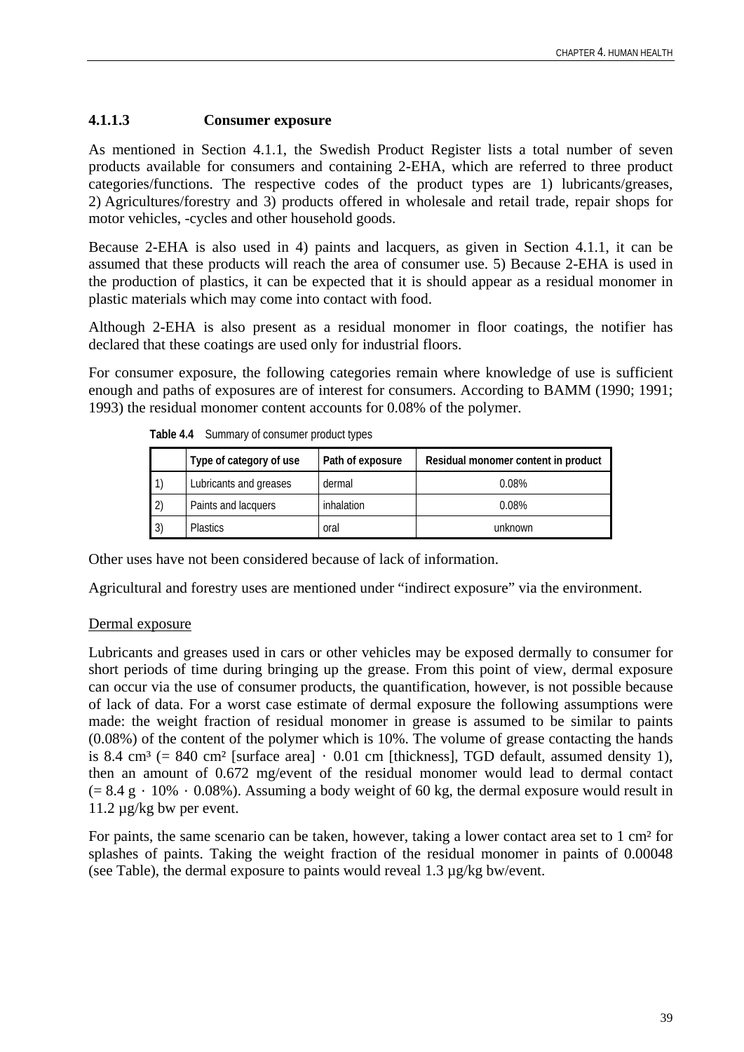#### 4.1.1.3 Consumer exposure

As mentioned in Section 4.1.1, the Swedish Product Register lists a total number of seven products available for consumers and containing 2-EHA, which are referred to three product categories/functions. The respective codes of the product types are 1) lubricants/greases, 2) Agricultures/forestry and 3) products offered in wholesale and retail trade, repair shops for motor vehicles, -cycles and other household goods.

Because 2-EHA is also used in 4) paints and lacquers, as given in Section 4.1.1, it can be assumed that these products will reach the area of consumer use. 5) Because 2-EHA is used in the production of plastics, it can be expected that it is should appear as a residual monomer in plastic materials which may come into contact with food.

Although 2-EHA is also present as a residual monomer in floor coatings, the notifier has declared that these coatings are used only for industrial floors.

For consumer exposure, the following categories remain where knowledge of use is sufficient enough and paths of exposures are of interest for consumers. According to BAMM (1990; 1991; 1993) the residual monomer content accounts for 0.08% of the polymer.

**Table 4.4** Summary of consumer product types

| | Type of category of use | Path of exposure | Residual monomer content in product |
|---|---|---|---|
| 1) | Lubricants and greases | dermal | 0.08% |
| 2) | Paints and lacquers | inhalation | 0.08% |
| 3) | Plastics | oral | unknown |

Other uses have not been considered because of lack of information.

Agricultural and forestry uses are mentioned under “indirect exposure” via the environment.

Dermal exposure

Lubricants and greases used in cars or other vehicles may be exposed dermally to consumer for short periods of time during bringing up the grease. From this point of view, dermal exposure can occur via the use of consumer products, the quantification, however, is not possible because of lack of data. For a worst case estimate of dermal exposure the following assumptions were made: the weight fraction of residual monomer in grease is assumed to be similar to paints (0.08%) of the content of the polymer which is 10%. The volume of grease contacting the hands is 8.4 $cm^3$ (= 840 $cm^2$ [surface area] · 0.01 cm [thickness], TGD default, assumed density 1), then an amount of 0.672 mg/event of the residual monomer would lead to dermal contact (= 8.4 g · 10% · 0.08%). Assuming a body weight of 60 kg, the dermal exposure would result in 11.2 µg/kg bw per event.

For paints, the same scenario can be taken, however, taking a lower contact area set to 1 $cm^2$ for splashes of paints. Taking the weight fraction of the residual monomer in paints of 0.00048 (see Table), the dermal exposure to paints would reveal 1.3 µg/kg bw/event.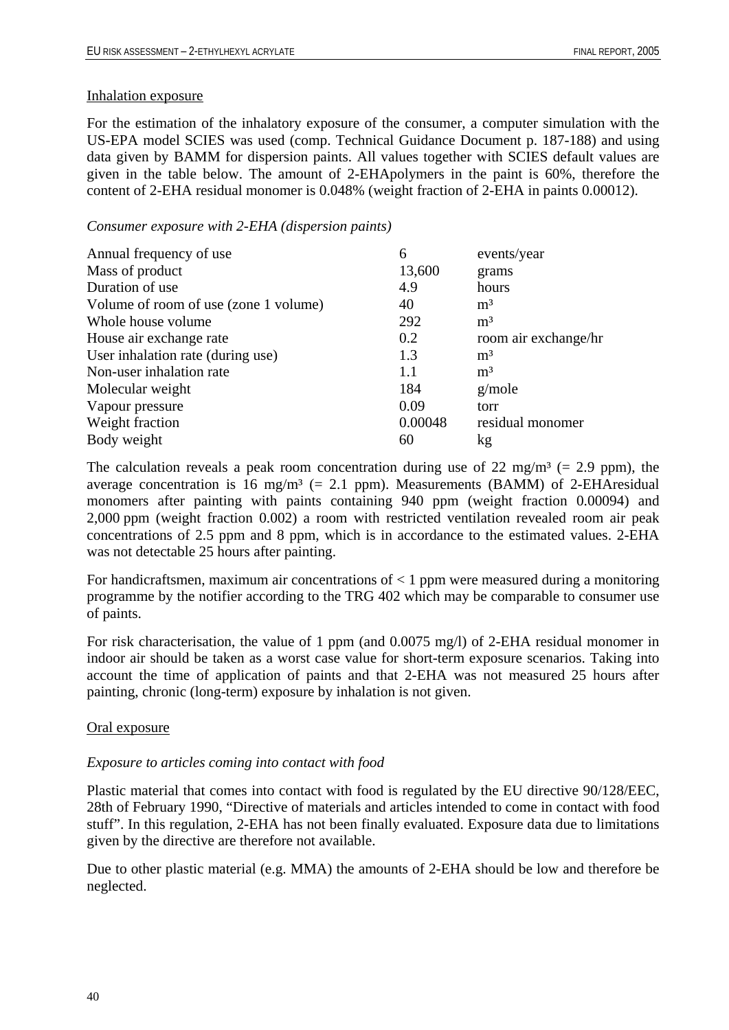## Inhalation exposure

For the estimation of the inhalatory exposure of the consumer, a computer simulation with the US-EPA model SCIES was used (comp. Technical Guidance Document p. 187-188) and using data given by BAMM for dispersion paints. All values together with SCIES default values are given in the table below. The amount of 2-EHApolymers in the paint is 60%, therefore the content of 2-EHA residual monomer is 0.048% (weight fraction of 2-EHA in paints 0.00012).

*Consumer exposure with 2-EHA (dispersion paints)*

| | | |
|---|---|---|
| Annual frequency of use | 6 | events/year |
| Mass of product | 13,600 | grams |
| Duration of use | 4.9 | hours |
| Volume of room of use (zone 1 volume) | 40 | m³ |
| Whole house volume | 292 | m³ |
| House air exchange rate | 0.2 | room air exchange/hr |
| User inhalation rate (during use) | 1.3 | m³ |
| Non-user inhalation rate | 1.1 | m³ |
| Molecular weight | 184 | g/mole |
| Vapour pressure | 0.09 | torr |
| Weight fraction | 0.00048 | residual monomer |
| Body weight | 60 | kg |

The calculation reveals a peak room concentration during use of 22 mg/m³ (= 2.9 ppm), the average concentration is 16 mg/m³ (= 2.1 ppm). Measurements (BAMM) of 2-EHAresidual monomers after painting with paints containing 940 ppm (weight fraction 0.00094) and 2,000 ppm (weight fraction 0.002) a room with restricted ventilation revealed room air peak concentrations of 2.5 ppm and 8 ppm, which is in accordance to the estimated values. 2-EHA was not detectable 25 hours after painting.

For handicraftsmen, maximum air concentrations of < 1 ppm were measured during a monitoring programme by the notifier according to the TRG 402 which may be comparable to consumer use of paints.

For risk characterisation, the value of 1 ppm (and 0.0075 mg/l) of 2-EHA residual monomer in indoor air should be taken as a worst case value for short-term exposure scenarios. Taking into account the time of application of paints and that 2-EHA was not measured 25 hours after painting, chronic (long-term) exposure by inhalation is not given.

## Oral exposure

*Exposure to articles coming into contact with food*

Plastic material that comes into contact with food is regulated by the EU directive 90/128/EEC, 28th of February 1990, "Directive of materials and articles intended to come in contact with food stuff". In this regulation, 2-EHA has not been finally evaluated. Exposure data due to limitations given by the directive are therefore not available.

Due to other plastic material (e.g. MMA) the amounts of 2-EHA should be low and therefore be neglected.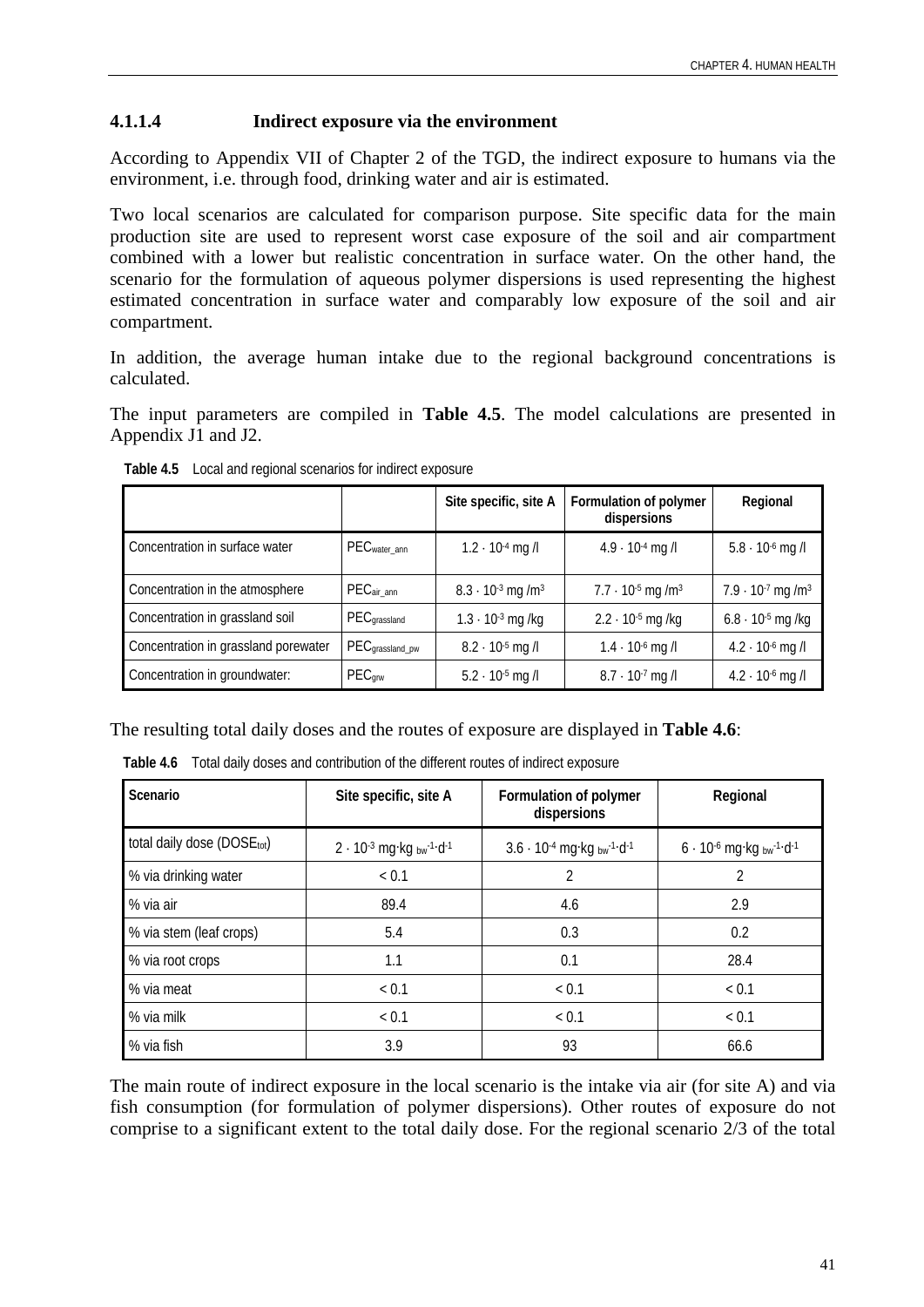### 4.1.1.4 Indirect exposure via the environment

According to Appendix VII of Chapter 2 of the TGD, the indirect exposure to humans via the environment, i.e. through food, drinking water and air is estimated.

Two local scenarios are calculated for comparison purpose. Site specific data for the main production site are used to represent worst case exposure of the soil and air compartment combined with a lower but realistic concentration in surface water. On the other hand, the scenario for the formulation of aqueous polymer dispersions is used representing the highest estimated concentration in surface water and comparably low exposure of the soil and air compartment.

In addition, the average human intake due to the regional background concentrations is calculated.

The input parameters are compiled in **Table 4.5**. The model calculations are presented in Appendix J1 and J2.

**Table 4.5** Local and regional scenarios for indirect exposure

| | | Site specific, site A | Formulation of polymer dispersions | Regional |
|---|---|---|---|---|
| Concentration in surface water | $PEC_{water\_ann}$ | $1.2 \cdot 10^{-4}$ mg /l | $4.9 \cdot 10^{-4}$ mg /l | $5.8 \cdot 10^{-6}$ mg /l |
| Concentration in the atmosphere | $PEC_{air\_ann}$ | $8.3 \cdot 10^{-3}$ mg /m$^3$ | $7.7 \cdot 10^{-5}$ mg /m$^3$ | $7.9 \cdot 10^{-7}$ mg /m$^3$ |
| Concentration in grassland soil | $PEC_{grassland}$ | $1.3 \cdot 10^{-3}$ mg /kg | $2.2 \cdot 10^{-5}$ mg /kg | $6.8 \cdot 10^{-5}$ mg /kg |
| Concentration in grassland porewater | $PEC_{grassland\_pw}$ | $8.2 \cdot 10^{-5}$ mg /l | $1.4 \cdot 10^{-6}$ mg /l | $4.2 \cdot 10^{-6}$ mg /l |
| Concentration in groundwater: | $PEC_{grw}$ | $5.2 \cdot 10^{-5}$ mg /l | $8.7 \cdot 10^{-7}$ mg /l | $4.2 \cdot 10^{-6}$ mg /l |

The resulting total daily doses and the routes of exposure are displayed in **Table 4.6**:

**Table 4.6** Total daily doses and contribution of the different routes of indirect exposure

| Scenario | Site specific, site A | Formulation of polymer dispersions | Regional |
|---|---|---|---|
| total daily dose ($DOSE_{tot}$) | $2 \cdot 10^{-3}$ mg·kg $_{bw}^{-1}$·d$^{-1}$ | $3.6 \cdot 10^{-4}$ mg·kg $_{bw}^{-1}$·d$^{-1}$ | $6 \cdot 10^{-6}$ mg·kg $_{bw}^{-1}$·d$^{-1}$ |
| % via drinking water | < 0.1 | 2 | 2 |
| % via air | 89.4 | 4.6 | 2.9 |
| % via stem (leaf crops) | 5.4 | 0.3 | 0.2 |
| % via root crops | 1.1 | 0.1 | 28.4 |
| % via meat | < 0.1 | < 0.1 | < 0.1 |
| % via milk | < 0.1 | < 0.1 | < 0.1 |
| % via fish | 3.9 | 93 | 66.6 |

The main route of indirect exposure in the local scenario is the intake via air (for site A) and via fish consumption (for formulation of polymer dispersions). Other routes of exposure do not comprise to a significant extent to the total daily dose. For the regional scenario 2/3 of the total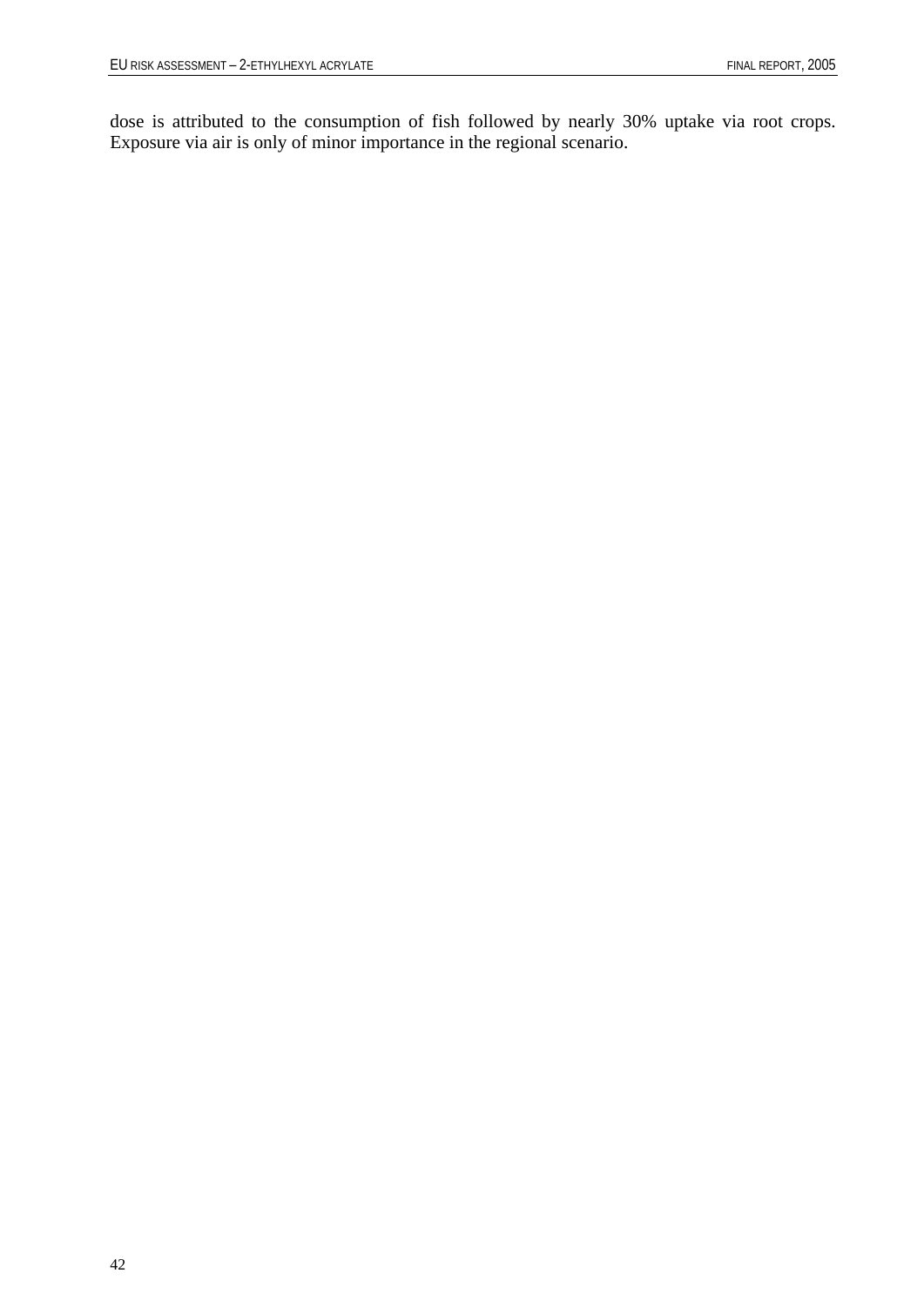dose is attributed to the consumption of fish followed by nearly 30% uptake via root crops. Exposure via air is only of minor importance in the regional scenario.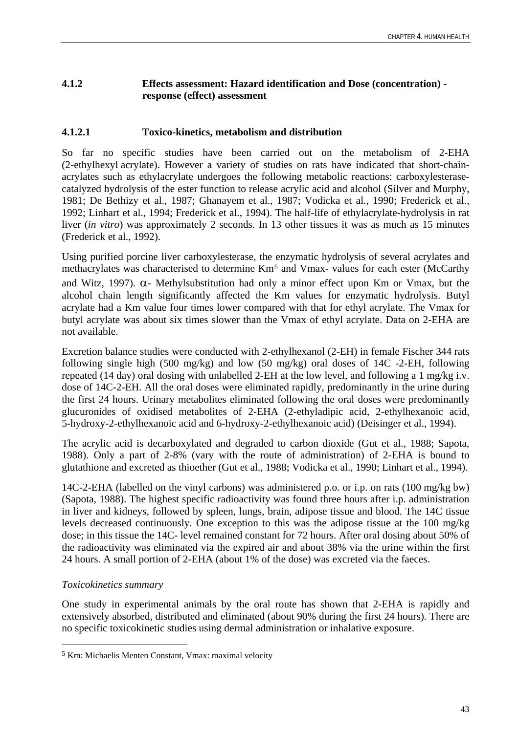### 4.1.2 Effects assessment: Hazard identification and Dose (concentration) - response (effect) assessment

#### 4.1.2.1 Toxico-kinetics, metabolism and distribution

So far no specific studies have been carried out on the metabolism of 2-EHA (2-ethylhexyl acrylate). However a variety of studies on rats have indicated that short-chain-acrylates such as ethylacrylate undergoes the following metabolic reactions: carboxylesterase-catalyzed hydrolysis of the ester function to release acrylic acid and alcohol (Silver and Murphy, 1981; De Bethizy et al., 1987; Ghanayem et al., 1987; Vodicka et al., 1990; Frederick et al., 1992; Linhart et al., 1994; Frederick et al., 1994). The half-life of ethylacrylate-hydrolysis in rat liver (*in vitro*) was approximately 2 seconds. In 13 other tissues it was as much as 15 minutes (Frederick et al., 1992).

Using purified porcine liver carboxylesterase, the enzymatic hydrolysis of several acrylates and methacrylates was characterised to determine Km[5] and Vmax- values for each ester (McCarthy and Witz, 1997). $\alpha$- Methylsubstitution had only a minor effect upon Km or Vmax, but the alcohol chain length significantly affected the Km values for enzymatic hydrolysis. Butyl acrylate had a Km value four times lower compared with that for ethyl acrylate. The Vmax for butyl acrylate was about six times slower than the Vmax of ethyl acrylate. Data on 2-EHA are not available.

Excretion balance studies were conducted with 2-ethylhexanol (2-EH) in female Fischer 344 rats following single high (500 mg/kg) and low (50 mg/kg) oral doses of 14C -2-EH, following repeated (14 day) oral dosing with unlabelled 2-EH at the low level, and following a 1 mg/kg i.v. dose of 14C-2-EH. All the oral doses were eliminated rapidly, predominantly in the urine during the first 24 hours. Urinary metabolites eliminated following the oral doses were predominantly glucuronides of oxidised metabolites of 2-EHA (2-ethyladipic acid, 2-ethylhexanoic acid, 5-hydroxy-2-ethylhexanoic acid and 6-hydroxy-2-ethylhexanoic acid) (Deisinger et al., 1994).

The acrylic acid is decarboxylated and degraded to carbon dioxide (Gut et al., 1988; Sapota, 1988). Only a part of 2-8% (vary with the route of administration) of 2-EHA is bound to glutathione and excreted as thioether (Gut et al., 1988; Vodicka et al., 1990; Linhart et al., 1994).

14C-2-EHA (labelled on the vinyl carbons) was administered p.o. or i.p. on rats (100 mg/kg bw) (Sapota, 1988). The highest specific radioactivity was found three hours after i.p. administration in liver and kidneys, followed by spleen, lungs, brain, adipose tissue and blood. The 14C tissue levels decreased continuously. One exception to this was the adipose tissue at the 100 mg/kg dose; in this tissue the 14C- level remained constant for 72 hours. After oral dosing about 50% of the radioactivity was eliminated via the expired air and about 38% via the urine within the first 24 hours. A small portion of 2-EHA (about 1% of the dose) was excreted via the faeces.

*Toxicokinetics summary*

One study in experimental animals by the oral route has shown that 2-EHA is rapidly and extensively absorbed, distributed and eliminated (about 90% during the first 24 hours). There are no specific toxicokinetic studies using dermal administration or inhalative exposure.

---

[5] Km: Michaelis Menten Constant, Vmax: maximal velocity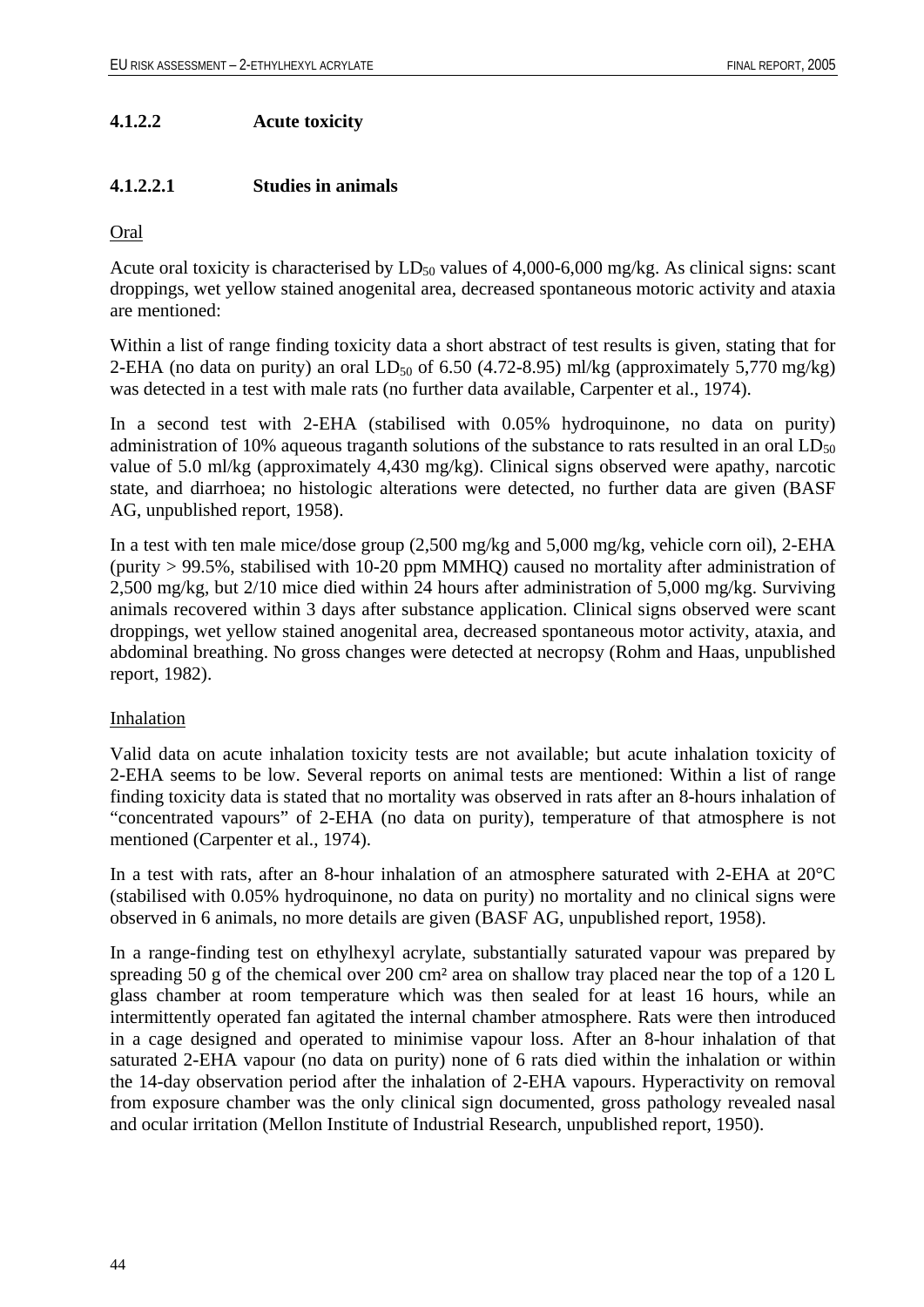### 4.1.2.2 Acute toxicity

#### 4.1.2.2.1 Studies in animals

Oral

Acute oral toxicity is characterised by $LD_{50}$ values of 4,000-6,000 mg/kg. As clinical signs: scant droppings, wet yellow stained anogenital area, decreased spontaneous motoric activity and ataxia are mentioned:

Within a list of range finding toxicity data a short abstract of test results is given, stating that for 2-EHA (no data on purity) an oral $LD_{50}$ of 6.50 (4.72-8.95) ml/kg (approximately 5,770 mg/kg) was detected in a test with male rats (no further data available, Carpenter et al., 1974).

In a second test with 2-EHA (stabilised with 0.05% hydroquinone, no data on purity) administration of 10% aqueous traganth solutions of the substance to rats resulted in an oral $LD_{50}$ value of 5.0 ml/kg (approximately 4,430 mg/kg). Clinical signs observed were apathy, narcotic state, and diarrhoea; no histologic alterations were detected, no further data are given (BASF AG, unpublished report, 1958).

In a test with ten male mice/dose group (2,500 mg/kg and 5,000 mg/kg, vehicle corn oil), 2-EHA (purity > 99.5%, stabilised with 10-20 ppm MMHQ) caused no mortality after administration of 2,500 mg/kg, but 2/10 mice died within 24 hours after administration of 5,000 mg/kg. Surviving animals recovered within 3 days after substance application. Clinical signs observed were scant droppings, wet yellow stained anogenital area, decreased spontaneous motor activity, ataxia, and abdominal breathing. No gross changes were detected at necropsy (Rohm and Haas, unpublished report, 1982).

Inhalation

Valid data on acute inhalation toxicity tests are not available; but acute inhalation toxicity of 2-EHA seems to be low. Several reports on animal tests are mentioned: Within a list of range finding toxicity data is stated that no mortality was observed in rats after an 8-hours inhalation of "concentrated vapours" of 2-EHA (no data on purity), temperature of that atmosphere is not mentioned (Carpenter et al., 1974).

In a test with rats, after an 8-hour inhalation of an atmosphere saturated with 2-EHA at 20°C (stabilised with 0.05% hydroquinone, no data on purity) no mortality and no clinical signs were observed in 6 animals, no more details are given (BASF AG, unpublished report, 1958).

In a range-finding test on ethylhexyl acrylate, substantially saturated vapour was prepared by spreading 50 g of the chemical over 200 cm² area on shallow tray placed near the top of a 120 L glass chamber at room temperature which was then sealed for at least 16 hours, while an intermittently operated fan agitated the internal chamber atmosphere. Rats were then introduced in a cage designed and operated to minimise vapour loss. After an 8-hour inhalation of that saturated 2-EHA vapour (no data on purity) none of 6 rats died within the inhalation or within the 14-day observation period after the inhalation of 2-EHA vapours. Hyperactivity on removal from exposure chamber was the only clinical sign documented, gross pathology revealed nasal and ocular irritation (Mellon Institute of Industrial Research, unpublished report, 1950).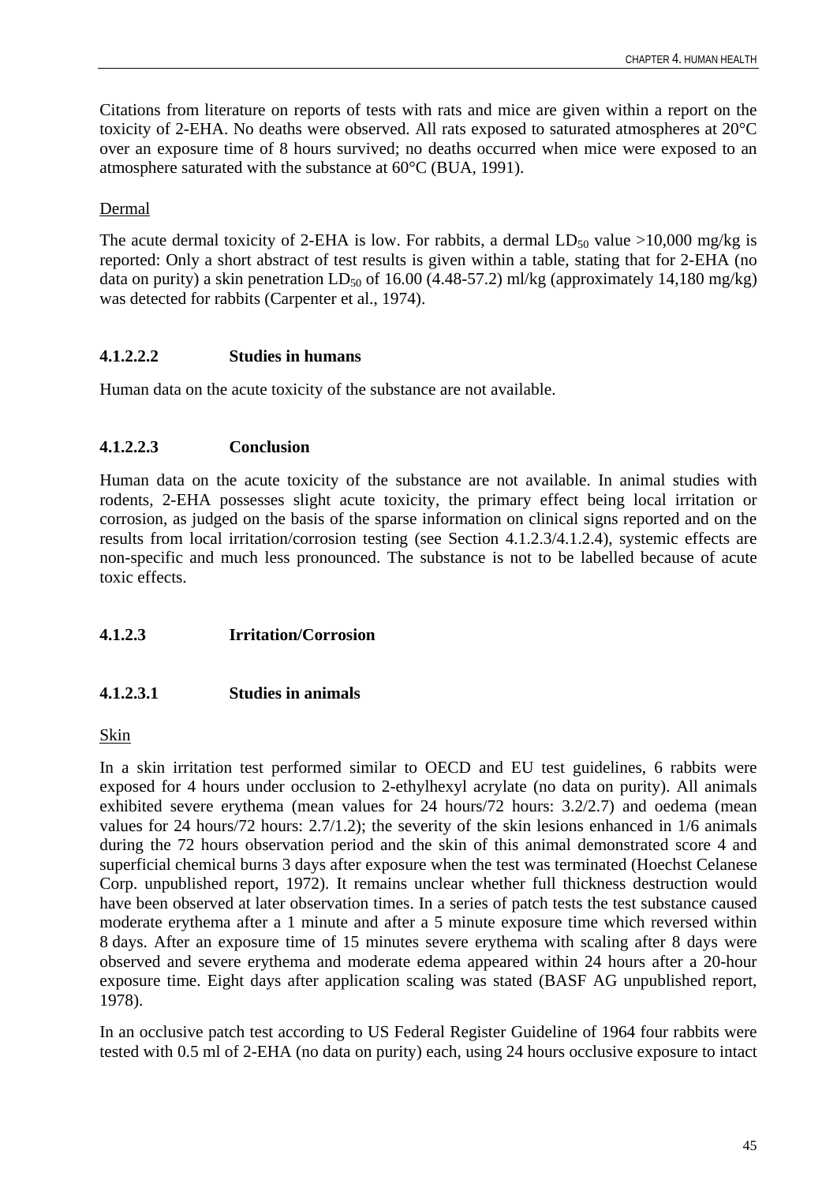Citations from literature on reports of tests with rats and mice are given within a report on the toxicity of 2-EHA. No deaths were observed. All rats exposed to saturated atmospheres at 20°C over an exposure time of 8 hours survived; no deaths occurred when mice were exposed to an atmosphere saturated with the substance at 60°C (BUA, 1991).

Dermal

The acute dermal toxicity of 2-EHA is low. For rabbits, a dermal $LD_{50}$ value >10,000 mg/kg is reported: Only a short abstract of test results is given within a table, stating that for 2-EHA (no data on purity) a skin penetration $LD_{50}$ of 16.00 (4.48-57.2) ml/kg (approximately 14,180 mg/kg) was detected for rabbits (Carpenter et al., 1974).

#### 4.1.2.2.2 Studies in humans

Human data on the acute toxicity of the substance are not available.

#### 4.1.2.2.3 Conclusion

Human data on the acute toxicity of the substance are not available. In animal studies with rodents, 2-EHA possesses slight acute toxicity, the primary effect being local irritation or corrosion, as judged on the basis of the sparse information on clinical signs reported and on the results from local irritation/corrosion testing (see Section 4.1.2.3/4.1.2.4), systemic effects are non-specific and much less pronounced. The substance is not to be labelled because of acute toxic effects.

### 4.1.2.3 Irritation/Corrosion

#### 4.1.2.3.1 Studies in animals

Skin

In a skin irritation test performed similar to OECD and EU test guidelines, 6 rabbits were exposed for 4 hours under occlusion to 2-ethylhexyl acrylate (no data on purity). All animals exhibited severe erythema (mean values for 24 hours/72 hours: 3.2/2.7) and oedema (mean values for 24 hours/72 hours: 2.7/1.2); the severity of the skin lesions enhanced in 1/6 animals during the 72 hours observation period and the skin of this animal demonstrated score 4 and superficial chemical burns 3 days after exposure when the test was terminated (Hoechst Celanese Corp. unpublished report, 1972). It remains unclear whether full thickness destruction would have been observed at later observation times. In a series of patch tests the test substance caused moderate erythema after a 1 minute and after a 5 minute exposure time which reversed within 8 days. After an exposure time of 15 minutes severe erythema with scaling after 8 days were observed and severe erythema and moderate edema appeared within 24 hours after a 20-hour exposure time. Eight days after application scaling was stated (BASF AG unpublished report, 1978).

In an occlusive patch test according to US Federal Register Guideline of 1964 four rabbits were tested with 0.5 ml of 2-EHA (no data on purity) each, using 24 hours occlusive exposure to intact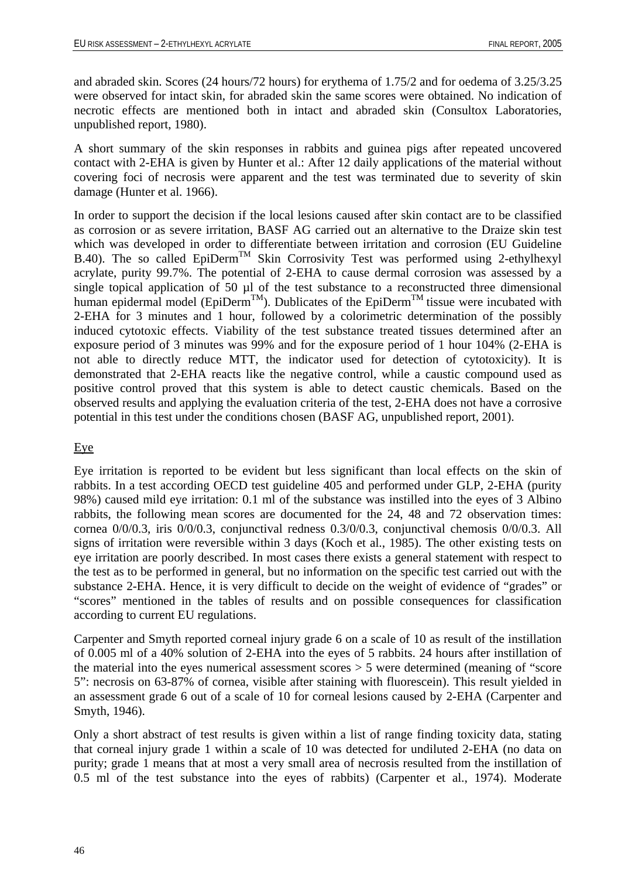and abraded skin. Scores (24 hours/72 hours) for erythema of 1.75/2 and for oedema of 3.25/3.25 were observed for intact skin, for abraded skin the same scores were obtained. No indication of necrotic effects are mentioned both in intact and abraded skin (Consultox Laboratories, unpublished report, 1980).

A short summary of the skin responses in rabbits and guinea pigs after repeated uncovered contact with 2-EHA is given by Hunter et al.: After 12 daily applications of the material without covering foci of necrosis were apparent and the test was terminated due to severity of skin damage (Hunter et al. 1966).

In order to support the decision if the local lesions caused after skin contact are to be classified as corrosion or as severe irritation, BASF AG carried out an alternative to the Draize skin test which was developed in order to differentiate between irritation and corrosion (EU Guideline B.40). The so called EpiDerm™ Skin Corrosivity Test was performed using 2-ethylhexyl acrylate, purity 99.7%. The potential of 2-EHA to cause dermal corrosion was assessed by a single topical application of 50 µl of the test substance to a reconstructed three dimensional human epidermal model (EpiDerm™). Dublicates of the EpiDerm™ tissue were incubated with 2-EHA for 3 minutes and 1 hour, followed by a colorimetric determination of the possibly induced cytotoxic effects. Viability of the test substance treated tissues determined after an exposure period of 3 minutes was 99% and for the exposure period of 1 hour 104% (2-EHA is not able to directly reduce MTT, the indicator used for detection of cytotoxicity). It is demonstrated that 2-EHA reacts like the negative control, while a caustic compound used as positive control proved that this system is able to detect caustic chemicals. Based on the observed results and applying the evaluation criteria of the test, 2-EHA does not have a corrosive potential in this test under the conditions chosen (BASF AG, unpublished report, 2001).

Eye

Eye irritation is reported to be evident but less significant than local effects on the skin of rabbits. In a test according OECD test guideline 405 and performed under GLP, 2-EHA (purity 98%) caused mild eye irritation: 0.1 ml of the substance was instilled into the eyes of 3 Albino rabbits, the following mean scores are documented for the 24, 48 and 72 observation times: cornea 0/0/0.3, iris 0/0/0.3, conjunctival redness 0.3/0/0.3, conjunctival chemosis 0/0/0.3. All signs of irritation were reversible within 3 days (Koch et al., 1985). The other existing tests on eye irritation are poorly described. In most cases there exists a general statement with respect to the test as to be performed in general, but no information on the specific test carried out with the substance 2-EHA. Hence, it is very difficult to decide on the weight of evidence of "grades" or "scores" mentioned in the tables of results and on possible consequences for classification according to current EU regulations.

Carpenter and Smyth reported corneal injury grade 6 on a scale of 10 as result of the instillation of 0.005 ml of a 40% solution of 2-EHA into the eyes of 5 rabbits. 24 hours after instillation of the material into the eyes numerical assessment scores > 5 were determined (meaning of "score 5": necrosis on 63-87% of cornea, visible after staining with fluorescein). This result yielded in an assessment grade 6 out of a scale of 10 for corneal lesions caused by 2-EHA (Carpenter and Smyth, 1946).

Only a short abstract of test results is given within a list of range finding toxicity data, stating that corneal injury grade 1 within a scale of 10 was detected for undiluted 2-EHA (no data on purity; grade 1 means that at most a very small area of necrosis resulted from the instillation of 0.5 ml of the test substance into the eyes of rabbits) (Carpenter et al., 1974). Moderate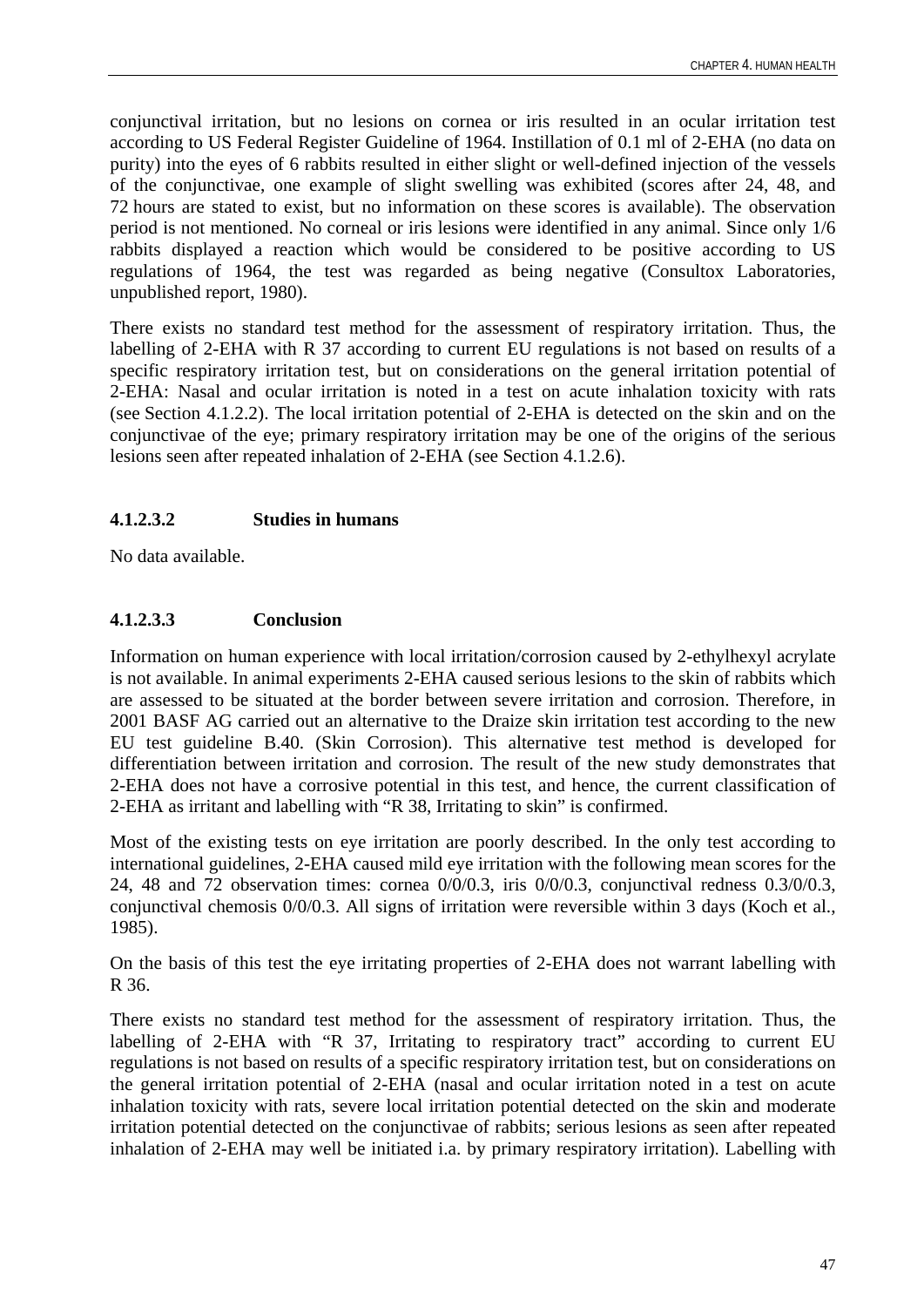conjunctival irritation, but no lesions on cornea or iris resulted in an ocular irritation test according to US Federal Register Guideline of 1964. Instillation of 0.1 ml of 2-EHA (no data on purity) into the eyes of 6 rabbits resulted in either slight or well-defined injection of the vessels of the conjunctivae, one example of slight swelling was exhibited (scores after 24, 48, and 72 hours are stated to exist, but no information on these scores is available). The observation period is not mentioned. No corneal or iris lesions were identified in any animal. Since only 1/6 rabbits displayed a reaction which would be considered to be positive according to US regulations of 1964, the test was regarded as being negative (Consultox Laboratories, unpublished report, 1980).

There exists no standard test method for the assessment of respiratory irritation. Thus, the labelling of 2-EHA with R 37 according to current EU regulations is not based on results of a specific respiratory irritation test, but on considerations on the general irritation potential of 2-EHA: Nasal and ocular irritation is noted in a test on acute inhalation toxicity with rats (see Section 4.1.2.2). The local irritation potential of 2-EHA is detected on the skin and on the conjunctivae of the eye; primary respiratory irritation may be one of the origins of the serious lesions seen after repeated inhalation of 2-EHA (see Section 4.1.2.6).

#### 4.1.2.3.2 Studies in humans

No data available.

#### 4.1.2.3.3 Conclusion

Information on human experience with local irritation/corrosion caused by 2-ethylhexyl acrylate is not available. In animal experiments 2-EHA caused serious lesions to the skin of rabbits which are assessed to be situated at the border between severe irritation and corrosion. Therefore, in 2001 BASF AG carried out an alternative to the Draize skin irritation test according to the new EU test guideline B.40. (Skin Corrosion). This alternative test method is developed for differentiation between irritation and corrosion. The result of the new study demonstrates that 2-EHA does not have a corrosive potential in this test, and hence, the current classification of 2-EHA as irritant and labelling with "R 38, Irritating to skin" is confirmed.

Most of the existing tests on eye irritation are poorly described. In the only test according to international guidelines, 2-EHA caused mild eye irritation with the following mean scores for the 24, 48 and 72 observation times: cornea 0/0/0.3, iris 0/0/0.3, conjunctival redness 0.3/0/0.3, conjunctival chemosis 0/0/0.3. All signs of irritation were reversible within 3 days (Koch et al., 1985).

On the basis of this test the eye irritating properties of 2-EHA does not warrant labelling with R 36.

There exists no standard test method for the assessment of respiratory irritation. Thus, the labelling of 2-EHA with "R 37, Irritating to respiratory tract" according to current EU regulations is not based on results of a specific respiratory irritation test, but on considerations on the general irritation potential of 2-EHA (nasal and ocular irritation noted in a test on acute inhalation toxicity with rats, severe local irritation potential detected on the skin and moderate irritation potential detected on the conjunctivae of rabbits; serious lesions as seen after repeated inhalation of 2-EHA may well be initiated i.a. by primary respiratory irritation). Labelling with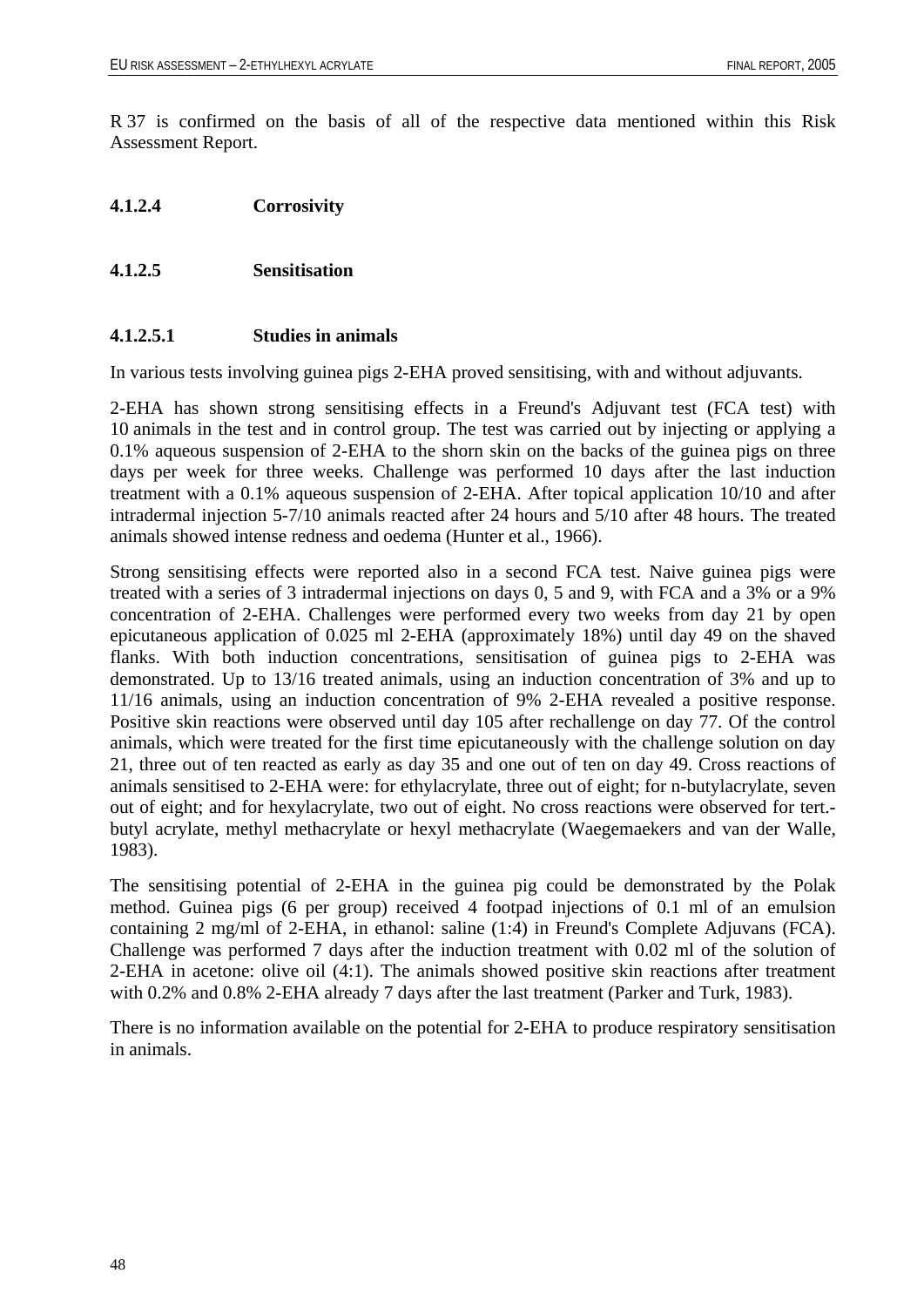R 37 is confirmed on the basis of all of the respective data mentioned within this Risk Assessment Report.

### 4.1.2.4 Corrosivity

### 4.1.2.5 Sensitisation

#### 4.1.2.5.1 Studies in animals

In various tests involving guinea pigs 2-EHA proved sensitising, with and without adjuvants.

2-EHA has shown strong sensitising effects in a Freund's Adjuvant test (FCA test) with 10 animals in the test and in control group. The test was carried out by injecting or applying a 0.1% aqueous suspension of 2-EHA to the shorn skin on the backs of the guinea pigs on three days per week for three weeks. Challenge was performed 10 days after the last induction treatment with a 0.1% aqueous suspension of 2-EHA. After topical application 10/10 and after intradermal injection 5-7/10 animals reacted after 24 hours and 5/10 after 48 hours. The treated animals showed intense redness and oedema (Hunter et al., 1966).

Strong sensitising effects were reported also in a second FCA test. Naive guinea pigs were treated with a series of 3 intradermal injections on days 0, 5 and 9, with FCA and a 3% or a 9% concentration of 2-EHA. Challenges were performed every two weeks from day 21 by open epicutaneous application of 0.025 ml 2-EHA (approximately 18%) until day 49 on the shaved flanks. With both induction concentrations, sensitisation of guinea pigs to 2-EHA was demonstrated. Up to 13/16 treated animals, using an induction concentration of 3% and up to 11/16 animals, using an induction concentration of 9% 2-EHA revealed a positive response. Positive skin reactions were observed until day 105 after rechallenge on day 77. Of the control animals, which were treated for the first time epicutaneously with the challenge solution on day 21, three out of ten reacted as early as day 35 and one out of ten on day 49. Cross reactions of animals sensitised to 2-EHA were: for ethylacrylate, three out of eight; for n-butylacrylate, seven out of eight; and for hexylacrylate, two out of eight. No cross reactions were observed for tert.-butyl acrylate, methyl methacrylate or hexyl methacrylate (Waegemaekers and van der Walle, 1983).

The sensitising potential of 2-EHA in the guinea pig could be demonstrated by the Polak method. Guinea pigs (6 per group) received 4 footpad injections of 0.1 ml of an emulsion containing 2 mg/ml of 2-EHA, in ethanol: saline (1:4) in Freund's Complete Adjuvans (FCA). Challenge was performed 7 days after the induction treatment with 0.02 ml of the solution of 2-EHA in acetone: olive oil (4:1). The animals showed positive skin reactions after treatment with 0.2% and 0.8% 2-EHA already 7 days after the last treatment (Parker and Turk, 1983).

There is no information available on the potential for 2-EHA to produce respiratory sensitisation in animals.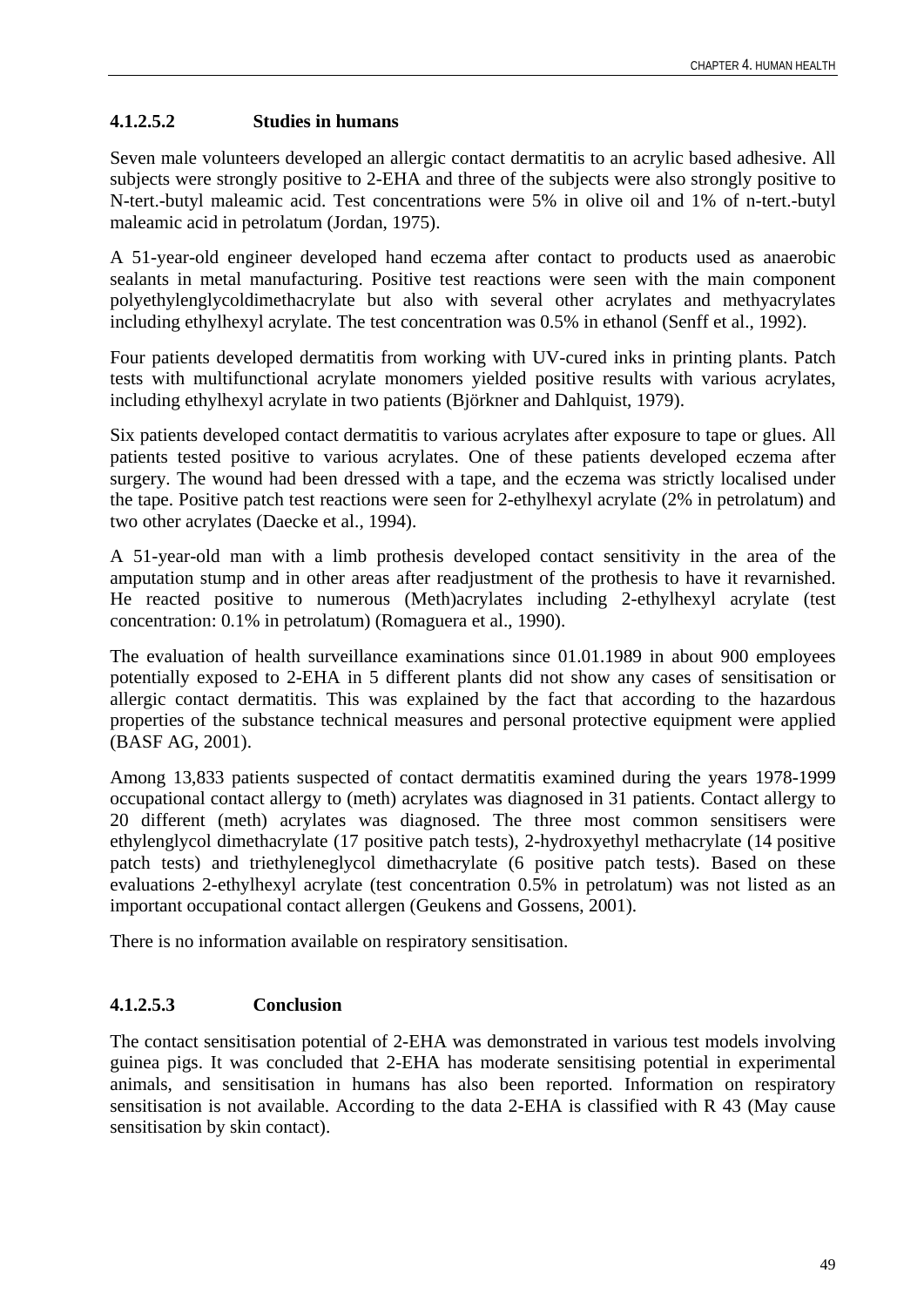#### 4.1.2.5.2 Studies in humans

Seven male volunteers developed an allergic contact dermatitis to an acrylic based adhesive. All subjects were strongly positive to 2-EHA and three of the subjects were also strongly positive to N-tert.-butyl maleamic acid. Test concentrations were 5% in olive oil and 1% of n-tert.-butyl maleamic acid in petrolatum (Jordan, 1975).

A 51-year-old engineer developed hand eczema after contact to products used as anaerobic sealants in metal manufacturing. Positive test reactions were seen with the main component polyethylenglycoldimethacrylate but also with several other acrylates and methyacrylates including ethylhexyl acrylate. The test concentration was 0.5% in ethanol (Senff et al., 1992).

Four patients developed dermatitis from working with UV-cured inks in printing plants. Patch tests with multifunctional acrylate monomers yielded positive results with various acrylates, including ethylhexyl acrylate in two patients (Björkner and Dahlquist, 1979).

Six patients developed contact dermatitis to various acrylates after exposure to tape or glues. All patients tested positive to various acrylates. One of these patients developed eczema after surgery. The wound had been dressed with a tape, and the eczema was strictly localised under the tape. Positive patch test reactions were seen for 2-ethylhexyl acrylate (2% in petrolatum) and two other acrylates (Daecke et al., 1994).

A 51-year-old man with a limb prothesis developed contact sensitivity in the area of the amputation stump and in other areas after readjustment of the prothesis to have it revarnished. He reacted positive to numerous (Meth)acrylates including 2-ethylhexyl acrylate (test concentration: 0.1% in petrolatum) (Romaguera et al., 1990).

The evaluation of health surveillance examinations since 01.01.1989 in about 900 employees potentially exposed to 2-EHA in 5 different plants did not show any cases of sensitisation or allergic contact dermatitis. This was explained by the fact that according to the hazardous properties of the substance technical measures and personal protective equipment were applied (BASF AG, 2001).

Among 13,833 patients suspected of contact dermatitis examined during the years 1978-1999 occupational contact allergy to (meth) acrylates was diagnosed in 31 patients. Contact allergy to 20 different (meth) acrylates was diagnosed. The three most common sensitisers were ethylenglycol dimethacrylate (17 positive patch tests), 2-hydroxyethyl methacrylate (14 positive patch tests) and triethyleneglycol dimethacrylate (6 positive patch tests). Based on these evaluations 2-ethylhexyl acrylate (test concentration 0.5% in petrolatum) was not listed as an important occupational contact allergen (Geukens and Gossens, 2001).

There is no information available on respiratory sensitisation.

#### 4.1.2.5.3 Conclusion

The contact sensitisation potential of 2-EHA was demonstrated in various test models involving guinea pigs. It was concluded that 2-EHA has moderate sensitising potential in experimental animals, and sensitisation in humans has also been reported. Information on respiratory sensitisation is not available. According to the data 2-EHA is classified with R 43 (May cause sensitisation by skin contact).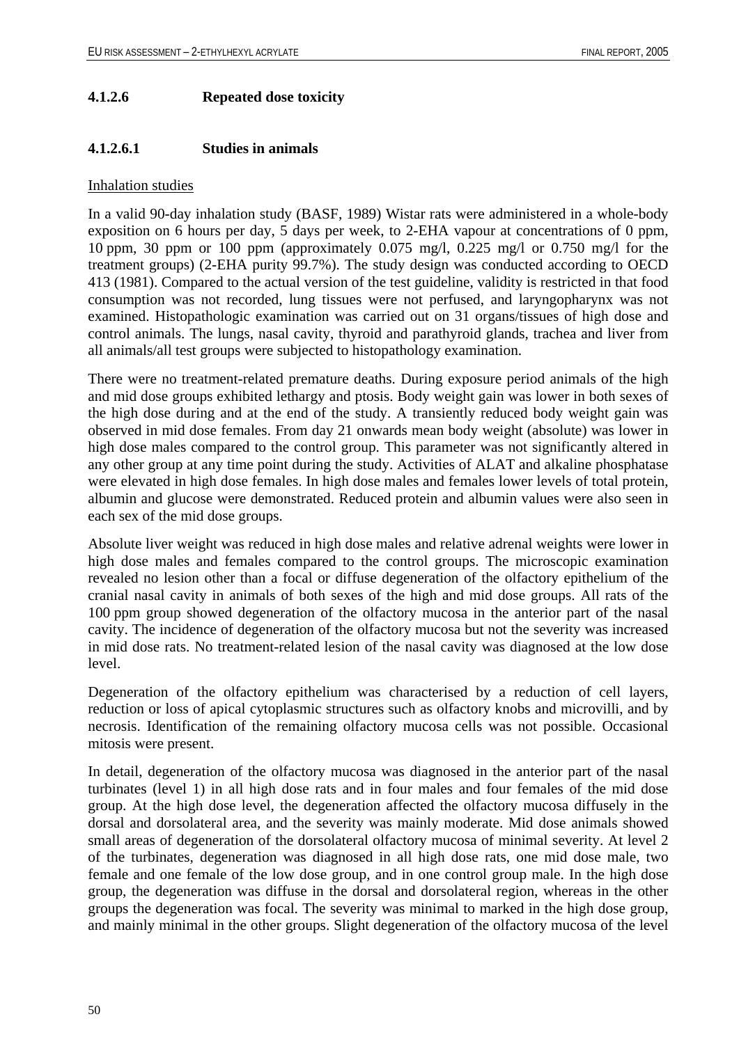### 4.1.2.6 Repeated dose toxicity

#### 4.1.2.6.1 Studies in animals

Inhalation studies

In a valid 90-day inhalation study (BASF, 1989) Wistar rats were administered in a whole-body exposition on 6 hours per day, 5 days per week, to 2-EHA vapour at concentrations of 0 ppm, 10 ppm, 30 ppm or 100 ppm (approximately 0.075 mg/l, 0.225 mg/l or 0.750 mg/l for the treatment groups) (2-EHA purity 99.7%). The study design was conducted according to OECD 413 (1981). Compared to the actual version of the test guideline, validity is restricted in that food consumption was not recorded, lung tissues were not perfused, and laryngopharynx was not examined. Histopathologic examination was carried out on 31 organs/tissues of high dose and control animals. The lungs, nasal cavity, thyroid and parathyroid glands, trachea and liver from all animals/all test groups were subjected to histopathology examination.

There were no treatment-related premature deaths. During exposure period animals of the high and mid dose groups exhibited lethargy and ptosis. Body weight gain was lower in both sexes of the high dose during and at the end of the study. A transiently reduced body weight gain was observed in mid dose females. From day 21 onwards mean body weight (absolute) was lower in high dose males compared to the control group. This parameter was not significantly altered in any other group at any time point during the study. Activities of ALAT and alkaline phosphatase were elevated in high dose females. In high dose males and females lower levels of total protein, albumin and glucose were demonstrated. Reduced protein and albumin values were also seen in each sex of the mid dose groups.

Absolute liver weight was reduced in high dose males and relative adrenal weights were lower in high dose males and females compared to the control groups. The microscopic examination revealed no lesion other than a focal or diffuse degeneration of the olfactory epithelium of the cranial nasal cavity in animals of both sexes of the high and mid dose groups. All rats of the 100 ppm group showed degeneration of the olfactory mucosa in the anterior part of the nasal cavity. The incidence of degeneration of the olfactory mucosa but not the severity was increased in mid dose rats. No treatment-related lesion of the nasal cavity was diagnosed at the low dose level.

Degeneration of the olfactory epithelium was characterised by a reduction of cell layers, reduction or loss of apical cytoplasmic structures such as olfactory knobs and microvilli, and by necrosis. Identification of the remaining olfactory mucosa cells was not possible. Occasional mitosis were present.

In detail, degeneration of the olfactory mucosa was diagnosed in the anterior part of the nasal turbinates (level 1) in all high dose rats and in four males and four females of the mid dose group. At the high dose level, the degeneration affected the olfactory mucosa diffusely in the dorsal and dorsolateral area, and the severity was mainly moderate. Mid dose animals showed small areas of degeneration of the dorsolateral olfactory mucosa of minimal severity. At level 2 of the turbinates, degeneration was diagnosed in all high dose rats, one mid dose male, two female and one female of the low dose group, and in one control group male. In the high dose group, the degeneration was diffuse in the dorsal and dorsolateral region, whereas in the other groups the degeneration was focal. The severity was minimal to marked in the high dose group, and mainly minimal in the other groups. Slight degeneration of the olfactory mucosa of the level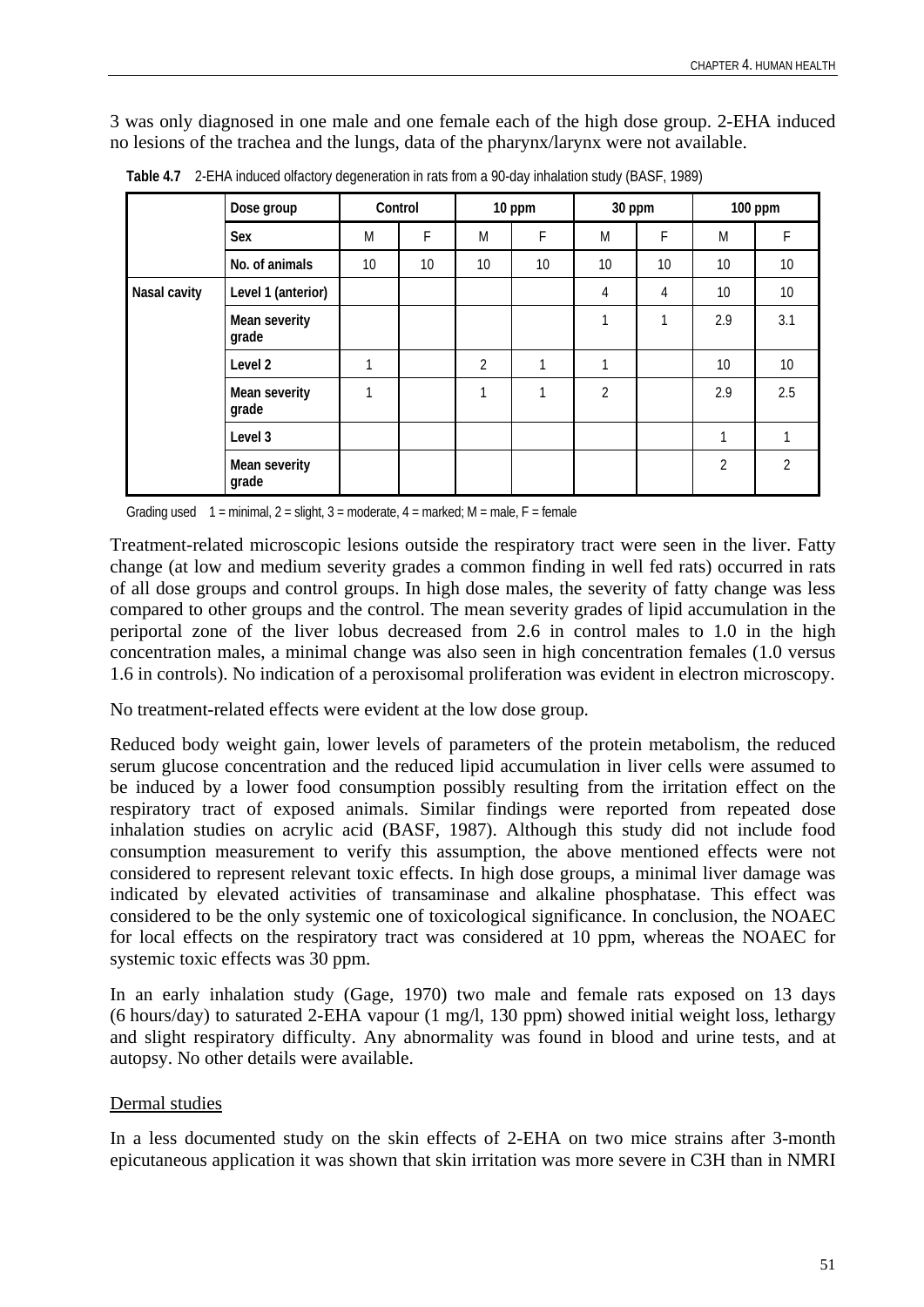3 was only diagnosed in one male and one female each of the high dose group. 2-EHA induced no lesions of the trachea and the lungs, data of the pharynx/larynx were not available.

**Table 4.7** 2-EHA induced olfactory degeneration in rats from a 90-day inhalation study (BASF, 1989)

| | Dose group | Control | | 10 ppm | | 30 ppm | | 100 ppm | |
|---|---|---|---|---|---|---|---|---|---|
| | Sex | M | F | M | F | M | F | M | F |
| | No. of animals | 10 | 10 | 10 | 10 | 10 | 10 | 10 | 10 |
| Nasal cavity | Level 1 (anterior) | | | | | 4 | 4 | 10 | 10 |
| | Mean severity grade | | | | | 1 | 1 | 2.9 | 3.1 |
| | Level 2 | 1 | | 2 | 1 | 1 | | 10 | 10 |
| | Mean severity grade | 1 | | 1 | 1 | 2 | | 2.9 | 2.5 |
| | Level 3 | | | | | | | 1 | 1 |
| | Mean severity grade | | | | | | | 2 | 2 |

Grading used 1 = minimal, 2 = slight, 3 = moderate, 4 = marked; M = male, F = female

Treatment-related microscopic lesions outside the respiratory tract were seen in the liver. Fatty change (at low and medium severity grades a common finding in well fed rats) occurred in rats of all dose groups and control groups. In high dose males, the severity of fatty change was less compared to other groups and the control. The mean severity grades of lipid accumulation in the periportal zone of the liver lobus decreased from 2.6 in control males to 1.0 in the high concentration males, a minimal change was also seen in high concentration females (1.0 versus 1.6 in controls). No indication of a peroxisomal proliferation was evident in electron microscopy.

No treatment-related effects were evident at the low dose group.

Reduced body weight gain, lower levels of parameters of the protein metabolism, the reduced serum glucose concentration and the reduced lipid accumulation in liver cells were assumed to be induced by a lower food consumption possibly resulting from the irritation effect on the respiratory tract of exposed animals. Similar findings were reported from repeated dose inhalation studies on acrylic acid (BASF, 1987). Although this study did not include food consumption measurement to verify this assumption, the above mentioned effects were not considered to represent relevant toxic effects. In high dose groups, a minimal liver damage was indicated by elevated activities of transaminase and alkaline phosphatase. This effect was considered to be the only systemic one of toxicological significance. In conclusion, the NOAEC for local effects on the respiratory tract was considered at 10 ppm, whereas the NOAEC for systemic toxic effects was 30 ppm.

In an early inhalation study (Gage, 1970) two male and female rats exposed on 13 days (6 hours/day) to saturated 2-EHA vapour (1 mg/l, 130 ppm) showed initial weight loss, lethargy and slight respiratory difficulty. Any abnormality was found in blood and urine tests, and at autopsy. No other details were available.

Dermal studies

In a less documented study on the skin effects of 2-EHA on two mice strains after 3-month epicutaneous application it was shown that skin irritation was more severe in C3H than in NMRI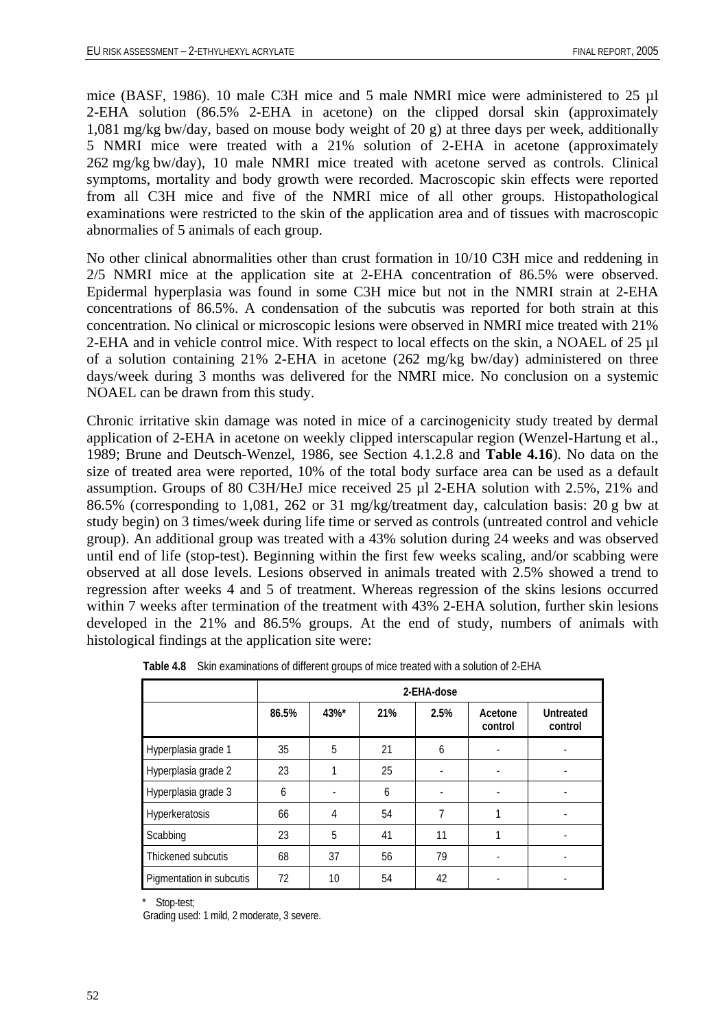mice (BASF, 1986). 10 male C3H mice and 5 male NMRI mice were administered to 25 µl 2-EHA solution (86.5% 2-EHA in acetone) on the clipped dorsal skin (approximately 1,081 mg/kg bw/day, based on mouse body weight of 20 g) at three days per week, additionally 5 NMRI mice were treated with a 21% solution of 2-EHA in acetone (approximately 262 mg/kg bw/day), 10 male NMRI mice treated with acetone served as controls. Clinical symptoms, mortality and body growth were recorded. Macroscopic skin effects were reported from all C3H mice and five of the NMRI mice of all other groups. Histopathological examinations were restricted to the skin of the application area and of tissues with macroscopic abnormalies of 5 animals of each group.

No other clinical abnormalities other than crust formation in 10/10 C3H mice and reddening in 2/5 NMRI mice at the application site at 2-EHA concentration of 86.5% were observed. Epidermal hyperplasia was found in some C3H mice but not in the NMRI strain at 2-EHA concentrations of 86.5%. A condensation of the subcutis was reported for both strain at this concentration. No clinical or microscopic lesions were observed in NMRI mice treated with 21% 2-EHA and in vehicle control mice. With respect to local effects on the skin, a NOAEL of 25 µl of a solution containing 21% 2-EHA in acetone (262 mg/kg bw/day) administered on three days/week during 3 months was delivered for the NMRI mice. No conclusion on a systemic NOAEL can be drawn from this study.

Chronic irritative skin damage was noted in mice of a carcinogenicity study treated by dermal application of 2-EHA in acetone on weekly clipped interscapular region (Wenzel-Hartung et al., 1989; Brune and Deutsch-Wenzel, 1986, see Section 4.1.2.8 and **Table 4.16**). No data on the size of treated area were reported, 10% of the total body surface area can be used as a default assumption. Groups of 80 C3H/HeJ mice received 25 µl 2-EHA solution with 2.5%, 21% and 86.5% (corresponding to 1,081, 262 or 31 mg/kg/treatment day, calculation basis: 20 g bw at study begin) on 3 times/week during life time or served as controls (untreated control and vehicle group). An additional group was treated with a 43% solution during 24 weeks and was observed until end of life (stop-test). Beginning within the first few weeks scaling, and/or scabbing were observed at all dose levels. Lesions observed in animals treated with 2.5% showed a trend to regression after weeks 4 and 5 of treatment. Whereas regression of the skins lesions occurred within 7 weeks after termination of the treatment with 43% 2-EHA solution, further skin lesions developed in the 21% and 86.5% groups. At the end of study, numbers of animals with histological findings at the application site were:

**Table 4.8** Skin examinations of different groups of mice treated with a solution of 2-EHA

| | 2-EHA-dose | | | | | |
|---|---|---|---|---|---|---|
| | 86.5% | 43%* | 21% | 2.5% | Acetone control | Untreated control |
| Hyperplasia grade 1 | 35 | 5 | 21 | 6 | - | - |
| Hyperplasia grade 2 | 23 | 1 | 25 | - | - | - |
| Hyperplasia grade 3 | 6 | - | 6 | - | - | - |
| Hyperkeratosis | 66 | 4 | 54 | 7 | 1 | - |
| Scabbing | 23 | 5 | 41 | 11 | 1 | - |
| Thickened subcutis | 68 | 37 | 56 | 79 | - | - |
| Pigmentation in subcutis | 72 | 10 | 54 | 42 | - | - |

\* Stop-test;

Grading used: 1 mild, 2 moderate, 3 severe.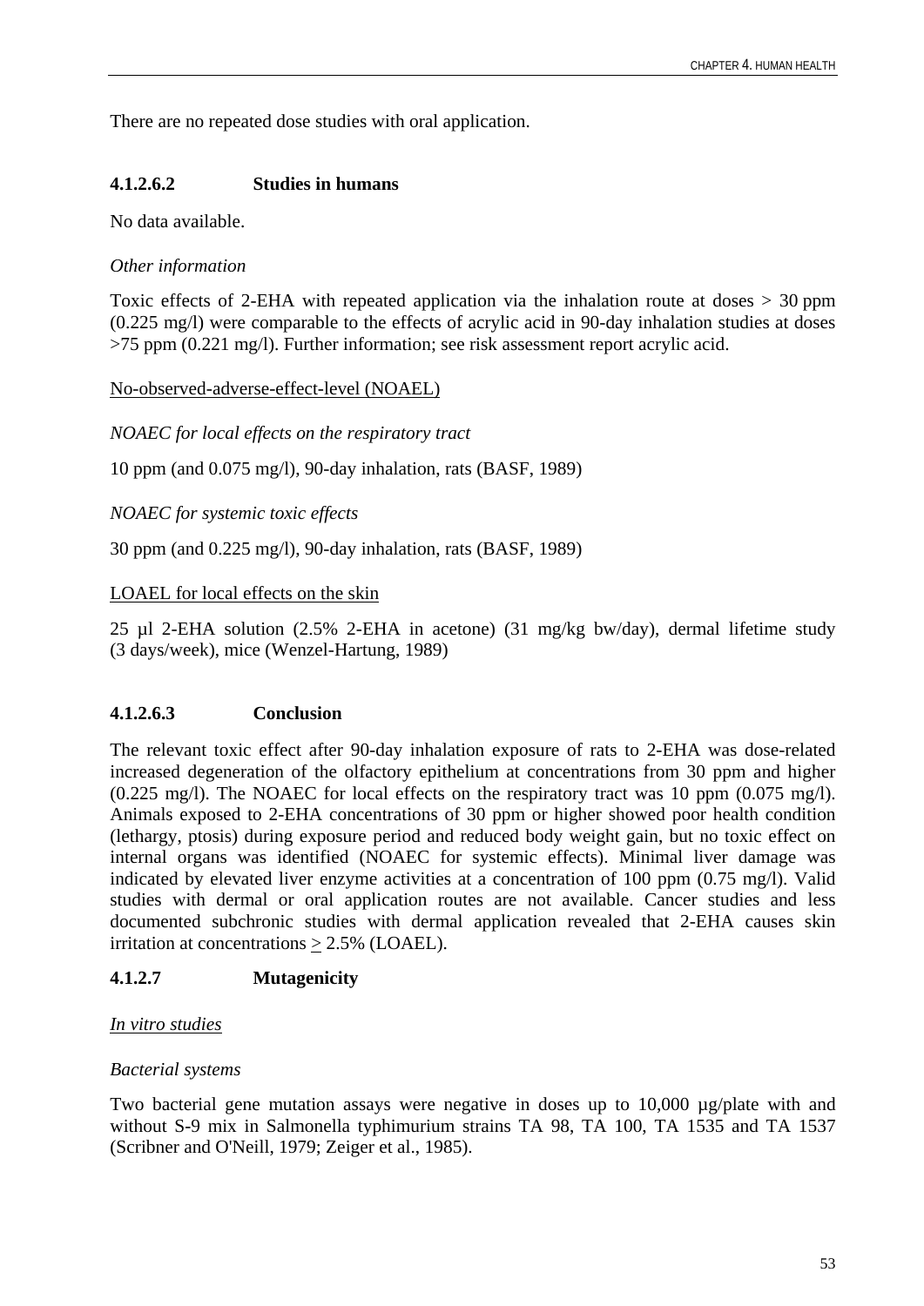There are no repeated dose studies with oral application.

#### 4.1.2.6.2 Studies in humans

No data available.

*Other information*

Toxic effects of 2-EHA with repeated application via the inhalation route at doses > 30 ppm (0.225 mg/l) were comparable to the effects of acrylic acid in 90-day inhalation studies at doses >75 ppm (0.221 mg/l). Further information; see risk assessment report acrylic acid.

<u>No-observed-adverse-effect-level (NOAEL)</u>

*NOAEC for local effects on the respiratory tract*

10 ppm (and 0.075 mg/l), 90-day inhalation, rats (BASF, 1989)

*NOAEC for systemic toxic effects*

30 ppm (and 0.225 mg/l), 90-day inhalation, rats (BASF, 1989)

<u>LOAEL for local effects on the skin</u>

25 µl 2-EHA solution (2.5% 2-EHA in acetone) (31 mg/kg bw/day), dermal lifetime study (3 days/week), mice (Wenzel-Hartung, 1989)

#### 4.1.2.6.3 Conclusion

The relevant toxic effect after 90-day inhalation exposure of rats to 2-EHA was dose-related increased degeneration of the olfactory epithelium at concentrations from 30 ppm and higher (0.225 mg/l). The NOAEC for local effects on the respiratory tract was 10 ppm (0.075 mg/l). Animals exposed to 2-EHA concentrations of 30 ppm or higher showed poor health condition (lethargy, ptosis) during exposure period and reduced body weight gain, but no toxic effect on internal organs was identified (NOAEC for systemic effects). Minimal liver damage was indicated by elevated liver enzyme activities at a concentration of 100 ppm (0.75 mg/l). Valid studies with dermal or oral application routes are not available. Cancer studies and less documented subchronic studies with dermal application revealed that 2-EHA causes skin irritation at concentrations ≥ 2.5% (LOAEL).

### 4.1.2.7 Mutagenicity

<u>*In vitro studies*</u>

*Bacterial systems*

Two bacterial gene mutation assays were negative in doses up to 10,000 µg/plate with and without S-9 mix in Salmonella typhimurium strains TA 98, TA 100, TA 1535 and TA 1537 (Scribner and O'Neill, 1979; Zeiger et al., 1985).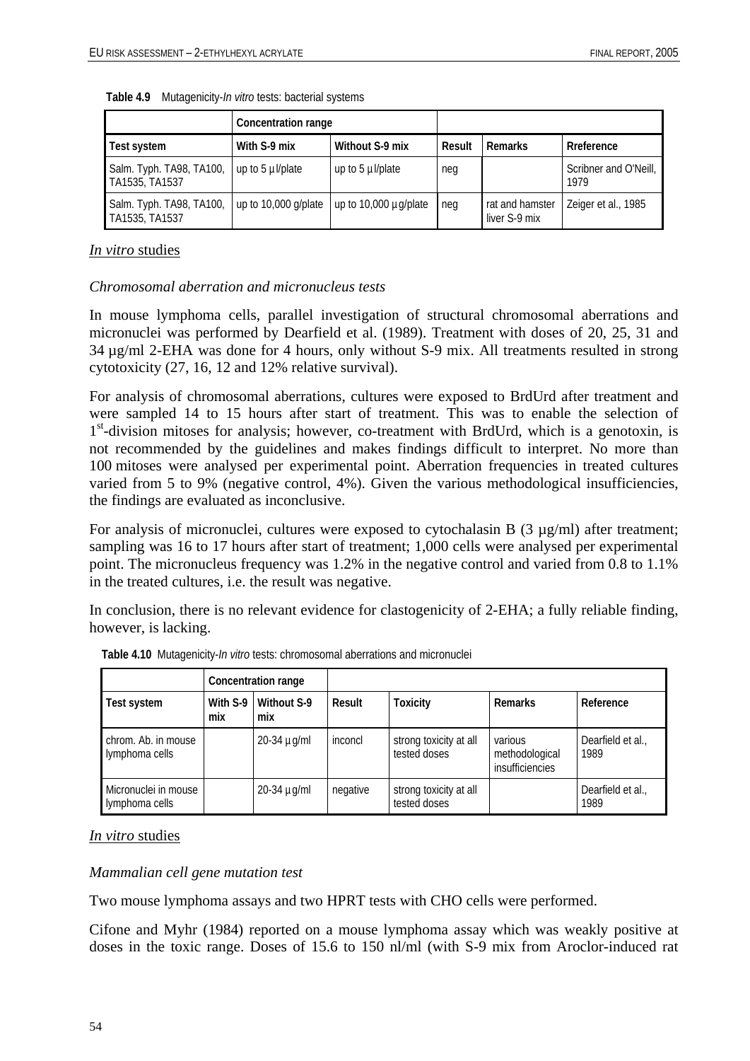**Table 4.9** Mutagenicity-*In vitro* tests: bacterial systems

| | Concentration range | | | | |
|---|---|---|---|---|---|
| **Test system** | **With S-9 mix** | **Without S-9 mix** | **Result** | **Remarks** | **Rreference** |
| Salm. Typh. TA98, TA100, TA1535, TA1537 | up to 5 µl/plate | up to 5 µl/plate | neg | | Scribner and O'Neill, 1979 |
| Salm. Typh. TA98, TA100, TA1535, TA1537 | up to 10,000 g/plate | up to 10,000 µg/plate | neg | rat and hamster liver S-9 mix | Zeiger et al., 1985 |

<u>*In vitro* studies</u>

*Chromosomal aberration and micronucleus tests*

In mouse lymphoma cells, parallel investigation of structural chromosomal aberrations and micronuclei was performed by Dearfield et al. (1989). Treatment with doses of 20, 25, 31 and 34 µg/ml 2-EHA was done for 4 hours, only without S-9 mix. All treatments resulted in strong cytotoxicity (27, 16, 12 and 12% relative survival).

For analysis of chromosomal aberrations, cultures were exposed to BrdUrd after treatment and were sampled 14 to 15 hours after start of treatment. This was to enable the selection of 1st-division mitoses for analysis; however, co-treatment with BrdUrd, which is a genotoxin, is not recommended by the guidelines and makes findings difficult to interpret. No more than 100 mitoses were analysed per experimental point. Aberration frequencies in treated cultures varied from 5 to 9% (negative control, 4%). Given the various methodological insufficiencies, the findings are evaluated as inconclusive.

For analysis of micronuclei, cultures were exposed to cytochalasin B (3 µg/ml) after treatment; sampling was 16 to 17 hours after start of treatment; 1,000 cells were analysed per experimental point. The micronucleus frequency was 1.2% in the negative control and varied from 0.8 to 1.1% in the treated cultures, i.e. the result was negative.

In conclusion, there is no relevant evidence for clastogenicity of 2-EHA; a fully reliable finding, however, is lacking.

**Table 4.10** Mutagenicity-*In vitro* tests: chromosomal aberrations and micronuclei

| | Concentration range | | | | | |
|---|---|---|---|---|---|---|
| **Test system** | **With S-9 mix** | **Without S-9 mix** | **Result** | **Toxicity** | **Remarks** | **Reference** |
| chrom. Ab. in mouse lymphoma cells | | 20-34 µg/ml | inconcl | strong toxicity at all tested doses | various methodological insufficiencies | Dearfield et al., 1989 |
| Micronuclei in mouse lymphoma cells | | 20-34 µg/ml | negative | strong toxicity at all tested doses | | Dearfield et al., 1989 |

<u>*In vitro* studies</u>

*Mammalian cell gene mutation test*

Two mouse lymphoma assays and two HPRT tests with CHO cells were performed.

Cifone and Myhr (1984) reported on a mouse lymphoma assay which was weakly positive at doses in the toxic range. Doses of 15.6 to 150 nl/ml (with S-9 mix from Aroclor-induced rat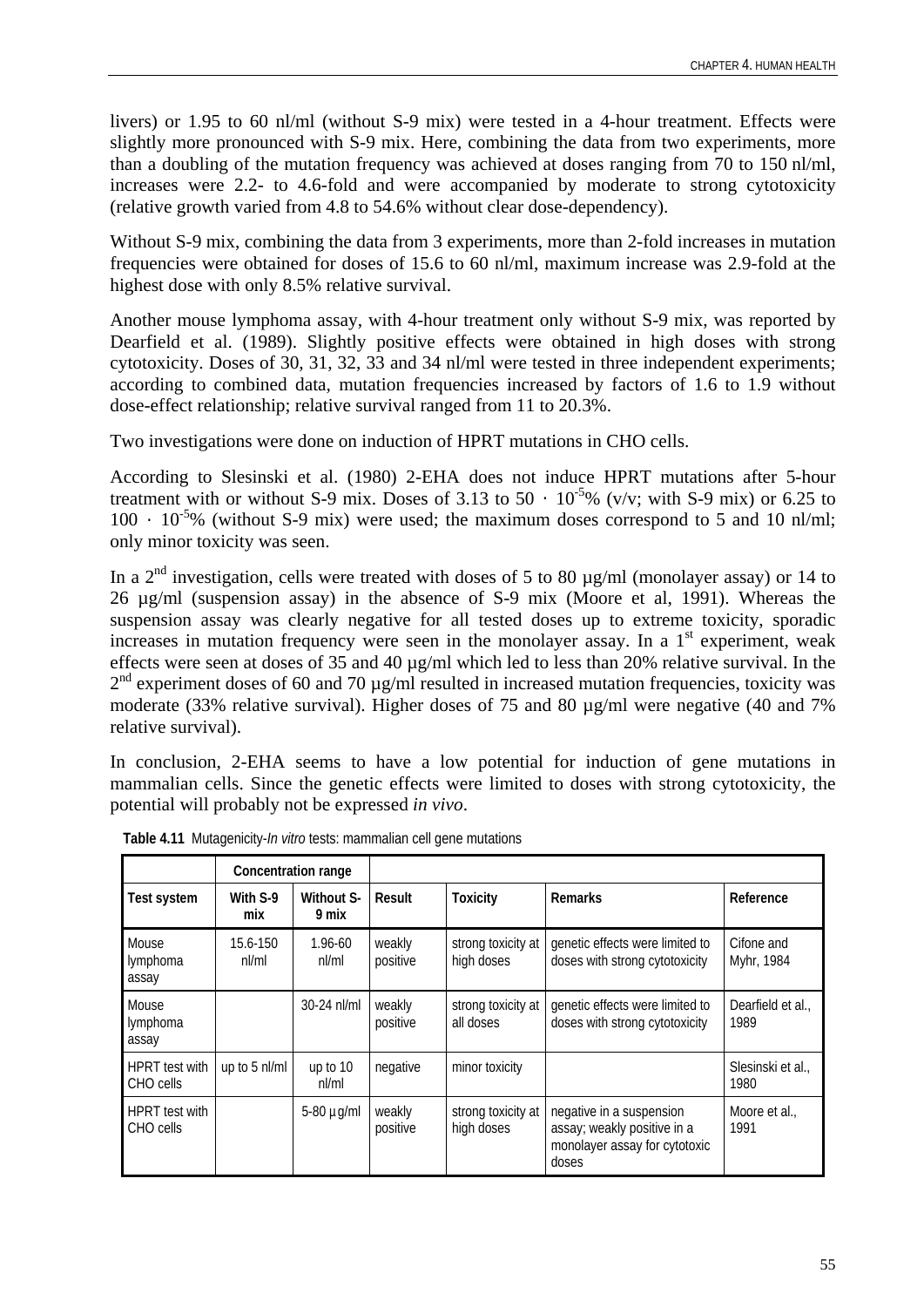livers) or 1.95 to 60 nl/ml (without S-9 mix) were tested in a 4-hour treatment. Effects were slightly more pronounced with S-9 mix. Here, combining the data from two experiments, more than a doubling of the mutation frequency was achieved at doses ranging from 70 to 150 nl/ml, increases were 2.2- to 4.6-fold and were accompanied by moderate to strong cytotoxicity (relative growth varied from 4.8 to 54.6% without clear dose-dependency).

Without S-9 mix, combining the data from 3 experiments, more than 2-fold increases in mutation frequencies were obtained for doses of 15.6 to 60 nl/ml, maximum increase was 2.9-fold at the highest dose with only 8.5% relative survival.

Another mouse lymphoma assay, with 4-hour treatment only without S-9 mix, was reported by Dearfield et al. (1989). Slightly positive effects were obtained in high doses with strong cytotoxicity. Doses of 30, 31, 32, 33 and 34 nl/ml were tested in three independent experiments; according to combined data, mutation frequencies increased by factors of 1.6 to 1.9 without dose-effect relationship; relative survival ranged from 11 to 20.3%.

Two investigations were done on induction of HPRT mutations in CHO cells.

According to Slesinski et al. (1980) 2-EHA does not induce HPRT mutations after 5-hour treatment with or without S-9 mix. Doses of 3.13 to $50 \cdot 10^{-5}$% (v/v; with S-9 mix) or 6.25 to $100 \cdot 10^{-5}$% (without S-9 mix) were used; the maximum doses correspond to 5 and 10 nl/ml; only minor toxicity was seen.

In a 2nd investigation, cells were treated with doses of 5 to 80 µg/ml (monolayer assay) or 14 to 26 µg/ml (suspension assay) in the absence of S-9 mix (Moore et al, 1991). Whereas the suspension assay was clearly negative for all tested doses up to extreme toxicity, sporadic increases in mutation frequency were seen in the monolayer assay. In a 1st experiment, weak effects were seen at doses of 35 and 40 µg/ml which led to less than 20% relative survival. In the 2nd experiment doses of 60 and 70 µg/ml resulted in increased mutation frequencies, toxicity was moderate (33% relative survival). Higher doses of 75 and 80 µg/ml were negative (40 and 7% relative survival).

In conclusion, 2-EHA seems to have a low potential for induction of gene mutations in mammalian cells. Since the genetic effects were limited to doses with strong cytotoxicity, the potential will probably not be expressed *in vivo*.

**Table 4.11** Mutagenicity-*In vitro* tests: mammalian cell gene mutations

| | Concentration range | | | | | |
|---|---|---|---|---|---|---|
| **Test system** | **With S-9 mix** | **Without S-9 mix** | **Result** | **Toxicity** | **Remarks** | **Reference** |
| Mouse lymphoma assay | 15.6-150 nl/ml | 1.96-60 nl/ml | weakly positive | strong toxicity at high doses | genetic effects were limited to doses with strong cytotoxicity | Cifone and Myhr, 1984 |
| Mouse lymphoma assay | | 30-24 nl/ml | weakly positive | strong toxicity at all doses | genetic effects were limited to doses with strong cytotoxicity | Dearfield et al., 1989 |
| HPRT test with CHO cells | up to 5 nl/ml | up to 10 nl/ml | negative | minor toxicity | | Slesinski et al., 1980 |
| HPRT test with CHO cells | | 5-80 µg/ml | weakly positive | strong toxicity at high doses | negative in a suspension assay; weakly positive in a monolayer assay for cytotoxic doses | Moore et al., 1991 |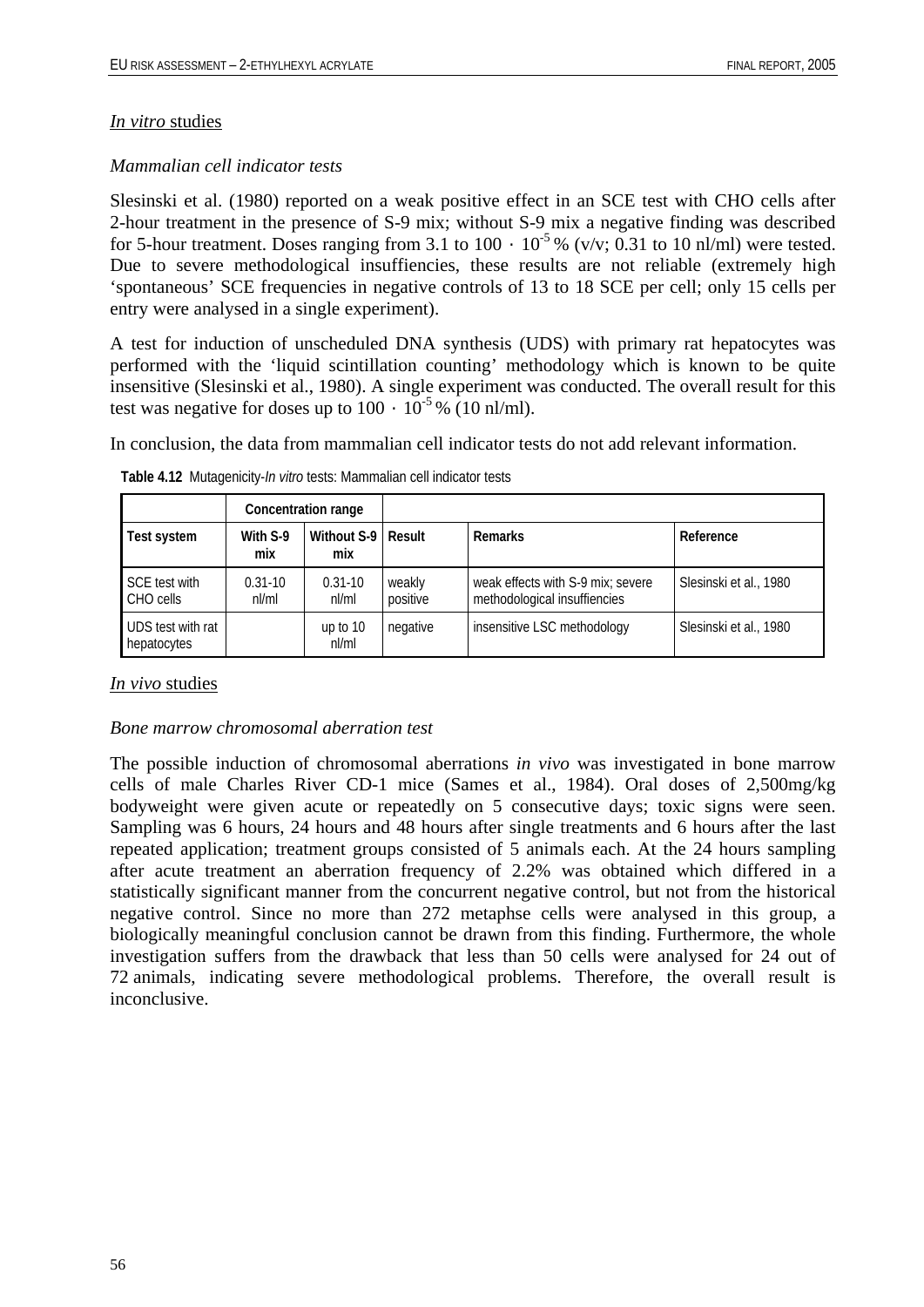*In vitro* studies

*Mammalian cell indicator tests*

Slesinski et al. (1980) reported on a weak positive effect in an SCE test with CHO cells after 2-hour treatment in the presence of S-9 mix; without S-9 mix a negative finding was described for 5-hour treatment. Doses ranging from 3.1 to $100 \cdot 10^{-5}$ % (v/v; 0.31 to 10 nl/ml) were tested. Due to severe methodological insuffiencies, these results are not reliable (extremely high 'spontaneous' SCE frequencies in negative controls of 13 to 18 SCE per cell; only 15 cells per entry were analysed in a single experiment).

A test for induction of unscheduled DNA synthesis (UDS) with primary rat hepatocytes was performed with the 'liquid scintillation counting' methodology which is known to be quite insensitive (Slesinski et al., 1980). A single experiment was conducted. The overall result for this test was negative for doses up to $100 \cdot 10^{-5}$ % (10 nl/ml).

In conclusion, the data from mammalian cell indicator tests do not add relevant information.

**Table 4.12** Mutagenicity-*In vitro* tests: Mammalian cell indicator tests

| | Concentration range | | | | |
|---|---|---|---|---|---|
| **Test system** | **With S-9 mix** | **Without S-9 mix** | **Result** | **Remarks** | **Reference** |
| SCE test with CHO cells | 0.31-10 nl/ml | 0.31-10 nl/ml | weakly positive | weak effects with S-9 mix; severe methodological insuffiencies | Slesinski et al., 1980 |
| UDS test with rat hepatocytes | | up to 10 nl/ml | negative | insensitive LSC methodology | Slesinski et al., 1980 |

*In vivo* studies

*Bone marrow chromosomal aberration test*

The possible induction of chromosomal aberrations *in vivo* was investigated in bone marrow cells of male Charles River CD-1 mice (Sames et al., 1984). Oral doses of 2,500mg/kg bodyweight were given acute or repeatedly on 5 consecutive days; toxic signs were seen. Sampling was 6 hours, 24 hours and 48 hours after single treatments and 6 hours after the last repeated application; treatment groups consisted of 5 animals each. At the 24 hours sampling after acute treatment an aberration frequency of 2.2% was obtained which differed in a statistically significant manner from the concurrent negative control, but not from the historical negative control. Since no more than 272 metaphse cells were analysed in this group, a biologically meaningful conclusion cannot be drawn from this finding. Furthermore, the whole investigation suffers from the drawback that less than 50 cells were analysed for 24 out of 72 animals, indicating severe methodological problems. Therefore, the overall result is inconclusive.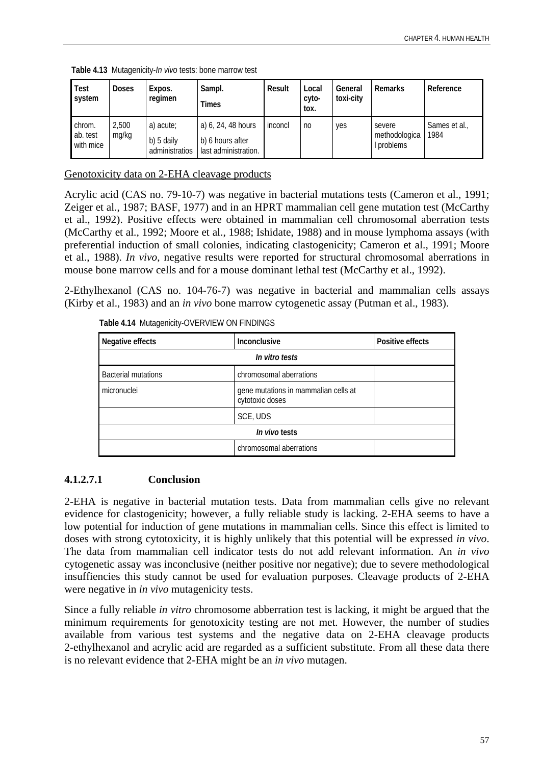**Table 4.13** Mutagenicity-*In vivo* tests: bone marrow test

| Test system | Doses | Expos. regimen | Sampl. Times | Result | Local cyto-tox. | General toxi-city | Remarks | Reference |
|---|---|---|---|---|---|---|---|---|
| chrom. ab. test with mice | 2,500 mg/kg | a) acute; b) 5 daily administratios | a) 6, 24, 48 hours b) 6 hours after last administration. | inconcl | no | yes | severe methodologica l problems | Sames et al., 1984 |

<u>Genotoxicity data on 2-EHA cleavage products</u>

Acrylic acid (CAS no. 79-10-7) was negative in bacterial mutations tests (Cameron et al., 1991; Zeiger et al., 1987; BASF, 1977) and in an HPRT mammalian cell gene mutation test (McCarthy et al., 1992). Positive effects were obtained in mammalian cell chromosomal aberration tests (McCarthy et al., 1992; Moore et al., 1988; Ishidate, 1988) and in mouse lymphoma assays (with preferential induction of small colonies, indicating clastogenicity; Cameron et al., 1991; Moore et al., 1988). *In vivo*, negative results were reported for structural chromosomal aberrations in mouse bone marrow cells and for a mouse dominant lethal test (McCarthy et al., 1992).

2-Ethylhexanol (CAS no. 104-76-7) was negative in bacterial and mammalian cells assays (Kirby et al., 1983) and an *in vivo* bone marrow cytogenetic assay (Putman et al., 1983).

**Table 4.14** Mutagenicity-OVERVIEW ON FINDINGS

| Negative effects | Inconclusive | Positive effects |
|---|---|---|
| | ***In vitro tests*** | |
| Bacterial mutations | chromosomal aberrations | |
| micronuclei | gene mutations in mammalian cells at cytotoxic doses | |
| | SCE, UDS | |
| | ***In vivo* tests** | |
| | chromosomal aberrations | |

### 4.1.2.7.1 Conclusion

2-EHA is negative in bacterial mutation tests. Data from mammalian cells give no relevant evidence for clastogenicity; however, a fully reliable study is lacking. 2-EHA seems to have a low potential for induction of gene mutations in mammalian cells. Since this effect is limited to doses with strong cytotoxicity, it is highly unlikely that this potential will be expressed *in vivo*. The data from mammalian cell indicator tests do not add relevant information. An *in vivo* cytogenetic assay was inconclusive (neither positive nor negative); due to severe methodological insuffiencies this study cannot be used for evaluation purposes. Cleavage products of 2-EHA were negative in *in vivo* mutagenicity tests.

Since a fully reliable *in vitro* chromosome abberration test is lacking, it might be argued that the minimum requirements for genotoxicity testing are not met. However, the number of studies available from various test systems and the negative data on 2-EHA cleavage products 2-ethylhexanol and acrylic acid are regarded as a sufficient substitute. From all these data there is no relevant evidence that 2-EHA might be an *in vivo* mutagen.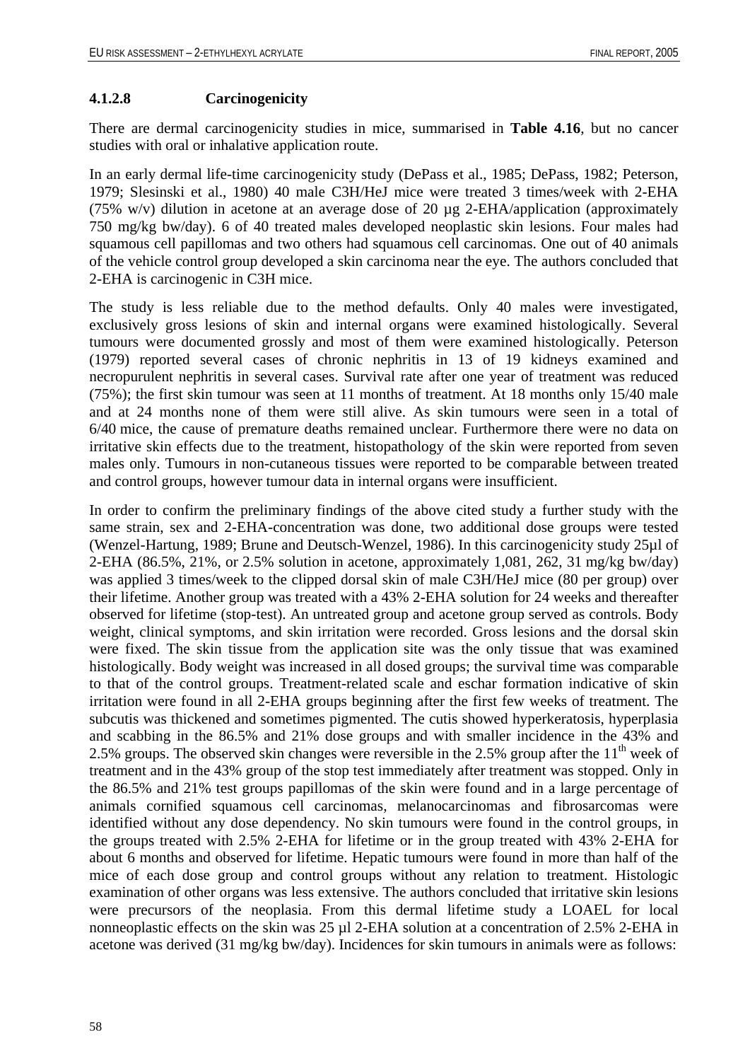#### 4.1.2.8 Carcinogenicity

There are dermal carcinogenicity studies in mice, summarised in **Table 4.16**, but no cancer studies with oral or inhalative application route.

In an early dermal life-time carcinogenicity study (DePass et al., 1985; DePass, 1982; Peterson, 1979; Slesinski et al., 1980) 40 male C3H/HeJ mice were treated 3 times/week with 2-EHA (75% w/v) dilution in acetone at an average dose of 20 µg 2-EHA/application (approximately 750 mg/kg bw/day). 6 of 40 treated males developed neoplastic skin lesions. Four males had squamous cell papillomas and two others had squamous cell carcinomas. One out of 40 animals of the vehicle control group developed a skin carcinoma near the eye. The authors concluded that 2-EHA is carcinogenic in C3H mice.

The study is less reliable due to the method defaults. Only 40 males were investigated, exclusively gross lesions of skin and internal organs were examined histologically. Several tumours were documented grossly and most of them were examined histologically. Peterson (1979) reported several cases of chronic nephritis in 13 of 19 kidneys examined and necropurulent nephritis in several cases. Survival rate after one year of treatment was reduced (75%); the first skin tumour was seen at 11 months of treatment. At 18 months only 15/40 male and at 24 months none of them were still alive. As skin tumours were seen in a total of 6/40 mice, the cause of premature deaths remained unclear. Furthermore there were no data on irritative skin effects due to the treatment, histopathology of the skin were reported from seven males only. Tumours in non-cutaneous tissues were reported to be comparable between treated and control groups, however tumour data in internal organs were insufficient.

In order to confirm the preliminary findings of the above cited study a further study with the same strain, sex and 2-EHA-concentration was done, two additional dose groups were tested (Wenzel-Hartung, 1989; Brune and Deutsch-Wenzel, 1986). In this carcinogenicity study 25µl of 2-EHA (86.5%, 21%, or 2.5% solution in acetone, approximately 1,081, 262, 31 mg/kg bw/day) was applied 3 times/week to the clipped dorsal skin of male C3H/HeJ mice (80 per group) over their lifetime. Another group was treated with a 43% 2-EHA solution for 24 weeks and thereafter observed for lifetime (stop-test). An untreated group and acetone group served as controls. Body weight, clinical symptoms, and skin irritation were recorded. Gross lesions and the dorsal skin were fixed. The skin tissue from the application site was the only tissue that was examined histologically. Body weight was increased in all dosed groups; the survival time was comparable to that of the control groups. Treatment-related scale and eschar formation indicative of skin irritation were found in all 2-EHA groups beginning after the first few weeks of treatment. The subcutis was thickened and sometimes pigmented. The cutis showed hyperkeratosis, hyperplasia and scabbing in the 86.5% and 21% dose groups and with smaller incidence in the 43% and 2.5% groups. The observed skin changes were reversible in the 2.5% group after the 11th week of treatment and in the 43% group of the stop test immediately after treatment was stopped. Only in the 86.5% and 21% test groups papillomas of the skin were found and in a large percentage of animals cornified squamous cell carcinomas, melanocarcinomas and fibrosarcomas were identified without any dose dependency. No skin tumours were found in the control groups, in the groups treated with 2.5% 2-EHA for lifetime or in the group treated with 43% 2-EHA for about 6 months and observed for lifetime. Hepatic tumours were found in more than half of the mice of each dose group and control groups without any relation to treatment. Histologic examination of other organs was less extensive. The authors concluded that irritative skin lesions were precursors of the neoplasia. From this dermal lifetime study a LOAEL for local nonneoplastic effects on the skin was 25 µl 2-EHA solution at a concentration of 2.5% 2-EHA in acetone was derived (31 mg/kg bw/day). Incidences for skin tumours in animals were as follows: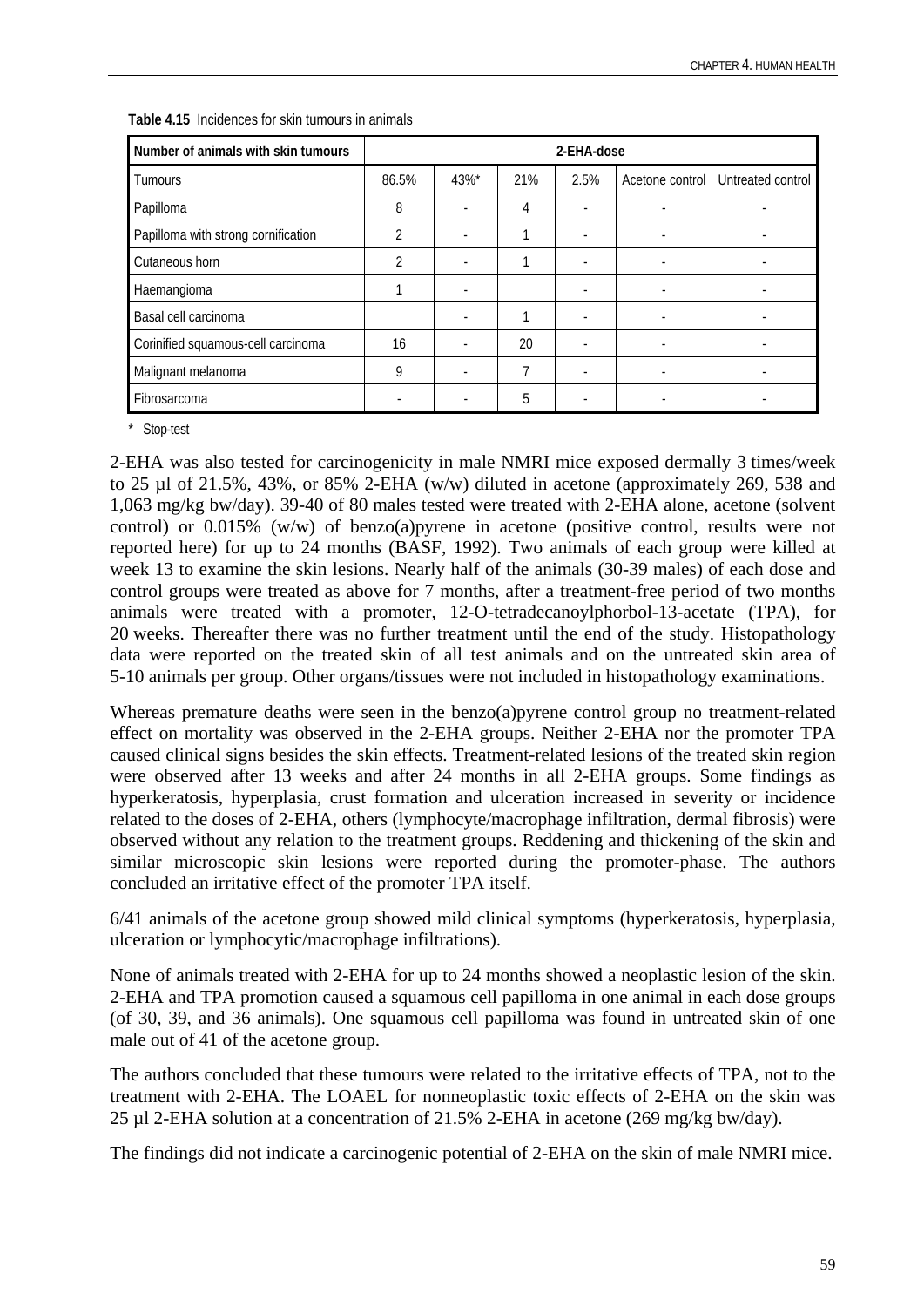**Table 4.15** Incidences for skin tumours in animals

| Number of animals with skin tumours | 2-EHA-dose | | | | | |
|---|---|---|---|---|---|---|
| Tumours | 86.5% | 43%* | 21% | 2.5% | Acetone control | Untreated control |
| Papilloma | 8 | - | 4 | - | - | - |
| Papilloma with strong cornification | 2 | - | 1 | - | - | - |
| Cutaneous horn | 2 | - | 1 | - | - | - |
| Haemangioma | 1 | - | | - | - | - |
| Basal cell carcinoma | | - | 1 | - | - | - |
| Corinified squamous-cell carcinoma | 16 | - | 20 | - | - | - |
| Malignant melanoma | 9 | - | 7 | - | - | - |
| Fibrosarcoma | - | - | 5 | - | - | - |

\* Stop-test

2-EHA was also tested for carcinogenicity in male NMRI mice exposed dermally 3 times/week to 25 µl of 21.5%, 43%, or 85% 2-EHA (w/w) diluted in acetone (approximately 269, 538 and 1,063 mg/kg bw/day). 39-40 of 80 males tested were treated with 2-EHA alone, acetone (solvent control) or 0.015% (w/w) of benzo(a)pyrene in acetone (positive control, results were not reported here) for up to 24 months (BASF, 1992). Two animals of each group were killed at week 13 to examine the skin lesions. Nearly half of the animals (30-39 males) of each dose and control groups were treated as above for 7 months, after a treatment-free period of two months animals were treated with a promoter, 12-O-tetradecanoylphorbol-13-acetate (TPA), for 20 weeks. Thereafter there was no further treatment until the end of the study. Histopathology data were reported on the treated skin of all test animals and on the untreated skin area of 5-10 animals per group. Other organs/tissues were not included in histopathology examinations.

Whereas premature deaths were seen in the benzo(a)pyrene control group no treatment-related effect on mortality was observed in the 2-EHA groups. Neither 2-EHA nor the promoter TPA caused clinical signs besides the skin effects. Treatment-related lesions of the treated skin region were observed after 13 weeks and after 24 months in all 2-EHA groups. Some findings as hyperkeratosis, hyperplasia, crust formation and ulceration increased in severity or incidence related to the doses of 2-EHA, others (lymphocyte/macrophage infiltration, dermal fibrosis) were observed without any relation to the treatment groups. Reddening and thickening of the skin and similar microscopic skin lesions were reported during the promoter-phase. The authors concluded an irritative effect of the promoter TPA itself.

6/41 animals of the acetone group showed mild clinical symptoms (hyperkeratosis, hyperplasia, ulceration or lymphocytic/macrophage infiltrations).

None of animals treated with 2-EHA for up to 24 months showed a neoplastic lesion of the skin. 2-EHA and TPA promotion caused a squamous cell papilloma in one animal in each dose groups (of 30, 39, and 36 animals). One squamous cell papilloma was found in untreated skin of one male out of 41 of the acetone group.

The authors concluded that these tumours were related to the irritative effects of TPA, not to the treatment with 2-EHA. The LOAEL for nonneoplastic toxic effects of 2-EHA on the skin was 25 µl 2-EHA solution at a concentration of 21.5% 2-EHA in acetone (269 mg/kg bw/day).

The findings did not indicate a carcinogenic potential of 2-EHA on the skin of male NMRI mice.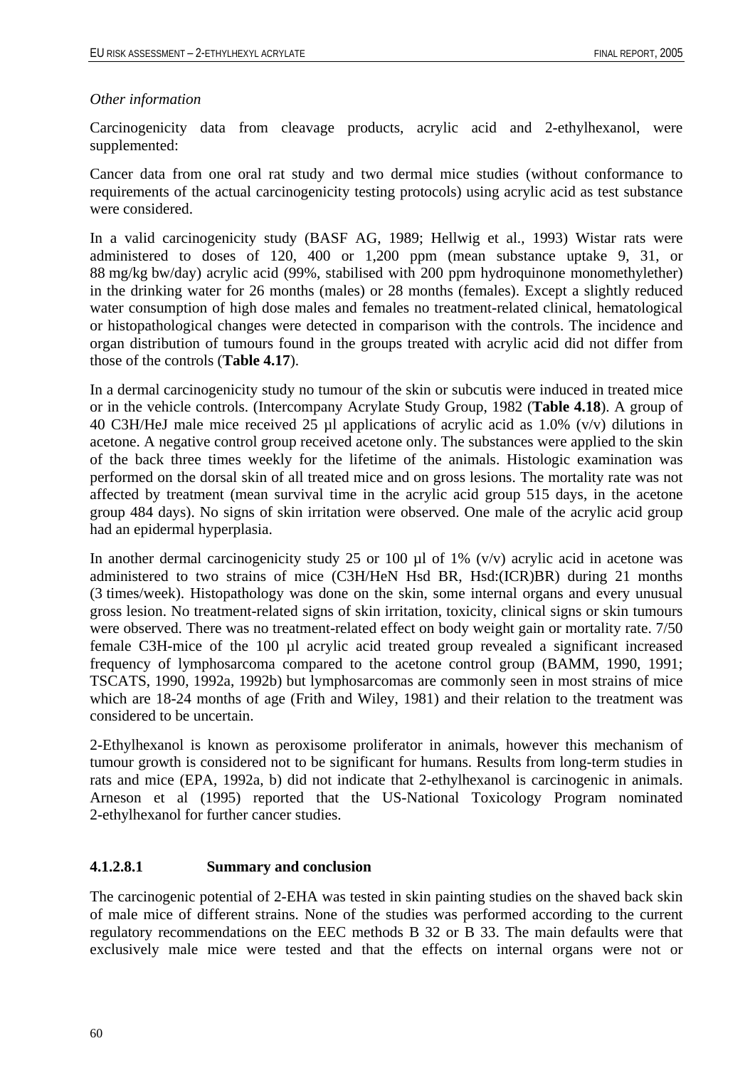*Other information*

Carcinogenicity data from cleavage products, acrylic acid and 2-ethylhexanol, were supplemented:

Cancer data from one oral rat study and two dermal mice studies (without conformance to requirements of the actual carcinogenicity testing protocols) using acrylic acid as test substance were considered.

In a valid carcinogenicity study (BASF AG, 1989; Hellwig et al., 1993) Wistar rats were administered to doses of 120, 400 or 1,200 ppm (mean substance uptake 9, 31, or 88 mg/kg bw/day) acrylic acid (99%, stabilised with 200 ppm hydroquinone monomethylether) in the drinking water for 26 months (males) or 28 months (females). Except a slightly reduced water consumption of high dose males and females no treatment-related clinical, hematological or histopathological changes were detected in comparison with the controls. The incidence and organ distribution of tumours found in the groups treated with acrylic acid did not differ from those of the controls (**Table 4.17**).

In a dermal carcinogenicity study no tumour of the skin or subcutis were induced in treated mice or in the vehicle controls. (Intercompany Acrylate Study Group, 1982 (**Table 4.18**). A group of 40 C3H/HeJ male mice received 25 µl applications of acrylic acid as 1.0% (v/v) dilutions in acetone. A negative control group received acetone only. The substances were applied to the skin of the back three times weekly for the lifetime of the animals. Histologic examination was performed on the dorsal skin of all treated mice and on gross lesions. The mortality rate was not affected by treatment (mean survival time in the acrylic acid group 515 days, in the acetone group 484 days). No signs of skin irritation were observed. One male of the acrylic acid group had an epidermal hyperplasia.

In another dermal carcinogenicity study 25 or 100 µl of 1% (v/v) acrylic acid in acetone was administered to two strains of mice (C3H/HeN Hsd BR, Hsd:(ICR)BR) during 21 months (3 times/week). Histopathology was done on the skin, some internal organs and every unusual gross lesion. No treatment-related signs of skin irritation, toxicity, clinical signs or skin tumours were observed. There was no treatment-related effect on body weight gain or mortality rate. 7/50 female C3H-mice of the 100 µl acrylic acid treated group revealed a significant increased frequency of lymphosarcoma compared to the acetone control group (BAMM, 1990, 1991; TSCATS, 1990, 1992a, 1992b) but lymphosarcomas are commonly seen in most strains of mice which are 18-24 months of age (Frith and Wiley, 1981) and their relation to the treatment was considered to be uncertain.

2-Ethylhexanol is known as peroxisome proliferator in animals, however this mechanism of tumour growth is considered not to be significant for humans. Results from long-term studies in rats and mice (EPA, 1992a, b) did not indicate that 2-ethylhexanol is carcinogenic in animals. Arneson et al (1995) reported that the US-National Toxicology Program nominated 2-ethylhexanol for further cancer studies.

#### 4.1.2.8.1 Summary and conclusion

The carcinogenic potential of 2-EHA was tested in skin painting studies on the shaved back skin of male mice of different strains. None of the studies was performed according to the current regulatory recommendations on the EEC methods B 32 or B 33. The main defaults were that exclusively male mice were tested and that the effects on internal organs were not or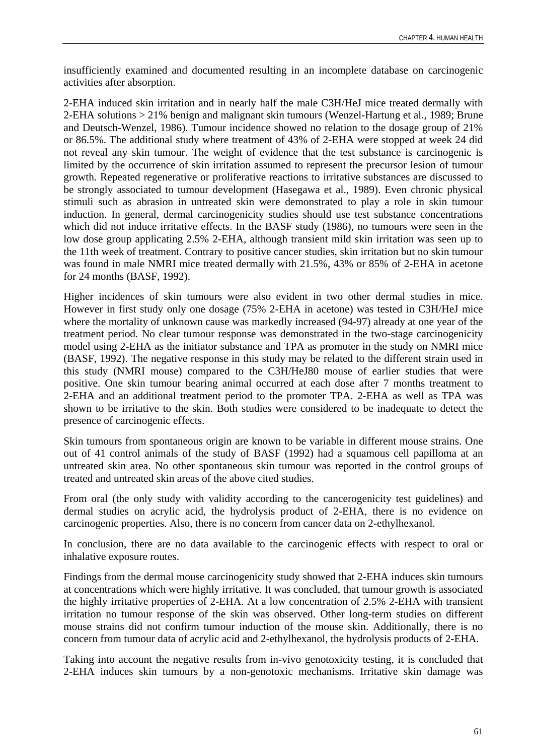insufficiently examined and documented resulting in an incomplete database on carcinogenic activities after absorption.

2-EHA induced skin irritation and in nearly half the male C3H/HeJ mice treated dermally with 2-EHA solutions > 21% benign and malignant skin tumours (Wenzel-Hartung et al., 1989; Brune and Deutsch-Wenzel, 1986). Tumour incidence showed no relation to the dosage group of 21% or 86.5%. The additional study where treatment of 43% of 2-EHA were stopped at week 24 did not reveal any skin tumour. The weight of evidence that the test substance is carcinogenic is limited by the occurrence of skin irritation assumed to represent the precursor lesion of tumour growth. Repeated regenerative or proliferative reactions to irritative substances are discussed to be strongly associated to tumour development (Hasegawa et al., 1989). Even chronic physical stimuli such as abrasion in untreated skin were demonstrated to play a role in skin tumour induction. In general, dermal carcinogenicity studies should use test substance concentrations which did not induce irritative effects. In the BASF study (1986), no tumours were seen in the low dose group applicating 2.5% 2-EHA, although transient mild skin irritation was seen up to the 11th week of treatment. Contrary to positive cancer studies, skin irritation but no skin tumour was found in male NMRI mice treated dermally with 21.5%, 43% or 85% of 2-EHA in acetone for 24 months (BASF, 1992).

Higher incidences of skin tumours were also evident in two other dermal studies in mice. However in first study only one dosage (75% 2-EHA in acetone) was tested in C3H/HeJ mice where the mortality of unknown cause was markedly increased (94-97) already at one year of the treatment period. No clear tumour response was demonstrated in the two-stage carcinogenicity model using 2-EHA as the initiator substance and TPA as promoter in the study on NMRI mice (BASF, 1992). The negative response in this study may be related to the different strain used in this study (NMRI mouse) compared to the C3H/HeJ80 mouse of earlier studies that were positive. One skin tumour bearing animal occurred at each dose after 7 months treatment to 2-EHA and an additional treatment period to the promoter TPA. 2-EHA as well as TPA was shown to be irritative to the skin. Both studies were considered to be inadequate to detect the presence of carcinogenic effects.

Skin tumours from spontaneous origin are known to be variable in different mouse strains. One out of 41 control animals of the study of BASF (1992) had a squamous cell papilloma at an untreated skin area. No other spontaneous skin tumour was reported in the control groups of treated and untreated skin areas of the above cited studies.

From oral (the only study with validity according to the cancerogenicity test guidelines) and dermal studies on acrylic acid, the hydrolysis product of 2-EHA, there is no evidence on carcinogenic properties. Also, there is no concern from cancer data on 2-ethylhexanol.

In conclusion, there are no data available to the carcinogenic effects with respect to oral or inhalative exposure routes.

Findings from the dermal mouse carcinogenicity study showed that 2-EHA induces skin tumours at concentrations which were highly irritative. It was concluded, that tumour growth is associated the highly irritative properties of 2-EHA. At a low concentration of 2.5% 2-EHA with transient irritation no tumour response of the skin was observed. Other long-term studies on different mouse strains did not confirm tumour induction of the mouse skin. Additionally, there is no concern from tumour data of acrylic acid and 2-ethylhexanol, the hydrolysis products of 2-EHA.

Taking into account the negative results from in-vivo genotoxicity testing, it is concluded that 2-EHA induces skin tumours by a non-genotoxic mechanisms. Irritative skin damage was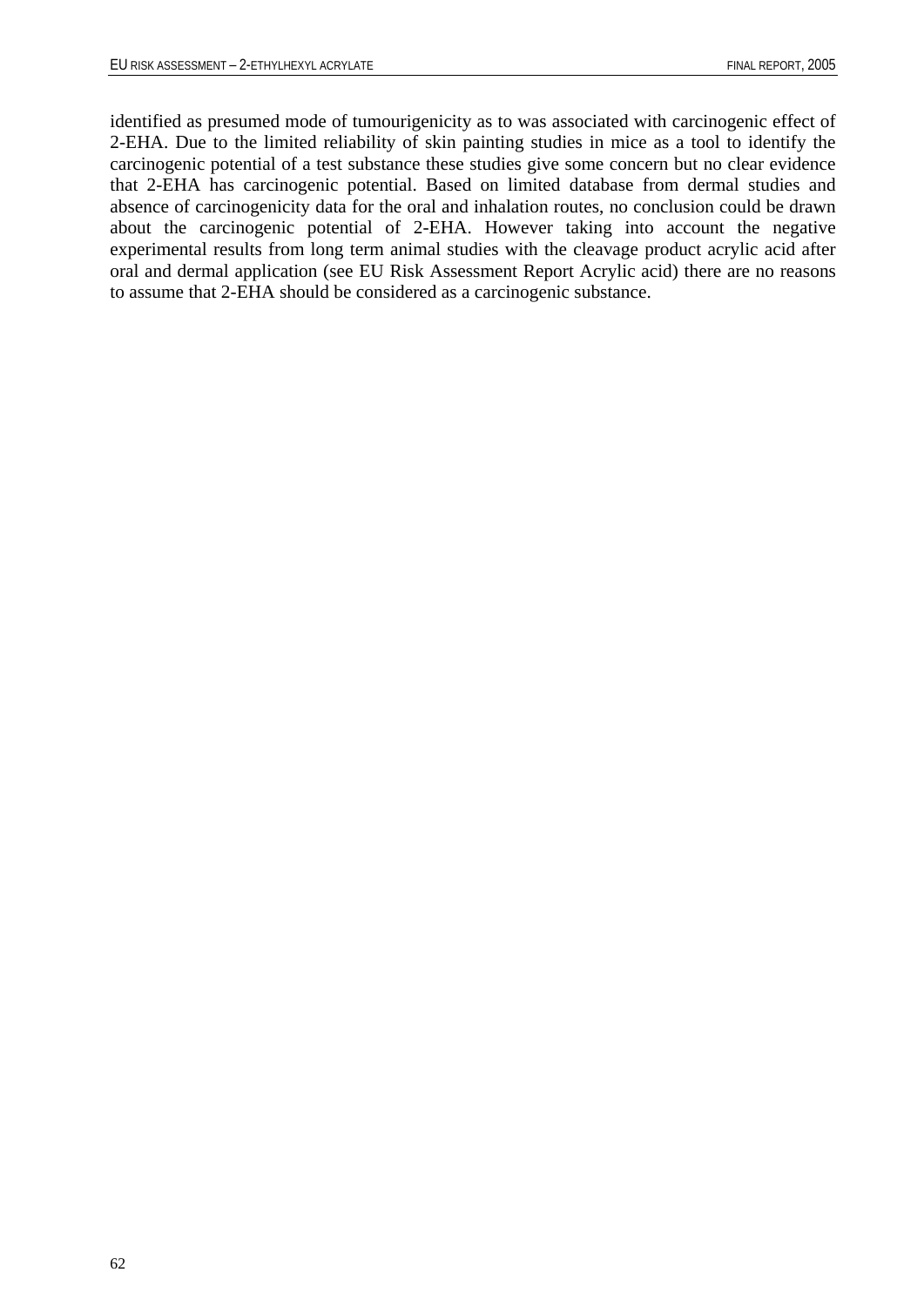identified as presumed mode of tumourigenicity as to was associated with carcinogenic effect of 2-EHA. Due to the limited reliability of skin painting studies in mice as a tool to identify the carcinogenic potential of a test substance these studies give some concern but no clear evidence that 2-EHA has carcinogenic potential. Based on limited database from dermal studies and absence of carcinogenicity data for the oral and inhalation routes, no conclusion could be drawn about the carcinogenic potential of 2-EHA. However taking into account the negative experimental results from long term animal studies with the cleavage product acrylic acid after oral and dermal application (see EU Risk Assessment Report Acrylic acid) there are no reasons to assume that 2-EHA should be considered as a carcinogenic substance.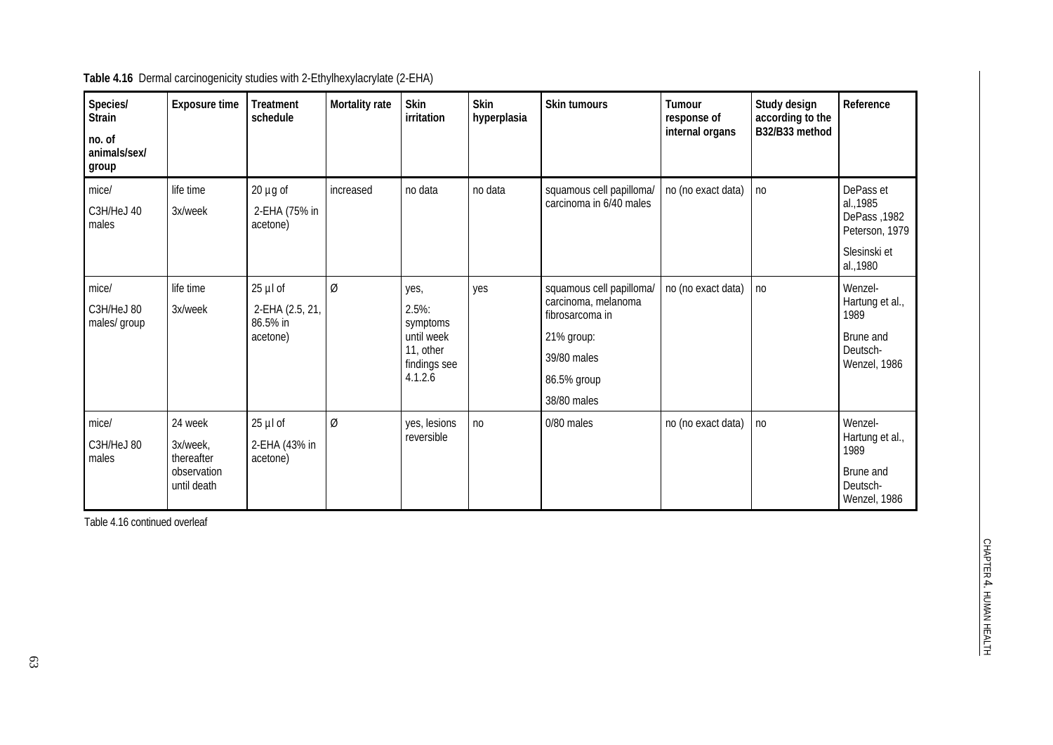**Table 4.16** Dermal carcinogenicity studies with 2-Ethylhexylacrylate (2-EHA)

| Species/ Strain<br>no. of animals/sex/ group | Exposure time | Treatment schedule | Mortality rate | Skin irritation | Skin hyperplasia | Skin tumours | Tumour response of internal organs | Study design according to the B32/B33 method | Reference |
|---|---|---|---|---|---|---|---|---|---|
| mice/<br>C3H/HeJ 40 males | life time<br>3x/week | 20 µg of<br>2-EHA (75% in acetone) | increased | no data | no data | squamous cell papilloma/ carcinoma in 6/40 males | no (no exact data) | no | DePass et al.,1985<br>DePass ,1982<br>Peterson, 1979<br>Slesinski et al.,1980 |
| mice/<br>C3H/HeJ 80 males/ group | life time<br>3x/week | 25 µl of<br>2-EHA (2.5, 21, 86.5% in acetone) | Ø | yes,<br>2.5%: symptoms until week 11, other findings see 4.1.2.6 | yes | squamous cell papilloma/ carcinoma, melanoma fibrosarcoma in<br>21% group:<br>39/80 males<br>86.5% group<br>38/80 males | no (no exact data) | no | Wenzel-Hartung et al., 1989<br>Brune and Deutsch-Wenzel, 1986 |
| mice/<br>C3H/HeJ 80 males | 24 week<br>3x/week, thereafter observation until death | 25 µl of<br>2-EHA (43% in acetone) | Ø | yes, lesions reversible | no | 0/80 males | no (no exact data) | no | Wenzel-Hartung et al., 1989<br>Brune and Deutsch-Wenzel, 1986 |

Table 4.16 continued overleaf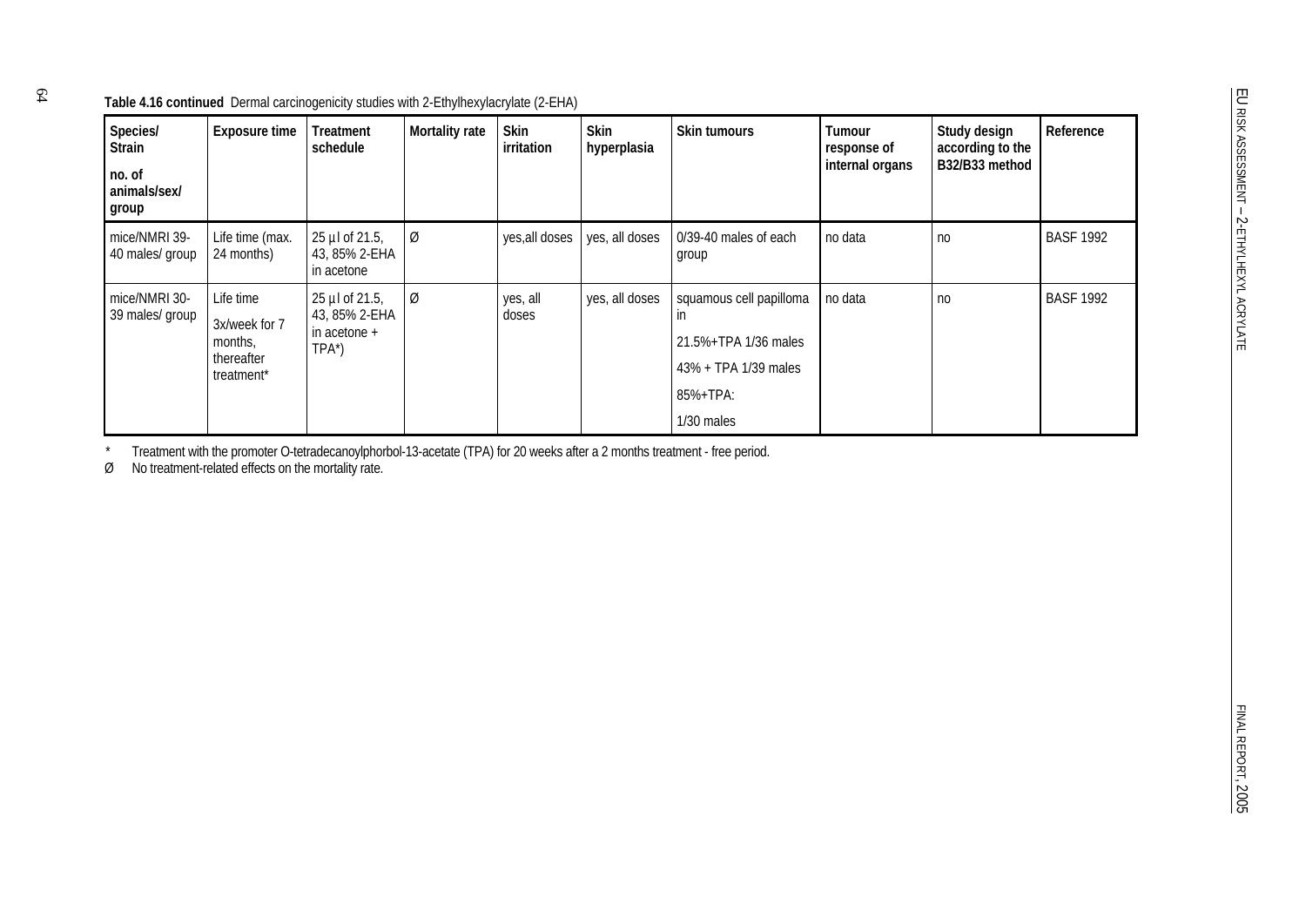**Table 4.16 continued** Dermal carcinogenicity studies with 2-Ethylhexylacrylate (2-EHA)

| Species/ Strain<br>no. of animals/sex/ group | Exposure time | Treatment schedule | Mortality rate | Skin irritation | Skin hyperplasia | Skin tumours | Tumour response of internal organs | Study design according to the B32/B33 method | Reference |
|---|---|---|---|---|---|---|---|---|---|
| mice/NMRI 39-40 males/ group | Life time (max. 24 months) | 25 µl of 21.5, 43, 85% 2-EHA in acetone | Ø | yes,all doses | yes, all doses | 0/39-40 males of each group | no data | no | BASF 1992 |
| mice/NMRI 30-39 males/ group | Life time<br>3x/week for 7 months, thereafter treatment* | 25 µl of 21.5, 43, 85% 2-EHA in acetone + TPA*) | Ø | yes, all doses | yes, all doses | squamous cell papilloma in<br>21.5%+TPA 1/36 males<br>43% + TPA 1/39 males<br>85%+TPA:<br>1/30 males | no data | no | BASF 1992 |

\* Treatment with the promoter O-tetradecanoylphorbol-13-acetate (TPA) for 20 weeks after a 2 months treatment - free period.

Ø No treatment-related effects on the mortality rate.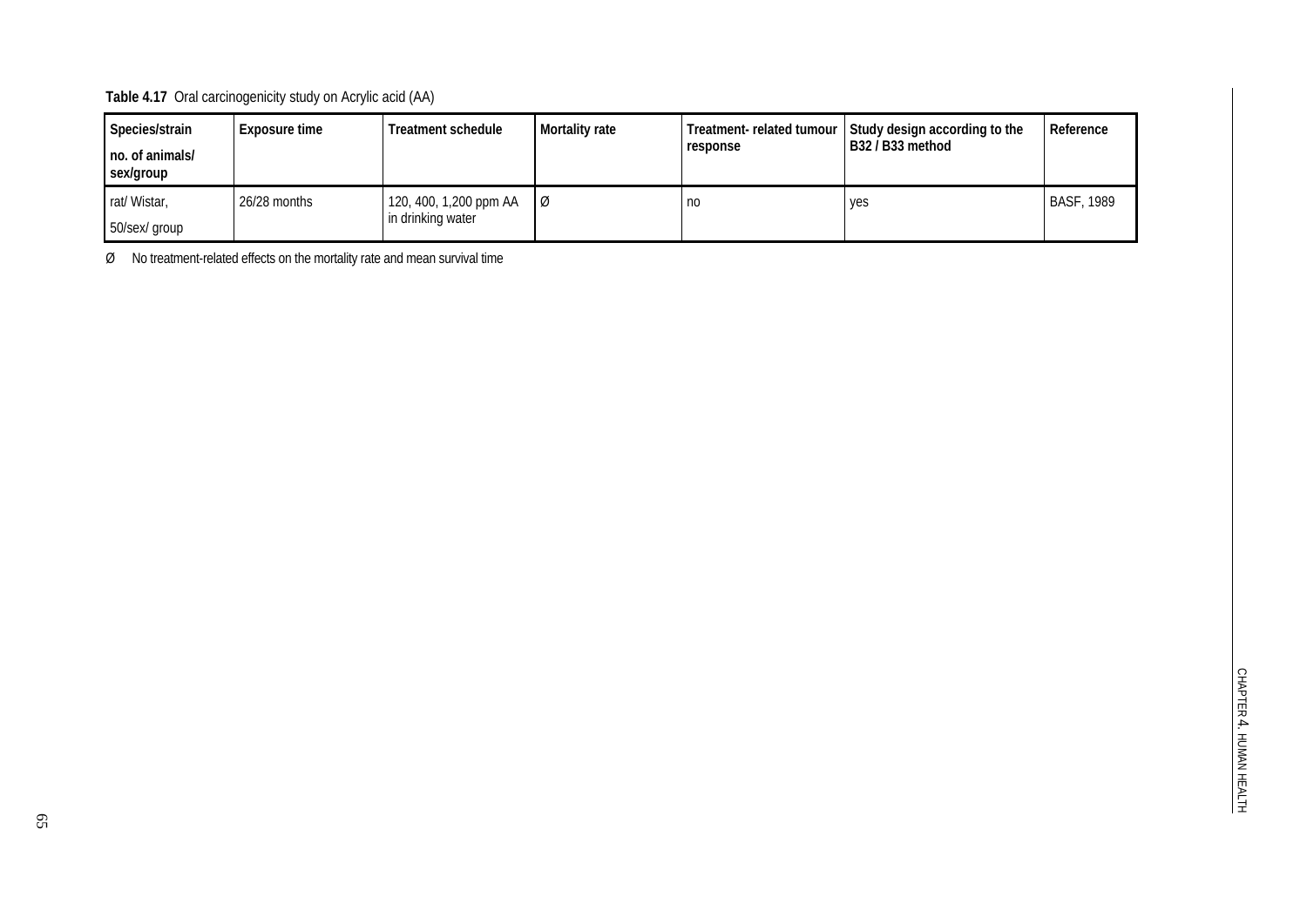**Table 4.17** Oral carcinogenicity study on Acrylic acid (AA)

| Species/strain<br>no. of animals/ sex/group | Exposure time | Treatment schedule | Mortality rate | Treatment- related tumour response | Study design according to the B32 / B33 method | Reference |
|---|---|---|---|---|---|---|
| rat/ Wistar,<br>50/sex/ group | 26/28 months | 120, 400, 1,200 ppm AA in drinking water | Ø | no | yes | BASF, 1989 |

Ø No treatment-related effects on the mortality rate and mean survival time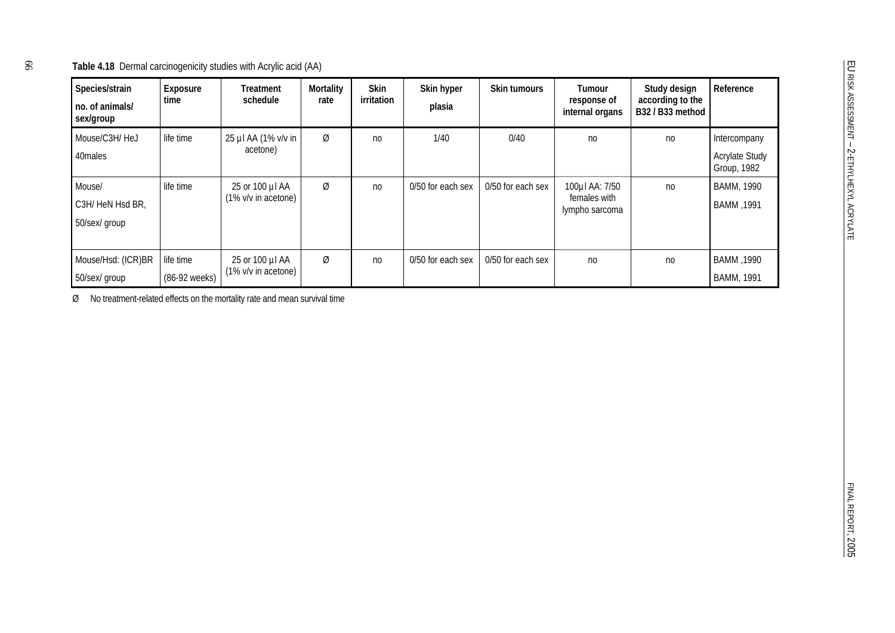**Table 4.18** Dermal carcinogenicity studies with Acrylic acid (AA)

| Species/strain no. of animals/ sex/group | Exposure time | Treatment schedule | Mortality rate | Skin irritation | Skin hyper plasia | Skin tumours | Tumour response of internal organs | Study design according to the B32 / B33 method | Reference |
|---|---|---|---|---|---|---|---|---|---|
| Mouse/C3H/ HeJ 40males | life time | 25 µl AA (1% v/v in acetone) | Ø | no | 1/40 | 0/40 | no | no | Intercompany Acrylate Study Group, 1982 |
| Mouse/ C3H/ HeN Hsd BR, 50/sex/ group | life time | 25 or 100 µl AA (1% v/v in acetone) | Ø | no | 0/50 for each sex | 0/50 for each sex | 100µl AA: 7/50 females with lympho sarcoma | no | BAMM, 1990 BAMM ,1991 |
| Mouse/Hsd: (ICR)BR 50/sex/ group | life time (86-92 weeks) | 25 or 100 µl AA (1% v/v in acetone) | Ø | no | 0/50 for each sex | 0/50 for each sex | no | no | BAMM ,1990 BAMM, 1991 |

Ø No treatment-related effects on the mortality rate and mean survival time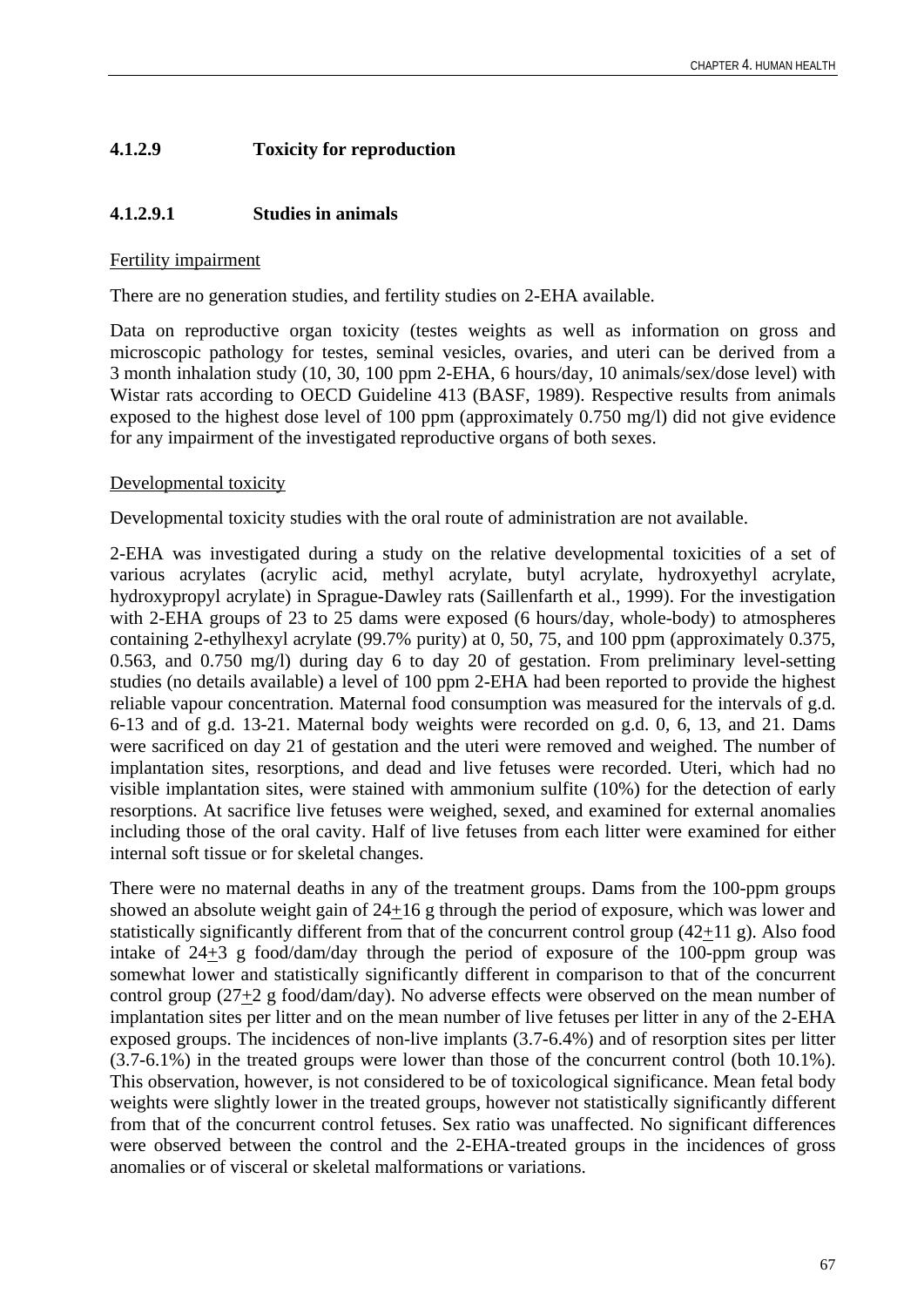#### 4.1.2.9 Toxicity for reproduction

##### 4.1.2.9.1 Studies in animals

<u>Fertility impairment</u>

There are no generation studies, and fertility studies on 2-EHA available.

Data on reproductive organ toxicity (testes weights as well as information on gross and microscopic pathology for testes, seminal vesicles, ovaries, and uteri can be derived from a 3 month inhalation study (10, 30, 100 ppm 2-EHA, 6 hours/day, 10 animals/sex/dose level) with Wistar rats according to OECD Guideline 413 (BASF, 1989). Respective results from animals exposed to the highest dose level of 100 ppm (approximately 0.750 mg/l) did not give evidence for any impairment of the investigated reproductive organs of both sexes.

<u>Developmental toxicity</u>

Developmental toxicity studies with the oral route of administration are not available.

2-EHA was investigated during a study on the relative developmental toxicities of a set of various acrylates (acrylic acid, methyl acrylate, butyl acrylate, hydroxyethyl acrylate, hydroxypropyl acrylate) in Sprague-Dawley rats (Saillenfarth et al., 1999). For the investigation with 2-EHA groups of 23 to 25 dams were exposed (6 hours/day, whole-body) to atmospheres containing 2-ethylhexyl acrylate (99.7% purity) at 0, 50, 75, and 100 ppm (approximately 0.375, 0.563, and 0.750 mg/l) during day 6 to day 20 of gestation. From preliminary level-setting studies (no details available) a level of 100 ppm 2-EHA had been reported to provide the highest reliable vapour concentration. Maternal food consumption was measured for the intervals of g.d. 6-13 and of g.d. 13-21. Maternal body weights were recorded on g.d. 0, 6, 13, and 21. Dams were sacrificed on day 21 of gestation and the uteri were removed and weighed. The number of implantation sites, resorptions, and dead and live fetuses were recorded. Uteri, which had no visible implantation sites, were stained with ammonium sulfite (10%) for the detection of early resorptions. At sacrifice live fetuses were weighed, sexed, and examined for external anomalies including those of the oral cavity. Half of live fetuses from each litter were examined for either internal soft tissue or for skeletal changes.

There were no maternal deaths in any of the treatment groups. Dams from the 100-ppm groups showed an absolute weight gain of $24 \pm 16$ g through the period of exposure, which was lower and statistically significantly different from that of the concurrent control group ($42 \pm 11$ g). Also food intake of $24 \pm 3$ g food/dam/day through the period of exposure of the 100-ppm group was somewhat lower and statistically significantly different in comparison to that of the concurrent control group ($27 \pm 2$ g food/dam/day). No adverse effects were observed on the mean number of implantation sites per litter and on the mean number of live fetuses per litter in any of the 2-EHA exposed groups. The incidences of non-live implants (3.7-6.4%) and of resorption sites per litter (3.7-6.1%) in the treated groups were lower than those of the concurrent control (both 10.1%). This observation, however, is not considered to be of toxicological significance. Mean fetal body weights were slightly lower in the treated groups, however not statistically significantly different from that of the concurrent control fetuses. Sex ratio was unaffected. No significant differences were observed between the control and the 2-EHA-treated groups in the incidences of gross anomalies or of visceral or skeletal malformations or variations.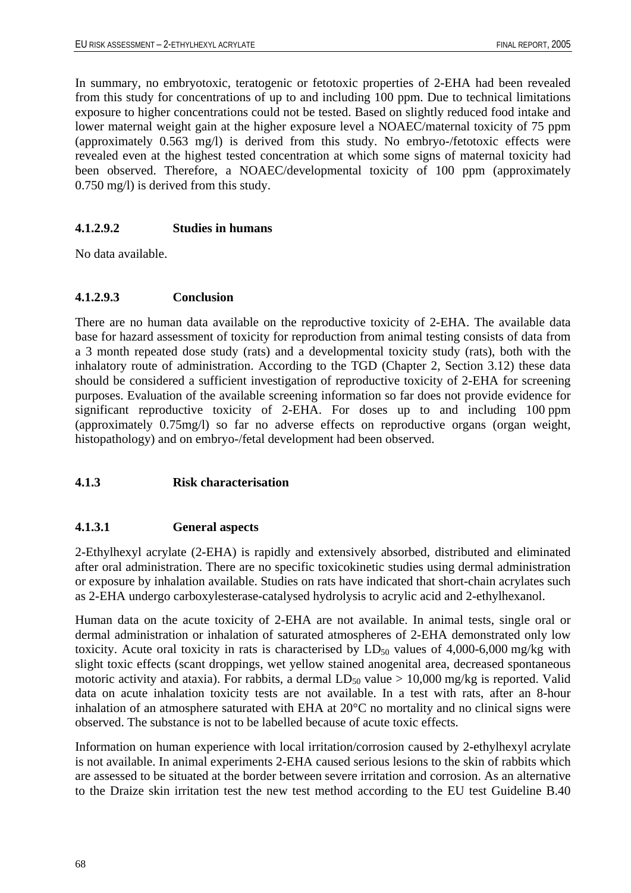In summary, no embryotoxic, teratogenic or fetotoxic properties of 2-EHA had been revealed from this study for concentrations of up to and including 100 ppm. Due to technical limitations exposure to higher concentrations could not be tested. Based on slightly reduced food intake and lower maternal weight gain at the higher exposure level a NOAEC/maternal toxicity of 75 ppm (approximately 0.563 mg/l) is derived from this study. No embryo-/fetotoxic effects were revealed even at the highest tested concentration at which some signs of maternal toxicity had been observed. Therefore, a NOAEC/developmental toxicity of 100 ppm (approximately 0.750 mg/l) is derived from this study.

#### 4.1.2.9.2 Studies in humans

No data available.

#### 4.1.2.9.3 Conclusion

There are no human data available on the reproductive toxicity of 2-EHA. The available data base for hazard assessment of toxicity for reproduction from animal testing consists of data from a 3 month repeated dose study (rats) and a developmental toxicity study (rats), both with the inhalatory route of administration. According to the TGD (Chapter 2, Section 3.12) these data should be considered a sufficient investigation of reproductive toxicity of 2-EHA for screening purposes. Evaluation of the available screening information so far does not provide evidence for significant reproductive toxicity of 2-EHA. For doses up to and including 100 ppm (approximately 0.75mg/l) so far no adverse effects on reproductive organs (organ weight, histopathology) and on embryo-/fetal development had been observed.

### 4.1.3 Risk characterisation

#### 4.1.3.1 General aspects

2-Ethylhexyl acrylate (2-EHA) is rapidly and extensively absorbed, distributed and eliminated after oral administration. There are no specific toxicokinetic studies using dermal administration or exposure by inhalation available. Studies on rats have indicated that short-chain acrylates such as 2-EHA undergo carboxylesterase-catalysed hydrolysis to acrylic acid and 2-ethylhexanol.

Human data on the acute toxicity of 2-EHA are not available. In animal tests, single oral or dermal administration or inhalation of saturated atmospheres of 2-EHA demonstrated only low toxicity. Acute oral toxicity in rats is characterised by $LD_{50}$ values of 4,000-6,000 mg/kg with slight toxic effects (scant droppings, wet yellow stained anogenital area, decreased spontaneous motoric activity and ataxia). For rabbits, a dermal $LD_{50}$ value > 10,000 mg/kg is reported. Valid data on acute inhalation toxicity tests are not available. In a test with rats, after an 8-hour inhalation of an atmosphere saturated with EHA at 20°C no mortality and no clinical signs were observed. The substance is not to be labelled because of acute toxic effects.

Information on human experience with local irritation/corrosion caused by 2-ethylhexyl acrylate is not available. In animal experiments 2-EHA caused serious lesions to the skin of rabbits which are assessed to be situated at the border between severe irritation and corrosion. As an alternative to the Draize skin irritation test the new test method according to the EU test Guideline B.40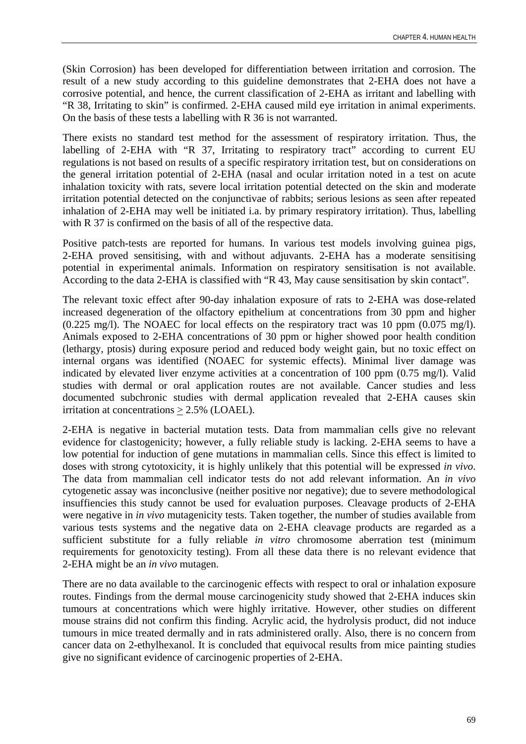(Skin Corrosion) has been developed for differentiation between irritation and corrosion. The result of a new study according to this guideline demonstrates that 2-EHA does not have a corrosive potential, and hence, the current classification of 2-EHA as irritant and labelling with "R 38, Irritating to skin" is confirmed. 2-EHA caused mild eye irritation in animal experiments. On the basis of these tests a labelling with R 36 is not warranted.

There exists no standard test method for the assessment of respiratory irritation. Thus, the labelling of 2-EHA with "R 37, Irritating to respiratory tract" according to current EU regulations is not based on results of a specific respiratory irritation test, but on considerations on the general irritation potential of 2-EHA (nasal and ocular irritation noted in a test on acute inhalation toxicity with rats, severe local irritation potential detected on the skin and moderate irritation potential detected on the conjunctivae of rabbits; serious lesions as seen after repeated inhalation of 2-EHA may well be initiated i.a. by primary respiratory irritation). Thus, labelling with R 37 is confirmed on the basis of all of the respective data.

Positive patch-tests are reported for humans. In various test models involving guinea pigs, 2-EHA proved sensitising, with and without adjuvants. 2-EHA has a moderate sensitising potential in experimental animals. Information on respiratory sensitisation is not available. According to the data 2-EHA is classified with "R 43, May cause sensitisation by skin contact".

The relevant toxic effect after 90-day inhalation exposure of rats to 2-EHA was dose-related increased degeneration of the olfactory epithelium at concentrations from 30 ppm and higher (0.225 mg/l). The NOAEC for local effects on the respiratory tract was 10 ppm (0.075 mg/l). Animals exposed to 2-EHA concentrations of 30 ppm or higher showed poor health condition (lethargy, ptosis) during exposure period and reduced body weight gain, but no toxic effect on internal organs was identified (NOAEC for systemic effects). Minimal liver damage was indicated by elevated liver enzyme activities at a concentration of 100 ppm (0.75 mg/l). Valid studies with dermal or oral application routes are not available. Cancer studies and less documented subchronic studies with dermal application revealed that 2-EHA causes skin irritation at concentrations $\geq$ 2.5% (LOAEL).

2-EHA is negative in bacterial mutation tests. Data from mammalian cells give no relevant evidence for clastogenicity; however, a fully reliable study is lacking. 2-EHA seems to have a low potential for induction of gene mutations in mammalian cells. Since this effect is limited to doses with strong cytotoxicity, it is highly unlikely that this potential will be expressed *in vivo*. The data from mammalian cell indicator tests do not add relevant information. An *in vivo* cytogenetic assay was inconclusive (neither positive nor negative); due to severe methodological insuffiencies this study cannot be used for evaluation purposes. Cleavage products of 2-EHA were negative in *in vivo* mutagenicity tests. Taken together, the number of studies available from various tests systems and the negative data on 2-EHA cleavage products are regarded as a sufficient substitute for a fully reliable *in vitro* chromosome aberration test (minimum requirements for genotoxicity testing). From all these data there is no relevant evidence that 2-EHA might be an *in vivo* mutagen.

There are no data available to the carcinogenic effects with respect to oral or inhalation exposure routes. Findings from the dermal mouse carcinogenicity study showed that 2-EHA induces skin tumours at concentrations which were highly irritative. However, other studies on different mouse strains did not confirm this finding. Acrylic acid, the hydrolysis product, did not induce tumours in mice treated dermally and in rats administered orally. Also, there is no concern from cancer data on 2-ethylhexanol. It is concluded that equivocal results from mice painting studies give no significant evidence of carcinogenic properties of 2-EHA.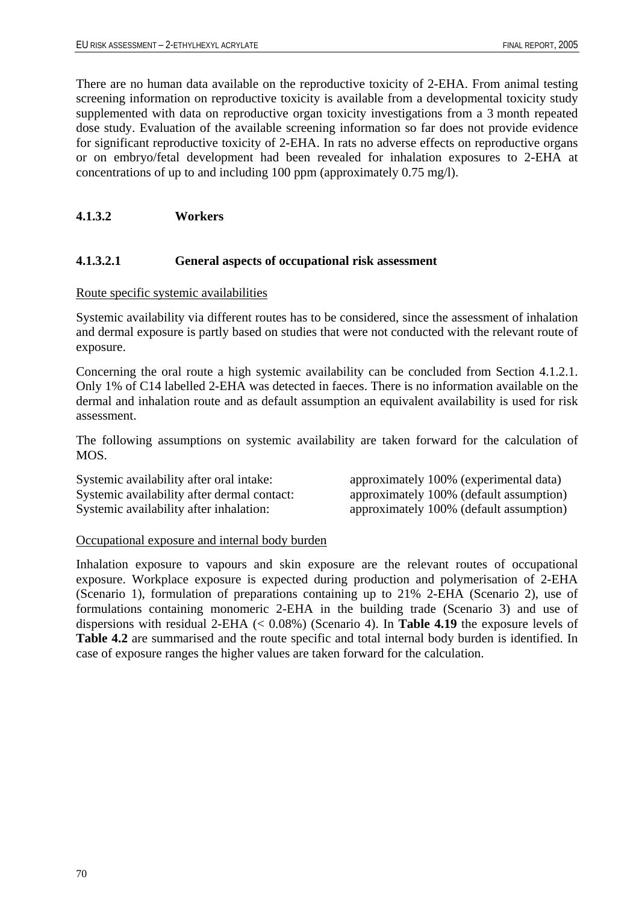There are no human data available on the reproductive toxicity of 2-EHA. From animal testing screening information on reproductive toxicity is available from a developmental toxicity study supplemented with data on reproductive organ toxicity investigations from a 3 month repeated dose study. Evaluation of the available screening information so far does not provide evidence for significant reproductive toxicity of 2-EHA. In rats no adverse effects on reproductive organs or on embryo/fetal development had been revealed for inhalation exposures to 2-EHA at concentrations of up to and including 100 ppm (approximately 0.75 mg/l).

### 4.1.3.2 Workers

#### 4.1.3.2.1 General aspects of occupational risk assessment

Route specific systemic availabilities

Systemic availability via different routes has to be considered, since the assessment of inhalation and dermal exposure is partly based on studies that were not conducted with the relevant route of exposure.

Concerning the oral route a high systemic availability can be concluded from Section 4.1.2.1. Only 1% of C14 labelled 2-EHA was detected in faeces. There is no information available on the dermal and inhalation route and as default assumption an equivalent availability is used for risk assessment.

The following assumptions on systemic availability are taken forward for the calculation of MOS.

| | |
|---|---|
| Systemic availability after oral intake: | approximately 100% (experimental data) |
| Systemic availability after dermal contact: | approximately 100% (default assumption) |
| Systemic availability after inhalation: | approximately 100% (default assumption) |

Occupational exposure and internal body burden

Inhalation exposure to vapours and skin exposure are the relevant routes of occupational exposure. Workplace exposure is expected during production and polymerisation of 2-EHA (Scenario 1), formulation of preparations containing up to 21% 2-EHA (Scenario 2), use of formulations containing monomeric 2-EHA in the building trade (Scenario 3) and use of dispersions with residual 2-EHA (< 0.08%) (Scenario 4). In **Table 4.19** the exposure levels of **Table 4.2** are summarised and the route specific and total internal body burden is identified. In case of exposure ranges the higher values are taken forward for the calculation.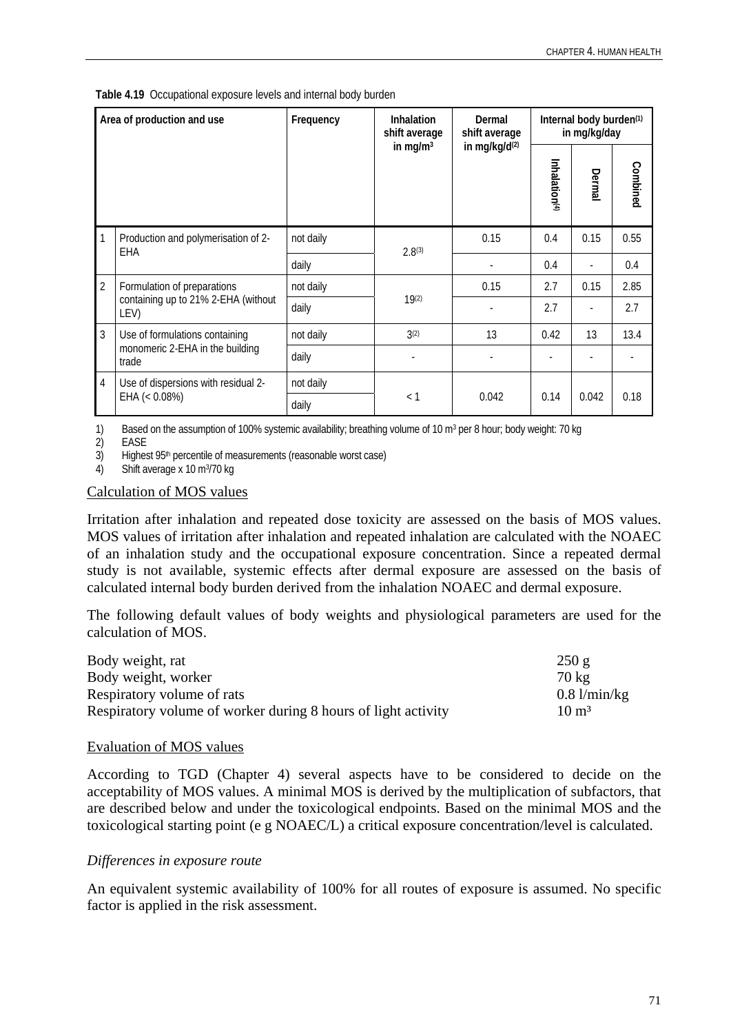**Table 4.19** Occupational exposure levels and internal body burden

| Area of production and use | | Frequency | Inhalation shift average in $mg/m^3$ | Dermal shift average in mg/kg/d[(2)] | Internal body burden[(1)] in mg/kg/day | | |
|---|---|---|---|---|---|---|---|
| | | | | | Inhalation[(4)] | Dermal | Combined |
| 1 | Production and polymerisation of 2-EHA | not daily | 2.8[(3)] | 0.15 | 0.4 | 0.15 | 0.55 |
| | | daily | | - | 0.4 | - | 0.4 |
| 2 | Formulation of preparations containing up to 21% 2-EHA (without LEV) | not daily | 19[(2)] | 0.15 | 2.7 | 0.15 | 2.85 |
| | | daily | | - | 2.7 | - | 2.7 |
| 3 | Use of formulations containing monomeric 2-EHA in the building trade | not daily | 3[(2)] | 13 | 0.42 | 13 | 13.4 |
| | | daily | - | - | - | - | - |
| 4 | Use of dispersions with residual 2-EHA (< 0.08%) | not daily | < 1 | 0.042 | 0.14 | 0.042 | 0.18 |
| | | daily | | | | | |

1) Based on the assumption of 100% systemic availability; breathing volume of 10 $m^3$ per 8 hour; body weight: 70 kg
2) EASE
3) Highest 95[th] percentile of measurements (reasonable worst case)
4) Shift average x 10 $m^3$/70 kg

Calculation of MOS values

Irritation after inhalation and repeated dose toxicity are assessed on the basis of MOS values. MOS values of irritation after inhalation and repeated inhalation are calculated with the NOAEC of an inhalation study and the occupational exposure concentration. Since a repeated dermal study is not available, systemic effects after dermal exposure are assessed on the basis of calculated internal body burden derived from the inhalation NOAEC and dermal exposure.

The following default values of body weights and physiological parameters are used for the calculation of MOS.

| | |
|---|---|
| Body weight, rat | 250 g |
| Body weight, worker | 70 kg |
| Respiratory volume of rats | 0.8 l/min/kg |
| Respiratory volume of worker during 8 hours of light activity | 10 $m^3$ |

Evaluation of MOS values

According to TGD (Chapter 4) several aspects have to be considered to decide on the acceptability of MOS values. A minimal MOS is derived by the multiplication of subfactors, that are described below and under the toxicological endpoints. Based on the minimal MOS and the toxicological starting point (e g NOAEC/L) a critical exposure concentration/level is calculated.

*Differences in exposure route*

An equivalent systemic availability of 100% for all routes of exposure is assumed. No specific factor is applied in the risk assessment.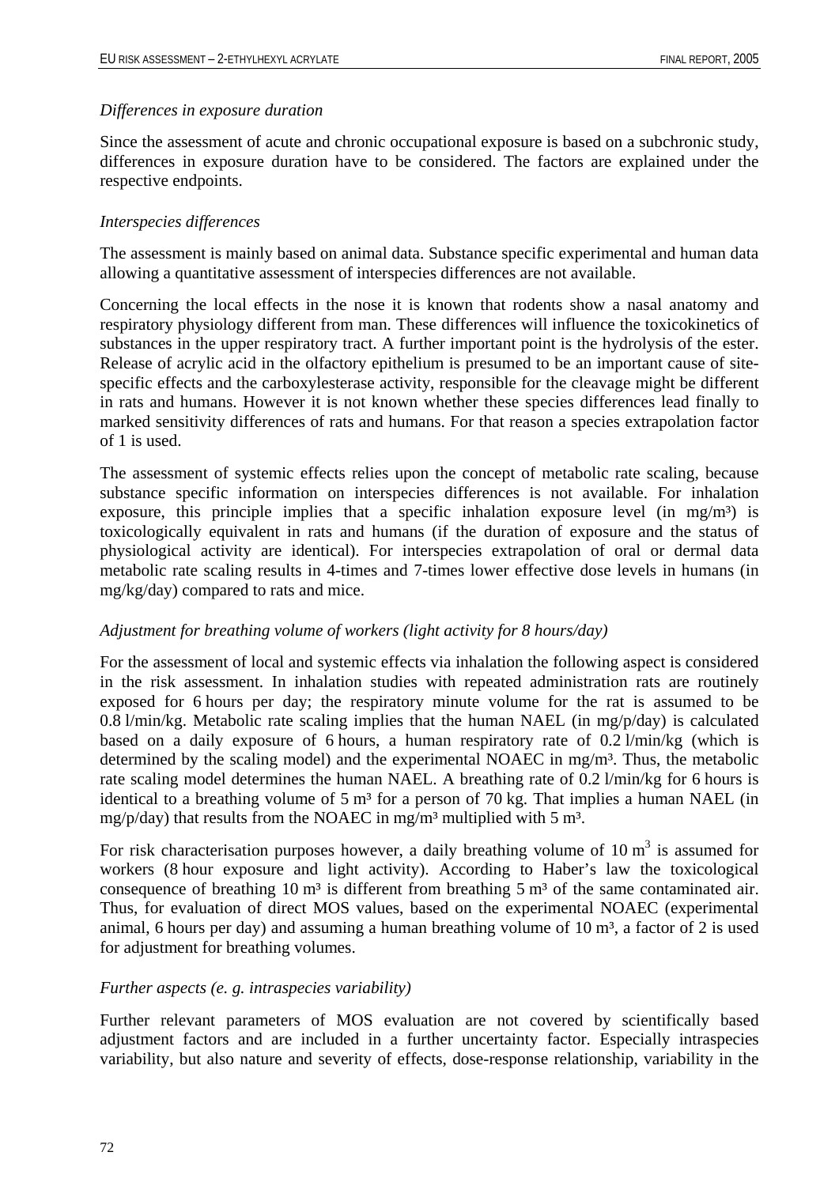*Differences in exposure duration*

Since the assessment of acute and chronic occupational exposure is based on a subchronic study, differences in exposure duration have to be considered. The factors are explained under the respective endpoints.

*Interspecies differences*

The assessment is mainly based on animal data. Substance specific experimental and human data allowing a quantitative assessment of interspecies differences are not available.

Concerning the local effects in the nose it is known that rodents show a nasal anatomy and respiratory physiology different from man. These differences will influence the toxicokinetics of substances in the upper respiratory tract. A further important point is the hydrolysis of the ester. Release of acrylic acid in the olfactory epithelium is presumed to be an important cause of site-specific effects and the carboxylesterase activity, responsible for the cleavage might be different in rats and humans. However it is not known whether these species differences lead finally to marked sensitivity differences of rats and humans. For that reason a species extrapolation factor of 1 is used.

The assessment of systemic effects relies upon the concept of metabolic rate scaling, because substance specific information on interspecies differences is not available. For inhalation exposure, this principle implies that a specific inhalation exposure level (in mg/m³) is toxicologically equivalent in rats and humans (if the duration of exposure and the status of physiological activity are identical). For interspecies extrapolation of oral or dermal data metabolic rate scaling results in 4-times and 7-times lower effective dose levels in humans (in mg/kg/day) compared to rats and mice.

*Adjustment for breathing volume of workers (light activity for 8 hours/day)*

For the assessment of local and systemic effects via inhalation the following aspect is considered in the risk assessment. In inhalation studies with repeated administration rats are routinely exposed for 6 hours per day; the respiratory minute volume for the rat is assumed to be 0.8 l/min/kg. Metabolic rate scaling implies that the human NAEL (in mg/p/day) is calculated based on a daily exposure of 6 hours, a human respiratory rate of 0.2 l/min/kg (which is determined by the scaling model) and the experimental NOAEC in mg/m³. Thus, the metabolic rate scaling model determines the human NAEL. A breathing rate of 0.2 l/min/kg for 6 hours is identical to a breathing volume of 5 m³ for a person of 70 kg. That implies a human NAEL (in mg/p/day) that results from the NOAEC in mg/m³ multiplied with 5 m³.

For risk characterisation purposes however, a daily breathing volume of 10 m³ is assumed for workers (8 hour exposure and light activity). According to Haber's law the toxicological consequence of breathing 10 m³ is different from breathing 5 m³ of the same contaminated air. Thus, for evaluation of direct MOS values, based on the experimental NOAEC (experimental animal, 6 hours per day) and assuming a human breathing volume of 10 m³, a factor of 2 is used for adjustment for breathing volumes.

*Further aspects (e. g. intraspecies variability)*

Further relevant parameters of MOS evaluation are not covered by scientifically based adjustment factors and are included in a further uncertainty factor. Especially intraspecies variability, but also nature and severity of effects, dose-response relationship, variability in the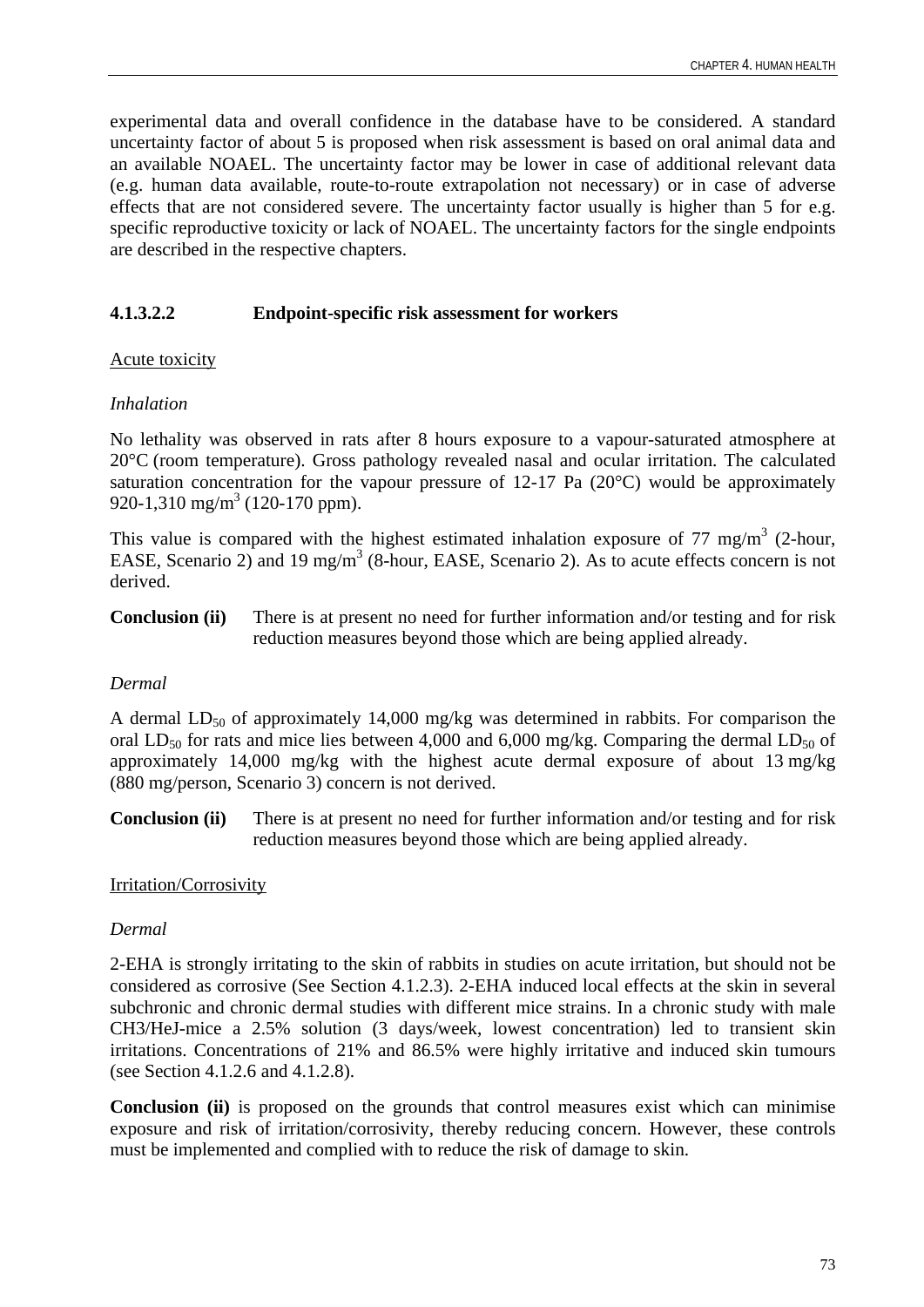experimental data and overall confidence in the database have to be considered. A standard uncertainty factor of about 5 is proposed when risk assessment is based on oral animal data and an available NOAEL. The uncertainty factor may be lower in case of additional relevant data (e.g. human data available, route-to-route extrapolation not necessary) or in case of adverse effects that are not considered severe. The uncertainty factor usually is higher than 5 for e.g. specific reproductive toxicity or lack of NOAEL. The uncertainty factors for the single endpoints are described in the respective chapters.

#### 4.1.3.2.2 Endpoint-specific risk assessment for workers

Acute toxicity

*Inhalation*

No lethality was observed in rats after 8 hours exposure to a vapour-saturated atmosphere at 20°C (room temperature). Gross pathology revealed nasal and ocular irritation. The calculated saturation concentration for the vapour pressure of 12-17 Pa (20°C) would be approximately 920-1,310 mg/m$^3$ (120-170 ppm).

This value is compared with the highest estimated inhalation exposure of 77 mg/m$^3$ (2-hour, EASE, Scenario 2) and 19 mg/m$^3$ (8-hour, EASE, Scenario 2). As to acute effects concern is not derived.

**Conclusion (ii)** There is at present no need for further information and/or testing and for risk reduction measures beyond those which are being applied already.

*Dermal*

A dermal $LD_{50}$ of approximately 14,000 mg/kg was determined in rabbits. For comparison the oral $LD_{50}$ for rats and mice lies between 4,000 and 6,000 mg/kg. Comparing the dermal $LD_{50}$ of approximately 14,000 mg/kg with the highest acute dermal exposure of about 13 mg/kg (880 mg/person, Scenario 3) concern is not derived.

**Conclusion (ii)** There is at present no need for further information and/or testing and for risk reduction measures beyond those which are being applied already.

Irritation/Corrosivity

*Dermal*

2-EHA is strongly irritating to the skin of rabbits in studies on acute irritation, but should not be considered as corrosive (See Section 4.1.2.3). 2-EHA induced local effects at the skin in several subchronic and chronic dermal studies with different mice strains. In a chronic study with male CH3/HeJ-mice a 2.5% solution (3 days/week, lowest concentration) led to transient skin irritations. Concentrations of 21% and 86.5% were highly irritative and induced skin tumours (see Section 4.1.2.6 and 4.1.2.8).

**Conclusion (ii)** is proposed on the grounds that control measures exist which can minimise exposure and risk of irritation/corrosivity, thereby reducing concern. However, these controls must be implemented and complied with to reduce the risk of damage to skin.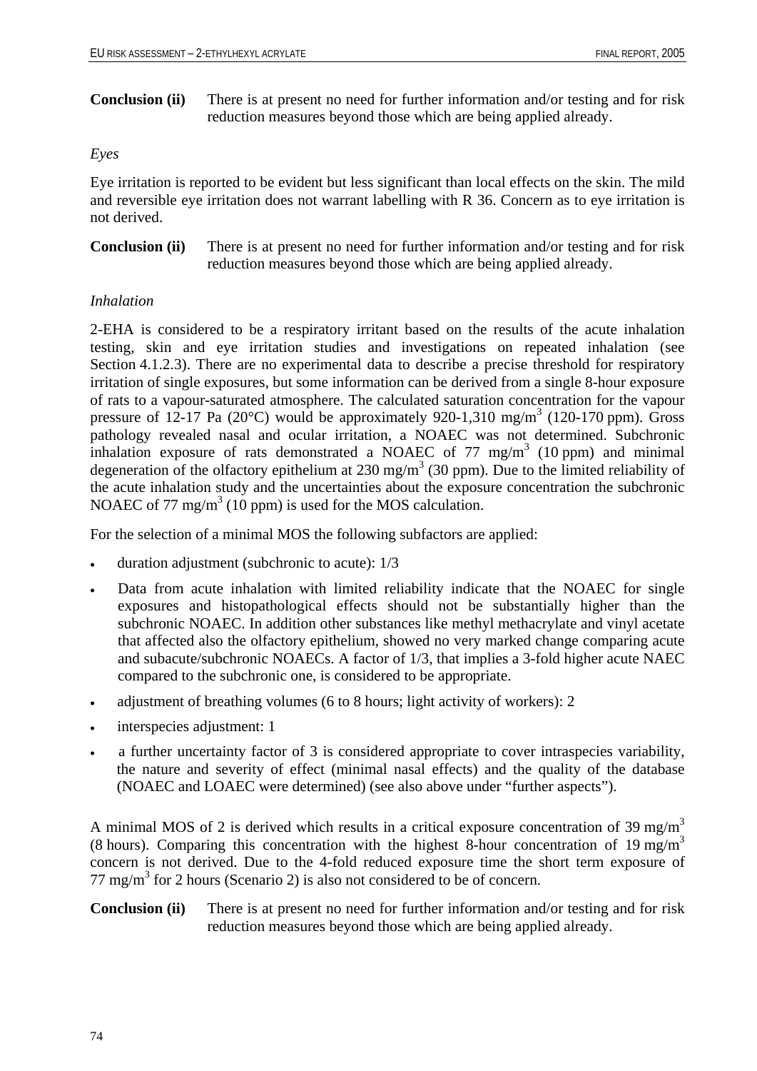**Conclusion (ii)** There is at present no need for further information and/or testing and for risk reduction measures beyond those which are being applied already.

*Eyes*

Eye irritation is reported to be evident but less significant than local effects on the skin. The mild and reversible eye irritation does not warrant labelling with R 36. Concern as to eye irritation is not derived.

**Conclusion (ii)** There is at present no need for further information and/or testing and for risk reduction measures beyond those which are being applied already.

*Inhalation*

2-EHA is considered to be a respiratory irritant based on the results of the acute inhalation testing, skin and eye irritation studies and investigations on repeated inhalation (see Section 4.1.2.3). There are no experimental data to describe a precise threshold for respiratory irritation of single exposures, but some information can be derived from a single 8-hour exposure of rats to a vapour-saturated atmosphere. The calculated saturation concentration for the vapour pressure of 12-17 Pa (20°C) would be approximately 920-1,310 mg/m$^3$ (120-170 ppm). Gross pathology revealed nasal and ocular irritation, a NOAEC was not determined. Subchronic inhalation exposure of rats demonstrated a NOAEC of 77 mg/m$^3$ (10 ppm) and minimal degeneration of the olfactory epithelium at 230 mg/m$^3$ (30 ppm). Due to the limited reliability of the acute inhalation study and the uncertainties about the exposure concentration the subchronic NOAEC of 77 mg/m$^3$ (10 ppm) is used for the MOS calculation.

For the selection of a minimal MOS the following subfactors are applied:

- duration adjustment (subchronic to acute): 1/3
- Data from acute inhalation with limited reliability indicate that the NOAEC for single exposures and histopathological effects should not be substantially higher than the subchronic NOAEC. In addition other substances like methyl methacrylate and vinyl acetate that affected also the olfactory epithelium, showed no very marked change comparing acute and subacute/subchronic NOAECs. A factor of 1/3, that implies a 3-fold higher acute NAEC compared to the subchronic one, is considered to be appropriate.
- adjustment of breathing volumes (6 to 8 hours; light activity of workers): 2
- interspecies adjustment: 1
- a further uncertainty factor of 3 is considered appropriate to cover intraspecies variability, the nature and severity of effect (minimal nasal effects) and the quality of the database (NOAEC and LOAEC were determined) (see also above under "further aspects").

A minimal MOS of 2 is derived which results in a critical exposure concentration of 39 mg/m$^3$ (8 hours). Comparing this concentration with the highest 8-hour concentration of 19 mg/m$^3$ concern is not derived. Due to the 4-fold reduced exposure time the short term exposure of 77 mg/m$^3$ for 2 hours (Scenario 2) is also not considered to be of concern.

**Conclusion (ii)** There is at present no need for further information and/or testing and for risk reduction measures beyond those which are being applied already.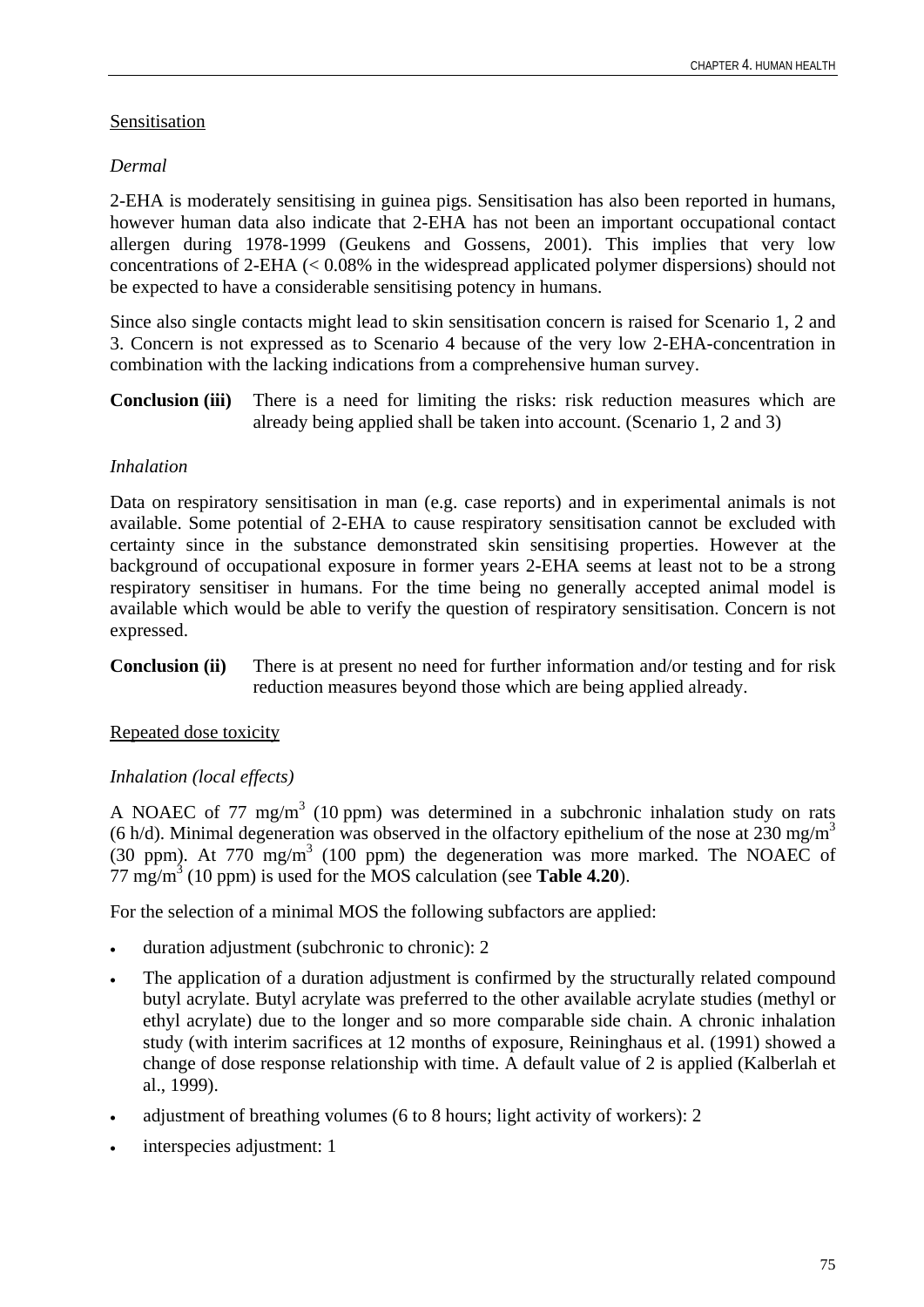Sensitisation

*Dermal*

2-EHA is moderately sensitising in guinea pigs. Sensitisation has also been reported in humans, however human data also indicate that 2-EHA has not been an important occupational contact allergen during 1978-1999 (Geukens and Gossens, 2001). This implies that very low concentrations of 2-EHA (< 0.08% in the widespread applicated polymer dispersions) should not be expected to have a considerable sensitising potency in humans.

Since also single contacts might lead to skin sensitisation concern is raised for Scenario 1, 2 and 3. Concern is not expressed as to Scenario 4 because of the very low 2-EHA-concentration in combination with the lacking indications from a comprehensive human survey.

**Conclusion (iii)** There is a need for limiting the risks: risk reduction measures which are already being applied shall be taken into account. (Scenario 1, 2 and 3)

*Inhalation*

Data on respiratory sensitisation in man (e.g. case reports) and in experimental animals is not available. Some potential of 2-EHA to cause respiratory sensitisation cannot be excluded with certainty since in the substance demonstrated skin sensitising properties. However at the background of occupational exposure in former years 2-EHA seems at least not to be a strong respiratory sensitiser in humans. For the time being no generally accepted animal model is available which would be able to verify the question of respiratory sensitisation. Concern is not expressed.

**Conclusion (ii)** There is at present no need for further information and/or testing and for risk reduction measures beyond those which are being applied already.

Repeated dose toxicity

*Inhalation (local effects)*

A NOAEC of 77 $mg/m^3$ (10 ppm) was determined in a subchronic inhalation study on rats (6 h/d). Minimal degeneration was observed in the olfactory epithelium of the nose at 230 $mg/m^3$ (30 ppm). At 770 $mg/m^3$ (100 ppm) the degeneration was more marked. The NOAEC of 77 $mg/m^3$ (10 ppm) is used for the MOS calculation (see **Table 4.20**).

For the selection of a minimal MOS the following subfactors are applied:

- duration adjustment (subchronic to chronic): 2
- The application of a duration adjustment is confirmed by the structurally related compound butyl acrylate. Butyl acrylate was preferred to the other available acrylate studies (methyl or ethyl acrylate) due to the longer and so more comparable side chain. A chronic inhalation study (with interim sacrifices at 12 months of exposure, Reininghaus et al. (1991) showed a change of dose response relationship with time. A default value of 2 is applied (Kalberlah et al., 1999).
- adjustment of breathing volumes (6 to 8 hours; light activity of workers): 2
- interspecies adjustment: 1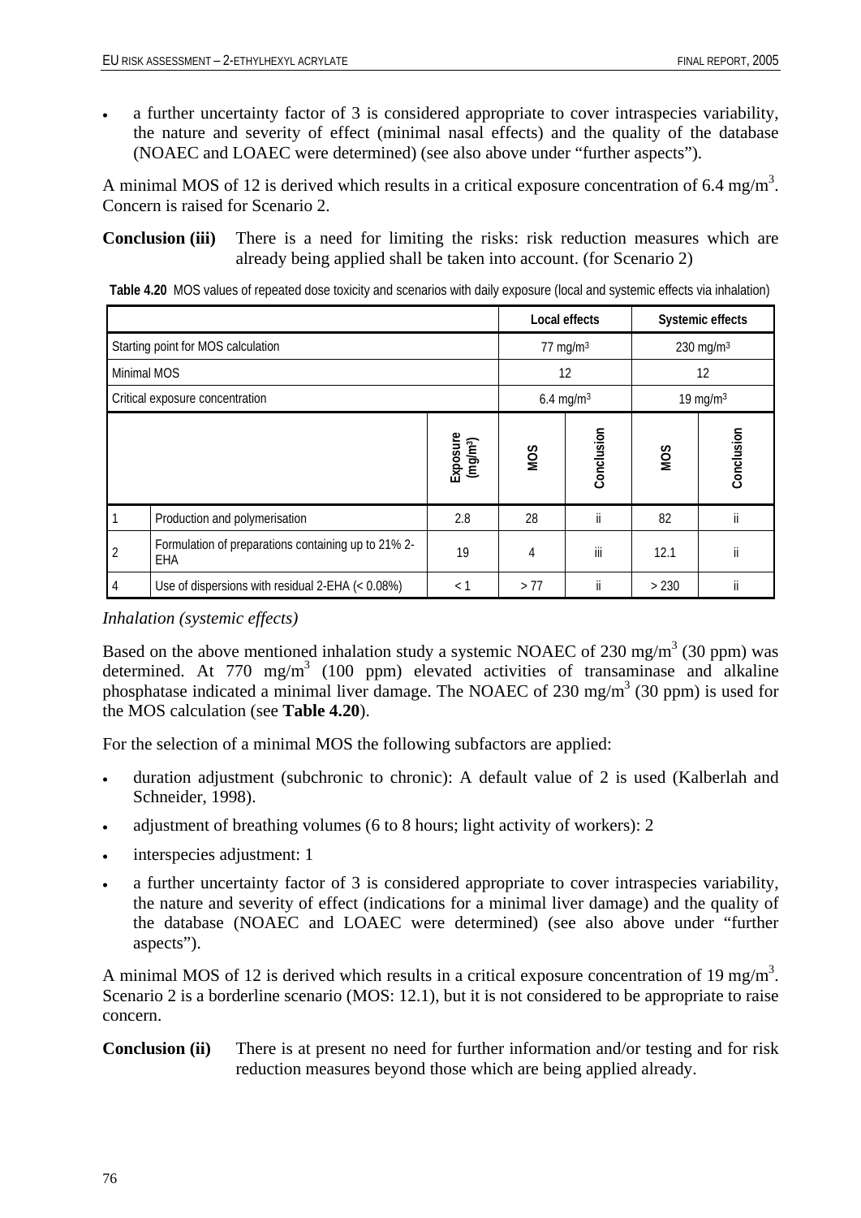- a further uncertainty factor of 3 is considered appropriate to cover intraspecies variability, the nature and severity of effect (minimal nasal effects) and the quality of the database (NOAEC and LOAEC were determined) (see also above under "further aspects").

A minimal MOS of 12 is derived which results in a critical exposure concentration of 6.4 mg/m$^3$. Concern is raised for Scenario 2.

**Conclusion (iii)** There is a need for limiting the risks: risk reduction measures which are already being applied shall be taken into account. (for Scenario 2)

**Table 4.20** MOS values of repeated dose toxicity and scenarios with daily exposure (local and systemic effects via inhalation)

| | | | Local effects | | Systemic effects | |
|---|---|---|---|---|---|---|
| Starting point for MOS calculation | | | 77 mg/m$^3$ | | 230 mg/m$^3$ | |
| Minimal MOS | | | 12 | | 12 | |
| Critical exposure concentration | | | 6.4 mg/m$^3$ | | 19 mg/m$^3$ | |
| | | Exposure (mg/m$^3$) | MOS | Conclusion | MOS | Conclusion |
| 1 | Production and polymerisation | 2.8 | 28 | ii | 82 | ii |
| 2 | Formulation of preparations containing up to 21% 2-EHA | 19 | 4 | iii | 12.1 | ii |
| 4 | Use of dispersions with residual 2-EHA (< 0.08%) | < 1 | > 77 | ii | > 230 | ii |

*Inhalation (systemic effects)*

Based on the above mentioned inhalation study a systemic NOAEC of 230 mg/m$^3$ (30 ppm) was determined. At 770 mg/m$^3$ (100 ppm) elevated activities of transaminase and alkaline phosphatase indicated a minimal liver damage. The NOAEC of 230 mg/m$^3$ (30 ppm) is used for the MOS calculation (see **Table 4.20**).

For the selection of a minimal MOS the following subfactors are applied:

- duration adjustment (subchronic to chronic): A default value of 2 is used (Kalberlah and Schneider, 1998).
- adjustment of breathing volumes (6 to 8 hours; light activity of workers): 2
- interspecies adjustment: 1
- a further uncertainty factor of 3 is considered appropriate to cover intraspecies variability, the nature and severity of effect (indications for a minimal liver damage) and the quality of the database (NOAEC and LOAEC were determined) (see also above under "further aspects").

A minimal MOS of 12 is derived which results in a critical exposure concentration of 19 mg/m$^3$. Scenario 2 is a borderline scenario (MOS: 12.1), but it is not considered to be appropriate to raise concern.

**Conclusion (ii)** There is at present no need for further information and/or testing and for risk reduction measures beyond those which are being applied already.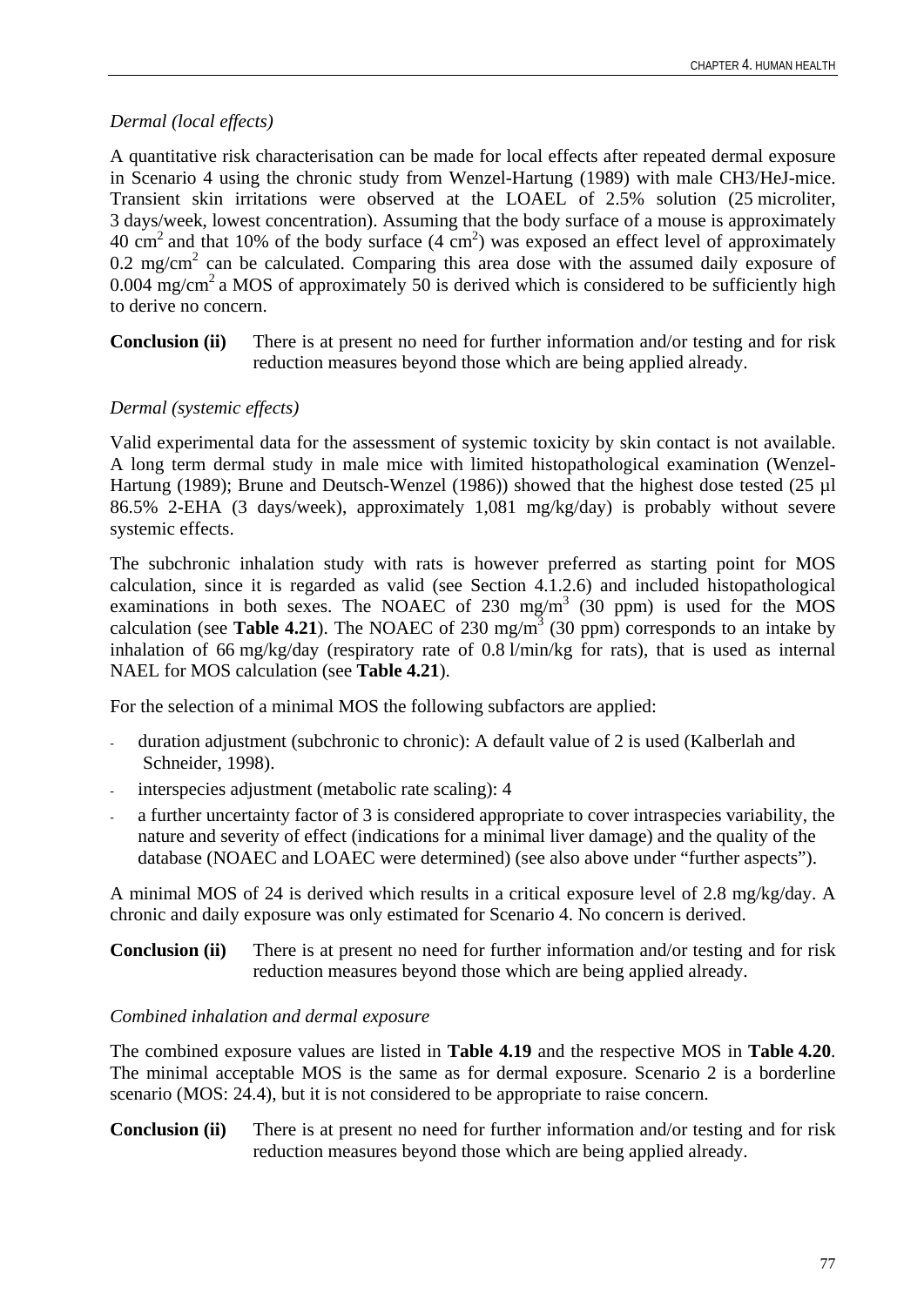*Dermal (local effects)*

A quantitative risk characterisation can be made for local effects after repeated dermal exposure in Scenario 4 using the chronic study from Wenzel-Hartung (1989) with male CH3/HeJ-mice. Transient skin irritations were observed at the LOAEL of 2.5% solution (25 microliter, 3 days/week, lowest concentration). Assuming that the body surface of a mouse is approximately 40 $cm^2$ and that 10% of the body surface (4 $cm^2$) was exposed an effect level of approximately 0.2 $mg/cm^2$ can be calculated. Comparing this area dose with the assumed daily exposure of 0.004 $mg/cm^2$ a MOS of approximately 50 is derived which is considered to be sufficiently high to derive no concern.

**Conclusion (ii)** There is at present no need for further information and/or testing and for risk reduction measures beyond those which are being applied already.

*Dermal (systemic effects)*

Valid experimental data for the assessment of systemic toxicity by skin contact is not available. A long term dermal study in male mice with limited histopathological examination (Wenzel-Hartung (1989); Brune and Deutsch-Wenzel (1986)) showed that the highest dose tested (25 µl 86.5% 2-EHA (3 days/week), approximately 1,081 mg/kg/day) is probably without severe systemic effects.

The subchronic inhalation study with rats is however preferred as starting point for MOS calculation, since it is regarded as valid (see Section 4.1.2.6) and included histopathological examinations in both sexes. The NOAEC of 230 $mg/m^3$ (30 ppm) is used for the MOS calculation (see **Table 4.21**). The NOAEC of 230 $mg/m^3$ (30 ppm) corresponds to an intake by inhalation of 66 mg/kg/day (respiratory rate of 0.8 l/min/kg for rats), that is used as internal NAEL for MOS calculation (see **Table 4.21**).

For the selection of a minimal MOS the following subfactors are applied:

- duration adjustment (subchronic to chronic): A default value of 2 is used (Kalberlah and Schneider, 1998).
- interspecies adjustment (metabolic rate scaling): 4
- a further uncertainty factor of 3 is considered appropriate to cover intraspecies variability, the nature and severity of effect (indications for a minimal liver damage) and the quality of the database (NOAEC and LOAEC were determined) (see also above under "further aspects").

A minimal MOS of 24 is derived which results in a critical exposure level of 2.8 mg/kg/day. A chronic and daily exposure was only estimated for Scenario 4. No concern is derived.

**Conclusion (ii)** There is at present no need for further information and/or testing and for risk reduction measures beyond those which are being applied already.

*Combined inhalation and dermal exposure*

The combined exposure values are listed in **Table 4.19** and the respective MOS in **Table 4.20**. The minimal acceptable MOS is the same as for dermal exposure. Scenario 2 is a borderline scenario (MOS: 24.4), but it is not considered to be appropriate to raise concern.

**Conclusion (ii)** There is at present no need for further information and/or testing and for risk reduction measures beyond those which are being applied already.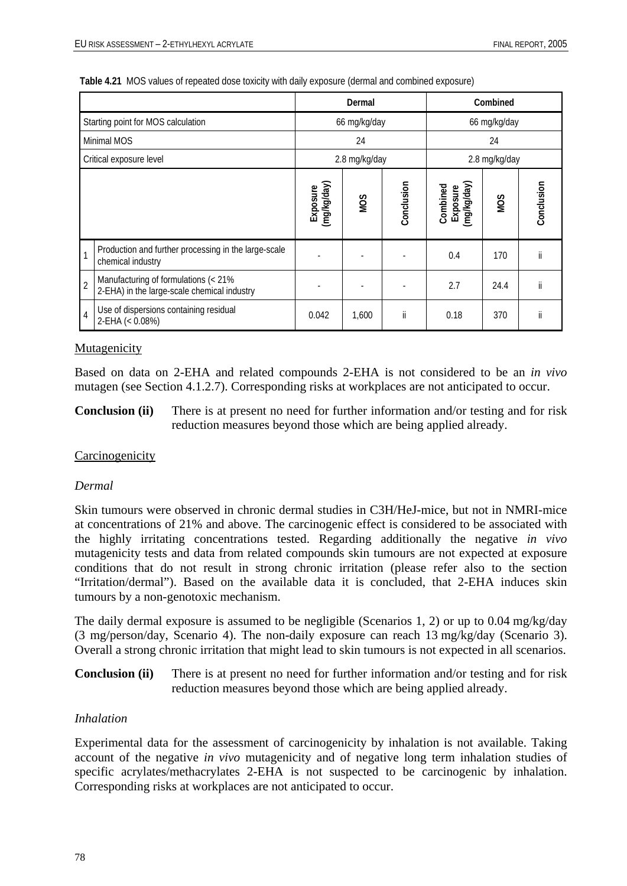**Table 4.21** MOS values of repeated dose toxicity with daily exposure (dermal and combined exposure)

| | | Dermal | | | Combined | | |
|---|---|---|---|---|---|---|---|
| Starting point for MOS calculation | | 66 mg/kg/day | | | 66 mg/kg/day | | |
| Minimal MOS | | 24 | | | 24 | | |
| Critical exposure level | | 2.8 mg/kg/day | | | 2.8 mg/kg/day | | |
| | | Exposure (mg/kg/day) | MOS | Conclusion | Combined Exposure (mg/kg/day) | MOS | Conclusion |
| 1 | Production and further processing in the large-scale chemical industry | - | - | - | 0.4 | 170 | ii |
| 2 | Manufacturing of formulations (< 21% 2-EHA) in the large-scale chemical industry | - | - | - | 2.7 | 24.4 | ii |
| 4 | Use of dispersions containing residual 2-EHA (< 0.08%) | 0.042 | 1,600 | ii | 0.18 | 370 | ii |

Mutagenicity

Based on data on 2-EHA and related compounds 2-EHA is not considered to be an *in vivo* mutagen (see Section 4.1.2.7). Corresponding risks at workplaces are not anticipated to occur.

**Conclusion (ii)** There is at present no need for further information and/or testing and for risk reduction measures beyond those which are being applied already.

Carcinogenicity

*Dermal*

Skin tumours were observed in chronic dermal studies in C3H/HeJ-mice, but not in NMRI-mice at concentrations of 21% and above. The carcinogenic effect is considered to be associated with the highly irritating concentrations tested. Regarding additionally the negative *in vivo* mutagenicity tests and data from related compounds skin tumours are not expected at exposure conditions that do not result in strong chronic irritation (please refer also to the section "Irritation/dermal"). Based on the available data it is concluded, that 2-EHA induces skin tumours by a non-genotoxic mechanism.

The daily dermal exposure is assumed to be negligible (Scenarios 1, 2) or up to 0.04 mg/kg/day (3 mg/person/day, Scenario 4). The non-daily exposure can reach 13 mg/kg/day (Scenario 3). Overall a strong chronic irritation that might lead to skin tumours is not expected in all scenarios.

**Conclusion (ii)** There is at present no need for further information and/or testing and for risk reduction measures beyond those which are being applied already.

*Inhalation*

Experimental data for the assessment of carcinogenicity by inhalation is not available. Taking account of the negative *in vivo* mutagenicity and of negative long term inhalation studies of specific acrylates/methacrylates 2-EHA is not suspected to be carcinogenic by inhalation. Corresponding risks at workplaces are not anticipated to occur.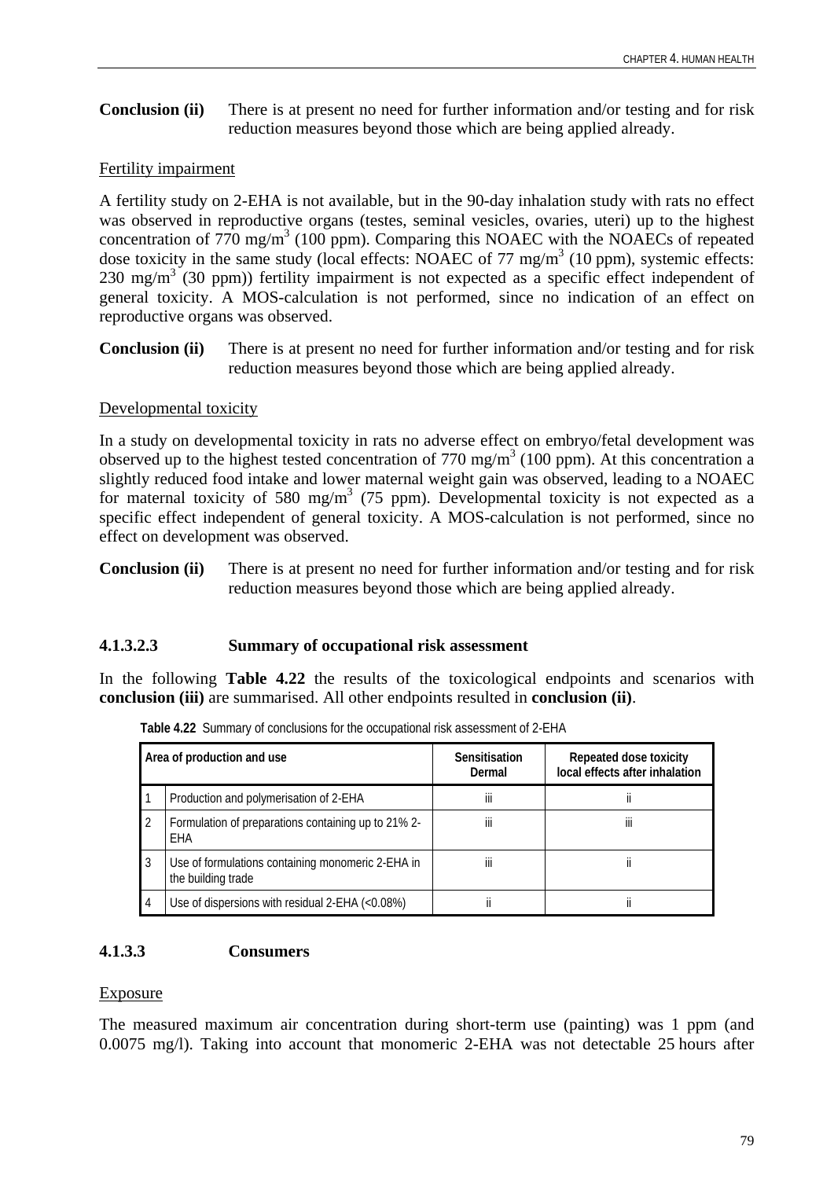**Conclusion (ii)** There is at present no need for further information and/or testing and for risk reduction measures beyond those which are being applied already.

Fertility impairment

A fertility study on 2-EHA is not available, but in the 90-day inhalation study with rats no effect was observed in reproductive organs (testes, seminal vesicles, ovaries, uteri) up to the highest concentration of 770 mg/m$^3$ (100 ppm). Comparing this NOAEC with the NOAECs of repeated dose toxicity in the same study (local effects: NOAEC of 77 mg/m$^3$ (10 ppm), systemic effects: 230 mg/m$^3$ (30 ppm)) fertility impairment is not expected as a specific effect independent of general toxicity. A MOS-calculation is not performed, since no indication of an effect on reproductive organs was observed.

**Conclusion (ii)** There is at present no need for further information and/or testing and for risk reduction measures beyond those which are being applied already.

Developmental toxicity

In a study on developmental toxicity in rats no adverse effect on embryo/fetal development was observed up to the highest tested concentration of 770 mg/m$^3$ (100 ppm). At this concentration a slightly reduced food intake and lower maternal weight gain was observed, leading to a NOAEC for maternal toxicity of 580 mg/m$^3$ (75 ppm). Developmental toxicity is not expected as a specific effect independent of general toxicity. A MOS-calculation is not performed, since no effect on development was observed.

**Conclusion (ii)** There is at present no need for further information and/or testing and for risk reduction measures beyond those which are being applied already.

#### 4.1.3.2.3 Summary of occupational risk assessment

In the following **Table 4.22** the results of the toxicological endpoints and scenarios with **conclusion (iii)** are summarised. All other endpoints resulted in **conclusion (ii)**.

**Table 4.22** Summary of conclusions for the occupational risk assessment of 2-EHA

| Area of production and use | | Sensitisation Dermal | Repeated dose toxicity local effects after inhalation |
|---|---|---|---|
| 1 | Production and polymerisation of 2-EHA | iii | ii |
| 2 | Formulation of preparations containing up to 21% 2-EHA | iii | iii |
| 3 | Use of formulations containing monomeric 2-EHA in the building trade | iii | ii |
| 4 | Use of dispersions with residual 2-EHA (<0.08%) | ii | ii |

### 4.1.3.3 Consumers

Exposure

The measured maximum air concentration during short-term use (painting) was 1 ppm (and 0.0075 mg/l). Taking into account that monomeric 2-EHA was not detectable 25 hours after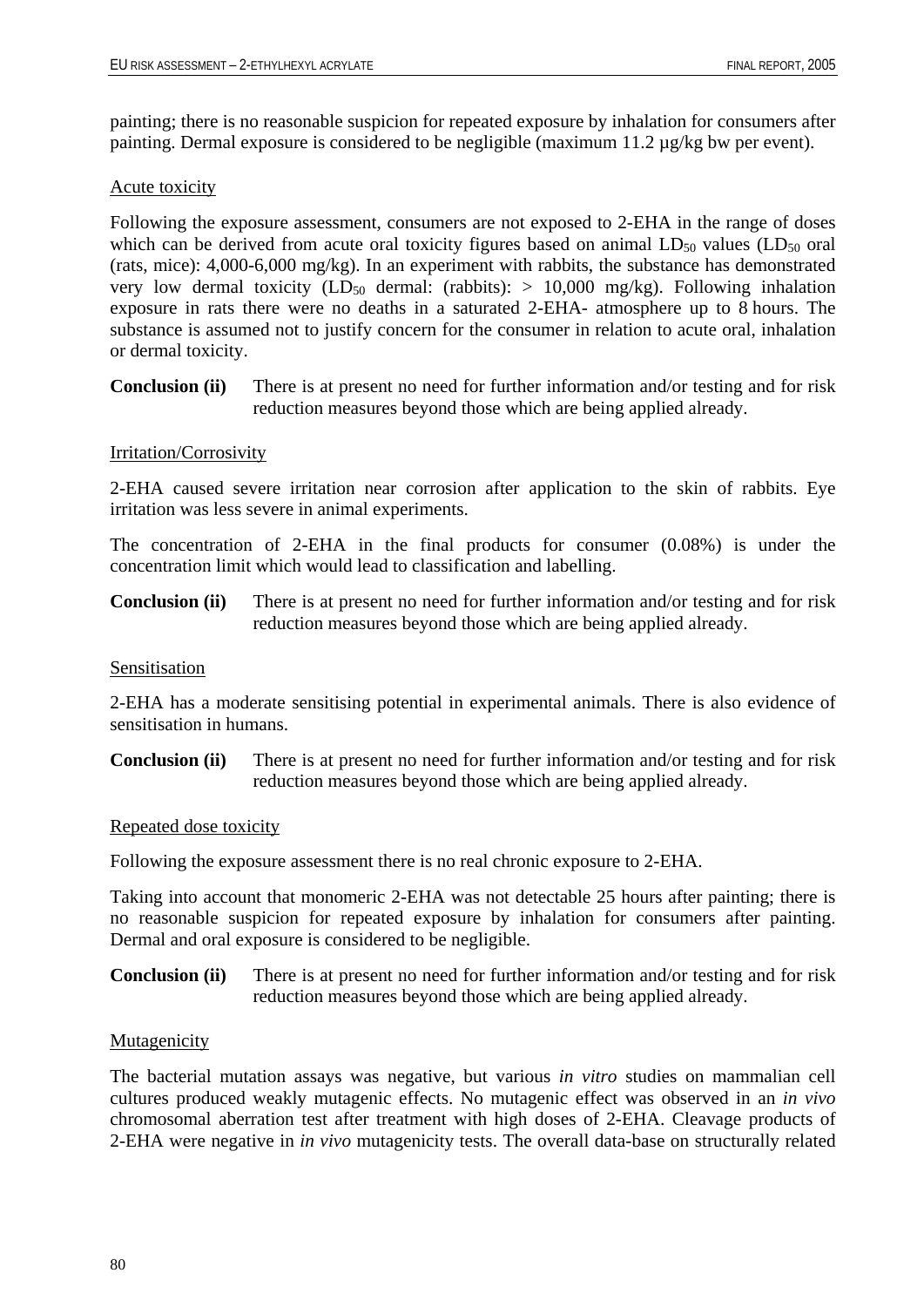painting; there is no reasonable suspicion for repeated exposure by inhalation for consumers after painting. Dermal exposure is considered to be negligible (maximum 11.2 µg/kg bw per event).

Acute toxicity

Following the exposure assessment, consumers are not exposed to 2-EHA in the range of doses which can be derived from acute oral toxicity figures based on animal $LD_{50}$ values ($LD_{50}$ oral (rats, mice): 4,000-6,000 mg/kg). In an experiment with rabbits, the substance has demonstrated very low dermal toxicity ($LD_{50}$ dermal: (rabbits): > 10,000 mg/kg). Following inhalation exposure in rats there were no deaths in a saturated 2-EHA- atmosphere up to 8 hours. The substance is assumed not to justify concern for the consumer in relation to acute oral, inhalation or dermal toxicity.

**Conclusion (ii)** There is at present no need for further information and/or testing and for risk reduction measures beyond those which are being applied already.

Irritation/Corrosivity

2-EHA caused severe irritation near corrosion after application to the skin of rabbits. Eye irritation was less severe in animal experiments.

The concentration of 2-EHA in the final products for consumer (0.08%) is under the concentration limit which would lead to classification and labelling.

**Conclusion (ii)** There is at present no need for further information and/or testing and for risk reduction measures beyond those which are being applied already.

Sensitisation

2-EHA has a moderate sensitising potential in experimental animals. There is also evidence of sensitisation in humans.

**Conclusion (ii)** There is at present no need for further information and/or testing and for risk reduction measures beyond those which are being applied already.

Repeated dose toxicity

Following the exposure assessment there is no real chronic exposure to 2-EHA.

Taking into account that monomeric 2-EHA was not detectable 25 hours after painting; there is no reasonable suspicion for repeated exposure by inhalation for consumers after painting. Dermal and oral exposure is considered to be negligible.

**Conclusion (ii)** There is at present no need for further information and/or testing and for risk reduction measures beyond those which are being applied already.

Mutagenicity

The bacterial mutation assays was negative, but various *in vitro* studies on mammalian cell cultures produced weakly mutagenic effects. No mutagenic effect was observed in an *in vivo* chromosomal aberration test after treatment with high doses of 2-EHA. Cleavage products of 2-EHA were negative in *in vivo* mutagenicity tests. The overall data-base on structurally related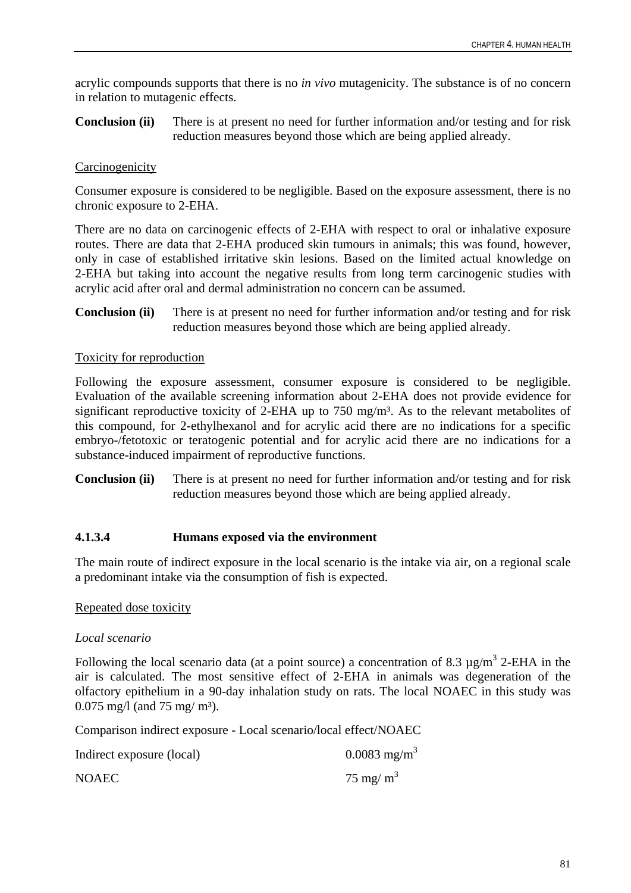acrylic compounds supports that there is no *in vivo* mutagenicity. The substance is of no concern in relation to mutagenic effects.

**Conclusion (ii)** There is at present no need for further information and/or testing and for risk reduction measures beyond those which are being applied already.

Carcinogenicity

Consumer exposure is considered to be negligible. Based on the exposure assessment, there is no chronic exposure to 2-EHA.

There are no data on carcinogenic effects of 2-EHA with respect to oral or inhalative exposure routes. There are data that 2-EHA produced skin tumours in animals; this was found, however, only in case of established irritative skin lesions. Based on the limited actual knowledge on 2-EHA but taking into account the negative results from long term carcinogenic studies with acrylic acid after oral and dermal administration no concern can be assumed.

**Conclusion (ii)** There is at present no need for further information and/or testing and for risk reduction measures beyond those which are being applied already.

Toxicity for reproduction

Following the exposure assessment, consumer exposure is considered to be negligible. Evaluation of the available screening information about 2-EHA does not provide evidence for significant reproductive toxicity of 2-EHA up to 750 mg/m³. As to the relevant metabolites of this compound, for 2-ethylhexanol and for acrylic acid there are no indications for a specific embryo-/fetotoxic or teratogenic potential and for acrylic acid there are no indications for a substance-induced impairment of reproductive functions.

**Conclusion (ii)** There is at present no need for further information and/or testing and for risk reduction measures beyond those which are being applied already.

### 4.1.3.4 Humans exposed via the environment

The main route of indirect exposure in the local scenario is the intake via air, on a regional scale a predominant intake via the consumption of fish is expected.

Repeated dose toxicity

*Local scenario*

Following the local scenario data (at a point source) a concentration of 8.3 µg/m³ 2-EHA in the air is calculated. The most sensitive effect of 2-EHA in animals was degeneration of the olfactory epithelium in a 90-day inhalation study on rats. The local NOAEC in this study was 0.075 mg/l (and 75 mg/ m³).

Comparison indirect exposure - Local scenario/local effect/NOAEC

| | |
|---|---|
| Indirect exposure (local) | 0.0083 mg/m³ |
| NOAEC | 75 mg/ m³ |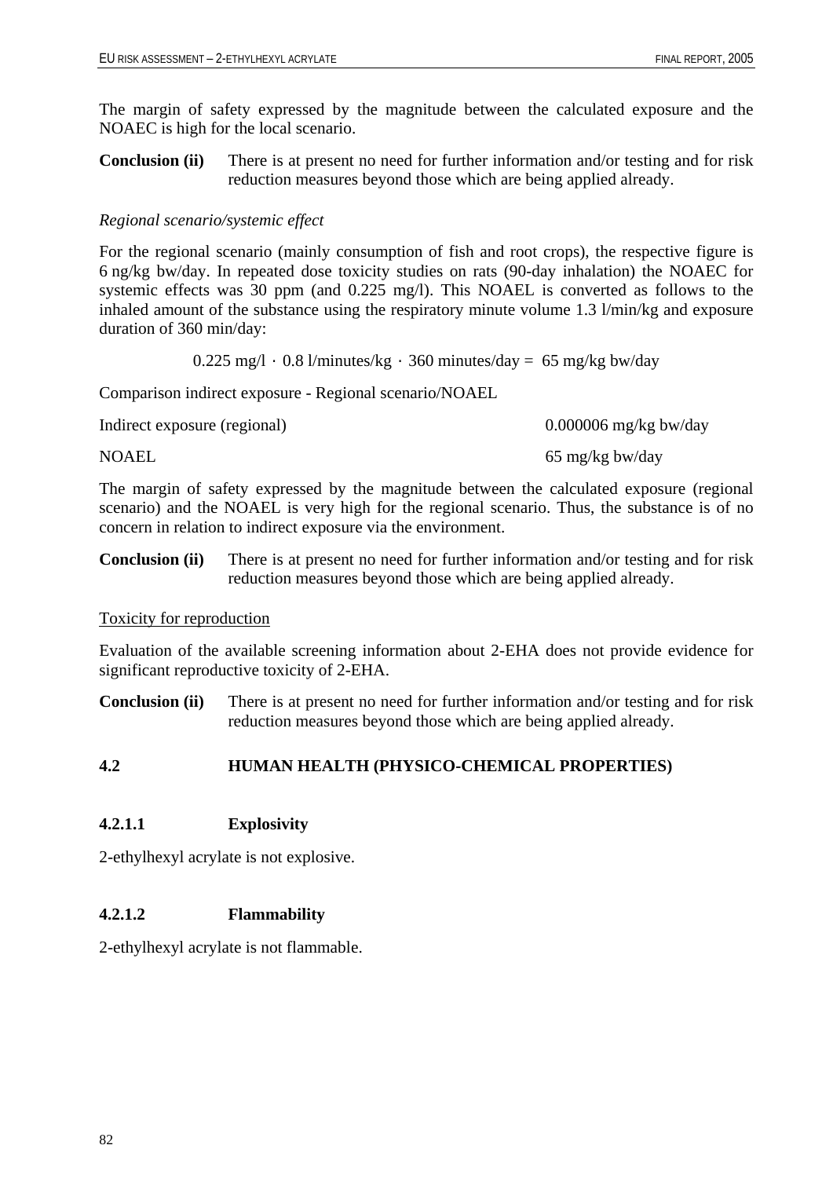The margin of safety expressed by the magnitude between the calculated exposure and the NOAEC is high for the local scenario.

**Conclusion (ii)** There is at present no need for further information and/or testing and for risk reduction measures beyond those which are being applied already.

*Regional scenario/systemic effect*

For the regional scenario (mainly consumption of fish and root crops), the respective figure is 6 ng/kg bw/day. In repeated dose toxicity studies on rats (90-day inhalation) the NOAEC for systemic effects was 30 ppm (and 0.225 mg/l). This NOAEL is converted as follows to the inhaled amount of the substance using the respiratory minute volume 1.3 l/min/kg and exposure duration of 360 min/day:

$$0.225 \text{ mg/l} \cdot 0.8 \text{ l/minutes/kg} \cdot 360 \text{ minutes/day} = 65 \text{ mg/kg bw/day}$$

Comparison indirect exposure - Regional scenario/NOAEL

| | |
|---|---|
| Indirect exposure (regional) | 0.000006 mg/kg bw/day |
| NOAEL | 65 mg/kg bw/day |

The margin of safety expressed by the magnitude between the calculated exposure (regional scenario) and the NOAEL is very high for the regional scenario. Thus, the substance is of no concern in relation to indirect exposure via the environment.

**Conclusion (ii)** There is at present no need for further information and/or testing and for risk reduction measures beyond those which are being applied already.

Toxicity for reproduction

Evaluation of the available screening information about 2-EHA does not provide evidence for significant reproductive toxicity of 2-EHA.

**Conclusion (ii)** There is at present no need for further information and/or testing and for risk reduction measures beyond those which are being applied already.

## 4.2 HUMAN HEALTH (PHYSICO-CHEMICAL PROPERTIES)

#### 4.2.1.1 Explosivity

2-ethylhexyl acrylate is not explosive.

#### 4.2.1.2 Flammability

2-ethylhexyl acrylate is not flammable.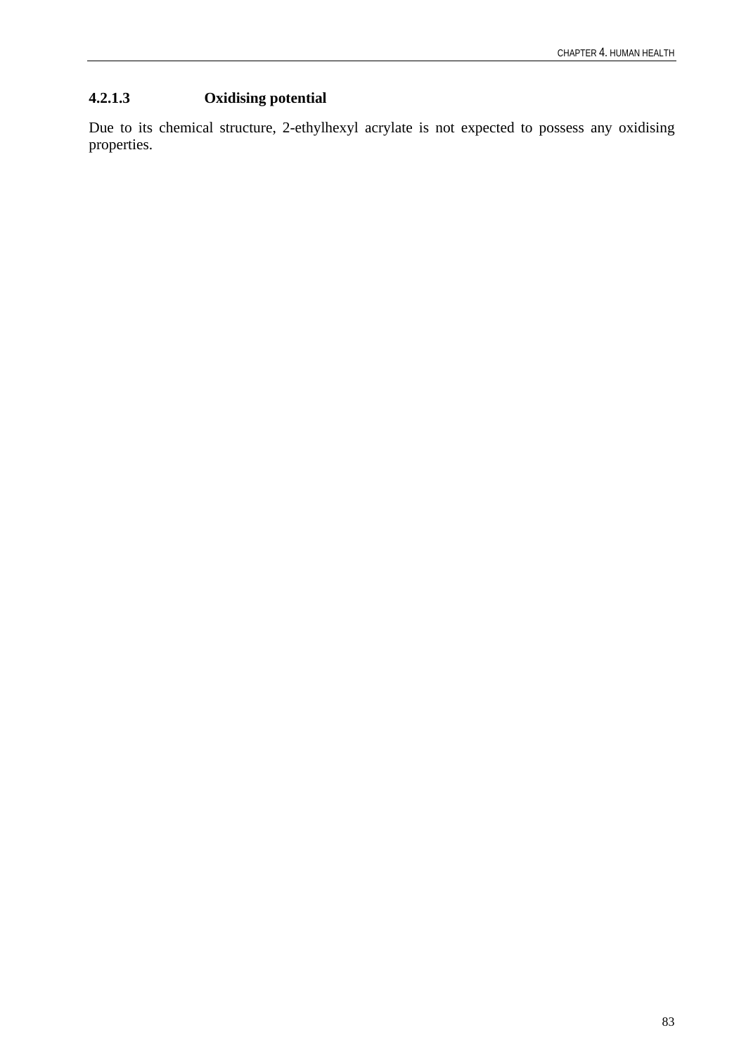#### 4.2.1.3 Oxidising potential

Due to its chemical structure, 2-ethylhexyl acrylate is not expected to possess any oxidising properties.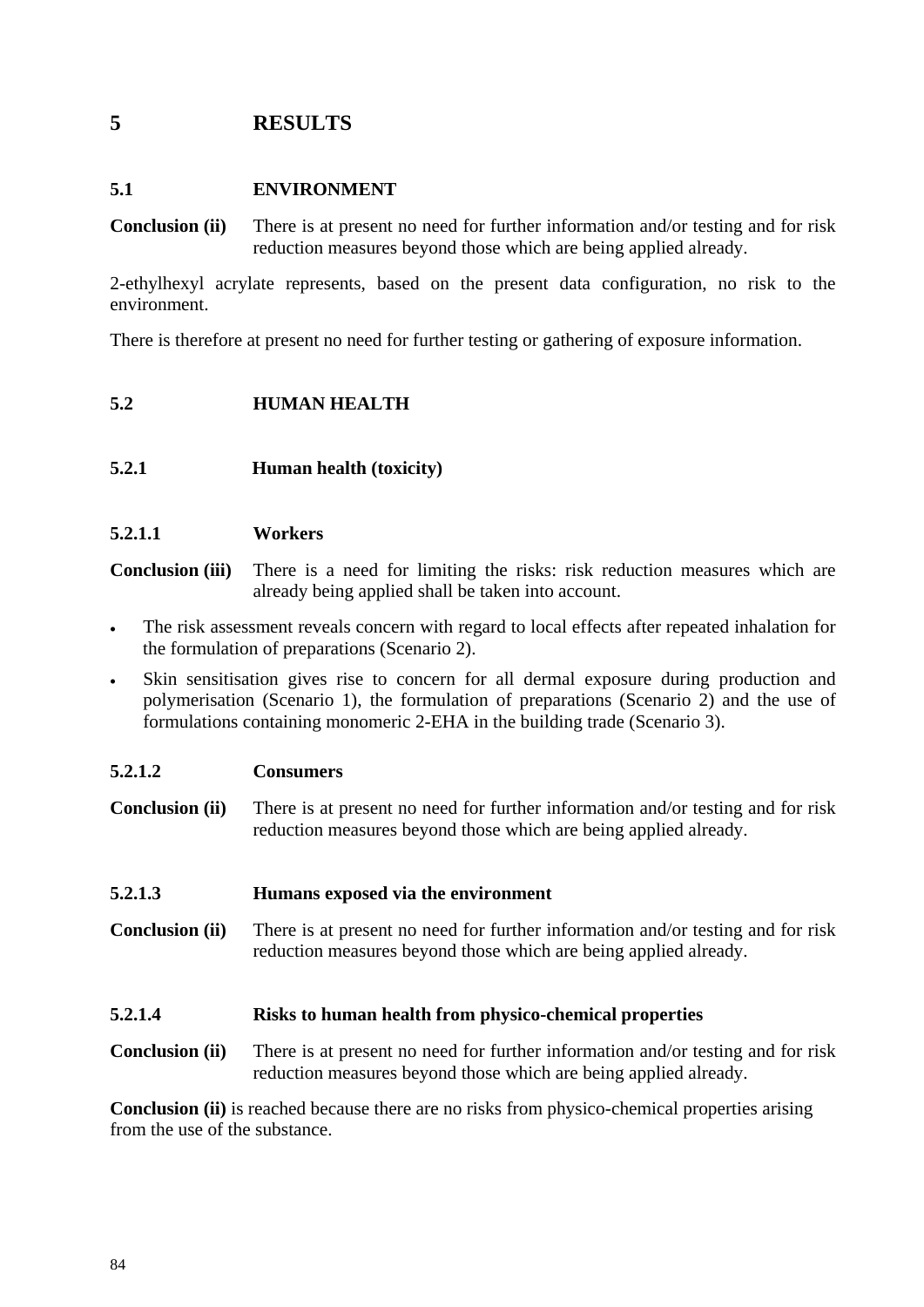# 5 RESULTS

## 5.1 ENVIRONMENT

**Conclusion (ii)** There is at present no need for further information and/or testing and for risk reduction measures beyond those which are being applied already.

2-ethylhexyl acrylate represents, based on the present data configuration, no risk to the environment.

There is therefore at present no need for further testing or gathering of exposure information.

## 5.2 HUMAN HEALTH

### 5.2.1 Human health (toxicity)

#### 5.2.1.1 Workers

**Conclusion (iii)** There is a need for limiting the risks: risk reduction measures which are already being applied shall be taken into account.

- The risk assessment reveals concern with regard to local effects after repeated inhalation for the formulation of preparations (Scenario 2).
- Skin sensitisation gives rise to concern for all dermal exposure during production and polymerisation (Scenario 1), the formulation of preparations (Scenario 2) and the use of formulations containing monomeric 2-EHA in the building trade (Scenario 3).

#### 5.2.1.2 Consumers

**Conclusion (ii)** There is at present no need for further information and/or testing and for risk reduction measures beyond those which are being applied already.

#### 5.2.1.3 Humans exposed via the environment

**Conclusion (ii)** There is at present no need for further information and/or testing and for risk reduction measures beyond those which are being applied already.

#### 5.2.1.4 Risks to human health from physico-chemical properties

**Conclusion (ii)** There is at present no need for further information and/or testing and for risk reduction measures beyond those which are being applied already.

**Conclusion (ii)** is reached because there are no risks from physico-chemical properties arising from the use of the substance.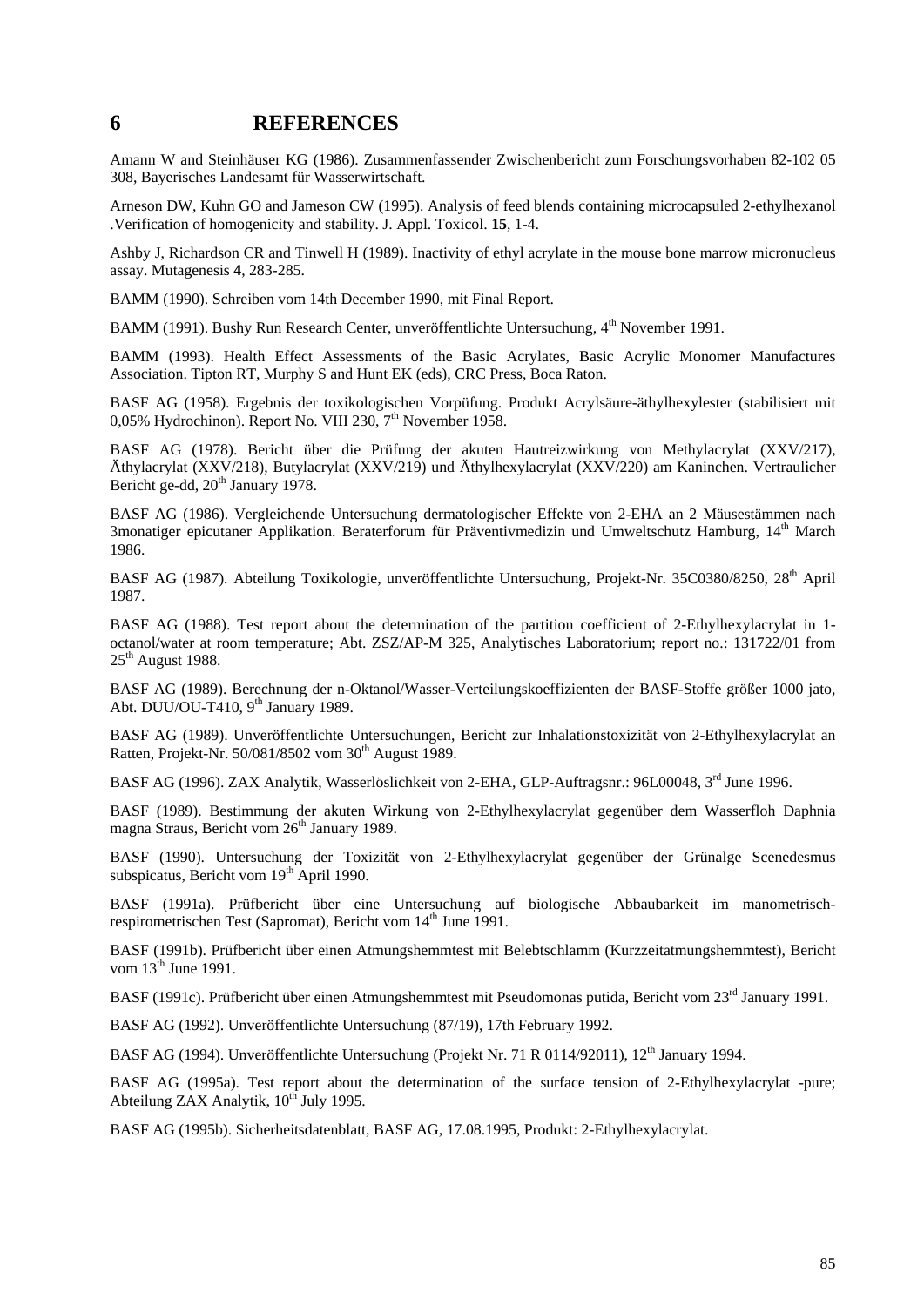# 6 REFERENCES

Amann W and Steinhäuser KG (1986). Zusammenfassender Zwischenbericht zum Forschungsvorhaben 82-102 05 308, Bayerisches Landesamt für Wasserwirtschaft.

Arneson DW, Kuhn GO and Jameson CW (1995). Analysis of feed blends containing microcapsuled 2-ethylhexanol .Verification of homogenicity and stability. J. Appl. Toxicol. **15**, 1-4.

Ashby J, Richardson CR and Tinwell H (1989). Inactivity of ethyl acrylate in the mouse bone marrow micronucleus assay. Mutagenesis **4**, 283-285.

BAMM (1990). Schreiben vom 14th December 1990, mit Final Report.

BAMM (1991). Bushy Run Research Center, unveröffentlichte Untersuchung, 4th November 1991.

BAMM (1993). Health Effect Assessments of the Basic Acrylates, Basic Acrylic Monomer Manufactures Association. Tipton RT, Murphy S and Hunt EK (eds), CRC Press, Boca Raton.

BASF AG (1958). Ergebnis der toxikologischen Vorpüfung. Produkt Acrylsäure-äthylhexylester (stabilisiert mit 0,05% Hydrochinon). Report No. VIII 230, 7th November 1958.

BASF AG (1978). Bericht über die Prüfung der akuten Hautreizwirkung von Methylacrylat (XXV/217), Äthylacrylat (XXV/218), Butylacrylat (XXV/219) und Äthylhexylacrylat (XXV/220) am Kaninchen. Vertraulicher Bericht ge-dd, 20th January 1978.

BASF AG (1986). Vergleichende Untersuchung dermatologischer Effekte von 2-EHA an 2 Mäusestämmen nach 3monatiger epicutaner Applikation. Beraterforum für Präventivmedizin und Umweltschutz Hamburg, 14th March 1986.

BASF AG (1987). Abteilung Toxikologie, unveröffentlichte Untersuchung, Projekt-Nr. 35C0380/8250, 28th April 1987.

BASF AG (1988). Test report about the determination of the partition coefficient of 2-Ethylhexylacrylat in 1-octanol/water at room temperature; Abt. ZSZ/AP-M 325, Analytisches Laboratorium; report no.: 131722/01 from 25th August 1988.

BASF AG (1989). Berechnung der n-Oktanol/Wasser-Verteilungskoeffizienten der BASF-Stoffe größer 1000 jato, Abt. DUU/OU-T410, 9th January 1989.

BASF AG (1989). Unveröffentlichte Untersuchungen, Bericht zur Inhalationstoxizität von 2-Ethylhexylacrylat an Ratten, Projekt-Nr. 50/081/8502 vom 30th August 1989.

BASF AG (1996). ZAX Analytik, Wasserlöslichkeit von 2-EHA, GLP-Auftragsnr.: 96L00048, 3rd June 1996.

BASF (1989). Bestimmung der akuten Wirkung von 2-Ethylhexylacrylat gegenüber dem Wasserfloh Daphnia magna Straus, Bericht vom 26th January 1989.

BASF (1990). Untersuchung der Toxizität von 2-Ethylhexylacrylat gegenüber der Grünalge Scenedesmus subspicatus, Bericht vom 19th April 1990.

BASF (1991a). Prüfbericht über eine Untersuchung auf biologische Abbaubarkeit im manometrisch-respirometrischen Test (Sapromat), Bericht vom 14th June 1991.

BASF (1991b). Prüfbericht über einen Atmungshemmtest mit Belebtschlamm (Kurzzeitatmungshemmtest), Bericht vom 13th June 1991.

BASF (1991c). Prüfbericht über einen Atmungshemmtest mit Pseudomonas putida, Bericht vom 23rd January 1991.

BASF AG (1992). Unveröffentlichte Untersuchung (87/19), 17th February 1992.

BASF AG (1994). Unveröffentlichte Untersuchung (Projekt Nr. 71 R 0114/92011), 12th January 1994.

BASF AG (1995a). Test report about the determination of the surface tension of 2-Ethylhexylacrylat -pure; Abteilung ZAX Analytik, 10th July 1995.

BASF AG (1995b). Sicherheitsdatenblatt, BASF AG, 17.08.1995, Produkt: 2-Ethylhexylacrylat.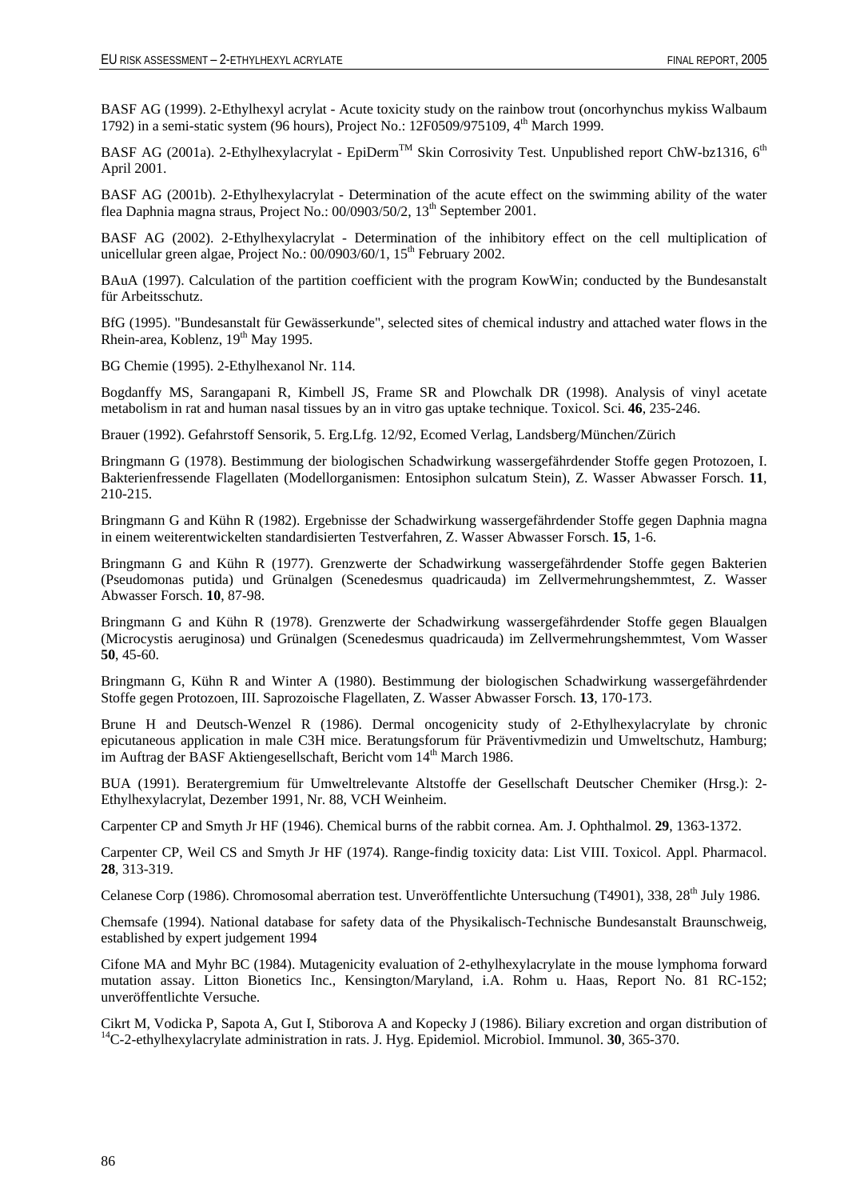BASF AG (1999). 2-Ethylhexyl acrylat - Acute toxicity study on the rainbow trout (oncorhynchus mykiss Walbaum 1792) in a semi-static system (96 hours), Project No.: 12F0509/975109, 4th March 1999.

BASF AG (2001a). 2-Ethylhexylacrylat - EpiDerm™ Skin Corrosivity Test. Unpublished report ChW-bz1316, 6th April 2001.

BASF AG (2001b). 2-Ethylhexylacrylat - Determination of the acute effect on the swimming ability of the water flea Daphnia magna straus, Project No.: 00/0903/50/2, 13th September 2001.

BASF AG (2002). 2-Ethylhexylacrylat - Determination of the inhibitory effect on the cell multiplication of unicellular green algae, Project No.: 00/0903/60/1, 15th February 2002.

BAuA (1997). Calculation of the partition coefficient with the program KowWin; conducted by the Bundesanstalt für Arbeitsschutz.

BfG (1995). "Bundesanstalt für Gewässerkunde", selected sites of chemical industry and attached water flows in the Rhein-area, Koblenz, 19th May 1995.

BG Chemie (1995). 2-Ethylhexanol Nr. 114.

Bogdanffy MS, Sarangapani R, Kimbell JS, Frame SR and Plowchalk DR (1998). Analysis of vinyl acetate metabolism in rat and human nasal tissues by an in vitro gas uptake technique. Toxicol. Sci. **46**, 235-246.

Brauer (1992). Gefahrstoff Sensorik, 5. Erg.Lfg. 12/92, Ecomed Verlag, Landsberg/München/Zürich

Bringmann G (1978). Bestimmung der biologischen Schadwirkung wassergefährdender Stoffe gegen Protozoen, I. Bakterienfressende Flagellaten (Modellorganismen: Entosiphon sulcatum Stein), Z. Wasser Abwasser Forsch. **11**, 210-215.

Bringmann G and Kühn R (1982). Ergebnisse der Schadwirkung wassergefährdender Stoffe gegen Daphnia magna in einem weiterentwickelten standardisierten Testverfahren, Z. Wasser Abwasser Forsch. **15**, 1-6.

Bringmann G and Kühn R (1977). Grenzwerte der Schadwirkung wassergefährdender Stoffe gegen Bakterien (Pseudomonas putida) und Grünalgen (Scenedesmus quadricauda) im Zellvermehrungshemmtest, Z. Wasser Abwasser Forsch. **10**, 87-98.

Bringmann G and Kühn R (1978). Grenzwerte der Schadwirkung wassergefährdender Stoffe gegen Blaualgen (Microcystis aeruginosa) und Grünalgen (Scenedesmus quadricauda) im Zellvermehrungshemmtest, Vom Wasser **50**, 45-60.

Bringmann G, Kühn R and Winter A (1980). Bestimmung der biologischen Schadwirkung wassergefährdender Stoffe gegen Protozoen, III. Saprozoische Flagellaten, Z. Wasser Abwasser Forsch. **13**, 170-173.

Brune H and Deutsch-Wenzel R (1986). Dermal oncogenicity study of 2-Ethylhexylacrylate by chronic epicutaneous application in male C3H mice. Beratungsforum für Präventivmedizin und Umweltschutz, Hamburg; im Auftrag der BASF Aktiengesellschaft, Bericht vom 14th March 1986.

BUA (1991). Beratergremium für Umweltrelevante Altstoffe der Gesellschaft Deutscher Chemiker (Hrsg.): 2-Ethylhexylacrylat, Dezember 1991, Nr. 88, VCH Weinheim.

Carpenter CP and Smyth Jr HF (1946). Chemical burns of the rabbit cornea. Am. J. Ophthalmol. **29**, 1363-1372.

Carpenter CP, Weil CS and Smyth Jr HF (1974). Range-findig toxicity data: List VIII. Toxicol. Appl. Pharmacol. **28**, 313-319.

Celanese Corp (1986). Chromosomal aberration test. Unveröffentlichte Untersuchung (T4901), 338, 28th July 1986.

Chemsafe (1994). National database for safety data of the Physikalisch-Technische Bundesanstalt Braunschweig, established by expert judgement 1994

Cifone MA and Myhr BC (1984). Mutagenicity evaluation of 2-ethylhexylacrylate in the mouse lymphoma forward mutation assay. Litton Bionetics Inc., Kensington/Maryland, i.A. Rohm u. Haas, Report No. 81 RC-152; unveröffentlichte Versuche.

Cikrt M, Vodicka P, Sapota A, Gut I, Stiborova A and Kopecky J (1986). Biliary excretion and organ distribution of $^{14}$C-2-ethylhexylacrylate administration in rats. J. Hyg. Epidemiol. Microbiol. Immunol. **30**, 365-370.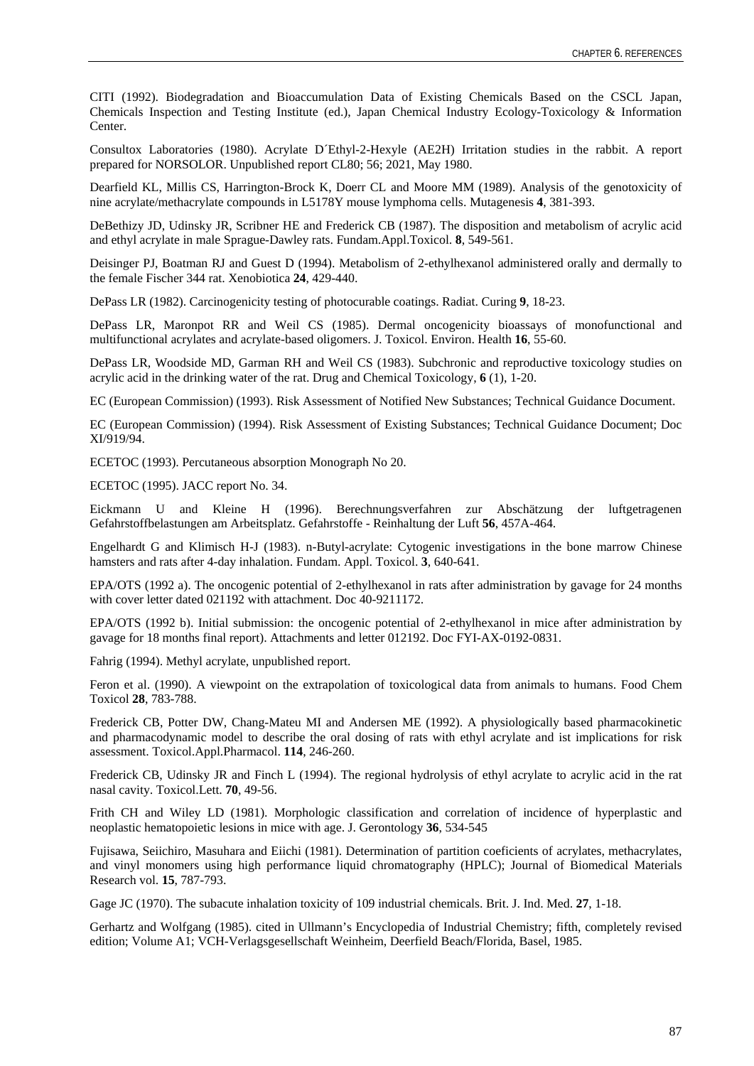CITI (1992). Biodegradation and Bioaccumulation Data of Existing Chemicals Based on the CSCL Japan, Chemicals Inspection and Testing Institute (ed.), Japan Chemical Industry Ecology-Toxicology & Information Center.

Consultox Laboratories (1980). Acrylate D´Ethyl-2-Hexyle (AE2H) Irritation studies in the rabbit. A report prepared for NORSOLOR. Unpublished report CL80; 56; 2021, May 1980.

Dearfield KL, Millis CS, Harrington-Brock K, Doerr CL and Moore MM (1989). Analysis of the genotoxicity of nine acrylate/methacrylate compounds in L5178Y mouse lymphoma cells. Mutagenesis **4**, 381-393.

DeBethizy JD, Udinsky JR, Scribner HE and Frederick CB (1987). The disposition and metabolism of acrylic acid and ethyl acrylate in male Sprague-Dawley rats. Fundam.Appl.Toxicol. **8**, 549-561.

Deisinger PJ, Boatman RJ and Guest D (1994). Metabolism of 2-ethylhexanol administered orally and dermally to the female Fischer 344 rat. Xenobiotica **24**, 429-440.

DePass LR (1982). Carcinogenicity testing of photocurable coatings. Radiat. Curing **9**, 18-23.

DePass LR, Maronpot RR and Weil CS (1985). Dermal oncogenicity bioassays of monofunctional and multifunctional acrylates and acrylate-based oligomers. J. Toxicol. Environ. Health **16**, 55-60.

DePass LR, Woodside MD, Garman RH and Weil CS (1983). Subchronic and reproductive toxicology studies on acrylic acid in the drinking water of the rat. Drug and Chemical Toxicology, **6** (1), 1-20.

EC (European Commission) (1993). Risk Assessment of Notified New Substances; Technical Guidance Document.

EC (European Commission) (1994). Risk Assessment of Existing Substances; Technical Guidance Document; Doc XI/919/94.

ECETOC (1993). Percutaneous absorption Monograph No 20.

ECETOC (1995). JACC report No. 34.

Eickmann U and Kleine H (1996). Berechnungsverfahren zur Abschätzung der luftgetragenen Gefahrstoffbelastungen am Arbeitsplatz. Gefahrstoffe - Reinhaltung der Luft **56**, 457A-464.

Engelhardt G and Klimisch H-J (1983). n-Butyl-acrylate: Cytogenic investigations in the bone marrow Chinese hamsters and rats after 4-day inhalation. Fundam. Appl. Toxicol. **3**, 640-641.

EPA/OTS (1992 a). The oncogenic potential of 2-ethylhexanol in rats after administration by gavage for 24 months with cover letter dated 021192 with attachment. Doc 40-9211172.

EPA/OTS (1992 b). Initial submission: the oncogenic potential of 2-ethylhexanol in mice after administration by gavage for 18 months final report). Attachments and letter 012192. Doc FYI-AX-0192-0831.

Fahrig (1994). Methyl acrylate, unpublished report.

Feron et al. (1990). A viewpoint on the extrapolation of toxicological data from animals to humans. Food Chem Toxicol **28**, 783-788.

Frederick CB, Potter DW, Chang-Mateu MI and Andersen ME (1992). A physiologically based pharmacokinetic and pharmacodynamic model to describe the oral dosing of rats with ethyl acrylate and ist implications for risk assessment. Toxicol.Appl.Pharmacol. **114**, 246-260.

Frederick CB, Udinsky JR and Finch L (1994). The regional hydrolysis of ethyl acrylate to acrylic acid in the rat nasal cavity. Toxicol.Lett. **70**, 49-56.

Frith CH and Wiley LD (1981). Morphologic classification and correlation of incidence of hyperplastic and neoplastic hematopoietic lesions in mice with age. J. Gerontology **36**, 534-545

Fujisawa, Seiichiro, Masuhara and Eiichi (1981). Determination of partition coeficients of acrylates, methacrylates, and vinyl monomers using high performance liquid chromatography (HPLC); Journal of Biomedical Materials Research vol. **15**, 787-793.

Gage JC (1970). The subacute inhalation toxicity of 109 industrial chemicals. Brit. J. Ind. Med. **27**, 1-18.

Gerhartz and Wolfgang (1985). cited in Ullmann's Encyclopedia of Industrial Chemistry; fifth, completely revised edition; Volume A1; VCH-Verlagsgesellschaft Weinheim, Deerfield Beach/Florida, Basel, 1985.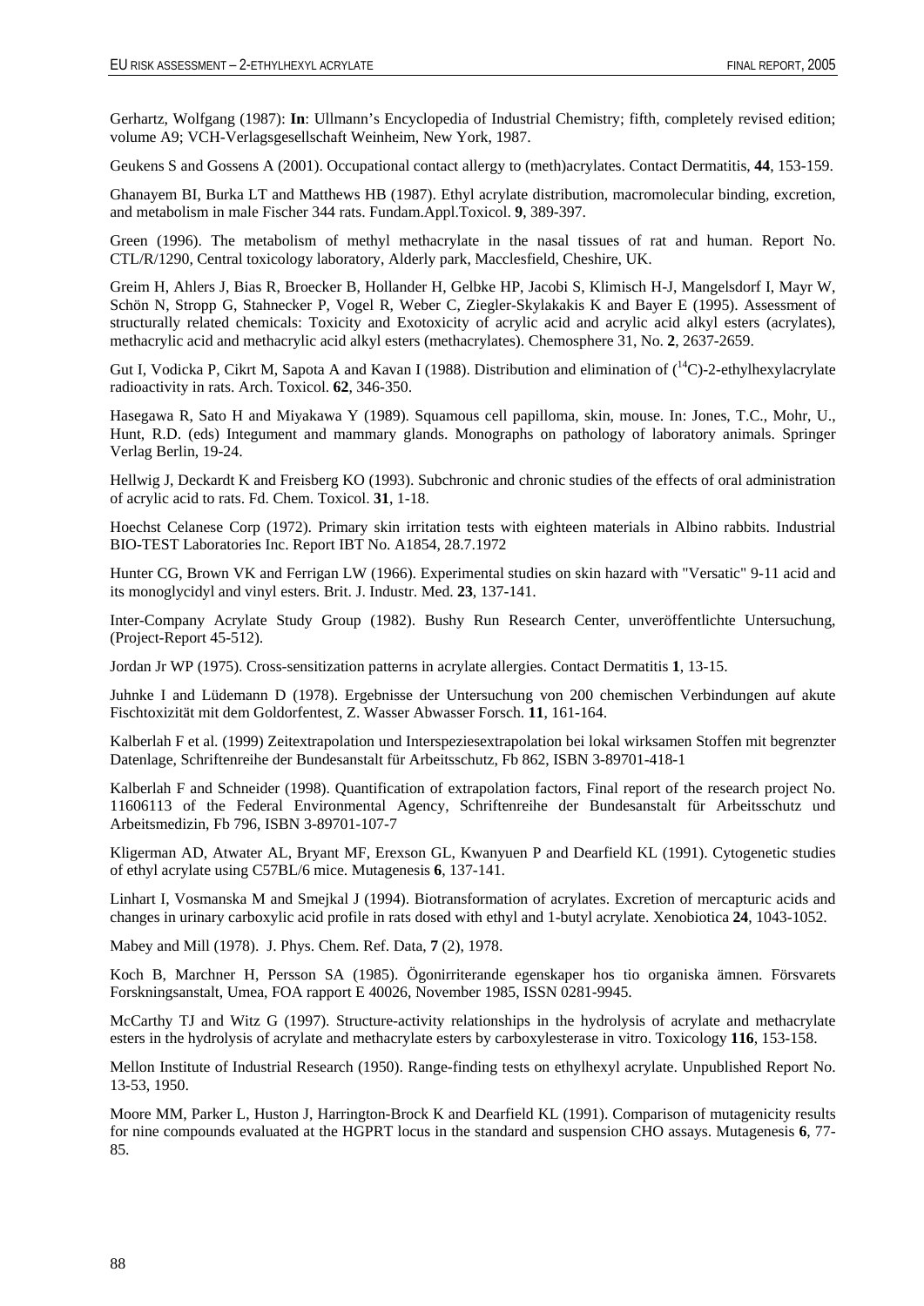Gerhartz, Wolfgang (1987): **In**: Ullmann's Encyclopedia of Industrial Chemistry; fifth, completely revised edition; volume A9; VCH-Verlagsgesellschaft Weinheim, New York, 1987.

Geukens S and Gossens A (2001). Occupational contact allergy to (meth)acrylates. Contact Dermatitis, **44**, 153-159.

Ghanayem BI, Burka LT and Matthews HB (1987). Ethyl acrylate distribution, macromolecular binding, excretion, and metabolism in male Fischer 344 rats. Fundam.Appl.Toxicol. **9**, 389-397.

Green (1996). The metabolism of methyl methacrylate in the nasal tissues of rat and human. Report No. CTL/R/1290, Central toxicology laboratory, Alderly park, Macclesfield, Cheshire, UK.

Greim H, Ahlers J, Bias R, Broecker B, Hollander H, Gelbke HP, Jacobi S, Klimisch H-J, Mangelsdorf I, Mayr W, Schön N, Stropp G, Stahnecker P, Vogel R, Weber C, Ziegler-Skylakakis K and Bayer E (1995). Assessment of structurally related chemicals: Toxicity and Exotoxicity of acrylic acid and acrylic acid alkyl esters (acrylates), methacrylic acid and methacrylic acid alkyl esters (methacrylates). Chemosphere 31, No. **2**, 2637-2659.

Gut I, Vodicka P, Cikrt M, Sapota A and Kavan I (1988). Distribution and elimination of ($^{14}$C)-2-ethylhexylacrylate radioactivity in rats. Arch. Toxicol. **62**, 346-350.

Hasegawa R, Sato H and Miyakawa Y (1989). Squamous cell papilloma, skin, mouse. In: Jones, T.C., Mohr, U., Hunt, R.D. (eds) Integument and mammary glands. Monographs on pathology of laboratory animals. Springer Verlag Berlin, 19-24.

Hellwig J, Deckardt K and Freisberg KO (1993). Subchronic and chronic studies of the effects of oral administration of acrylic acid to rats. Fd. Chem. Toxicol. **31**, 1-18.

Hoechst Celanese Corp (1972). Primary skin irritation tests with eighteen materials in Albino rabbits. Industrial BIO-TEST Laboratories Inc. Report IBT No. A1854, 28.7.1972

Hunter CG, Brown VK and Ferrigan LW (1966). Experimental studies on skin hazard with "Versatic" 9-11 acid and its monoglycidyl and vinyl esters. Brit. J. Industr. Med. **23**, 137-141.

Inter-Company Acrylate Study Group (1982). Bushy Run Research Center, unveröffentlichte Untersuchung, (Project-Report 45-512).

Jordan Jr WP (1975). Cross-sensitization patterns in acrylate allergies. Contact Dermatitis **1**, 13-15.

Juhnke I and Lüdemann D (1978). Ergebnisse der Untersuchung von 200 chemischen Verbindungen auf akute Fischtoxizität mit dem Goldorfentest, Z. Wasser Abwasser Forsch. **11**, 161-164.

Kalberlah F et al. (1999) Zeitextrapolation und Interspeziesextrapolation bei lokal wirksamen Stoffen mit begrenzter Datenlage, Schriftenreihe der Bundesanstalt für Arbeitsschutz, Fb 862, ISBN 3-89701-418-1

Kalberlah F and Schneider (1998). Quantification of extrapolation factors, Final report of the research project No. 11606113 of the Federal Environmental Agency, Schriftenreihe der Bundesanstalt für Arbeitsschutz und Arbeitsmedizin, Fb 796, ISBN 3-89701-107-7

Kligerman AD, Atwater AL, Bryant MF, Erexson GL, Kwanyuen P and Dearfield KL (1991). Cytogenetic studies of ethyl acrylate using C57BL/6 mice. Mutagenesis **6**, 137-141.

Linhart I, Vosmanska M and Smejkal J (1994). Biotransformation of acrylates. Excretion of mercapturic acids and changes in urinary carboxylic acid profile in rats dosed with ethyl and 1-butyl acrylate. Xenobiotica **24**, 1043-1052.

Mabey and Mill (1978). J. Phys. Chem. Ref. Data, **7** (2), 1978.

Koch B, Marchner H, Persson SA (1985). Ögonirriterande egenskaper hos tio organiska ämnen. Försvarets Forskningsanstalt, Umea, FOA rapport E 40026, November 1985, ISSN 0281-9945.

McCarthy TJ and Witz G (1997). Structure-activity relationships in the hydrolysis of acrylate and methacrylate esters in the hydrolysis of acrylate and methacrylate esters by carboxylesterase in vitro. Toxicology **116**, 153-158.

Mellon Institute of Industrial Research (1950). Range-finding tests on ethylhexyl acrylate. Unpublished Report No. 13-53, 1950.

Moore MM, Parker L, Huston J, Harrington-Brock K and Dearfield KL (1991). Comparison of mutagenicity results for nine compounds evaluated at the HGPRT locus in the standard and suspension CHO assays. Mutagenesis **6**, 77-85.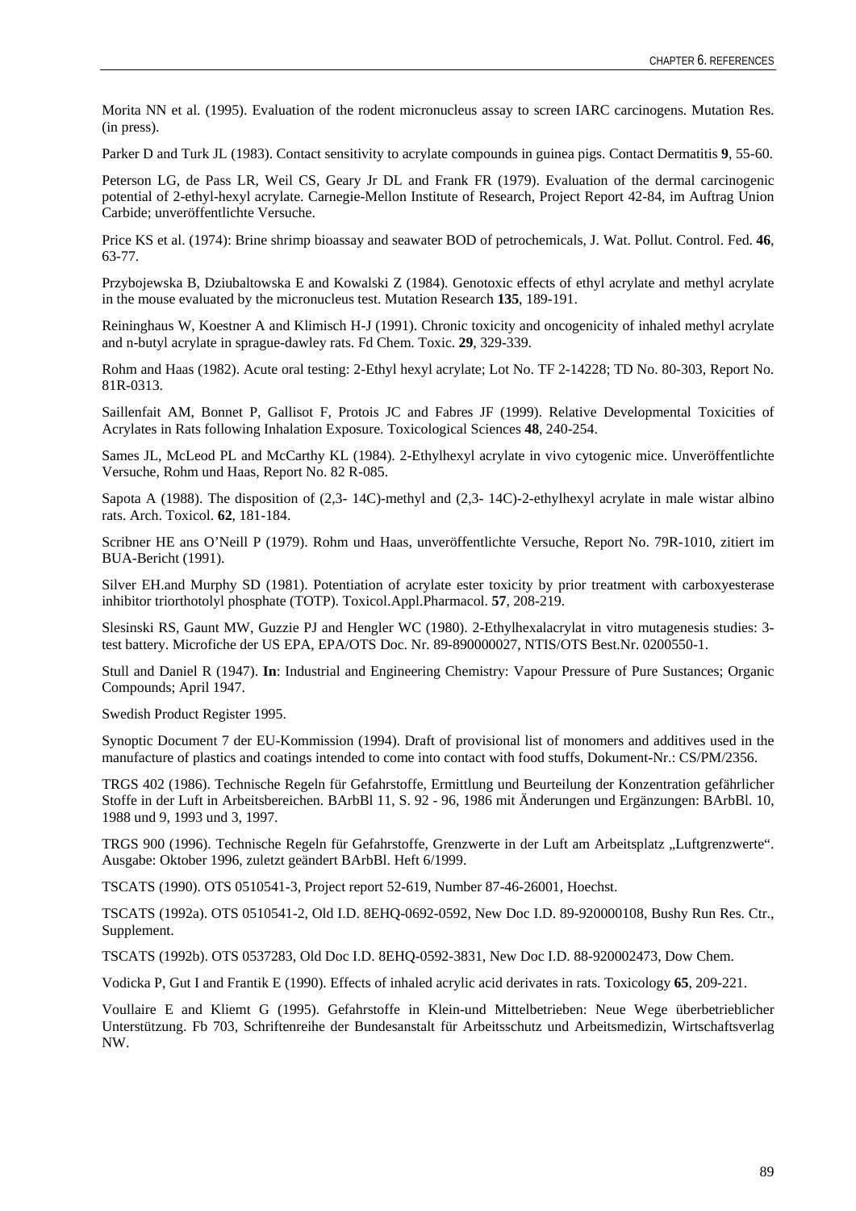Morita NN et al. (1995). Evaluation of the rodent micronucleus assay to screen IARC carcinogens. Mutation Res. (in press).

Parker D and Turk JL (1983). Contact sensitivity to acrylate compounds in guinea pigs. Contact Dermatitis **9**, 55-60.

Peterson LG, de Pass LR, Weil CS, Geary Jr DL and Frank FR (1979). Evaluation of the dermal carcinogenic potential of 2-ethyl-hexyl acrylate. Carnegie-Mellon Institute of Research, Project Report 42-84, im Auftrag Union Carbide; unveröffentlichte Versuche.

Price KS et al. (1974): Brine shrimp bioassay and seawater BOD of petrochemicals, J. Wat. Pollut. Control. Fed. **46**, 63-77.

Przybojewska B, Dziubaltowska E and Kowalski Z (1984). Genotoxic effects of ethyl acrylate and methyl acrylate in the mouse evaluated by the micronucleus test. Mutation Research **135**, 189-191.

Reininghaus W, Koestner A and Klimisch H-J (1991). Chronic toxicity and oncogenicity of inhaled methyl acrylate and n-butyl acrylate in sprague-dawley rats. Fd Chem. Toxic. **29**, 329-339.

Rohm and Haas (1982). Acute oral testing: 2-Ethyl hexyl acrylate; Lot No. TF 2-14228; TD No. 80-303, Report No. 81R-0313.

Saillenfait AM, Bonnet P, Gallisot F, Protois JC and Fabres JF (1999). Relative Developmental Toxicities of Acrylates in Rats following Inhalation Exposure. Toxicological Sciences **48**, 240-254.

Sames JL, McLeod PL and McCarthy KL (1984). 2-Ethylhexyl acrylate in vivo cytogenic mice. Unveröffentlichte Versuche, Rohm und Haas, Report No. 82 R-085.

Sapota A (1988). The disposition of (2,3- 14C)-methyl and (2,3- 14C)-2-ethylhexyl acrylate in male wistar albino rats. Arch. Toxicol. **62**, 181-184.

Scribner HE ans O'Neill P (1979). Rohm und Haas, unveröffentlichte Versuche, Report No. 79R-1010, zitiert im BUA-Bericht (1991).

Silver EH.and Murphy SD (1981). Potentiation of acrylate ester toxicity by prior treatment with carboxyesterase inhibitor triorthotolyl phosphate (TOTP). Toxicol.Appl.Pharmacol. **57**, 208-219.

Slesinski RS, Gaunt MW, Guzzie PJ and Hengler WC (1980). 2-Ethylhexalacrylat in vitro mutagenesis studies: 3-test battery. Microfiche der US EPA, EPA/OTS Doc. Nr. 89-890000027, NTIS/OTS Best.Nr. 0200550-1.

Stull and Daniel R (1947). **In**: Industrial and Engineering Chemistry: Vapour Pressure of Pure Sustances; Organic Compounds; April 1947.

Swedish Product Register 1995.

Synoptic Document 7 der EU-Kommission (1994). Draft of provisional list of monomers and additives used in the manufacture of plastics and coatings intended to come into contact with food stuffs, Dokument-Nr.: CS/PM/2356.

TRGS 402 (1986). Technische Regeln für Gefahrstoffe, Ermittlung und Beurteilung der Konzentration gefährlicher Stoffe in der Luft in Arbeitsbereichen. BArbBl 11, S. 92 - 96, 1986 mit Änderungen und Ergänzungen: BArbBl. 10, 1988 und 9, 1993 und 3, 1997.

TRGS 900 (1996). Technische Regeln für Gefahrstoffe, Grenzwerte in der Luft am Arbeitsplatz „Luftgrenzwerte". Ausgabe: Oktober 1996, zuletzt geändert BArbBl. Heft 6/1999.

TSCATS (1990). OTS 0510541-3, Project report 52-619, Number 87-46-26001, Hoechst.

TSCATS (1992a). OTS 0510541-2, Old I.D. 8EHQ-0692-0592, New Doc I.D. 89-920000108, Bushy Run Res. Ctr., Supplement.

TSCATS (1992b). OTS 0537283, Old Doc I.D. 8EHQ-0592-3831, New Doc I.D. 88-920002473, Dow Chem.

Vodicka P, Gut I and Frantik E (1990). Effects of inhaled acrylic acid derivates in rats. Toxicology **65**, 209-221.

Voullaire E and Kliemt G (1995). Gefahrstoffe in Klein-und Mittelbetrieben: Neue Wege überbetrieblicher Unterstützung. Fb 703, Schriftenreihe der Bundesanstalt für Arbeitsschutz und Arbeitsmedizin, Wirtschaftsverlag NW.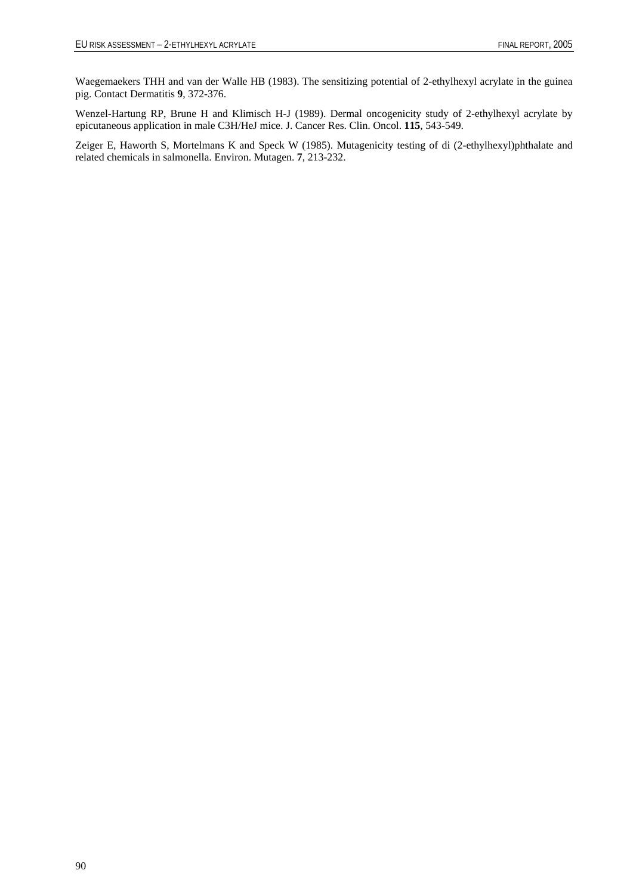Waegemaekers THH and van der Walle HB (1983). The sensitizing potential of 2-ethylhexyl acrylate in the guinea pig. Contact Dermatitis **9**, 372-376.

Wenzel-Hartung RP, Brune H and Klimisch H-J (1989). Dermal oncogenicity study of 2-ethylhexyl acrylate by epicutaneous application in male C3H/HeJ mice. J. Cancer Res. Clin. Oncol. **115**, 543-549.

Zeiger E, Haworth S, Mortelmans K and Speck W (1985). Mutagenicity testing of di (2-ethylhexyl)phthalate and related chemicals in salmonella. Environ. Mutagen. **7**, 213-232.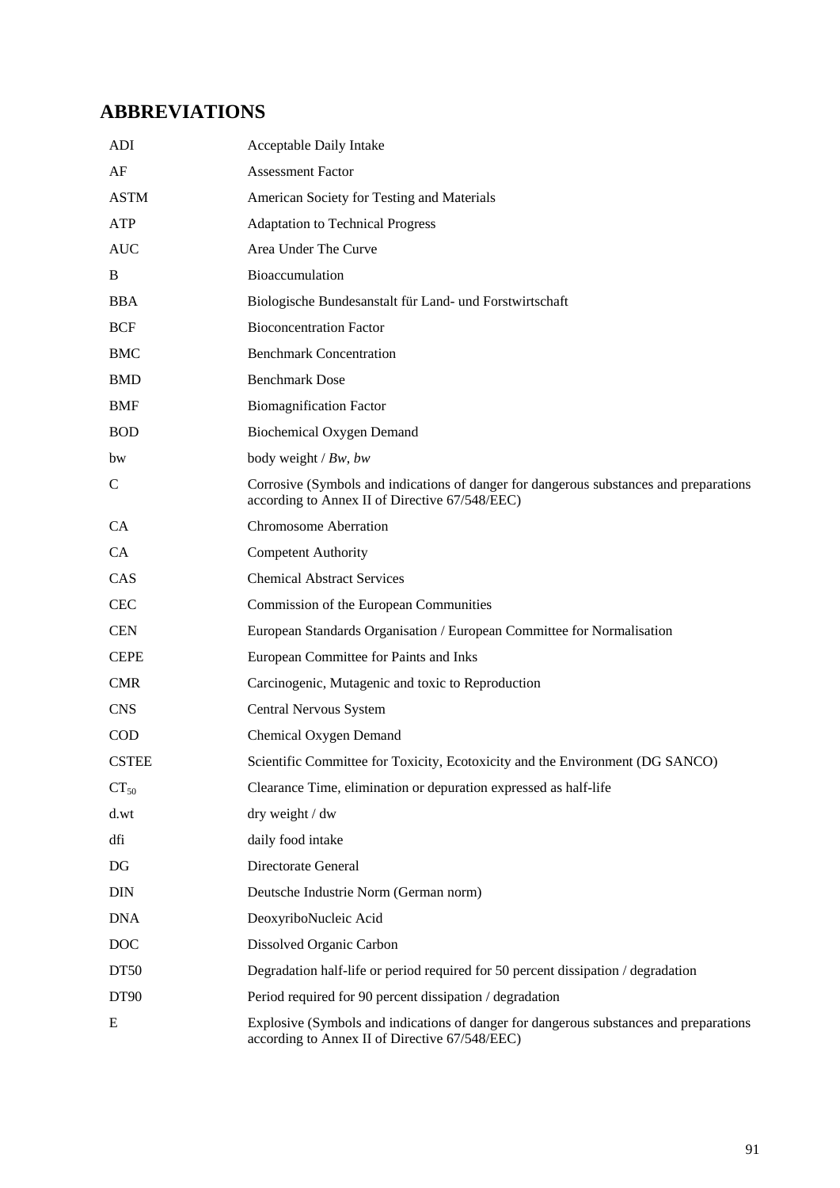## ABBREVIATIONS

| | |
|---|---|
| ADI | Acceptable Daily Intake |
| AF | Assessment Factor |
| ASTM | American Society for Testing and Materials |
| ATP | Adaptation to Technical Progress |
| AUC | Area Under The Curve |
| B | Bioaccumulation |
| BBA | Biologische Bundesanstalt für Land- und Forstwirtschaft |
| BCF | Bioconcentration Factor |
| BMC | Benchmark Concentration |
| BMD | Benchmark Dose |
| BMF | Biomagnification Factor |
| BOD | Biochemical Oxygen Demand |
| bw | body weight / *Bw*, *bw* |
| C | Corrosive (Symbols and indications of danger for dangerous substances and preparations according to Annex II of Directive 67/548/EEC) |
| CA | Chromosome Aberration |
| CA | Competent Authority |
| CAS | Chemical Abstract Services |
| CEC | Commission of the European Communities |
| CEN | European Standards Organisation / European Committee for Normalisation |
| CEPE | European Committee for Paints and Inks |
| CMR | Carcinogenic, Mutagenic and toxic to Reproduction |
| CNS | Central Nervous System |
| COD | Chemical Oxygen Demand |
| CSTEE | Scientific Committee for Toxicity, Ecotoxicity and the Environment (DG SANCO) |
| $CT_{50}$ | Clearance Time, elimination or depuration expressed as half-life |
| d.wt | dry weight / dw |
| dfi | daily food intake |
| DG | Directorate General |
| DIN | Deutsche Industrie Norm (German norm) |
| DNA | DeoxyriboNucleic Acid |
| DOC | Dissolved Organic Carbon |
| DT50 | Degradation half-life or period required for 50 percent dissipation / degradation |
| DT90 | Period required for 90 percent dissipation / degradation |
| E | Explosive (Symbols and indications of danger for dangerous substances and preparations according to Annex II of Directive 67/548/EEC) |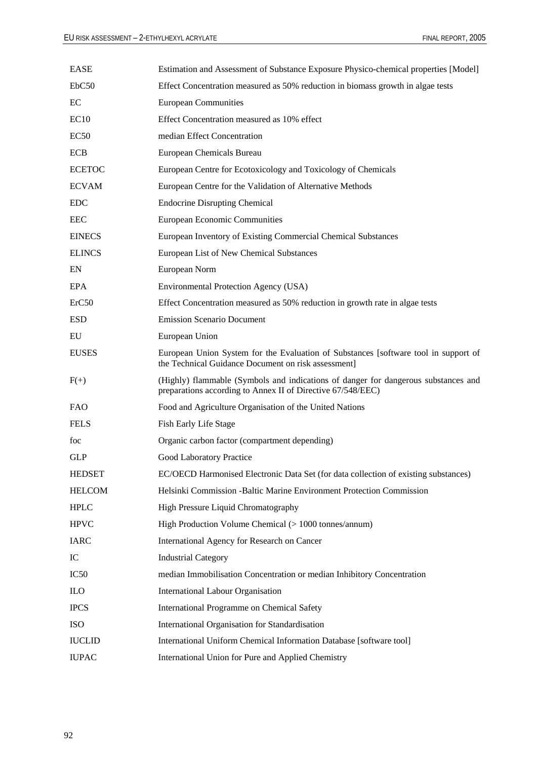| | |
|---|---|
| EASE | Estimation and Assessment of Substance Exposure Physico-chemical properties [Model] |
| EbC50 | Effect Concentration measured as 50% reduction in biomass growth in algae tests |
| EC | European Communities |
| EC10 | Effect Concentration measured as 10% effect |
| EC50 | median Effect Concentration |
| ECB | European Chemicals Bureau |
| ECETOC | European Centre for Ecotoxicology and Toxicology of Chemicals |
| ECVAM | European Centre for the Validation of Alternative Methods |
| EDC | Endocrine Disrupting Chemical |
| EEC | European Economic Communities |
| EINECS | European Inventory of Existing Commercial Chemical Substances |
| ELINCS | European List of New Chemical Substances |
| EN | European Norm |
| EPA | Environmental Protection Agency (USA) |
| ErC50 | Effect Concentration measured as 50% reduction in growth rate in algae tests |
| ESD | Emission Scenario Document |
| EU | European Union |
| EUSES | European Union System for the Evaluation of Substances [software tool in support of the Technical Guidance Document on risk assessment] |
| F(+) | (Highly) flammable (Symbols and indications of danger for dangerous substances and preparations according to Annex II of Directive 67/548/EEC) |
| FAO | Food and Agriculture Organisation of the United Nations |
| FELS | Fish Early Life Stage |
| foc | Organic carbon factor (compartment depending) |
| GLP | Good Laboratory Practice |
| HEDSET | EC/OECD Harmonised Electronic Data Set (for data collection of existing substances) |
| HELCOM | Helsinki Commission -Baltic Marine Environment Protection Commission |
| HPLC | High Pressure Liquid Chromatography |
| HPVC | High Production Volume Chemical (> 1000 tonnes/annum) |
| IARC | International Agency for Research on Cancer |
| IC | Industrial Category |
| IC50 | median Immobilisation Concentration or median Inhibitory Concentration |
| ILO | International Labour Organisation |
| IPCS | International Programme on Chemical Safety |
| ISO | International Organisation for Standardisation |
| IUCLID | International Uniform Chemical Information Database [software tool] |
| IUPAC | International Union for Pure and Applied Chemistry |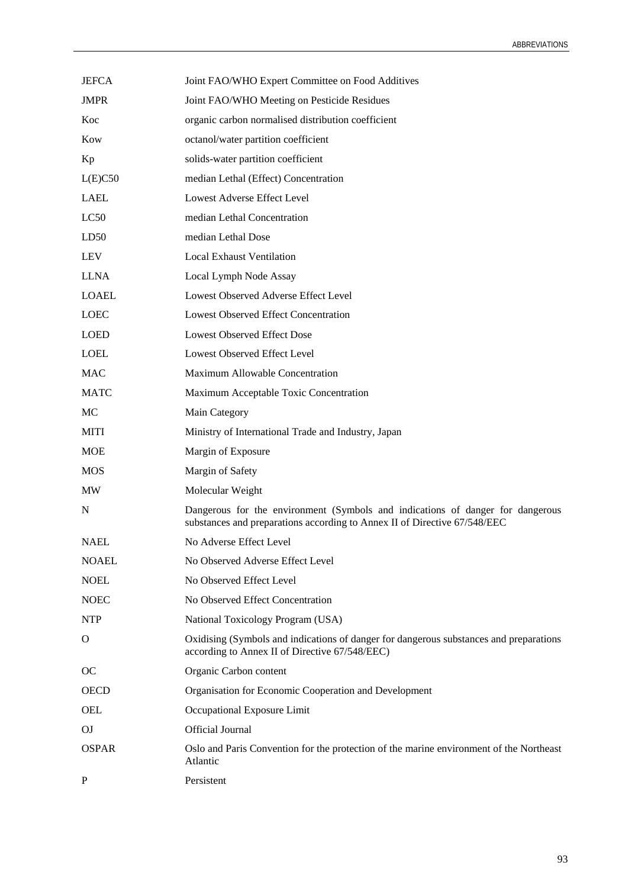| | |
|---|---|
| JEFCA | Joint FAO/WHO Expert Committee on Food Additives |
| JMPR | Joint FAO/WHO Meeting on Pesticide Residues |
| Koc | organic carbon normalised distribution coefficient |
| Kow | octanol/water partition coefficient |
| Kp | solids-water partition coefficient |
| L(E)C50 | median Lethal (Effect) Concentration |
| LAEL | Lowest Adverse Effect Level |
| LC50 | median Lethal Concentration |
| LD50 | median Lethal Dose |
| LEV | Local Exhaust Ventilation |
| LLNA | Local Lymph Node Assay |
| LOAEL | Lowest Observed Adverse Effect Level |
| LOEC | Lowest Observed Effect Concentration |
| LOED | Lowest Observed Effect Dose |
| LOEL | Lowest Observed Effect Level |
| MAC | Maximum Allowable Concentration |
| MATC | Maximum Acceptable Toxic Concentration |
| MC | Main Category |
| MITI | Ministry of International Trade and Industry, Japan |
| MOE | Margin of Exposure |
| MOS | Margin of Safety |
| MW | Molecular Weight |
| N | Dangerous for the environment (Symbols and indications of danger for dangerous substances and preparations according to Annex II of Directive 67/548/EEC |
| NAEL | No Adverse Effect Level |
| NOAEL | No Observed Adverse Effect Level |
| NOEL | No Observed Effect Level |
| NOEC | No Observed Effect Concentration |
| NTP | National Toxicology Program (USA) |
| O | Oxidising (Symbols and indications of danger for dangerous substances and preparations according to Annex II of Directive 67/548/EEC) |
| OC | Organic Carbon content |
| OECD | Organisation for Economic Cooperation and Development |
| OEL | Occupational Exposure Limit |
| OJ | Official Journal |
| OSPAR | Oslo and Paris Convention for the protection of the marine environment of the Northeast Atlantic |
| P | Persistent |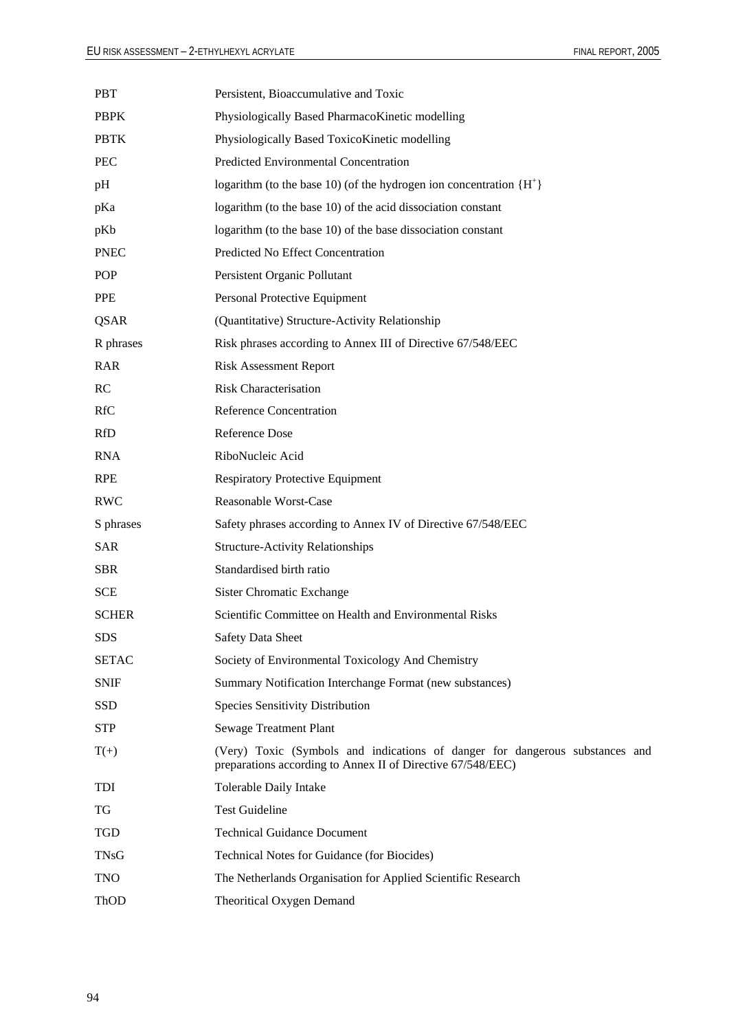| | |
|---|---|
| PBT | Persistent, Bioaccumulative and Toxic |
| PBPK | Physiologically Based PharmacoKinetic modelling |
| PBTK | Physiologically Based ToxicoKinetic modelling |
| PEC | Predicted Environmental Concentration |
| pH | logarithm (to the base 10) (of the hydrogen ion concentration $\{H^+\}$ |
| pKa | logarithm (to the base 10) of the acid dissociation constant |
| pKb | logarithm (to the base 10) of the base dissociation constant |
| PNEC | Predicted No Effect Concentration |
| POP | Persistent Organic Pollutant |
| PPE | Personal Protective Equipment |
| QSAR | (Quantitative) Structure-Activity Relationship |
| R phrases | Risk phrases according to Annex III of Directive 67/548/EEC |
| RAR | Risk Assessment Report |
| RC | Risk Characterisation |
| RfC | Reference Concentration |
| RfD | Reference Dose |
| RNA | RiboNucleic Acid |
| RPE | Respiratory Protective Equipment |
| RWC | Reasonable Worst-Case |
| S phrases | Safety phrases according to Annex IV of Directive 67/548/EEC |
| SAR | Structure-Activity Relationships |
| SBR | Standardised birth ratio |
| SCE | Sister Chromatic Exchange |
| SCHER | Scientific Committee on Health and Environmental Risks |
| SDS | Safety Data Sheet |
| SETAC | Society of Environmental Toxicology And Chemistry |
| SNIF | Summary Notification Interchange Format (new substances) |
| SSD | Species Sensitivity Distribution |
| STP | Sewage Treatment Plant |
| T(+) | (Very) Toxic (Symbols and indications of danger for dangerous substances and preparations according to Annex II of Directive 67/548/EEC) |
| TDI | Tolerable Daily Intake |
| TG | Test Guideline |
| TGD | Technical Guidance Document |
| TNsG | Technical Notes for Guidance (for Biocides) |
| TNO | The Netherlands Organisation for Applied Scientific Research |
| ThOD | Theoritical Oxygen Demand |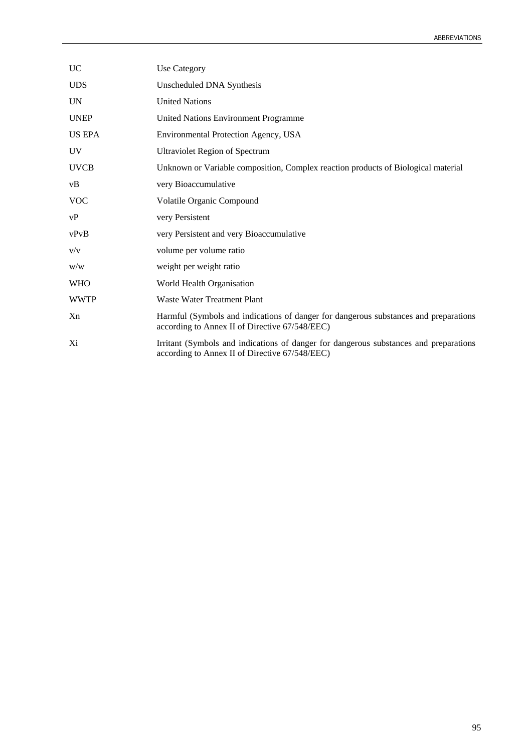| | |
|---|---|
| UC | Use Category |
| UDS | Unscheduled DNA Synthesis |
| UN | United Nations |
| UNEP | United Nations Environment Programme |
| US EPA | Environmental Protection Agency, USA |
| UV | Ultraviolet Region of Spectrum |
| UVCB | Unknown or Variable composition, Complex reaction products of Biological material |
| vB | very Bioaccumulative |
| VOC | Volatile Organic Compound |
| vP | very Persistent |
| vPvB | very Persistent and very Bioaccumulative |
| v/v | volume per volume ratio |
| w/w | weight per weight ratio |
| WHO | World Health Organisation |
| WWTP | Waste Water Treatment Plant |
| Xn | Harmful (Symbols and indications of danger for dangerous substances and preparations according to Annex II of Directive 67/548/EEC) |
| Xi | Irritant (Symbols and indications of danger for dangerous substances and preparations according to Annex II of Directive 67/548/EEC) |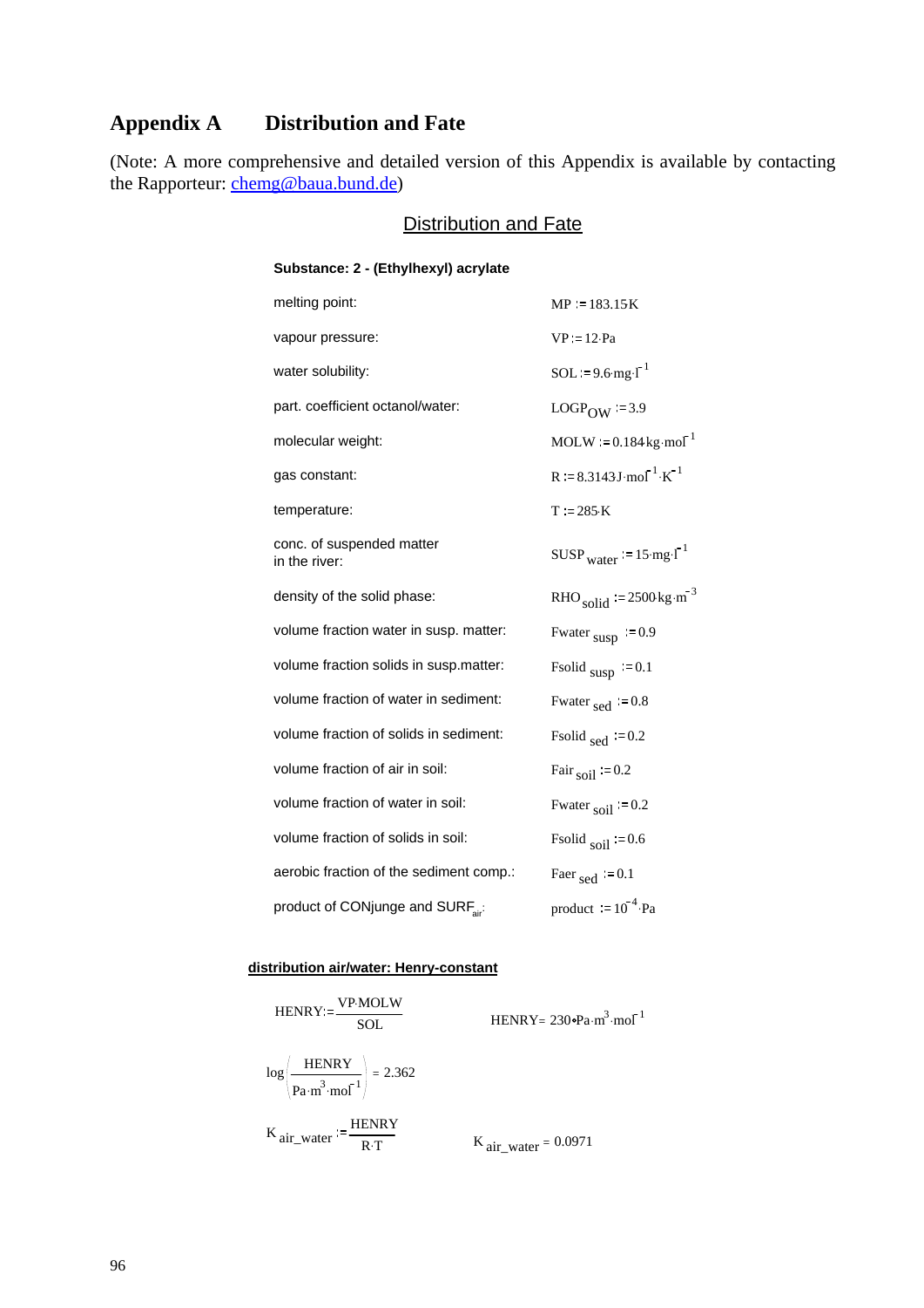# Appendix A Distribution and Fate

(Note: A more comprehensive and detailed version of this Appendix is available by contacting the Rapporteur: chemg@baua.bund.de)

## Distribution and Fate

**Substance: 2 - (Ethylhexyl) acrylate**

| | |
|---|---|
| melting point: | $MP := 183.15 K$ |
| vapour pressure: | $VP := 12 \cdot Pa$ |
| water solubility: | $SOL := 9.6 \cdot mg \cdot l^{-1}$ |
| part. coefficient octanol/water: | $LOGP_{OW} := 3.9$ |
| molecular weight: | $MOLW := 0.184 kg \cdot mol^{-1}$ |
| gas constant: | $R := 8.3143 J \cdot mol^{-1} \cdot K^{-1}$ |
| temperature: | $T := 285 \cdot K$ |
| conc. of suspended matter in the river: | $SUSP_{water} := 15 \cdot mg \cdot l^{-1}$ |
| density of the solid phase: | $RHO_{solid} := 2500 kg \cdot m^{-3}$ |
| volume fraction water in susp. matter: | $Fwater_{susp} := 0.9$ |
| volume fraction solids in susp.matter: | $Fsolid_{susp} := 0.1$ |
| volume fraction of water in sediment: | $Fwater_{sed} := 0.8$ |
| volume fraction of solids in sediment: | $Fsolid_{sed} := 0.2$ |
| volume fraction of air in soil: | $Fair_{soil} := 0.2$ |
| volume fraction of water in soil: | $Fwater_{soil} := 0.2$ |
| volume fraction of solids in soil: | $Fsolid_{soil} := 0.6$ |
| aerobic fraction of the sediment comp.: | $Faer_{sed} := 0.1$ |
| product of CONjunge and $SURF_{air}$: | $product := 10^{-4} \cdot Pa$ |

**distribution air/water: Henry-constant**

$$HENRY := \frac{VP \cdot MOLW}{SOL} \qquad HENRY = 230 \cdot Pa \cdot m^3 \cdot mol^{-1}$$

$$\log\left(\frac{HENRY}{Pa \cdot m^3 \cdot mol^{-1}}\right) = 2.362$$

$$K_{air\_water} := \frac{HENRY}{R \cdot T} \qquad K_{air\_water} = 0.0971$$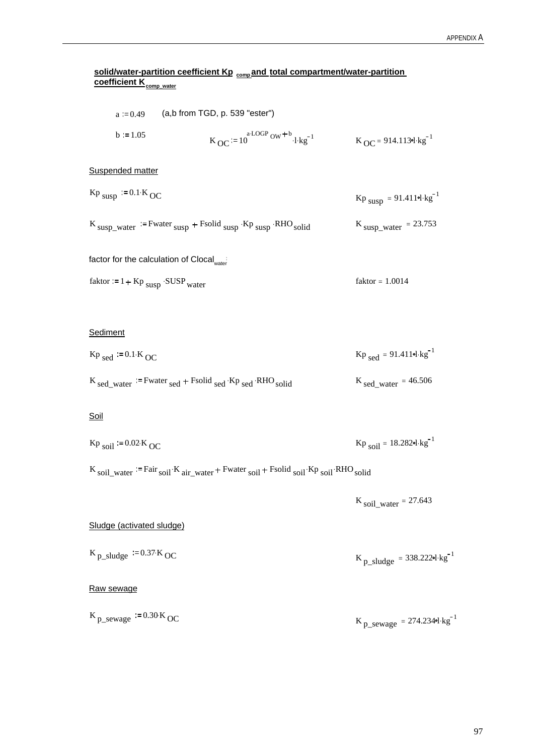**solid/water-partition ceefficient $Kp_{comp}$ and total compartment/water-partition coefficient $K_{comp\_water}$**

$a := 0.49$ (a,b from TGD, p. 539 "ester")

$b := 1.05$ $K_{OC} := 10^{a \cdot LOGP_{OW} + b} \cdot l \cdot kg^{-1}$ $K_{OC} = 914.113 \cdot l \cdot kg^{-1}$

Suspended matter

$Kp_{susp} := 0.1 \cdot K_{OC}$ $Kp_{susp} = 91.411 \cdot l \cdot kg^{-1}$

$K_{susp\_water} := Fwater_{susp} + Fsolid_{susp} \cdot Kp_{susp} \cdot RHO_{solid}$ $K_{susp\_water} = 23.753$

factor for the calculation of $Clocal_{water}$:

$faktor := 1 + Kp_{susp} \cdot SUSP_{water}$ $faktor = 1.0014$

Sediment

$Kp_{sed} := 0.1 \cdot K_{OC}$ $Kp_{sed} = 91.411 \cdot l \cdot kg^{-1}$

$K_{sed\_water} := Fwater_{sed} + Fsolid_{sed} \cdot Kp_{sed} \cdot RHO_{solid}$ $K_{sed\_water} = 46.506$

Soil

$Kp_{soil} := 0.02 \cdot K_{OC}$ $Kp_{soil} = 18.282 \cdot l \cdot kg^{-1}$

$K_{soil\_water} := Fair_{soil} \cdot K_{air\_water} + Fwater_{soil} + Fsolid_{soil} \cdot Kp_{soil} \cdot RHO_{solid}$

$K_{soil\_water} = 27.643$

Sludge (activated sludge)

$K_{p\_sludge} := 0.37 \cdot K_{OC}$ $K_{p\_sludge} = 338.222 \cdot l \cdot kg^{-1}$

Raw sewage

$K_{p\_sewage} := 0.30 \cdot K_{OC}$ $K_{p\_sewage} = 274.234 \cdot l \cdot kg^{-1}$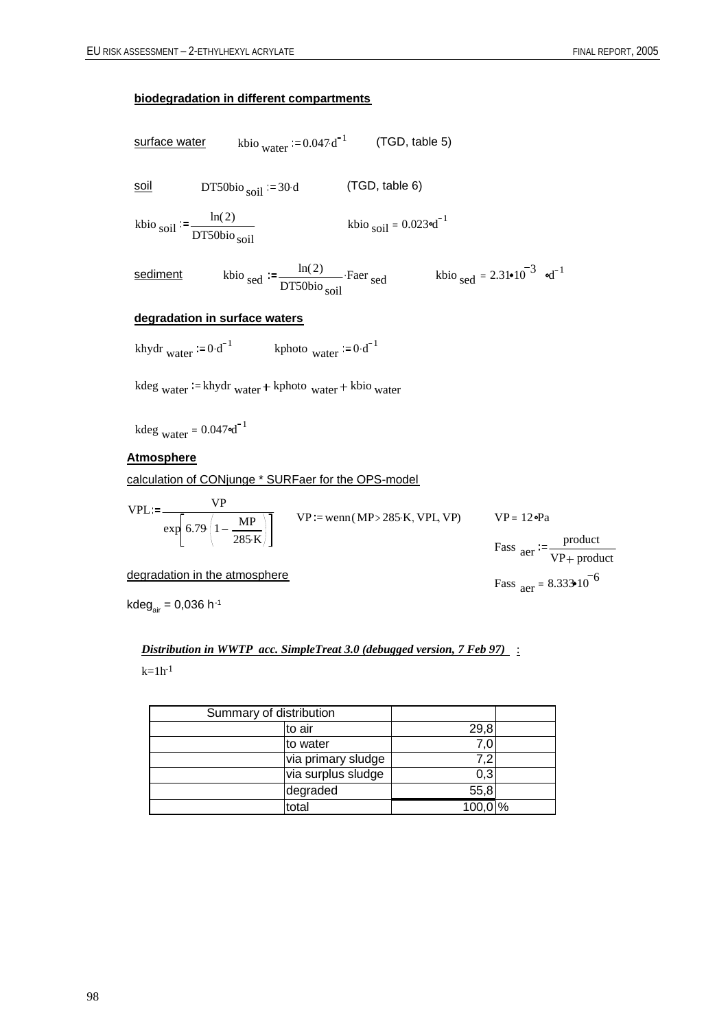**biodegradation in different compartments**

surface water $kbio_{water} := 0.047 \cdot d^{-1}$ (TGD, table 5)

soil $DT50bio_{soil} := 30 \cdot d$ (TGD, table 6)

$$kbio_{soil} := \frac{\ln(2)}{DT50bio_{soil}} \qquad kbio_{soil} = 0.023 \cdot d^{-1}$$

sediment

$$kbio_{sed} := \frac{\ln(2)}{DT50bio_{soil}} \cdot Faer_{sed} \qquad kbio_{sed} = 2.31 \cdot 10^{-3} \cdot d^{-1}$$

**degradation in surface waters**

$khydr_{water} := 0 \cdot d^{-1}$ $kphoto_{water} := 0 \cdot d^{-1}$

$$kdeg_{water} := khydr_{water} + kphoto_{water} + kbio_{water}$$

$$kdeg_{water} = 0.047 \cdot d^{-1}$$

**Atmosphere**

calculation of CONjunge * SURFaer for the OPS-model

$$VPL := \frac{VP}{\exp\left[6.79 \cdot \left(1 - \frac{MP}{285 \cdot K}\right)\right]} \qquad VP := wenn(MP > 285 \cdot K, VPL, VP) \qquad VP = 12 \cdot Pa$$

$$Fass_{aer} := \frac{product}{VP + product}$$

$$Fass_{aer} = 8.333 \cdot 10^{-6}$$

degradation in the atmosphere

$kdeg_{air} = 0{,}036\ h^{-1}$

***Distribution in WWTP acc. SimpleTreat 3.0 (debugged version, 7 Feb 97)*** :

$k = 1h^{-1}$

| Summary of distribution | | | |
|---|---|---|---|
| | to air | 29,8 | |
| | to water | 7,0 | |
| | via primary sludge | 7,2 | |
| | via surplus sludge | 0,3 | |
| | degraded | 55,8 | |
| | total | 100,0 | % |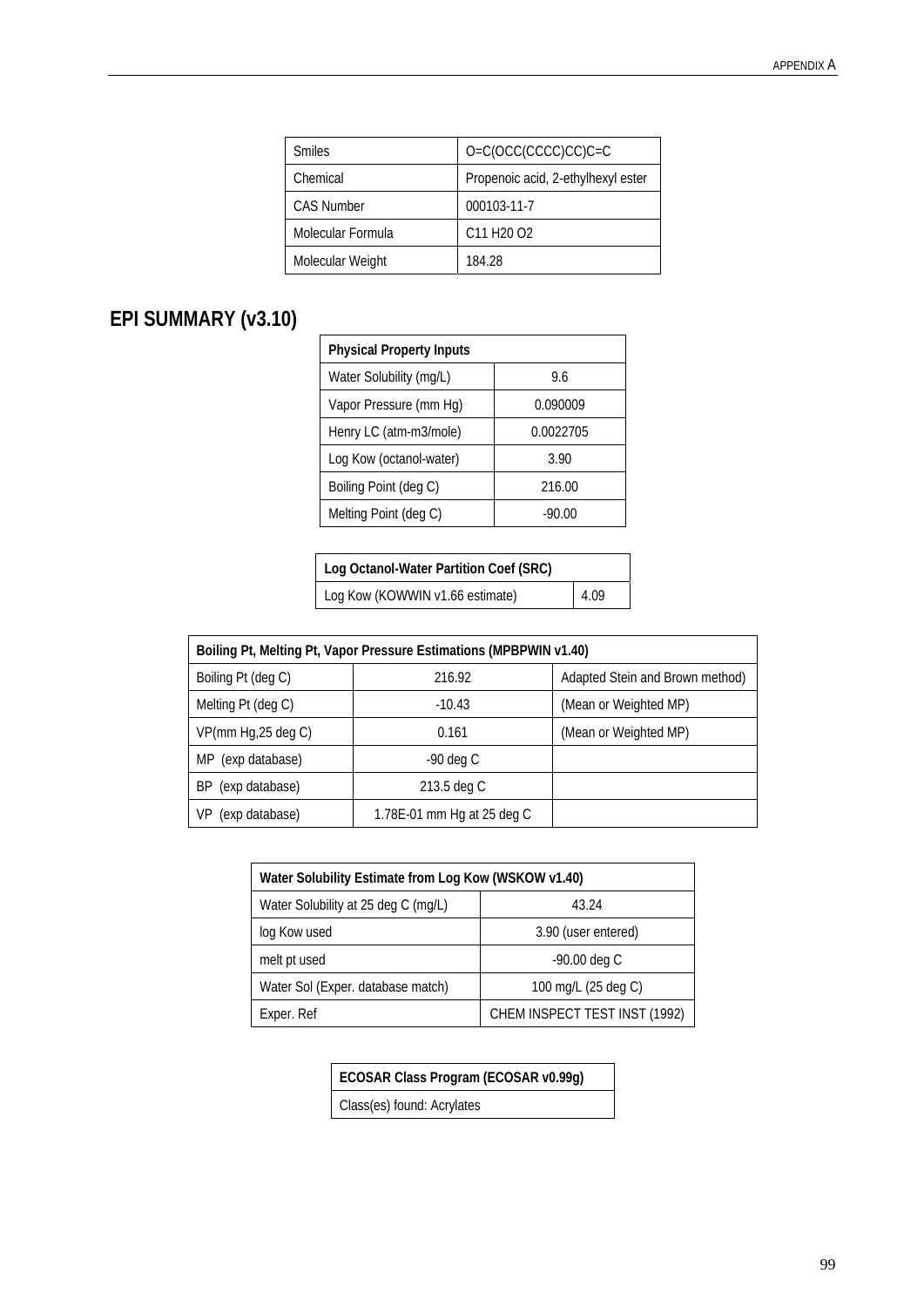| Smiles | O=C(OCC(CCCC)CC)C=C |
|---|---|
| Chemical | Propenoic acid, 2-ethylhexyl ester |
| CAS Number | 000103-11-7 |
| Molecular Formula | C11 H20 O2 |
| Molecular Weight | 184.28 |

## EPI SUMMARY (v3.10)

| Physical Property Inputs | |
|---|---|
| Water Solubility (mg/L) | 9.6 |
| Vapor Pressure (mm Hg) | 0.090009 |
| Henry LC (atm-m3/mole) | 0.0022705 |
| Log Kow (octanol-water) | 3.90 |
| Boiling Point (deg C) | 216.00 |
| Melting Point (deg C) | -90.00 |

| Log Octanol-Water Partition Coef (SRC) | |
|---|---|
| Log Kow (KOWWIN v1.66 estimate) | 4.09 |

| Boiling Pt, Melting Pt, Vapor Pressure Estimations (MPBPWIN v1.40) | | |
|---|---|---|
| Boiling Pt (deg C) | 216.92 | Adapted Stein and Brown method) |
| Melting Pt (deg C) | -10.43 | (Mean or Weighted MP) |
| VP(mm Hg,25 deg C) | 0.161 | (Mean or Weighted MP) |
| MP (exp database) | -90 deg C | |
| BP (exp database) | 213.5 deg C | |
| VP (exp database) | 1.78E-01 mm Hg at 25 deg C | |

| Water Solubility Estimate from Log Kow (WSKOW v1.40) | |
|---|---|
| Water Solubility at 25 deg C (mg/L) | 43.24 |
| log Kow used | 3.90 (user entered) |
| melt pt used | -90.00 deg C |
| Water Sol (Exper. database match) | 100 mg/L (25 deg C) |
| Exper. Ref | CHEM INSPECT TEST INST (1992) |

| ECOSAR Class Program (ECOSAR v0.99g) |
|---|
| Class(es) found: Acrylates |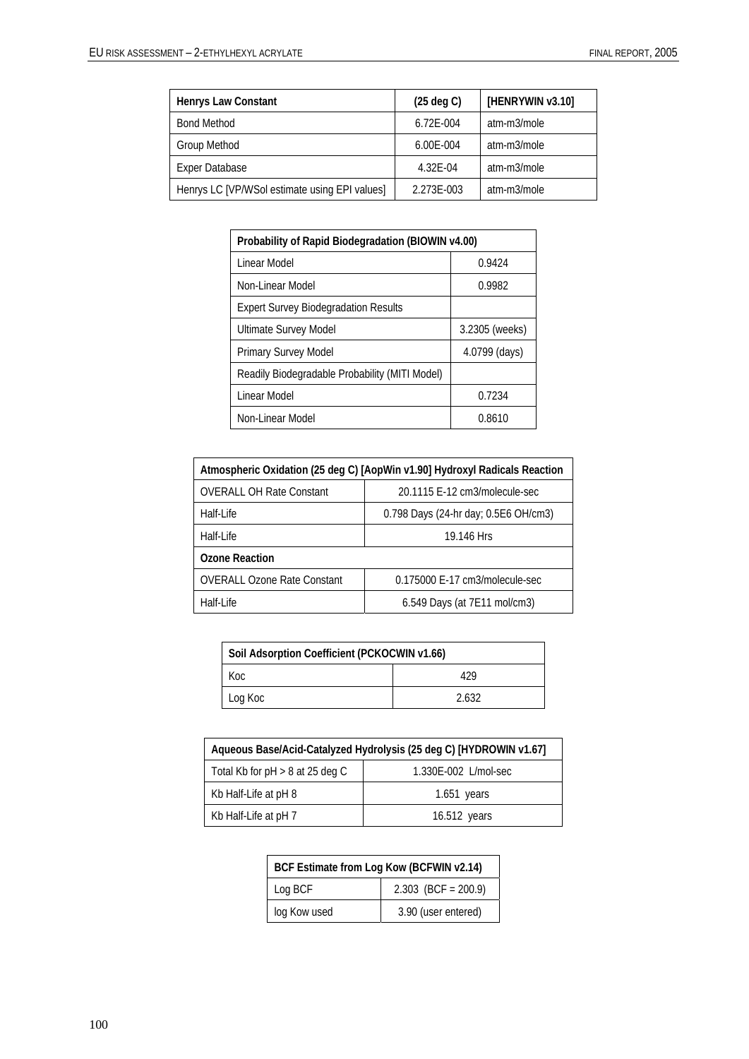| Henrys Law Constant | (25 deg C) | [HENRYWIN v3.10] |
| --- | --- | --- |
| Bond Method | 6.72E-004 | atm-m3/mole |
| Group Method | 6.00E-004 | atm-m3/mole |
| Exper Database | 4.32E-04 | atm-m3/mole |
| Henrys LC [VP/WSol estimate using EPI values] | 2.273E-003 | atm-m3/mole |

| Probability of Rapid Biodegradation (BIOWIN v4.00) | |
| --- | --- |
| Linear Model | 0.9424 |
| Non-Linear Model | 0.9982 |
| Expert Survey Biodegradation Results | |
| Ultimate Survey Model | 3.2305 (weeks) |
| Primary Survey Model | 4.0799 (days) |
| Readily Biodegradable Probability (MITI Model) | |
| Linear Model | 0.7234 |
| Non-Linear Model | 0.8610 |

| Atmospheric Oxidation (25 deg C) [AopWin v1.90] Hydroxyl Radicals Reaction | |
| --- | --- |
| OVERALL OH Rate Constant | 20.1115 E-12 cm3/molecule-sec |
| Half-Life | 0.798 Days (24-hr day; 0.5E6 OH/cm3) |
| Half-Life | 19.146 Hrs |
| **Ozone Reaction** | |
| OVERALL Ozone Rate Constant | 0.175000 E-17 cm3/molecule-sec |
| Half-Life | 6.549 Days (at 7E11 mol/cm3) |

| Soil Adsorption Coefficient (PCKOCWIN v1.66) | |
| --- | --- |
| Koc | 429 |
| Log Koc | 2.632 |

| Aqueous Base/Acid-Catalyzed Hydrolysis (25 deg C) [HYDROWIN v1.67] | |
| --- | --- |
| Total Kb for pH > 8 at 25 deg C | 1.330E-002 L/mol-sec |
| Kb Half-Life at pH 8 | 1.651 years |
| Kb Half-Life at pH 7 | 16.512 years |

| BCF Estimate from Log Kow (BCFWIN v2.14) | |
| --- | --- |
| Log BCF | 2.303 (BCF = 200.9) |
| log Kow used | 3.90 (user entered) |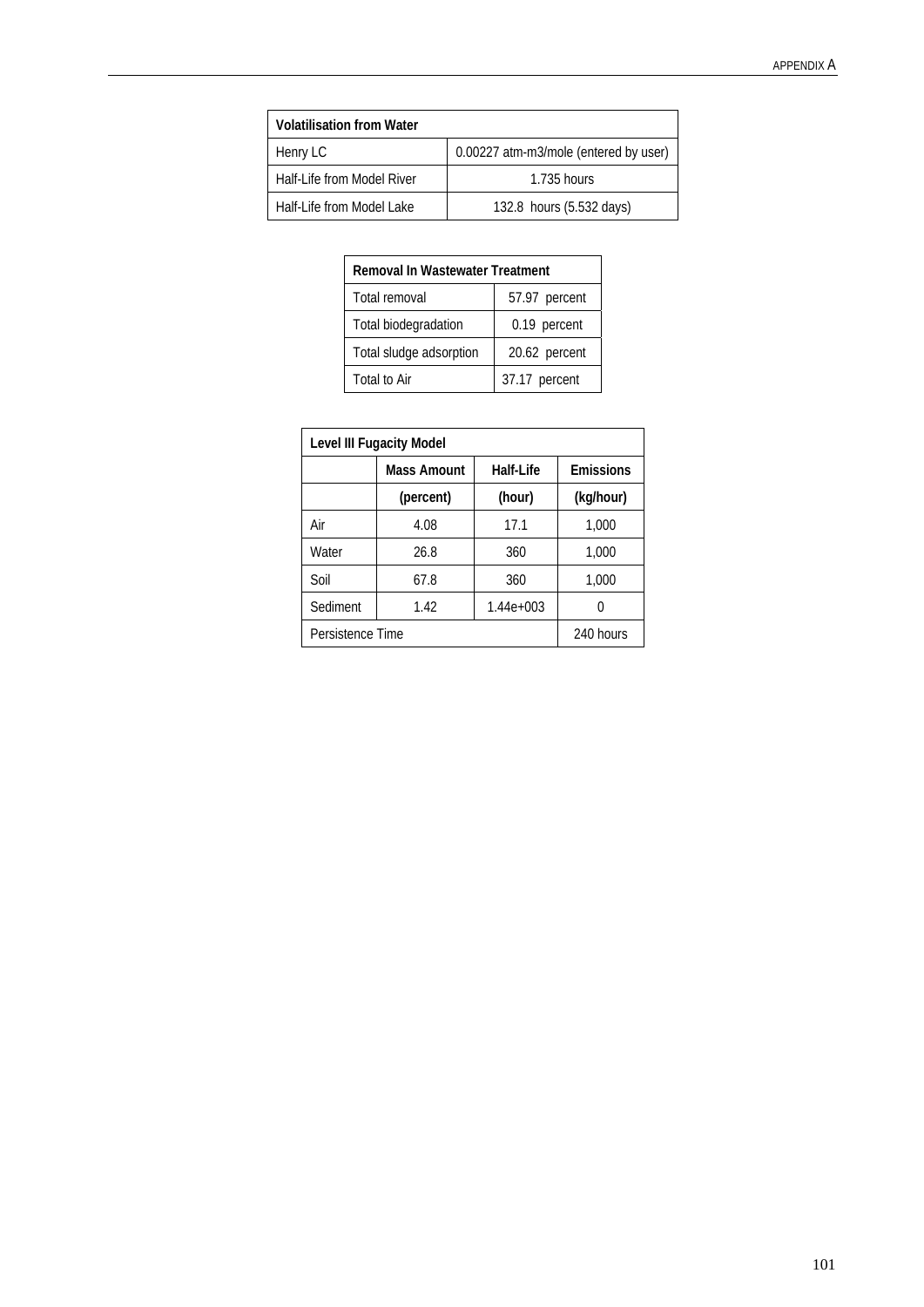| Volatilisation from Water | |
|---|---|
| Henry LC | 0.00227 atm-m3/mole (entered by user) |
| Half-Life from Model River | 1.735 hours |
| Half-Life from Model Lake | 132.8 hours (5.532 days) |

| Removal In Wastewater Treatment | |
|---|---|
| Total removal | 57.97 percent |
| Total biodegradation | 0.19 percent |
| Total sludge adsorption | 20.62 percent |
| Total to Air | 37.17 percent |

| Level III Fugacity Model | | | |
|---|---|---|---|
| | Mass Amount | Half-Life | Emissions |
| | (percent) | (hour) | (kg/hour) |
| Air | 4.08 | 17.1 | 1,000 |
| Water | 26.8 | 360 | 1,000 |
| Soil | 67.8 | 360 | 1,000 |
| Sediment | 1.42 | 1.44e+003 | 0 |
| Persistence Time | | | 240 hours |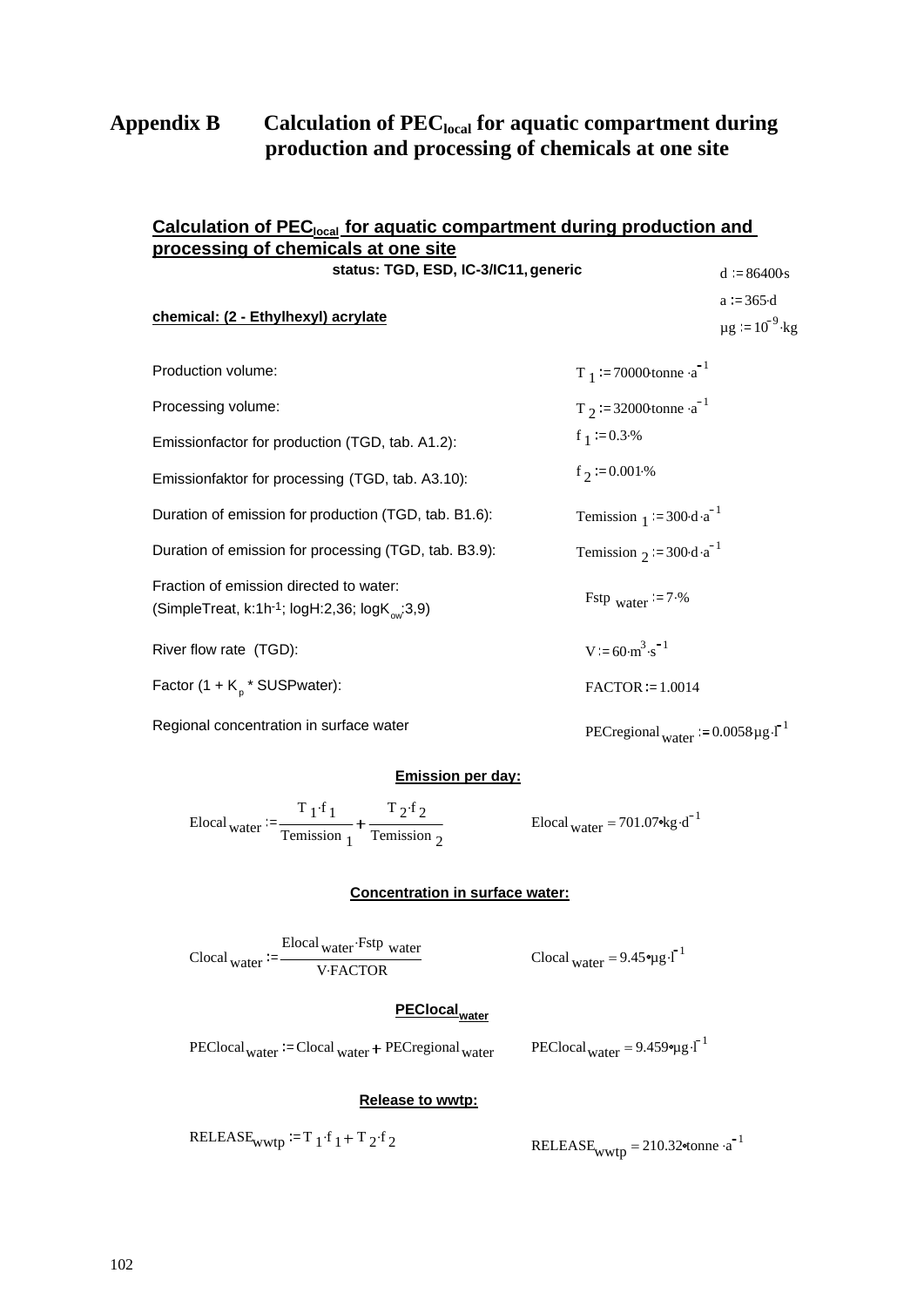# Appendix B Calculation of $PEC_{local}$ for aquatic compartment during production and processing of chemicals at one site

## Calculation of $PEC_{local}$ for aquatic compartment during production and processing of chemicals at one site

**status: TGD, ESD, IC-3/IC11, generic**

$d := 86400 \cdot s$

$a := 365 \cdot d$

$\mu g := 10^{-9} \cdot kg$

**chemical: (2 - Ethylhexyl) acrylate**

| | |
|---|---|
| Production volume: | $T_1 := 70000 \cdot tonne \cdot a^{-1}$ |
| Processing volume: | $T_2 := 32000 \cdot tonne \cdot a^{-1}$ |
| Emissionfactor for production (TGD, tab. A1.2): | $f_1 := 0.3 \cdot \%$ |
| Emissionfaktor for processing (TGD, tab. A3.10): | $f_2 := 0.001 \cdot \%$ |
| Duration of emission for production (TGD, tab. B1.6): | $Temission_1 := 300 \cdot d \cdot a^{-1}$ |
| Duration of emission for processing (TGD, tab. B3.9): | $Temission_2 := 300 \cdot d \cdot a^{-1}$ |
| Fraction of emission directed to water: (SimpleTreat, k:1h[-1]; logH:2,36; $logK_{ow}$:3,9) | $Fstp_{water} := 7 \cdot \%$ |
| River flow rate (TGD): | $V := 60 \cdot m^3 \cdot s^{-1}$ |
| Factor (1 + $K_p$ * SUSPwater): | $FACTOR := 1.0014$ |
| Regional concentration in surface water | $PECregional_{water} := 0.0058 \cdot \mu g \cdot l^{-1}$ |

**Emission per day:**

$$Elocal_{water} := \frac{T_1 \cdot f_1}{Temission_1} + \frac{T_2 \cdot f_2}{Temission_2} \qquad Elocal_{water} = 701.07 \cdot kg \cdot d^{-1}$$

**Concentration in surface water:**

$$Clocal_{water} := \frac{Elocal_{water} \cdot Fstp_{water}}{V \cdot FACTOR} \qquad Clocal_{water} = 9.45 \cdot \mu g \cdot l^{-1}$$

**$PEClocal_{water}$**

$$PEClocal_{water} := Clocal_{water} + PECregional_{water} \qquad PEClocal_{water} = 9.459 \cdot \mu g \cdot l^{-1}$$

**Release to wwtp:**

$$RELEASE_{wwtp} := T_1 \cdot f_1 + T_2 \cdot f_2 \qquad RELEASE_{wwtp} = 210.32 \cdot tonne \cdot a^{-1}$$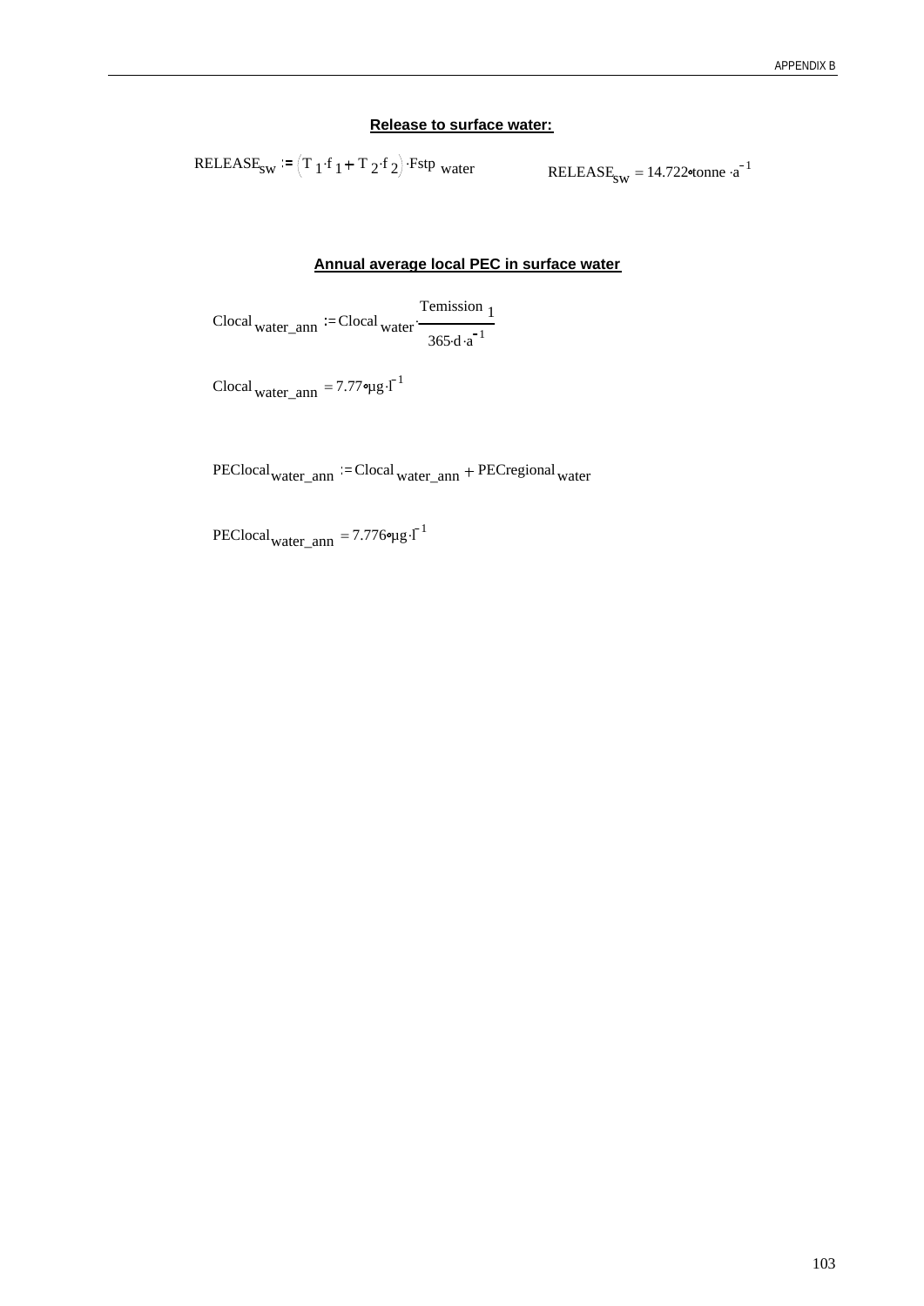**Release to surface water:**

$$\text{RELEASE}_{sw} := \left(T_1 \cdot f_1 + T_2 \cdot f_2\right) \cdot \text{Fstp}_{water} \qquad \text{RELEASE}_{sw} = 14.722 \cdot \text{tonne} \cdot a^{-1}$$

**Annual average local PEC in surface water**

$$\text{Clocal}_{water\_ann} := \text{Clocal}_{water} \cdot \frac{\text{Temission}_1}{365 \cdot d \cdot a^{-1}}$$

$$\text{Clocal}_{water\_ann} = 7.77 \cdot \mu g \cdot l^{-1}$$

$$\text{PEClocal}_{water\_ann} := \text{Clocal}_{water\_ann} + \text{PECregional}_{water}$$

$$\text{PEClocal}_{water\_ann} = 7.776 \cdot \mu g \cdot l^{-1}$$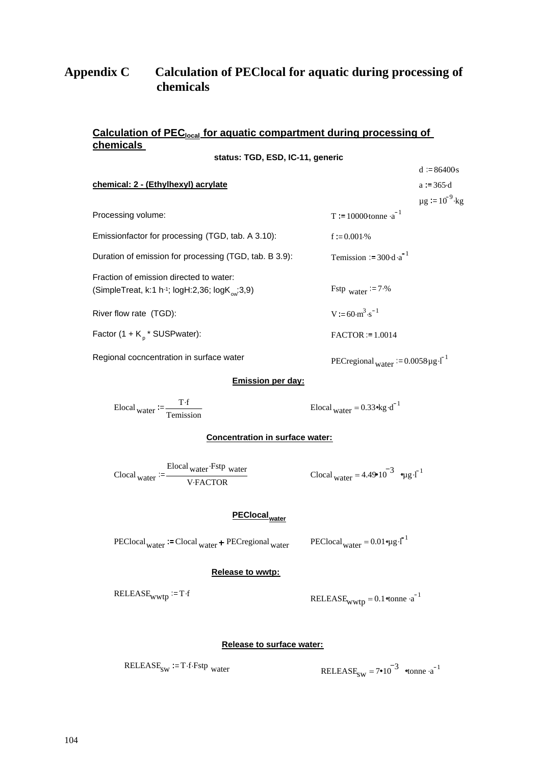# Appendix C Calculation of PEClocal for aquatic during processing of chemicals

## Calculation of $PEC_{local}$ for aquatic compartment during processing of chemicals

**status: TGD, ESD, IC-11, generic**

$d := 86400 \cdot s$

$a := 365 \cdot d$

$\mu g := 10^{-9} \cdot kg$

**chemical: 2 - (Ethylhexyl) acrylate**

| | |
|---|---|
| Processing volume: | $T := 10000 \cdot tonne \cdot a^{-1}$ |
| Emissionfactor for processing (TGD, tab. A 3.10): | $f := 0.001 \cdot \%$ |
| Duration of emission for processing (TGD, tab. B 3.9): | $Temission := 300 \cdot d \cdot a^{-1}$ |
| Fraction of emission directed to water: (SimpleTreat, k:1 $h^{-1}$; logH:2,36; $logK_{ow}$:3,9) | $Fstp_{water} := 7 \cdot \%$ |
| River flow rate (TGD): | $V := 60 \cdot m^3 \cdot s^{-1}$ |
| Factor (1 + $K_p$ * SUSPwater): | $FACTOR := 1.0014$ |
| Regional cocncentration in surface water | $PECregional_{water} := 0.0058 \mu g \cdot l^{-1}$ |

**Emission per day:**

$$Elocal_{water} := \frac{T \cdot f}{Temission} \qquad Elocal_{water} = 0.33 \cdot kg \cdot d^{-1}$$

**Concentration in surface water:**

$$Clocal_{water} := \frac{Elocal_{water} \cdot Fstp_{water}}{V \cdot FACTOR} \qquad Clocal_{water} = 4.49 \cdot 10^{-3} \cdot \mu g \cdot l^{-1}$$

**$PEClocal_{water}$**

$$PEClocal_{water} := Clocal_{water} + PECregional_{water} \qquad PEClocal_{water} = 0.01 \cdot \mu g \cdot l^{-1}$$

**Release to wwtp:**

$$RELEASE_{wwtp} := T \cdot f \qquad RELEASE_{wwtp} = 0.1 \cdot tonne \cdot a^{-1}$$

**Release to surface water:**

$$RELEASE_{sw} := T \cdot f \cdot Fstp_{water} \qquad RELEASE_{sw} = 7 \cdot 10^{-3} \cdot tonne \cdot a^{-1}$$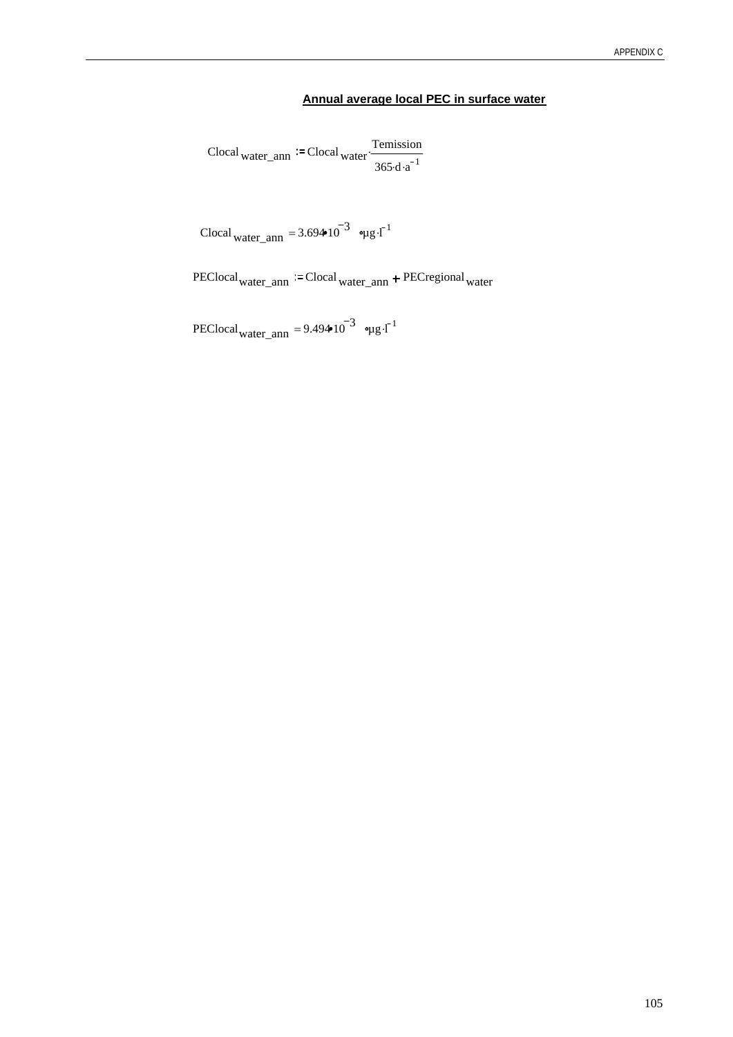## Annual average local PEC in surface water

$$Clocal_{water\_ann} := Clocal_{water} \cdot \frac{Temission}{365 \cdot d \cdot a^{-1}}$$

$$Clocal_{water\_ann} = 3.694 \cdot 10^{-3} \cdot \mu g \cdot l^{-1}$$

$$PEClocal_{water\_ann} := Clocal_{water\_ann} + PECregional_{water}$$

$$PEClocal_{water\_ann} = 9.494 \cdot 10^{-3} \cdot \mu g \cdot l^{-1}$$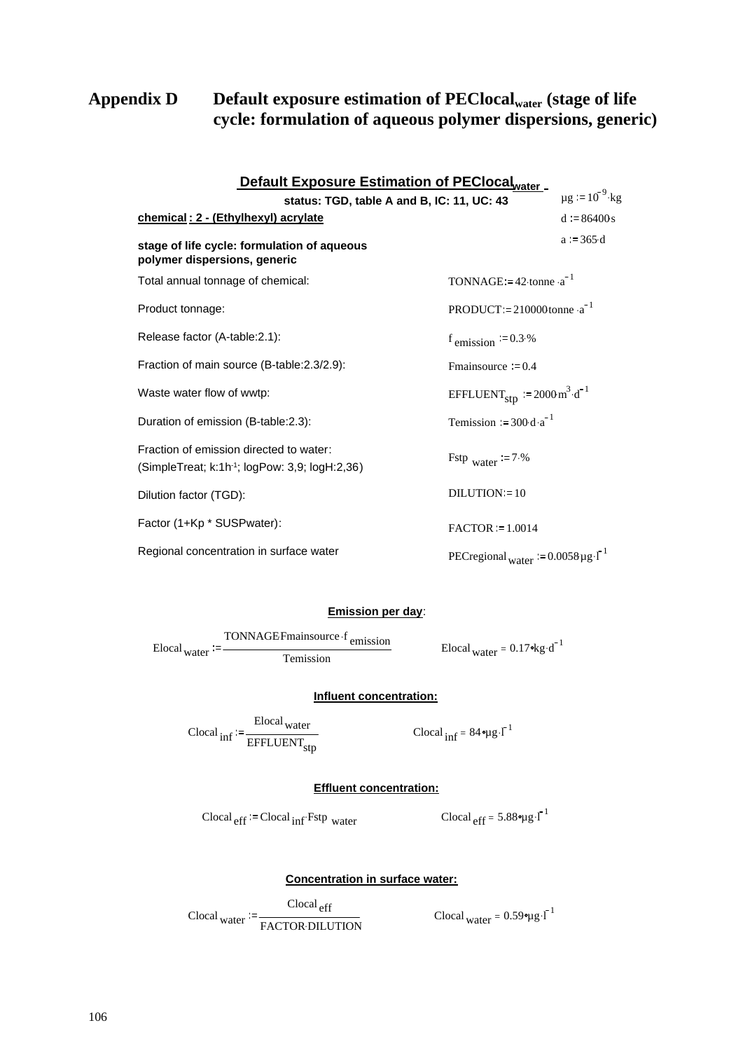# Appendix D Default exposure estimation of $PEClocal_{water}$ (stage of life cycle: formulation of aqueous polymer dispersions, generic)

**Default Exposure Estimation of $PEClocal_{water}$**

**status: TGD, table A and B, IC: 11, UC: 43**

$\mu g := 10^{-9} \cdot kg$

$d := 86400 s$

$a := 365 \cdot d$

**chemical : 2 - (Ethylhexyl) acrylate**

**stage of life cycle: formulation of aqueous polymer dispersions, generic**

| | |
|---|---|
| Total annual tonnage of chemical: | $TONNAGE := 42 \cdot tonne \cdot a^{-1}$ |
| Product tonnage: | $PRODUCT := 210000 tonne \cdot a^{-1}$ |
| Release factor (A-table:2.1): | $f_{emission} := 0.3 \cdot \%$ |
| Fraction of main source (B-table:2.3/2.9): | $Fmainsource := 0.4$ |
| Waste water flow of wwtp: | $EFFLUENT_{stp} := 2000 \cdot m^3 \cdot d^{-1}$ |
| Duration of emission (B-table:2.3): | $Temission := 300 \cdot d \cdot a^{-1}$ |
| Fraction of emission directed to water: (SimpleTreat; k:1h$^{-1}$; logPow: 3,9; logH:2,36) | $Fstp_{water} := 7 \cdot \%$ |
| Dilution factor (TGD): | $DILUTION := 10$ |
| Factor (1+Kp * SUSPwater): | $FACTOR := 1.0014$ |
| Regional concentration in surface water | $PECregional_{water} := 0.0058 \mu g \cdot l^{-1}$ |

**Emission per day:**

$$Elocal_{water} := \frac{TONNAGE \cdot Fmainsource \cdot f_{emission}}{Temission} \qquad Elocal_{water} = 0.17 \cdot kg \cdot d^{-1}$$

**Influent concentration:**

$$Clocal_{inf} := \frac{Elocal_{water}}{EFFLUENT_{stp}} \qquad Clocal_{inf} = 84 \cdot \mu g \cdot l^{-1}$$

**Effluent concentration:**

$$Clocal_{eff} := Clocal_{inf} \cdot Fstp_{water} \qquad Clocal_{eff} = 5.88 \cdot \mu g \cdot l^{-1}$$

**Concentration in surface water:**

$$Clocal_{water} := \frac{Clocal_{eff}}{FACTOR \cdot DILUTION} \qquad Clocal_{water} = 0.59 \cdot \mu g \cdot l^{-1}$$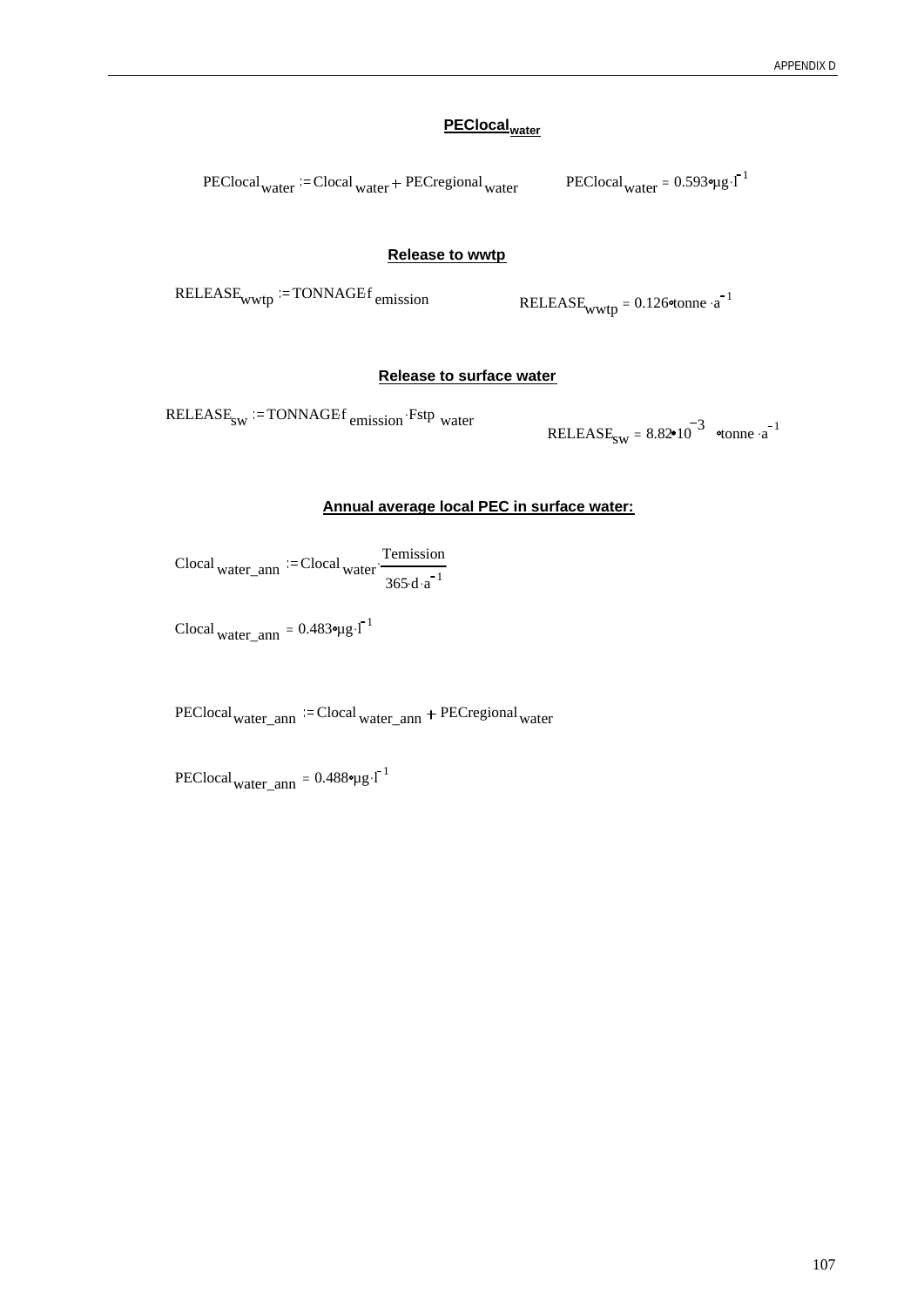## $PEClocal_{water}$

$$PEClocal_{water} := Clocal_{water} + PECregional_{water} \qquad PEClocal_{water} = 0.593 \cdot \mu g \cdot l^{-1}$$

## Release to wwtp

$$RELEASE_{wwtp} := TONNAGE \cdot f_{emission} \qquad RELEASE_{wwtp} = 0.126 \cdot tonne \cdot a^{-1}$$

## Release to surface water

$$RELEASE_{sw} := TONNAGE \cdot f_{emission} \cdot Fstp_{water} \qquad RELEASE_{sw} = 8.82 \cdot 10^{-3} \cdot tonne \cdot a^{-1}$$

## Annual average local PEC in surface water:

$$Clocal_{water\_ann} := Clocal_{water} \cdot \frac{Temission}{365 \cdot d \cdot a^{-1}}$$

$$Clocal_{water\_ann} = 0.483 \cdot \mu g \cdot l^{-1}$$

$$PEClocal_{water\_ann} := Clocal_{water\_ann} + PECregional_{water}$$

$$PEClocal_{water\_ann} = 0.488 \cdot \mu g \cdot l^{-1}$$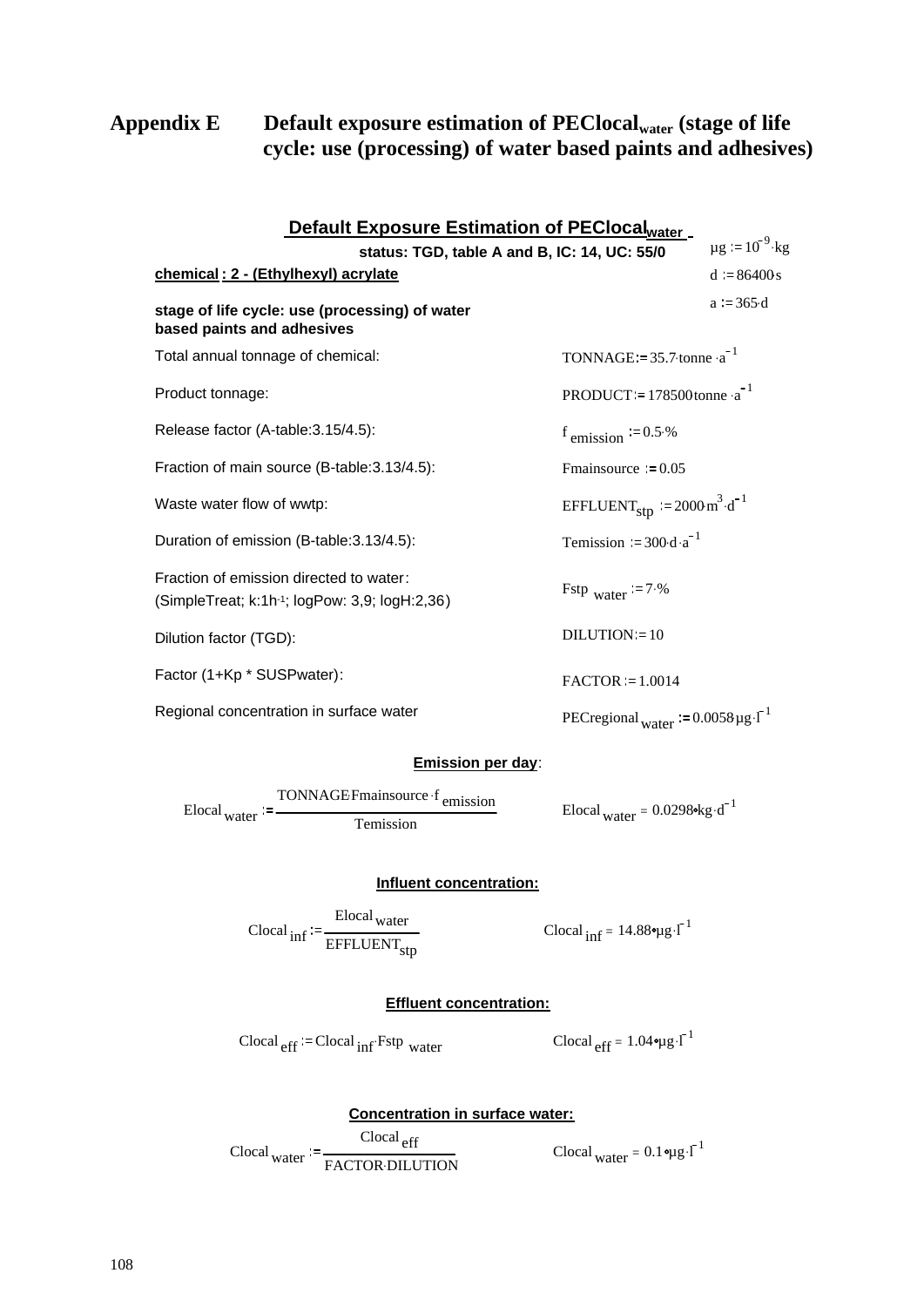# Appendix E Default exposure estimation of $PEClocal_{water}$ (stage of life cycle: use (processing) of water based paints and adhesives)

## Default Exposure Estimation of $PEClocal_{water}$

**status: TGD, table A and B, IC: 14, UC: 55/0**

$\mu g := 10^{-9} \cdot kg$

$d := 86400 \cdot s$

$a := 365 \cdot d$

**chemical : 2 - (Ethylhexyl) acrylate**

**stage of life cycle: use (processing) of water based paints and adhesives**

| | |
|---|---|
| Total annual tonnage of chemical: | $TONNAGE := 35.7 \cdot tonne \cdot a^{-1}$ |
| Product tonnage: | $PRODUCT := 178500 \, tonne \cdot a^{-1}$ |
| Release factor (A-table:3.15/4.5): | $f_{emission} := 0.5 \cdot \%$ |
| Fraction of main source (B-table:3.13/4.5): | $Fmainsource := 0.05$ |
| Waste water flow of wwtp: | $EFFLUENT_{stp} := 2000 \cdot m^3 \cdot d^{-1}$ |
| Duration of emission (B-table:3.13/4.5): | $Temission := 300 \cdot d \cdot a^{-1}$ |
| Fraction of emission directed to water: (SimpleTreat; k:1h-1; logPow: 3,9; logH:2,36) | $Fstp_{water} := 7 \cdot \%$ |
| Dilution factor (TGD): | $DILUTION := 10$ |
| Factor (1+Kp * SUSPwater): | $FACTOR := 1.0014$ |
| Regional concentration in surface water | $PECregional_{water} := 0.0058 \, \mu g \cdot l^{-1}$ |

**Emission per day**:

$$Elocal_{water} := \frac{TONNAGE \cdot Fmainsource \cdot f_{emission}}{Temission} \qquad Elocal_{water} = 0.0298 \, kg \cdot d^{-1}$$

**Influent concentration:**

$$Clocal_{inf} := \frac{Elocal_{water}}{EFFLUENT_{stp}} \qquad Clocal_{inf} = 14.88 \, \mu g \cdot l^{-1}$$

**Effluent concentration:**

$$Clocal_{eff} := Clocal_{inf} \cdot Fstp_{water} \qquad Clocal_{eff} = 1.04 \, \mu g \cdot l^{-1}$$

**Concentration in surface water:**

$$Clocal_{water} := \frac{Clocal_{eff}}{FACTOR \cdot DILUTION} \qquad Clocal_{water} = 0.1 \, \mu g \cdot l^{-1}$$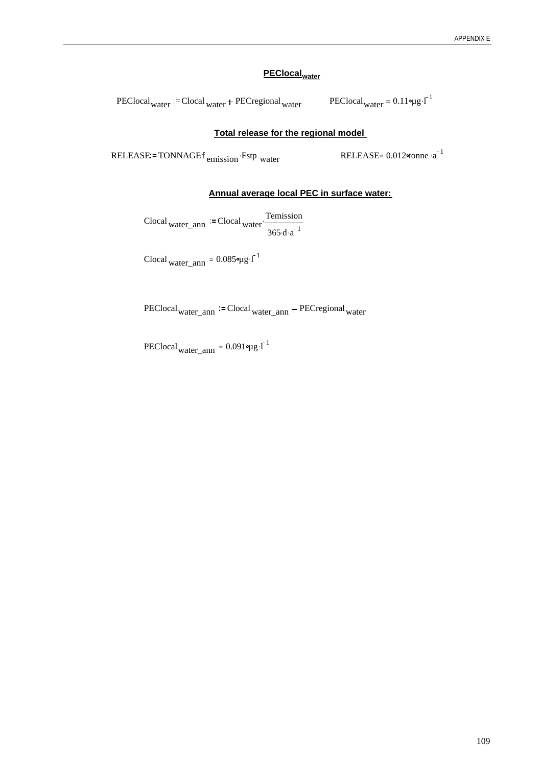### $PEClocal_{water}$

$$PEClocal_{water} := Clocal_{water} + PECregional_{water} \qquad PEClocal_{water} = 0.11 \cdot \mu g \cdot l^{-1}$$

### Total release for the regional model

$$RELEASE := TONNAGE \cdot f_{emission} \cdot Fstp_{water} \qquad RELEASE = 0.012 \cdot tonne \cdot a^{-1}$$

### Annual average local PEC in surface water:

$$Clocal_{water\_ann} := Clocal_{water} \cdot \frac{Temission}{365 \cdot d \cdot a^{-1}}$$

$$Clocal_{water\_ann} = 0.085 \cdot \mu g \cdot l^{-1}$$

$$PEClocal_{water\_ann} := Clocal_{water\_ann} + PECregional_{water}$$

$$PEClocal_{water\_ann} = 0.091 \cdot \mu g \cdot l^{-1}$$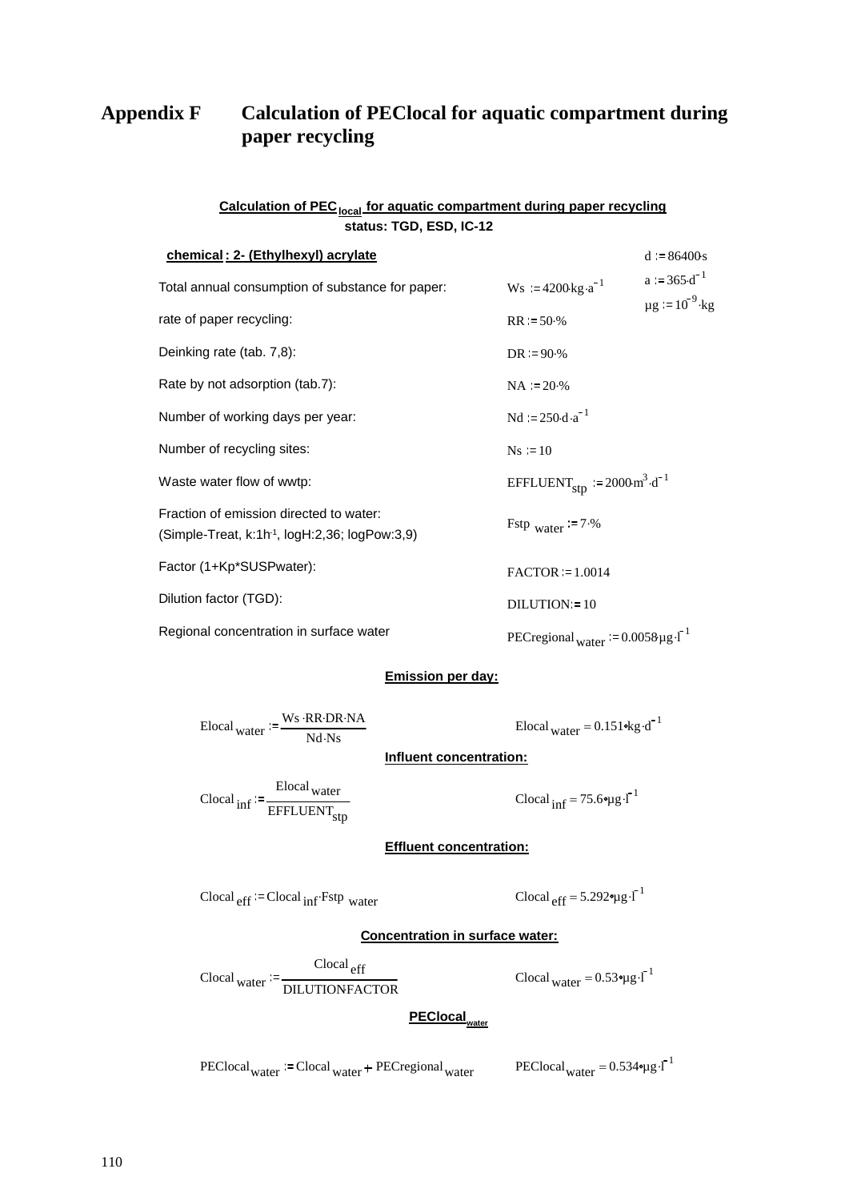# Appendix F Calculation of PEClocal for aquatic compartment during paper recycling

**Calculation of $PEC_{local}$ for aquatic compartment during paper recycling**
**status: TGD, ESD, IC-12**

**chemical : 2- (Ethylhexyl) acrylate**

$d := 86400 \cdot s$

$a := 365 \cdot d^{-1}$

$\mu g := 10^{-9} \cdot kg$

| | |
|---|---|
| Total annual consumption of substance for paper: | $Ws := 4200 \cdot kg \cdot a^{-1}$ |
| rate of paper recycling: | $RR := 50 \cdot \%$ |
| Deinking rate (tab. 7,8): | $DR := 90 \cdot \%$ |
| Rate by not adsorption (tab.7): | $NA := 20 \cdot \%$ |
| Number of working days per year: | $Nd := 250 \cdot d \cdot a^{-1}$ |
| Number of recycling sites: | $Ns := 10$ |
| Waste water flow of wwtp: | $EFFLUENT_{stp} := 2000 \cdot m^3 \cdot d^{-1}$ |
| Fraction of emission directed to water: (Simple-Treat, k:1h-1, logH:2,36; logPow:3,9) | $Fstp_{water} := 7 \cdot \%$ |
| Factor (1+Kp*SUSPwater): | $FACTOR := 1.0014$ |
| Dilution factor (TGD): | $DILUTION := 10$ |
| Regional concentration in surface water | $PECregional_{water} := 0.0058 \mu g \cdot l^{-1}$ |

**Emission per day:**

$$Elocal_{water} := \frac{Ws \cdot RR \cdot DR \cdot NA}{Nd \cdot Ns} \qquad Elocal_{water} = 0.151 \cdot kg \cdot d^{-1}$$

**Influent concentration:**

$$Clocal_{inf} := \frac{Elocal_{water}}{EFFLUENT_{stp}} \qquad Clocal_{inf} = 75.6 \cdot \mu g \cdot l^{-1}$$

**Effluent concentration:**

$$Clocal_{eff} := Clocal_{inf} \cdot Fstp_{water} \qquad Clocal_{eff} = 5.292 \cdot \mu g \cdot l^{-1}$$

**Concentration in surface water:**

$$Clocal_{water} := \frac{Clocal_{eff}}{DILUTION \cdot FACTOR} \qquad Clocal_{water} = 0.53 \cdot \mu g \cdot l^{-1}$$

**$PEClocal_{water}$**

$$PEClocal_{water} := Clocal_{water} + PECregional_{water} \qquad PEClocal_{water} = 0.534 \cdot \mu g \cdot l^{-1}$$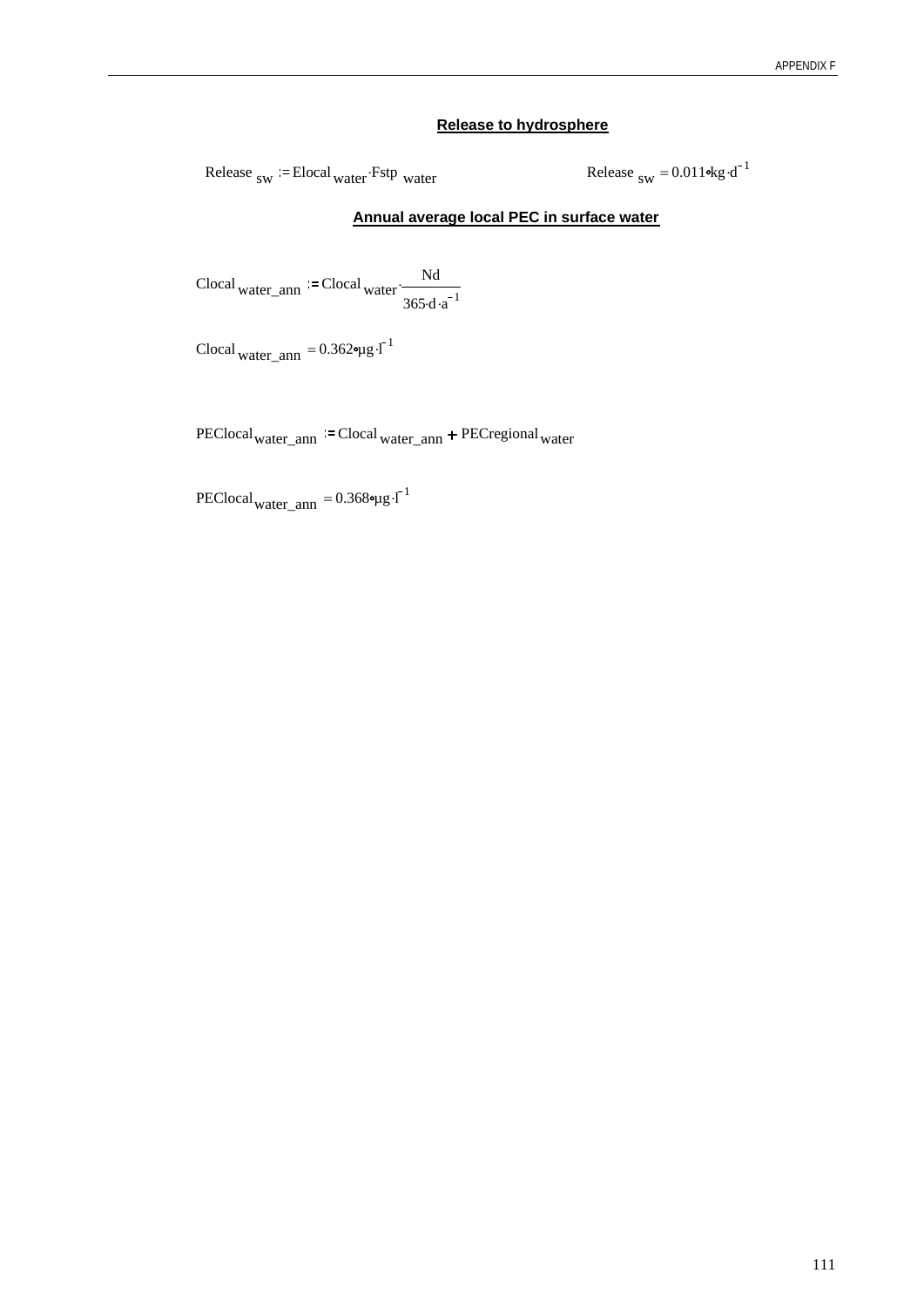**Release to hydrosphere**

$$Release_{sw} := Elocal_{water} \cdot Fstp_{water} \qquad Release_{sw} = 0.011 \cdot kg \cdot d^{-1}$$

**Annual average local PEC in surface water**

$$Clocal_{water\_ann} := Clocal_{water} \cdot \frac{Nd}{365 \cdot d \cdot a^{-1}}$$

$$Clocal_{water\_ann} = 0.362 \cdot \mu g \cdot l^{-1}$$

$$PEClocal_{water\_ann} := Clocal_{water\_ann} + PECregional_{water}$$

$$PEClocal_{water\_ann} = 0.368 \cdot \mu g \cdot l^{-1}$$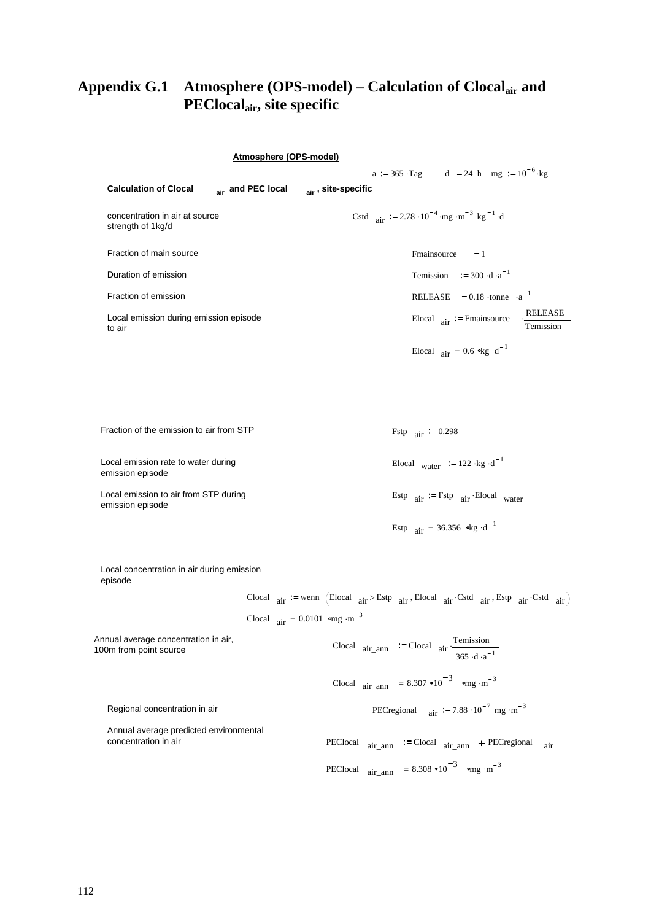# Appendix G.1 Atmosphere (OPS-model) – Calculation of $Clocal_{air}$ and $PEClocal_{air}$, site specific

**Atmosphere (OPS-model)**

$$a := 365 \cdot Tag \qquad d := 24 \cdot h \qquad mg := 10^{-6} \cdot kg$$

**Calculation of $Clocal_{air}$ and PEC $local_{air}$, site-specific**

concentration in air at source strength of 1kg/d

$$Cstd_{air} := 2.78 \cdot 10^{-4} \cdot mg \cdot m^{-3} \cdot kg^{-1} \cdot d$$

Fraction of main source

$$Fmainsource := 1$$

Duration of emission

$$Temission := 300 \cdot d \cdot a^{-1}$$

Fraction of emission

$$RELEASE := 0.18 \cdot tonne \cdot a^{-1}$$

Local emission during emission episode to air

$$Elocal_{air} := Fmainsource \cdot \frac{RELEASE}{Temission}$$

$$Elocal_{air} = 0.6 \cdot kg \cdot d^{-1}$$

Fraction of the emission to air from STP

$$Fstp_{air} := 0.298$$

Local emission rate to water during emission episode

$$Elocal_{water} := 122 \cdot kg \cdot d^{-1}$$

Local emission to air from STP during emission episode

$$Estp_{air} := Fstp_{air} \cdot Elocal_{water}$$

$$Estp_{air} = 36.356 \cdot kg \cdot d^{-1}$$

Local concentration in air during emission episode

$$Clocal_{air} := wenn\left(Elocal_{air} > Estp_{air}, Elocal_{air} \cdot Cstd_{air}, Estp_{air} \cdot Cstd_{air}\right)$$

$$Clocal_{air} = 0.0101 \cdot mg \cdot m^{-3}$$

Annual average concentration in air, 100m from point source

$$Clocal_{air\_ann} := Clocal_{air} \cdot \frac{Temission}{365 \cdot d \cdot a^{-1}}$$

$$Clocal_{air\_ann} = 8.307 \cdot 10^{-3} \cdot mg \cdot m^{-3}$$

Regional concentration in air

$$PECregional_{air} := 7.88 \cdot 10^{-7} \cdot mg \cdot m^{-3}$$

Annual average predicted environmental concentration in air

$$PEClocal_{air\_ann} := Clocal_{air\_ann} + PECregional_{air}$$

$$PEClocal_{air\_ann} = 8.308 \cdot 10^{-3} \cdot mg \cdot m^{-3}$$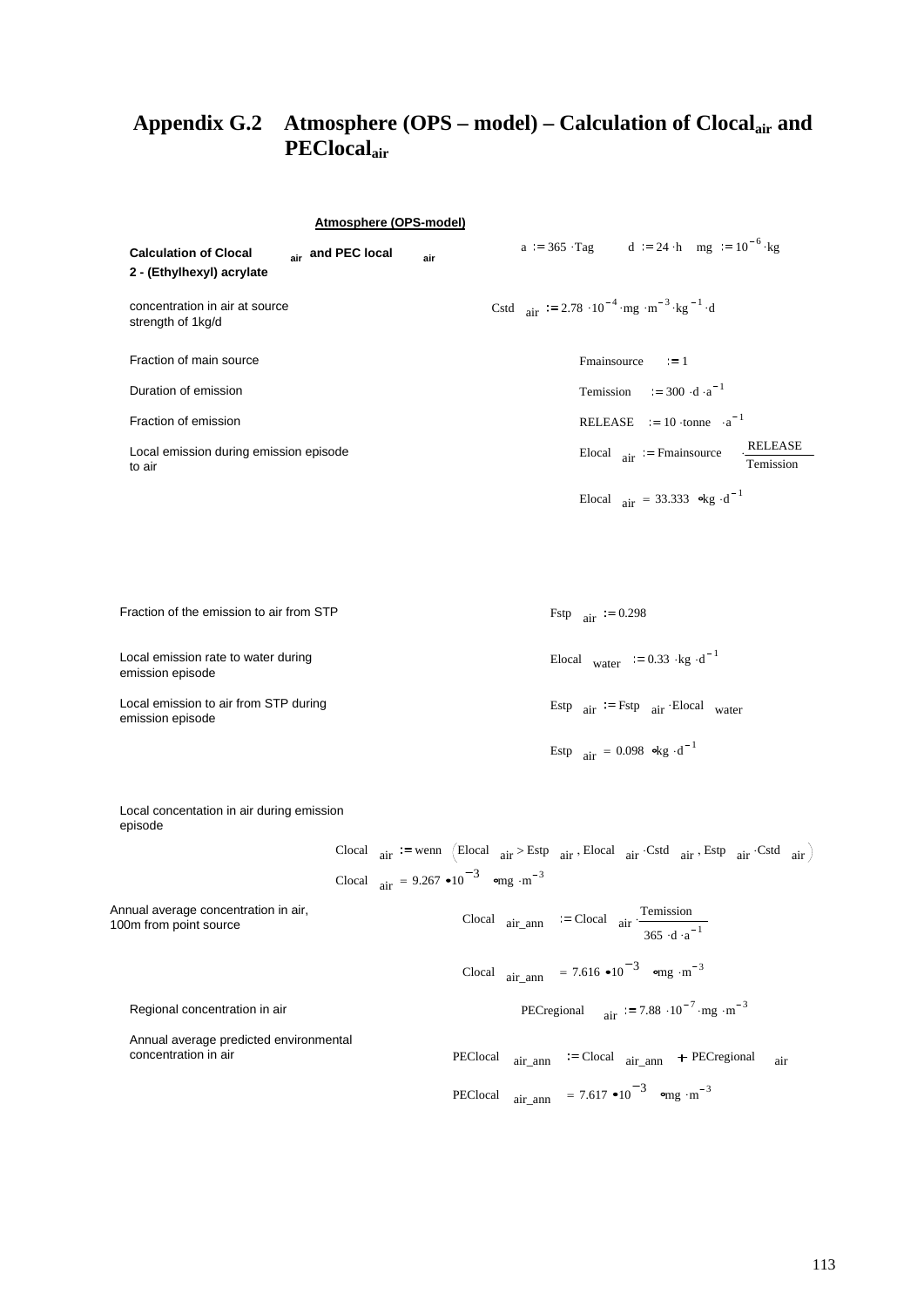## Appendix G.2 Atmosphere (OPS – model) – Calculation of $Clocal_{air}$ and $PEClocal_{air}$

**Atmosphere (OPS-model)**

**Calculation of $Clocal_{air}$ and $PEC\ local_{air}$**
**2 - (Ethylhexyl) acrylate**

$a := 365 \cdot Tag \quad d := 24 \cdot h \quad mg := 10^{-6} \cdot kg$

concentration in air at source strength of 1kg/d

$$Cstd_{air} := 2.78 \cdot 10^{-4} \cdot mg \cdot m^{-3} \cdot kg^{-1} \cdot d$$

Fraction of main source

$$Fmainsource := 1$$

Duration of emission

$$Temission := 300 \cdot d \cdot a^{-1}$$

Fraction of emission

$$RELEASE := 10 \cdot tonne \cdot a^{-1}$$

Local emission during emission episode to air

$$Elocal_{air} := Fmainsource \cdot \frac{RELEASE}{Temission}$$

$$Elocal_{air} = 33.333 \ kg \cdot d^{-1}$$

Fraction of the emission to air from STP

$$Fstp_{air} := 0.298$$

Local emission rate to water during emission episode

$$Elocal_{water} := 0.33 \cdot kg \cdot d^{-1}$$

Local emission to air from STP during emission episode

$$Estp_{air} := Fstp_{air} \cdot Elocal_{water}$$

$$Estp_{air} = 0.098 \ kg \cdot d^{-1}$$

Local concentation in air during emission episode

$$Clocal_{air} := wenn\left(Elocal_{air} > Estp_{air}, Elocal_{air} \cdot Cstd_{air}, Estp_{air} \cdot Cstd_{air}\right)$$

$$Clocal_{air} = 9.267 \cdot 10^{-3} \ mg \cdot m^{-3}$$

Annual average concentration in air, 100m from point source

$$Clocal_{air\_ann} := Clocal_{air} \cdot \frac{Temission}{365 \cdot d \cdot a^{-1}}$$

$$Clocal_{air\_ann} = 7.616 \cdot 10^{-3} \ mg \cdot m^{-3}$$

Regional concentration in air

$$PECregional_{air} := 7.88 \cdot 10^{-7} \cdot mg \cdot m^{-3}$$

Annual average predicted environmental concentration in air

$$PEClocal_{air\_ann} := Clocal_{air\_ann} + PECregional_{air}$$

$$PEClocal_{air\_ann} = 7.617 \cdot 10^{-3} \ mg \cdot m^{-3}$$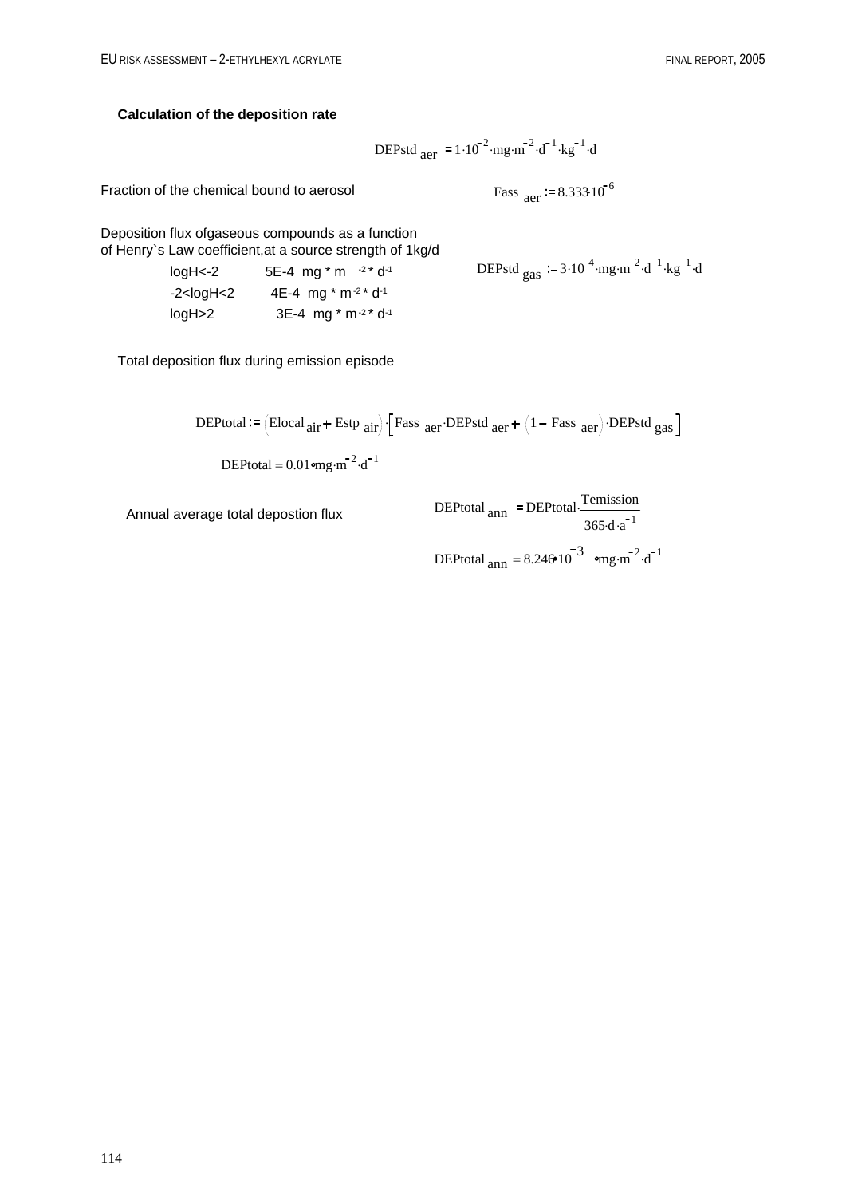**Calculation of the deposition rate**

$$DEPstd_{aer} := 1 \cdot 10^{-2} \cdot mg \cdot m^{-2} \cdot d^{-1} \cdot kg^{-1} \cdot d$$

Fraction of the chemical bound to aerosol

$$Fass_{aer} := 8.333 \cdot 10^{-6}$$

Deposition flux ofgaseous compounds as a function of Henry`s Law coefficient,at a source strength of 1kg/d

| | |
|---|---|
| logH<-2 | 5E-4 mg * m$^{-2}$ * d$^{-1}$ |
| -2<logH<2 | 4E-4 mg * m$^{-2}$ * d$^{-1}$ |
| logH>2 | 3E-4 mg * m$^{-2}$ * d$^{-1}$ |

$$DEPstd_{gas} := 3 \cdot 10^{-4} \cdot mg \cdot m^{-2} \cdot d^{-1} \cdot kg^{-1} \cdot d$$

Total deposition flux during emission episode

$$DEPtotal := \left(Elocal_{air} + Estp_{air}\right) \cdot \left[Fass_{aer} \cdot DEPstd_{aer} + \left(1 - Fass_{aer}\right) \cdot DEPstd_{gas}\right]$$

$$DEPtotal = 0.01 \cdot mg \cdot m^{-2} \cdot d^{-1}$$

Annual average total depostion flux

$$DEPtotal_{ann} := DEPtotal \cdot \frac{Temission}{365 \cdot d \cdot a^{-1}}$$

$$DEPtotal_{ann} = 8.246 \cdot 10^{-3} \cdot mg \cdot m^{-2} \cdot d^{-1}$$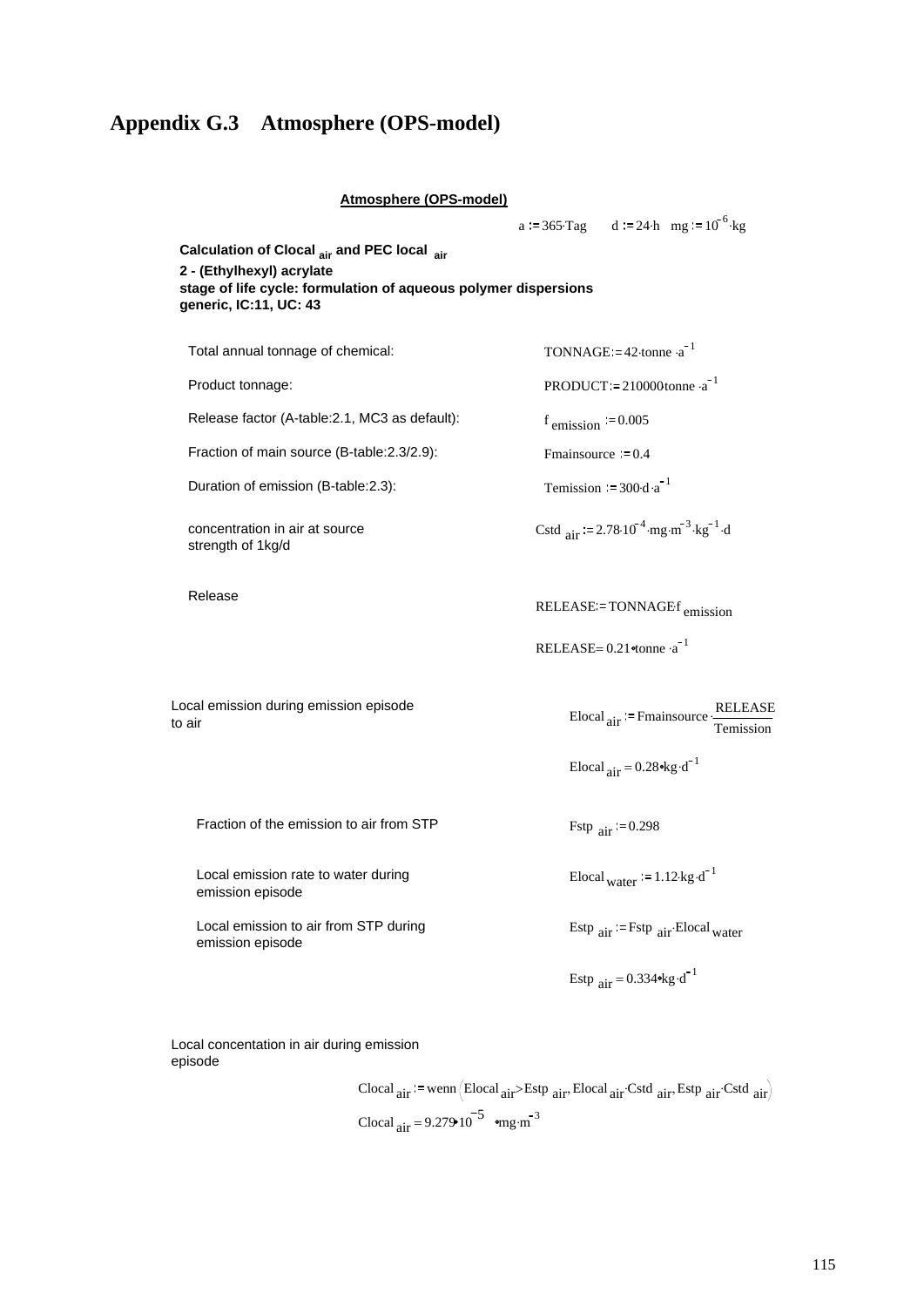# Appendix G.3 Atmosphere (OPS-model)

**Atmosphere (OPS-model)**

$a := 365 \cdot Tag \quad d := 24 \cdot h \quad mg := 10^{-6} \cdot kg$

**Calculation of Clocal $_{air}$ and PEC local $_{air}$**
**2 - (Ethylhexyl) acrylate**
**stage of life cycle: formulation of aqueous polymer dispersions**
**generic, IC:11, UC: 43**

Total annual tonnage of chemical: $TONNAGE := 42 \cdot tonne \cdot a^{-1}$

Product tonnage: $PRODUCT := 210000 tonne \cdot a^{-1}$

Release factor (A-table:2.1, MC3 as default): $f_{emission} := 0.005$

Fraction of main source (B-table:2.3/2.9): $Fmainsource := 0.4$

Duration of emission (B-table:2.3): $Temission := 300 \cdot d \cdot a^{-1}$

concentration in air at source strength of 1kg/d $Cstd_{air} := 2.78 \cdot 10^{-4} \cdot mg \cdot m^{-3} \cdot kg^{-1} \cdot d$

Release

$$RELEASE := TONNAGE \cdot f_{emission}$$

$$RELEASE = 0.21 \cdot tonne \cdot a^{-1}$$

Local emission during emission episode to air

$$Elocal_{air} := Fmainsource \cdot \frac{RELEASE}{Temission}$$

$$Elocal_{air} = 0.28 \cdot kg \cdot d^{-1}$$

Fraction of the emission to air from STP $Fstp_{air} := 0.298$

Local emission rate to water during emission episode $Elocal_{water} := 1.12 \cdot kg \cdot d^{-1}$

Local emission to air from STP during emission episode $Estp_{air} := Fstp_{air} \cdot Elocal_{water}$

$$Estp_{air} = 0.334 \cdot kg \cdot d^{-1}$$

Local concentation in air during emission episode

$$Clocal_{air} := wenn\left(Elocal_{air} > Estp_{air}, Elocal_{air} \cdot Cstd_{air}, Estp_{air} \cdot Cstd_{air}\right)$$

$$Clocal_{air} = 9.279 \cdot 10^{-5} \cdot mg \cdot m^{-3}$$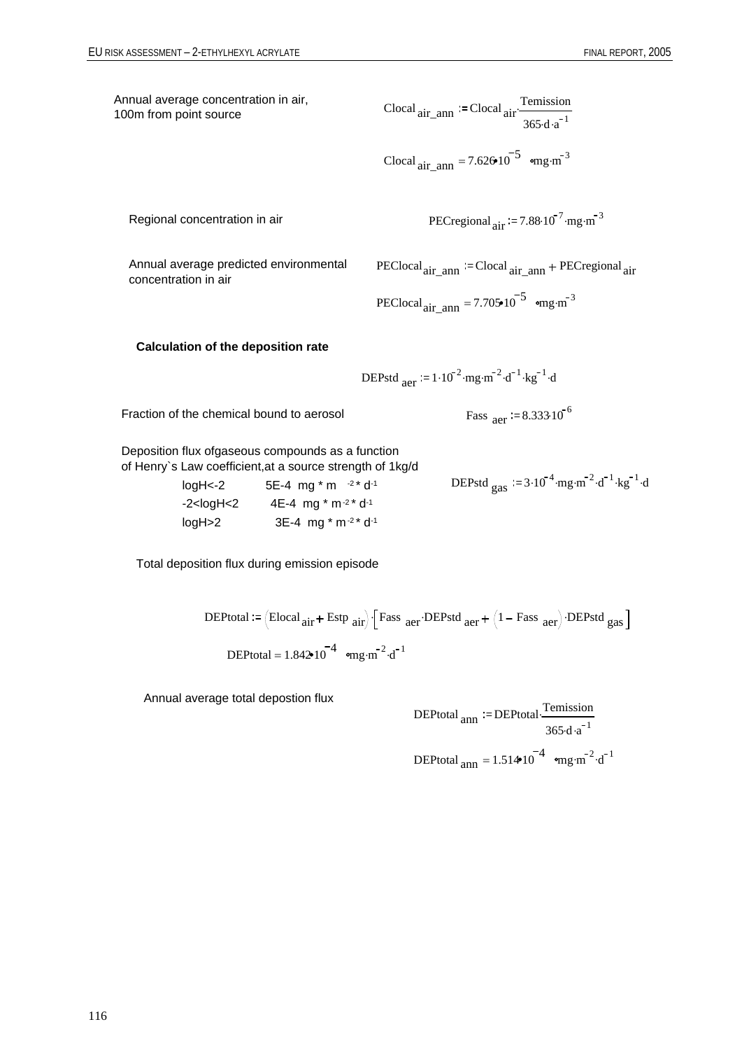Annual average concentration in air, 100m from point source

$$Clocal_{air\_ann} := Clocal_{air} \cdot \frac{Temission}{365 \cdot d \cdot a^{-1}}$$

$$Clocal_{air\_ann} = 7.626 \cdot 10^{-5} \cdot mg \cdot m^{-3}$$

Regional concentration in air

$$PECregional_{air} := 7.88 \cdot 10^{-7} \cdot mg \cdot m^{-3}$$

Annual average predicted environmental concentration in air

$$PEClocal_{air\_ann} := Clocal_{air\_ann} + PECregional_{air}$$

$$PEClocal_{air\_ann} = 7.705 \cdot 10^{-5} \cdot mg \cdot m^{-3}$$

**Calculation of the deposition rate**

$$DEPstd_{aer} := 1 \cdot 10^{-2} \cdot mg \cdot m^{-2} \cdot d^{-1} \cdot kg^{-1} \cdot d$$

Fraction of the chemical bound to aerosol

$$Fass_{aer} := 8.333 \cdot 10^{-6}$$

Deposition flux ofgaseous compounds as a function of Henry`s Law coefficient,at a source strength of 1kg/d

| | |
|---|---|
| logH<-2 | 5E-4 mg * m $^{-2}$ * d $^{-1}$ |
| -2<logH<2 | 4E-4 mg * m $^{-2}$ * d $^{-1}$ |
| logH>2 | 3E-4 mg * m $^{-2}$ * d $^{-1}$ |

$$DEPstd_{gas} := 3 \cdot 10^{-4} \cdot mg \cdot m^{-2} \cdot d^{-1} \cdot kg^{-1} \cdot d$$

Total deposition flux during emission episode

$$DEPtotal := \left(Elocal_{air} + Estp_{air}\right) \cdot \left[Fass_{aer} \cdot DEPstd_{aer} + \left(1 - Fass_{aer}\right) \cdot DEPstd_{gas}\right]$$

$$DEPtotal = 1.842 \cdot 10^{-4} \cdot mg \cdot m^{-2} \cdot d^{-1}$$

Annual average total depostion flux

$$DEPtotal_{ann} := DEPtotal \cdot \frac{Temission}{365 \cdot d \cdot a^{-1}}$$

$$DEPtotal_{ann} = 1.514 \cdot 10^{-4} \cdot mg \cdot m^{-2} \cdot d^{-1}$$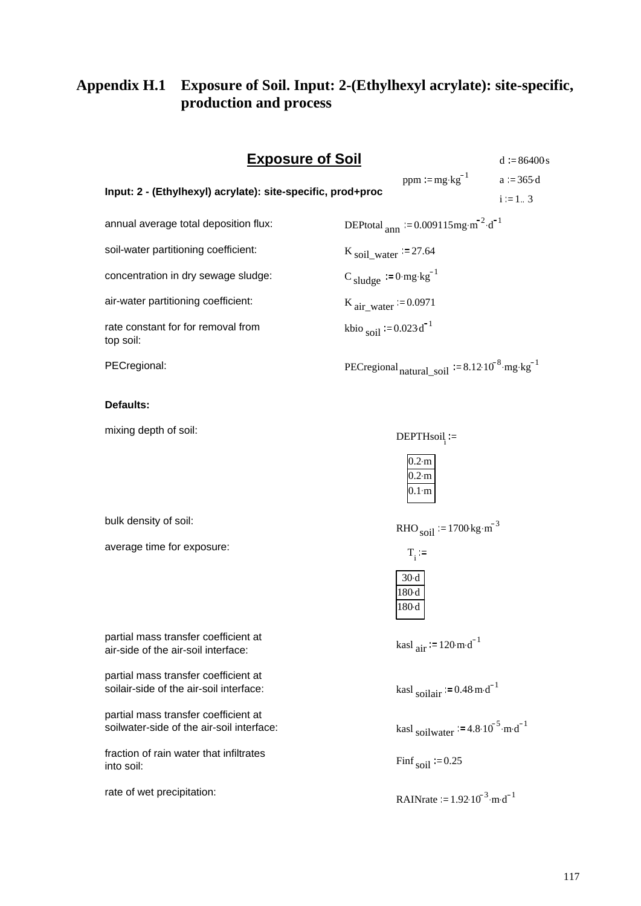# Appendix H.1 Exposure of Soil. Input: 2-(Ethylhexyl acrylate): site-specific, production and process

## Exposure of Soil

$d := 86400 \cdot s$

$ppm := mg \cdot kg^{-1}$

$a := 365 \cdot d$

**Input: 2 - (Ethylhexyl) acrylate): site-specific, prod+proc**

$i := 1 .. 3$

| | |
|---|---|
| annual average total deposition flux: | $DEPtotal_{ann} := 0.009115 mg \cdot m^{-2} \cdot d^{-1}$ |
| soil-water partitioning coefficient: | $K_{soil\_water} := 27.64$ |
| concentration in dry sewage sludge: | $C_{sludge} := 0 \cdot mg \cdot kg^{-1}$ |
| air-water partitioning coefficient: | $K_{air\_water} := 0.0971$ |
| rate constant for for removal from top soil: | $kbio_{soil} := 0.023 \cdot d^{-1}$ |
| PECregional: | $PECregional_{natural\_soil} := 8.12 \cdot 10^{-8} \cdot mg \cdot kg^{-1}$ |

**Defaults:**

| | |
|---|---|
| mixing depth of soil: | $DEPTHsoil_i :=$ $0.2 \cdot m$, $0.2 \cdot m$, $0.1 \cdot m$ |
| bulk density of soil: | $RHO_{soil} := 1700 \cdot kg \cdot m^{-3}$ |
| average time for exposure: | $T_i :=$ $30 \cdot d$, $180 \cdot d$, $180 \cdot d$ |
| partial mass transfer coefficient at air-side of the air-soil interface: | $kasl_{air} := 120 \cdot m \cdot d^{-1}$ |
| partial mass transfer coefficient at soilair-side of the air-soil interface: | $kasl_{soilair} := 0.48 \cdot m \cdot d^{-1}$ |
| partial mass transfer coefficient at soilwater-side of the air-soil interface: | $kasl_{soilwater} := 4.8 \cdot 10^{-5} \cdot m \cdot d^{-1}$ |
| fraction of rain water that infiltrates into soil: | $Finf_{soil} := 0.25$ |
| rate of wet precipitation: | $RAINrate := 1.92 \cdot 10^{-3} \cdot m \cdot d^{-1}$ |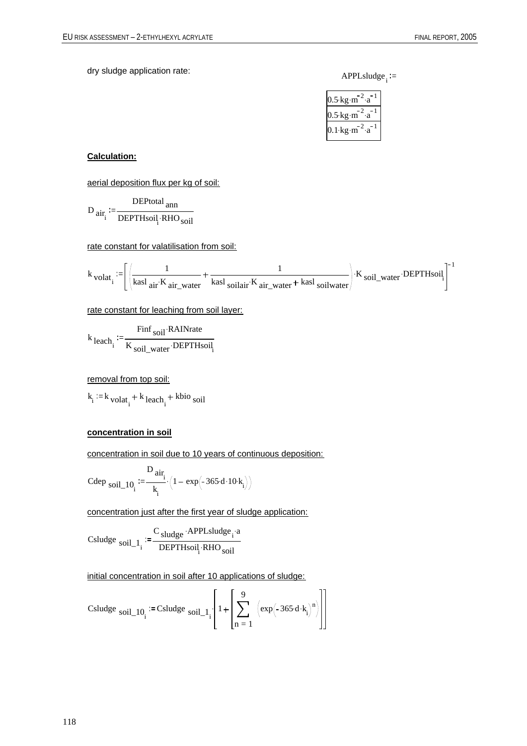dry sludge application rate:

$$APPLsludge_i :=$$

| $0.5 \cdot kg \cdot m^{-2} \cdot a^{-1}$ |
|---|
| $0.5 \cdot kg \cdot m^{-2} \cdot a^{-1}$ |
| $0.1 \cdot kg \cdot m^{-2} \cdot a^{-1}$ |

**Calculation:**

aerial deposition flux per kg of soil:

$$D_{air_i} := \frac{DEPtotal_{ann}}{DEPTHsoil_i \cdot RHO_{soil}}$$

rate constant for valatilisation from soil:

$$k_{volat_i} := \left[ \left( \frac{1}{kasl_{air} \cdot K_{air\_water}} + \frac{1}{kasl_{soilair} \cdot K_{air\_water} + kasl_{soilwater}} \right) \cdot K_{soil\_water} \cdot DEPTHsoil_i \right]^{-1}$$

rate constant for leaching from soil layer:

$$k_{leach_i} := \frac{Finf_{soil} \cdot RAINrate}{K_{soil\_water} \cdot DEPTHsoil_i}$$

removal from top soil:

$$k_i := k_{volat_i} + k_{leach_i} + kbio_{soil}$$

**concentration in soil**

concentration in soil due to 10 years of continuous deposition:

$$Cdep_{soil\_10_i} := \frac{D_{air_i}}{k_i} \cdot \left(1 - \exp\left(-365 \cdot d \cdot 10 \cdot k_i\right)\right)$$

concentration just after the first year of sludge application:

$$Csludge_{soil\_1_i} := \frac{C_{sludge} \cdot APPLsludge_i \cdot a}{DEPTHsoil_i \cdot RHO_{soil}}$$

initial concentration in soil after 10 applications of sludge:

$$Csludge_{soil\_10_i} := Csludge_{soil\_1_i} \cdot \left[ 1 + \left[ \sum_{n=1}^{9} \left( \exp\left(-365 \cdot d \cdot k_i\right)^n \right) \right] \right]$$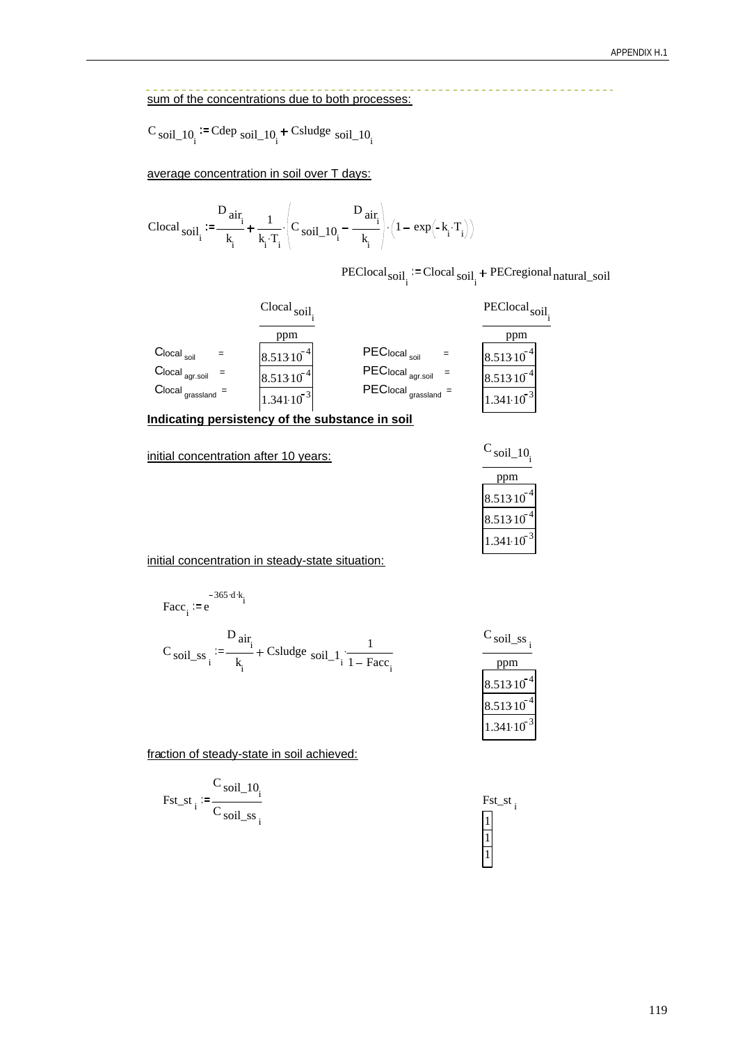sum of the concentrations due to both processes:

$$C_{soil\_10_i} := Cdep_{soil\_10_i} + Csludge_{soil\_10_i}$$

average concentration in soil over T days:

$$Clocal_{soil_i} := \frac{D_{air_i}}{k_i} + \frac{1}{k_i \cdot T_i} \cdot \left( C_{soil\_10_i} - \frac{D_{air_i}}{k_i} \right) \cdot \left( 1 - \exp\left(-k_i \cdot T_i\right)\right)$$

$$PEClocal_{soil_i} := Clocal_{soil_i} + PECregional_{natural\_soil}$$

| | $\frac{Clocal_{soil_i}}{ppm}$ | | $\frac{PEClocal_{soil_i}}{ppm}$ |
|---|---|---|---|
| $Clocal_{soil}$ = | $8.513 \cdot 10^{-4}$ | $PEClocal_{soil}$ = | $8.513 \cdot 10^{-4}$ |
| $Clocal_{agr.soil}$ = | $8.513 \cdot 10^{-4}$ | $PEClocal_{agr.soil}$ = | $8.513 \cdot 10^{-4}$ |
| $Clocal_{grassland}$ = | $1.341 \cdot 10^{-3}$ | $PEClocal_{grassland}$ = | $1.341 \cdot 10^{-3}$ |

**Indicating persistency of the substance in soil**

initial concentration after 10 years:

| $\frac{C_{soil\_10_i}}{ppm}$ |
|---|
| $8.513 \cdot 10^{-4}$ |
| $8.513 \cdot 10^{-4}$ |
| $1.341 \cdot 10^{-3}$ |

initial concentration in steady-state situation:

$$Facc_i := e^{-365 \cdot d \cdot k_i}$$

$$C_{soil\_ss_i} := \frac{D_{air_i}}{k_i} + Csludge_{soil\_1_i} \cdot \frac{1}{1 - Facc_i}$$

| $\frac{C_{soil\_ss_i}}{ppm}$ |
|---|
| $8.513 \cdot 10^{-4}$ |
| $8.513 \cdot 10^{-4}$ |
| $1.341 \cdot 10^{-3}$ |

fraction of steady-state in soil achieved:

$$Fst\_st_i := \frac{C_{soil\_10_i}}{C_{soil\_ss_i}}$$

| $Fst\_st_i$ |
|---|
| 1 |
| 1 |
| 1 |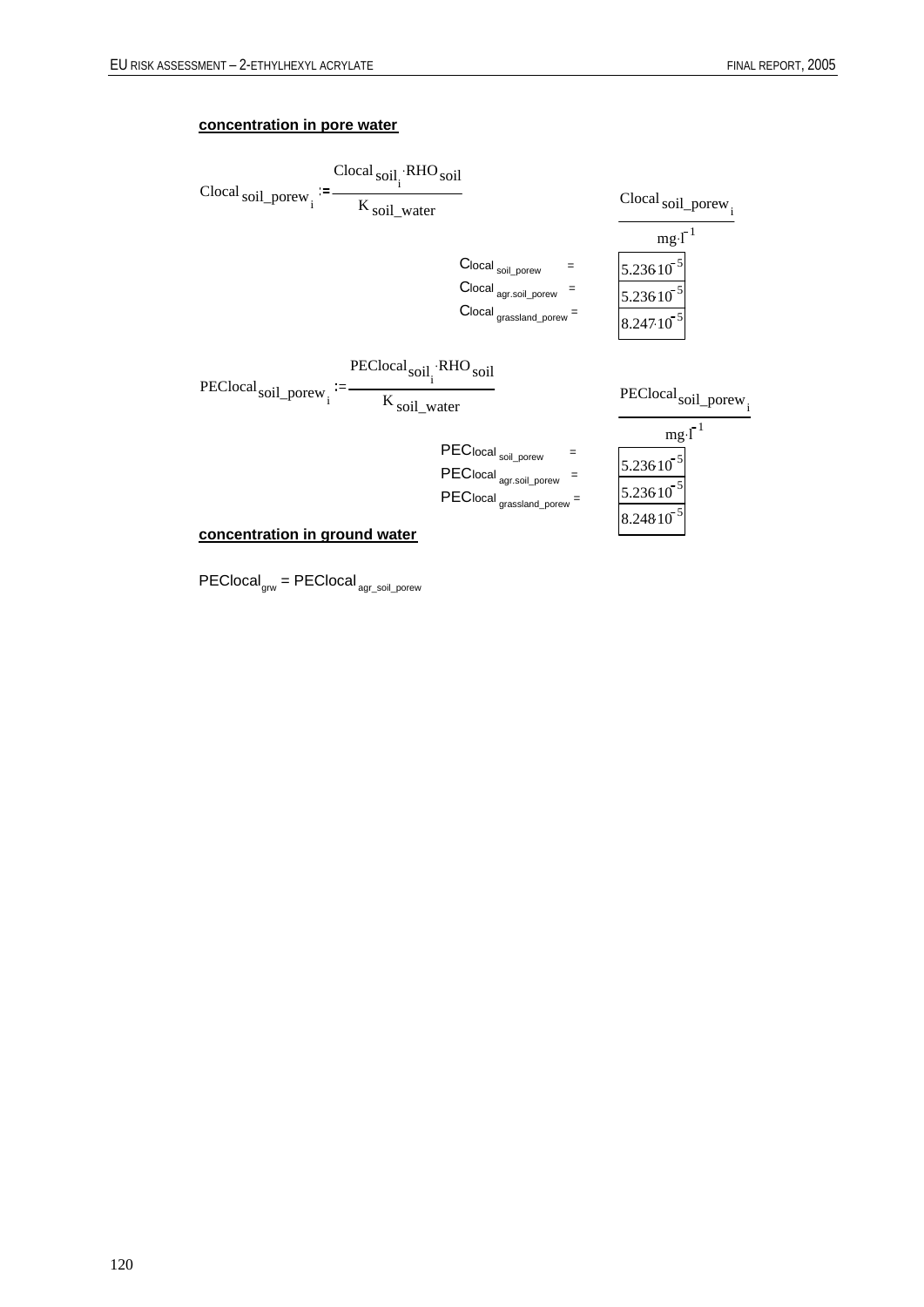**concentration in pore water**

$$Clocal_{soil\_porew_i} := \frac{Clocal_{soil_i} \cdot RHO_{soil}}{K_{soil\_water}}$$

| | $\frac{Clocal_{soil\_porew_i}}{mg \cdot l^{-1}}$ |
|---|---|
| $Clocal_{soil\_porew}$ = | $5.236 \cdot 10^{-5}$ |
| $Clocal_{agr.soil\_porew}$ = | $5.236 \cdot 10^{-5}$ |
| $Clocal_{grassland\_porew}$ = | $8.247 \cdot 10^{-5}$ |

$$PEClocal_{soil\_porew_i} := \frac{PEClocal_{soil_i} \cdot RHO_{soil}}{K_{soil\_water}}$$

| | $\frac{PEClocal_{soil\_porew_i}}{mg \cdot l^{-1}}$ |
|---|---|
| $PEClocal_{soil\_porew}$ = | $5.236 \cdot 10^{-5}$ |
| $PEClocal_{agr.soil\_porew}$ = | $5.236 \cdot 10^{-5}$ |
| $PEClocal_{grassland\_porew}$ = | $8.248 \cdot 10^{-5}$ |

**concentration in ground water**

$PEClocal_{grw} = PEClocal_{agr\_soil\_porew}$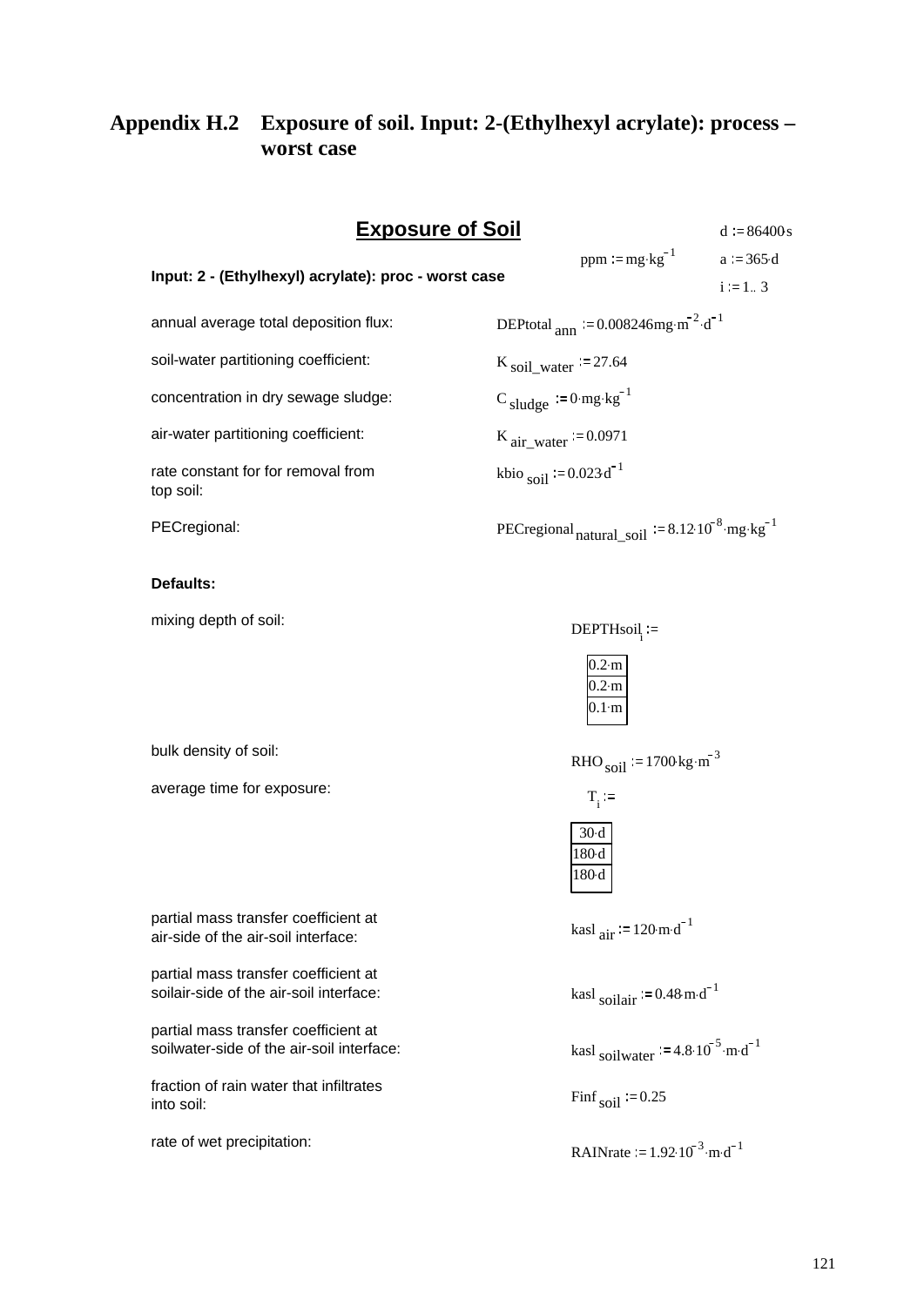## Appendix H.2 Exposure of soil. Input: 2-(Ethylhexyl acrylate): process – worst case

### Exposure of Soil

$d := 86400 \cdot s$

$ppm := mg \cdot kg^{-1}$

$a := 365 \cdot d$

$i := 1..3$

**Input: 2 - (Ethylhexyl) acrylate): proc - worst case**

annual average total deposition flux: $DEPtotal_{ann} := 0.008246 mg \cdot m^{-2} \cdot d^{-1}$

soil-water partitioning coefficient: $K_{soil\_water} := 27.64$

concentration in dry sewage sludge: $C_{sludge} := 0 \cdot mg \cdot kg^{-1}$

air-water partitioning coefficient: $K_{air\_water} := 0.0971$

rate constant for for removal from top soil: $kbio_{soil} := 0.023 \cdot d^{-1}$

PECregional: $PECregional_{natural\_soil} := 8.12 \cdot 10^{-8} \cdot mg \cdot kg^{-1}$

**Defaults:**

mixing depth of soil: $DEPTHsoil_i :=$

| |
|---|
| $0.2 \cdot m$ |
| $0.2 \cdot m$ |
| $0.1 \cdot m$ |

bulk density of soil: $RHO_{soil} := 1700 \cdot kg \cdot m^{-3}$

average time for exposure: $T_i :=$

| |
|---|
| $30 \cdot d$ |
| $180 \cdot d$ |
| $180 \cdot d$ |

partial mass transfer coefficient at air-side of the air-soil interface: $kasl_{air} := 120 \cdot m \cdot d^{-1}$

partial mass transfer coefficient at soilair-side of the air-soil interface: $kasl_{soilair} := 0.48 \cdot m \cdot d^{-1}$

partial mass transfer coefficient at soilwater-side of the air-soil interface: $kasl_{soilwater} := 4.8 \cdot 10^{-5} \cdot m \cdot d^{-1}$

fraction of rain water that infiltrates into soil: $Finf_{soil} := 0.25$

rate of wet precipitation: $RAINrate := 1.92 \cdot 10^{-3} \cdot m \cdot d^{-1}$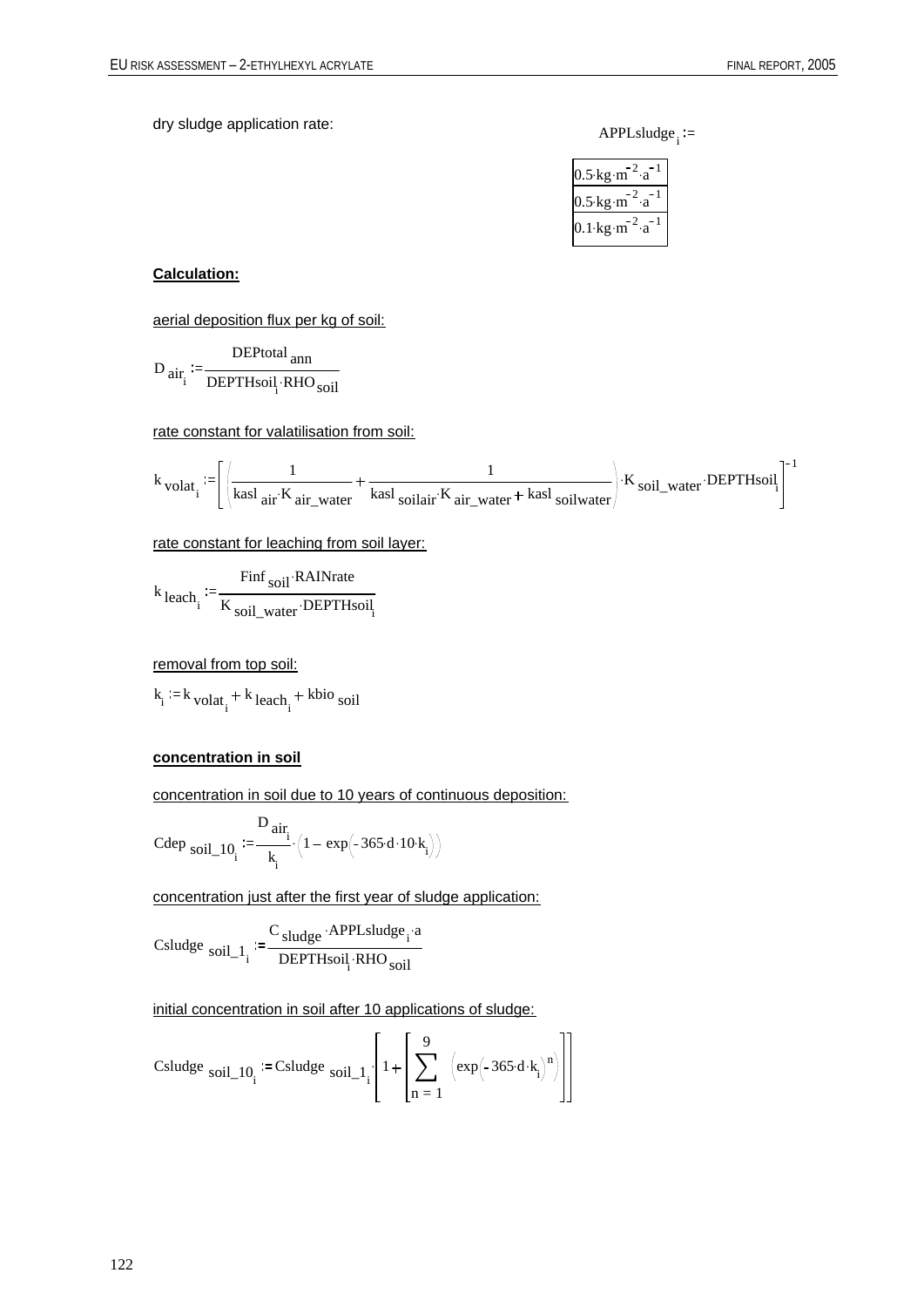dry sludge application rate:

$$APPLsludge_i :=$$

| |
|---|
| $0.5 \cdot kg \cdot m^{-2} \cdot a^{-1}$ |
| $0.5 \cdot kg \cdot m^{-2} \cdot a^{-1}$ |
| $0.1 \cdot kg \cdot m^{-2} \cdot a^{-1}$ |

**Calculation:**

aerial deposition flux per kg of soil:

$$D_{air_i} := \frac{DEPtotal_{ann}}{DEPTHsoil_i \cdot RHO_{soil}}$$

rate constant for valatilisation from soil:

$$k_{volat_i} := \left[ \left( \frac{1}{kasl_{air} \cdot K_{air\_water}} + \frac{1}{kasl_{soilair} \cdot K_{air\_water} + kasl_{soilwater}} \right) \cdot K_{soil\_water} \cdot DEPTHsoil_i \right]^{-1}$$

rate constant for leaching from soil layer:

$$k_{leach_i} := \frac{Finf_{soil} \cdot RAINrate}{K_{soil\_water} \cdot DEPTHsoil_i}$$

removal from top soil:

$$k_i := k_{volat_i} + k_{leach_i} + kbio_{soil}$$

**concentration in soil**

concentration in soil due to 10 years of continuous deposition:

$$Cdep_{soil\_10_i} := \frac{D_{air_i}}{k_i} \cdot \left( 1 - \exp\left( -365 \cdot d \cdot 10 \cdot k_i \right) \right)$$

concentration just after the first year of sludge application:

$$Csludge_{soil\_1_i} := \frac{C_{sludge} \cdot APPLsludge_i \cdot a}{DEPTHsoil_i \cdot RHO_{soil}}$$

initial concentration in soil after 10 applications of sludge:

$$Csludge_{soil\_10_i} := Csludge_{soil\_1_i} \cdot \left[ 1 + \left[ \sum_{n=1}^{9} \left( \exp\left( -365 \cdot d \cdot k_i \right)^n \right) \right] \right]$$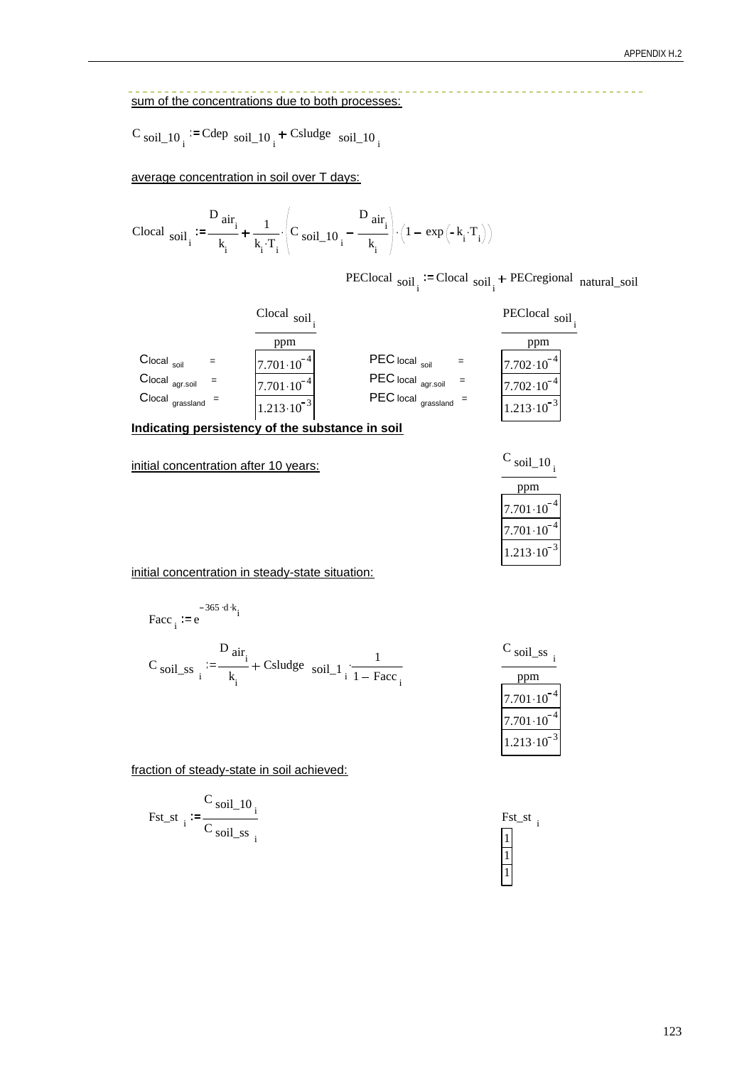sum of the concentrations due to both processes:

$$C_{soil\_10_i} := Cdep_{soil\_10_i} + Csludge_{soil\_10_i}$$

average concentration in soil over T days:

$$Clocal_{soil_i} := \frac{D_{air_i}}{k_i} + \frac{1}{k_i \cdot T_i} \cdot \left( C_{soil\_10_i} - \frac{D_{air_i}}{k_i} \right) \cdot \left( 1 - \exp\left( -k_i \cdot T_i \right) \right)$$

$$PEClocal_{soil_i} := Clocal_{soil_i} + PECregional_{natural\_soil}$$

| | $\frac{Clocal_{soil_i}}{ppm}$ | | $\frac{PEClocal_{soil_i}}{ppm}$ |
|---|---|---|---|
| $Clocal_{soil}$ = | $7.701 \cdot 10^{-4}$ | $PEClocal_{soil}$ = | $7.702 \cdot 10^{-4}$ |
| $Clocal_{agr.soil}$ = | $7.701 \cdot 10^{-4}$ | $PEClocal_{agr.soil}$ = | $7.702 \cdot 10^{-4}$ |
| $Clocal_{grassland}$ = | $1.213 \cdot 10^{-3}$ | $PEClocal_{grassland}$ = | $1.213 \cdot 10^{-3}$ |

**Indicating persistency of the substance in soil**

initial concentration after 10 years:

| $\frac{C_{soil\_10_i}}{ppm}$ |
|---|
| $7.701 \cdot 10^{-4}$ |
| $7.701 \cdot 10^{-4}$ |
| $1.213 \cdot 10^{-3}$ |

initial concentration in steady-state situation:

$$Facc_i := e^{-365 \cdot d \cdot k_i}$$

$$C_{soil\_ss_i} := \frac{D_{air_i}}{k_i} + Csludge_{soil\_1_i} \cdot \frac{1}{1 - Facc_i}$$

| $\frac{C_{soil\_ss_i}}{ppm}$ |
|---|
| $7.701 \cdot 10^{-4}$ |
| $7.701 \cdot 10^{-4}$ |
| $1.213 \cdot 10^{-3}$ |

fraction of steady-state in soil achieved:

$$Fst\_st_i := \frac{C_{soil\_10_i}}{C_{soil\_ss_i}}$$

| $Fst\_st_i$ |
|---|
| 1 |
| 1 |
| 1 |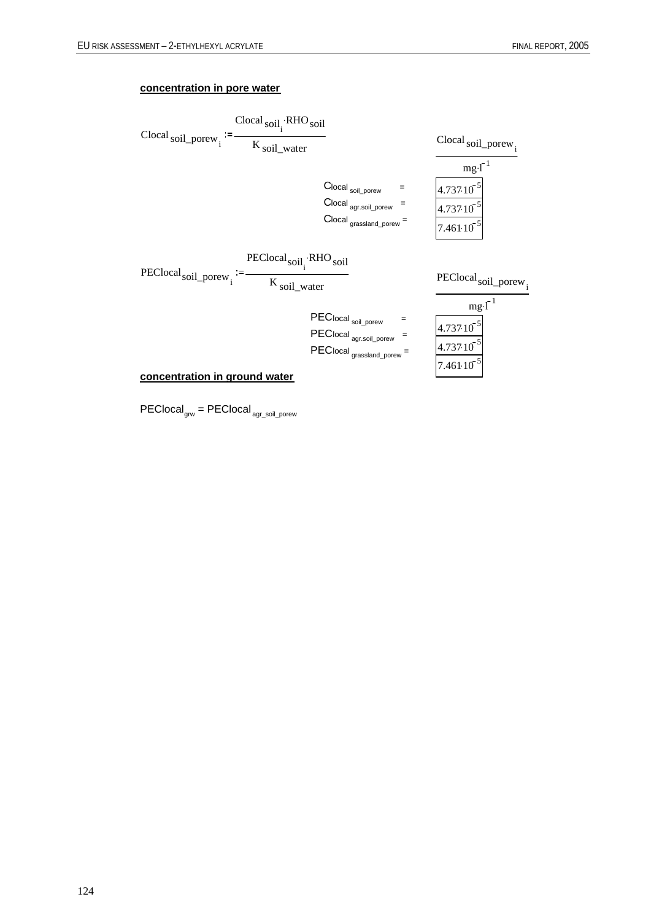**concentration in pore water**

$$Clocal_{soil\_porew_i} := \frac{Clocal_{soil_i} \cdot RHO_{soil}}{K_{soil\_water}}$$

| | $\frac{Clocal_{soil\_porew_i}}{mg \cdot l^{-1}}$ |
|---|---|
| $Clocal_{soil\_porew}$ = | $4.737 \cdot 10^{-5}$ |
| $Clocal_{agr.soil\_porew}$ = | $4.737 \cdot 10^{-5}$ |
| $Clocal_{grassland\_porew}$ = | $7.461 \cdot 10^{-5}$ |

$$PEClocal_{soil\_porew_i} := \frac{PEClocal_{soil_i} \cdot RHO_{soil}}{K_{soil\_water}}$$

| | $\frac{PEClocal_{soil\_porew_i}}{mg \cdot l^{-1}}$ |
|---|---|
| $PEClocal_{soil\_porew}$ = | $4.737 \cdot 10^{-5}$ |
| $PEClocal_{agr.soil\_porew}$ = | $4.737 \cdot 10^{-5}$ |
| $PEClocal_{grassland\_porew}$ = | $7.461 \cdot 10^{-5}$ |

**concentration in ground water**

$$PEClocal_{grw} = PEClocal_{agr\_soil\_porew}$$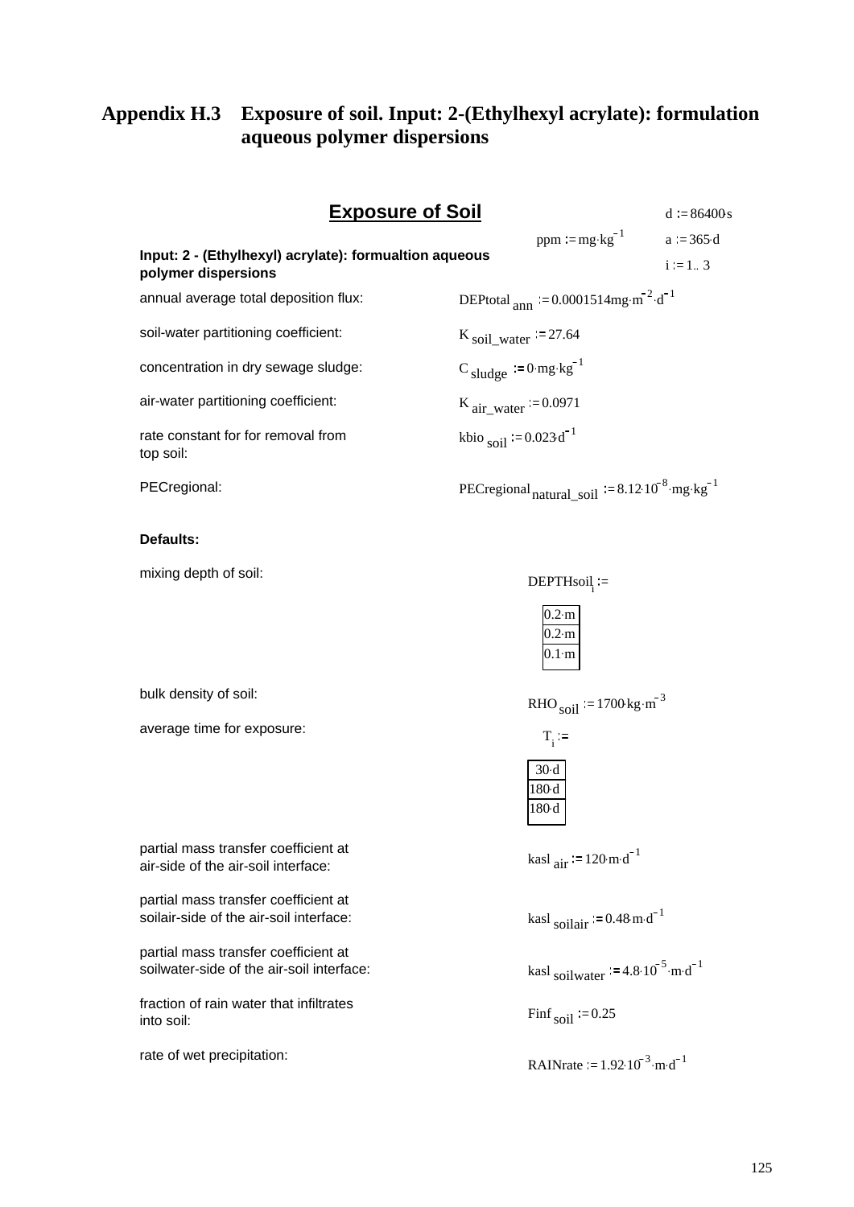# Appendix H.3 Exposure of soil. Input: 2-(Ethylhexyl acrylate): formulation aqueous polymer dispersions

## Exposure of Soil

$d := 86400 \cdot s$

$ppm := mg \cdot kg^{-1}$

$a := 365 \cdot d$

$i := 1..3$

**Input: 2 - (Ethylhexyl) acrylate): formualtion aqueous polymer dispersions**

annual average total deposition flux: $DEPtotal_{ann} := 0.0001514 mg \cdot m^{-2} \cdot d^{-1}$

soil-water partitioning coefficient: $K_{soil\_water} := 27.64$

concentration in dry sewage sludge: $C_{sludge} := 0 \cdot mg \cdot kg^{-1}$

air-water partitioning coefficient: $K_{air\_water} := 0.0971$

rate constant for for removal from top soil: $kbio_{soil} := 0.023 \cdot d^{-1}$

PECregional: $PECregional_{natural\_soil} := 8.12 \cdot 10^{-8} \cdot mg \cdot kg^{-1}$

**Defaults:**

mixing depth of soil:

$$DEPTHsoil_i := \begin{pmatrix} 0.2 \cdot m \\ 0.2 \cdot m \\ 0.1 \cdot m \end{pmatrix}$$

bulk density of soil: $RHO_{soil} := 1700 \cdot kg \cdot m^{-3}$

average time for exposure:

$$T_i := \begin{pmatrix} 30 \cdot d \\ 180 \cdot d \\ 180 \cdot d \end{pmatrix}$$

partial mass transfer coefficient at air-side of the air-soil interface: $kasl_{air} := 120 \cdot m \cdot d^{-1}$

partial mass transfer coefficient at soilair-side of the air-soil interface: $kasl_{soilair} := 0.48 \cdot m \cdot d^{-1}$

partial mass transfer coefficient at soilwater-side of the air-soil interface: $kasl_{soilwater} := 4.8 \cdot 10^{-5} \cdot m \cdot d^{-1}$

fraction of rain water that infiltrates into soil: $Finf_{soil} := 0.25$

rate of wet precipitation: $RAINrate := 1.92 \cdot 10^{-3} \cdot m \cdot d^{-1}$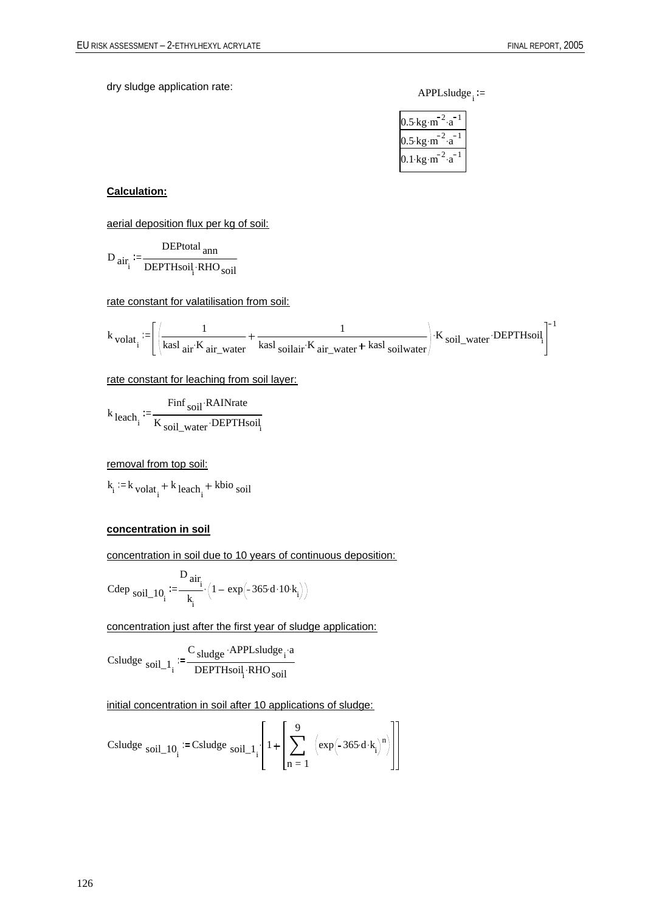dry sludge application rate:

$$APPLsludge_i :=$$

| |
|---|
| $0.5 \cdot kg \cdot m^{-2} \cdot a^{-1}$ |
| $0.5 \cdot kg \cdot m^{-2} \cdot a^{-1}$ |
| $0.1 \cdot kg \cdot m^{-2} \cdot a^{-1}$ |

**Calculation:**

aerial deposition flux per kg of soil:

$$D_{air_i} := \frac{DEPtotal_{ann}}{DEPTHsoil_i \cdot RHO_{soil}}$$

rate constant for valatilisation from soil:

$$k_{volat_i} := \left[ \left( \frac{1}{kasl_{air} \cdot K_{air\_water}} + \frac{1}{kasl_{soilair} \cdot K_{air\_water} + kasl_{soilwater}} \right) \cdot K_{soil\_water} \cdot DEPTHsoil_i \right]^{-1}$$

rate constant for leaching from soil layer:

$$k_{leach_i} := \frac{Finf_{soil} \cdot RAINrate}{K_{soil\_water} \cdot DEPTHsoil_i}$$

removal from top soil:

$$k_i := k_{volat_i} + k_{leach_i} + kbio_{soil}$$

**concentration in soil**

concentration in soil due to 10 years of continuous deposition:

$$Cdep_{soil\_10_i} := \frac{D_{air_i}}{k_i} \cdot \left(1 - \exp\left(-365 \cdot d \cdot 10 \cdot k_i\right)\right)$$

concentration just after the first year of sludge application:

$$Csludge_{soil\_1_i} := \frac{C_{sludge} \cdot APPLsludge_i \cdot a}{DEPTHsoil_i \cdot RHO_{soil}}$$

initial concentration in soil after 10 applications of sludge:

$$Csludge_{soil\_10_i} := Csludge_{soil\_1_i} \cdot \left[ 1 + \left[ \sum_{n=1}^{9} \left( \exp\left(-365 \cdot d \cdot k_i\right)^n \right) \right] \right]$$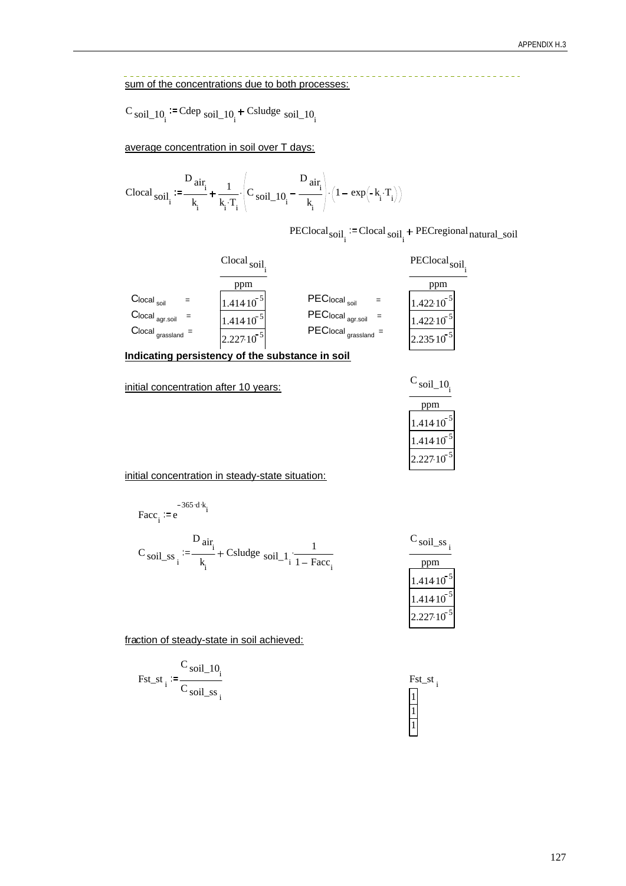sum of the concentrations due to both processes:

$$C_{soil\_10_i} := Cdep_{soil\_10_i} + Csludge_{soil\_10_i}$$

average concentration in soil over T days:

$$Clocal_{soil_i} := \frac{D_{air_i}}{k_i} + \frac{1}{k_i \cdot T_i} \cdot \left( C_{soil\_10_i} - \frac{D_{air_i}}{k_i} \right) \cdot \left( 1 - \exp\left( -k_i \cdot T_i \right) \right)$$

$$PEClocal_{soil_i} := Clocal_{soil_i} + PECregional_{natural\_soil}$$

| | $\frac{Clocal_{soil_i}}{ppm}$ | | $\frac{PEClocal_{soil_i}}{ppm}$ |
|---|---|---|---|
| $Clocal_{soil}$ = | $1.414 \cdot 10^{-5}$ | $PEClocal_{soil}$ = | $1.422 \cdot 10^{-5}$ |
| $Clocal_{agr.soil}$ = | $1.414 \cdot 10^{-5}$ | $PEClocal_{agr.soil}$ = | $1.422 \cdot 10^{-5}$ |
| $Clocal_{grassland}$ = | $2.227 \cdot 10^{-5}$ | $PEClocal_{grassland}$ = | $2.235 \cdot 10^{-5}$ |

**Indicating persistency of the substance in soil**

initial concentration after 10 years:

| $\frac{C_{soil\_10_i}}{ppm}$ |
|---|
| $1.414 \cdot 10^{-5}$ |
| $1.414 \cdot 10^{-5}$ |
| $2.227 \cdot 10^{-5}$ |

initial concentration in steady-state situation:

$$Facc_i := e^{-365 \cdot d \cdot k_i}$$

$$C_{soil\_ss_i} := \frac{D_{air_i}}{k_i} + Csludge_{soil\_1_i} \cdot \frac{1}{1 - Facc_i}$$

| $\frac{C_{soil\_ss_i}}{ppm}$ |
|---|
| $1.414 \cdot 10^{-5}$ |
| $1.414 \cdot 10^{-5}$ |
| $2.227 \cdot 10^{-5}$ |

fraction of steady-state in soil achieved:

$$Fst\_st_i := \frac{C_{soil\_10_i}}{C_{soil\_ss_i}}$$

| $Fst\_st_i$ |
|---|
| 1 |
| 1 |
| 1 |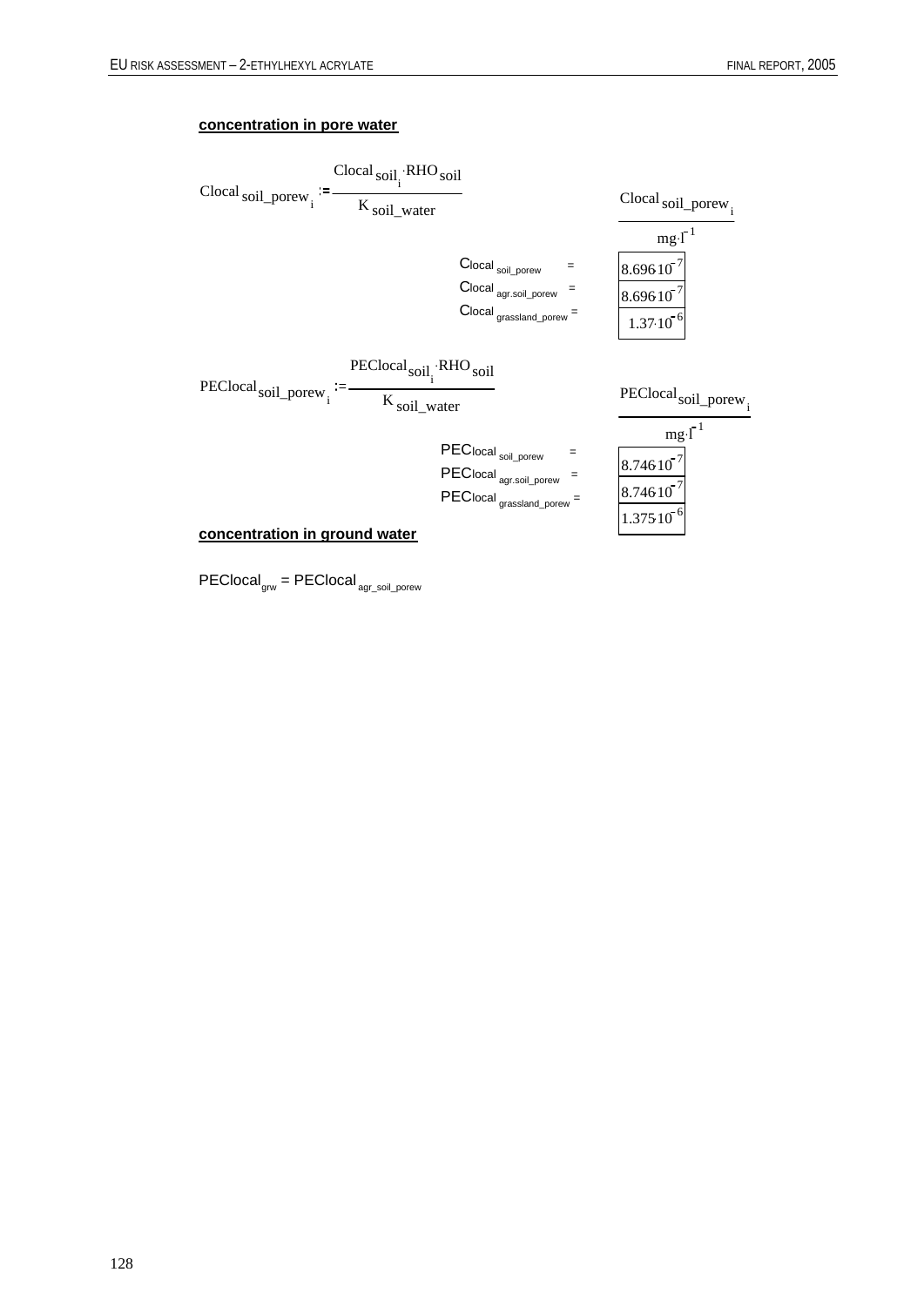**concentration in pore water**

$$Clocal_{soil\_porew_i} := \frac{Clocal_{soil_i} \cdot RHO_{soil}}{K_{soil\_water}}$$

| | $\frac{Clocal_{soil\_porew_i}}{mg \cdot l^{-1}}$ |
|---|---|
| $Clocal_{soil\_porew}$ = | $8.696 \cdot 10^{-7}$ |
| $Clocal_{agr.soil\_porew}$ = | $8.696 \cdot 10^{-7}$ |
| $Clocal_{grassland\_porew}$ = | $1.37 \cdot 10^{-6}$ |

$$PEClocal_{soil\_porew_i} := \frac{PEClocal_{soil_i} \cdot RHO_{soil}}{K_{soil\_water}}$$

| | $\frac{PEClocal_{soil\_porew_i}}{mg \cdot l^{-1}}$ |
|---|---|
| $PEClocal_{soil\_porew}$ = | $8.746 \cdot 10^{-7}$ |
| $PEClocal_{agr.soil\_porew}$ = | $8.746 \cdot 10^{-7}$ |
| $PEClocal_{grassland\_porew}$ = | $1.375 \cdot 10^{-6}$ |

**concentration in ground water**

$PEClocal_{grw} = PEClocal_{agr\_soil\_porew}$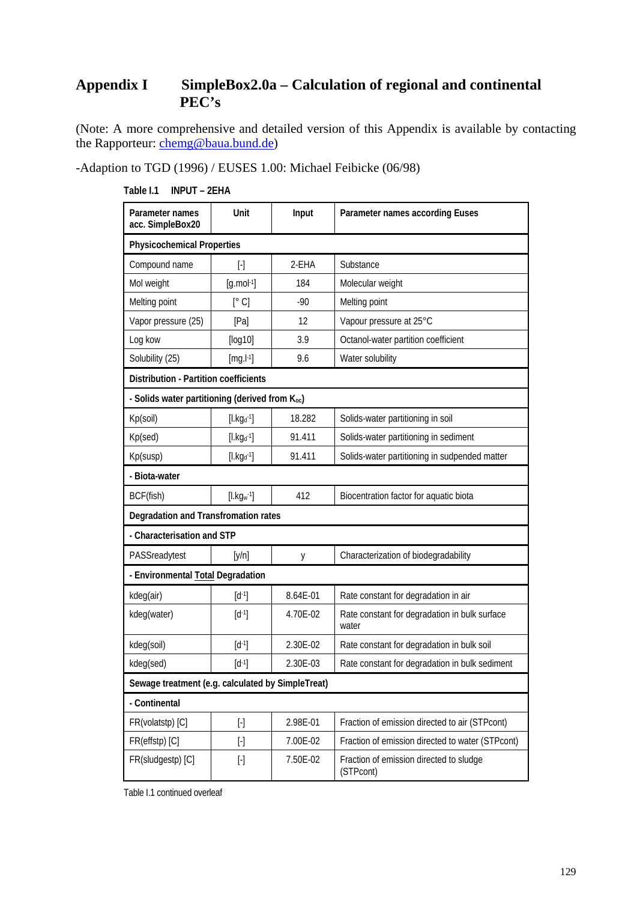# Appendix I SimpleBox2.0a – Calculation of regional and continental PEC's

(Note: A more comprehensive and detailed version of this Appendix is available by contacting the Rapporteur: chemg@baua.bund.de)

-Adaption to TGD (1996) / EUSES 1.00: Michael Feibicke (06/98)

**Table I.1 INPUT – 2EHA**

| Parameter names acc. SimpleBox20 | Unit | Input | Parameter names according Euses |
|---|---|---|---|
| **Physicochemical Properties** | | | |
| Compound name | [-] | 2-EHA | Substance |
| Mol weight | [g.mol$^{-1}$] | 184 | Molecular weight |
| Melting point | [° C] | -90 | Melting point |
| Vapor pressure (25) | [Pa] | 12 | Vapour pressure at 25°C |
| Log kow | [log10] | 3.9 | Octanol-water partition coefficient |
| Solubility (25) | [mg.l$^{-1}$] | 9.6 | Water solubility |
| **Distribution - Partition coefficients** | | | |
| **- Solids water partitioning (derived from $K_{oc}$)** | | | |
| Kp(soil) | [l.kg$_d^{-1}$] | 18.282 | Solids-water partitioning in soil |
| Kp(sed) | [l.kg$_d^{-1}$] | 91.411 | Solids-water partitioning in sediment |
| Kp(susp) | [l.kg$_d^{-1}$] | 91.411 | Solids-water partitioning in sudpended matter |
| **- Biota-water** | | | |
| BCF(fish) | [l.kg$_w^{-1}$] | 412 | Biocentration factor for aquatic biota |
| **Degradation and Transformation rates** | | | |
| **- Characterisation and STP** | | | |
| PASSreadytest | [y/n] | y | Characterization of biodegradability |
| **- Environmental Total Degradation** | | | |
| kdeg(air) | [d$^{-1}$] | 8.64E-01 | Rate constant for degradation in air |
| kdeg(water) | [d$^{-1}$] | 4.70E-02 | Rate constant for degradation in bulk surface water |
| kdeg(soil) | [d$^{-1}$] | 2.30E-02 | Rate constant for degradation in bulk soil |
| kdeg(sed) | [d$^{-1}$] | 2.30E-03 | Rate constant for degradation in bulk sediment |
| **Sewage treatment (e.g. calculated by SimpleTreat)** | | | |
| **- Continental** | | | |
| FR(volatstp) [C] | [-] | 2.98E-01 | Fraction of emission directed to air (STPcont) |
| FR(effstp) [C] | [-] | 7.00E-02 | Fraction of emission directed to water (STPcont) |
| FR(sludgestp) [C] | [-] | 7.50E-02 | Fraction of emission directed to sludge (STPcont) |

Table I.1 continued overleaf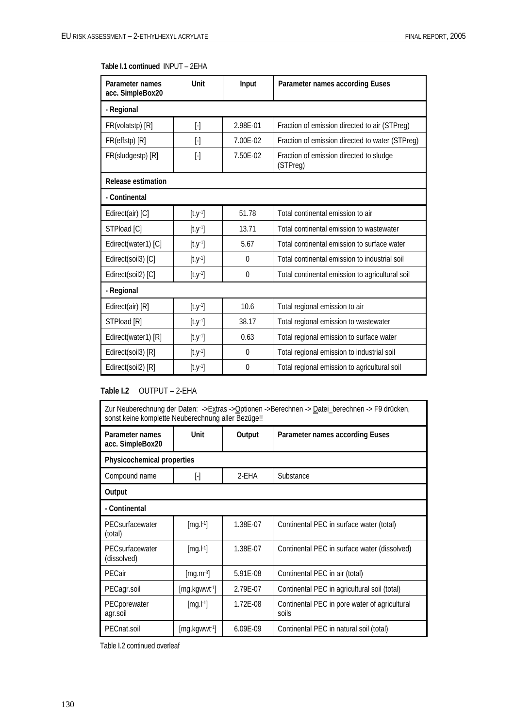**Table I.1 continued** INPUT – 2EHA

| Parameter names acc. SimpleBox20 | Unit | Input | Parameter names according Euses |
|---|---|---|---|
| **- Regional** | | | |
| FR(volatstp) [R] | [-] | 2.98E-01 | Fraction of emission directed to air (STPreg) |
| FR(effstp) [R] | [-] | 7.00E-02 | Fraction of emission directed to water (STPreg) |
| FR(sludgestp) [R] | [-] | 7.50E-02 | Fraction of emission directed to sludge (STPreg) |
| **Release estimation** | | | |
| **- Continental** | | | |
| Edirect(air) [C] | [t.y-1] | 51.78 | Total continental emission to air |
| STPload [C] | [t.y-1] | 13.71 | Total continental emission to wastewater |
| Edirect(water1) [C] | [t.y-1] | 5.67 | Total continental emission to surface water |
| Edirect(soil3) [C] | [t.y-1] | 0 | Total continental emission to industrial soil |
| Edirect(soil2) [C] | [t.y-1] | 0 | Total continental emission to agricultural soil |
| **- Regional** | | | |
| Edirect(air) [R] | [t.y-1] | 10.6 | Total regional emission to air |
| STPload [R] | [t.y-1] | 38.17 | Total regional emission to wastewater |
| Edirect(water1) [R] | [t.y-1] | 0.63 | Total regional emission to surface water |
| Edirect(soil3) [R] | [t.y-1] | 0 | Total regional emission to industrial soil |
| Edirect(soil2) [R] | [t.y-1] | 0 | Total regional emission to agricultural soil |

**Table I.2** OUTPUT – 2-EHA

| Zur Neuberechnung der Daten: ->Extras ->Optionen ->Berechnen -> Datei_berechnen -> F9 drücken, sonst keine komplette Neuberechnung aller Bezüge!! | | | |
|---|---|---|---|
| **Parameter names acc. SimpleBox20** | **Unit** | **Output** | **Parameter names according Euses** |
| **Physicochemical properties** | | | |
| Compound name | [-] | 2-EHA | Substance |
| **Output** | | | |
| **- Continental** | | | |
| PECsurfacewater (total) | [mg.l-1] | 1.38E-07 | Continental PEC in surface water (total) |
| PECsurfacewater (dissolved) | [mg.l-1] | 1.38E-07 | Continental PEC in surface water (dissolved) |
| PECair | [mg.m-3] | 5.91E-08 | Continental PEC in air (total) |
| PECagr.soil | [mg.kgwwt-1] | 2.79E-07 | Continental PEC in agricultural soil (total) |
| PECporewater agr.soil | [mg.l-1] | 1.72E-08 | Continental PEC in pore water of agricultural soils |
| PECnat.soil | [mg.kgwwt-1] | 6.09E-09 | Continental PEC in natural soil (total) |

Table I.2 continued overleaf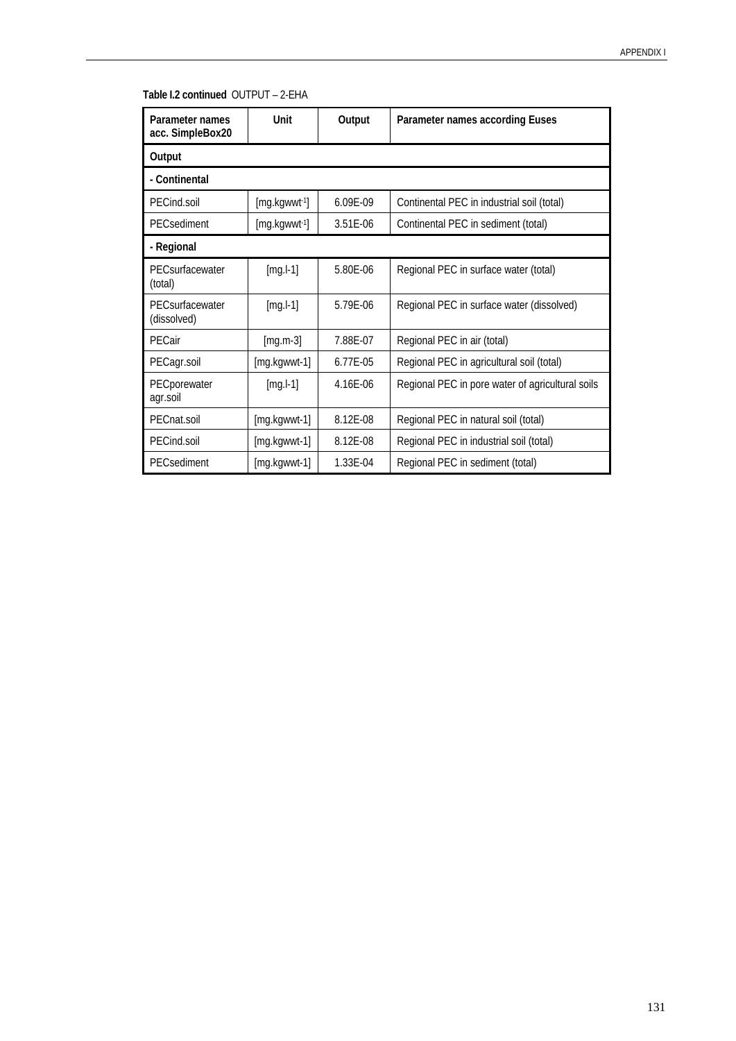**Table I.2 continued** OUTPUT – 2-EHA

| Parameter names acc. SimpleBox20 | Unit | Output | Parameter names according Euses |
|---|---|---|---|
| **Output** | | | |
| **- Continental** | | | |
| PECind.soil | [mg.kgwwt$^{-1}$] | 6.09E-09 | Continental PEC in industrial soil (total) |
| PECsediment | [mg.kgwwt$^{-1}$] | 3.51E-06 | Continental PEC in sediment (total) |
| **- Regional** | | | |
| PECsurfacewater (total) | [mg.l-1] | 5.80E-06 | Regional PEC in surface water (total) |
| PECsurfacewater (dissolved) | [mg.l-1] | 5.79E-06 | Regional PEC in surface water (dissolved) |
| PECair | [mg.m-3] | 7.88E-07 | Regional PEC in air (total) |
| PECagr.soil | [mg.kgwwt-1] | 6.77E-05 | Regional PEC in agricultural soil (total) |
| PECporewater agr.soil | [mg.l-1] | 4.16E-06 | Regional PEC in pore water of agricultural soils |
| PECnat.soil | [mg.kgwwt-1] | 8.12E-08 | Regional PEC in natural soil (total) |
| PECind.soil | [mg.kgwwt-1] | 8.12E-08 | Regional PEC in industrial soil (total) |
| PECsediment | [mg.kgwwt-1] | 1.33E-04 | Regional PEC in sediment (total) |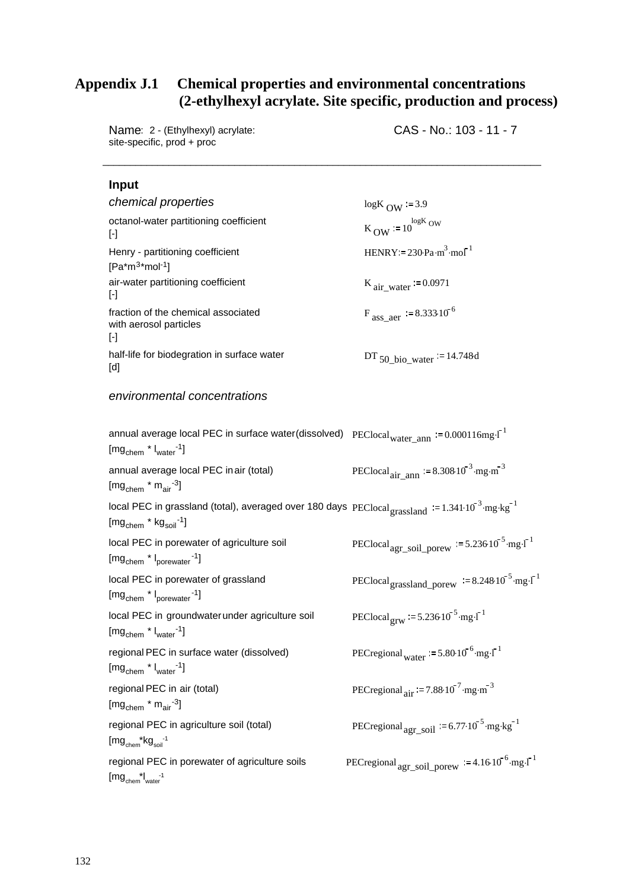## Appendix J.1 Chemical properties and environmental concentrations (2-ethylhexyl acrylate. Site specific, production and process)

Name: 2 - (Ethylhexyl) acrylate: site-specific, prod + proc

CAS - No.: 103 - 11 - 7

---

**Input**

*chemical properties*

$logK_{OW} := 3.9$

octanol-water partitioning coefficient
[-]

$K_{OW} := 10^{logK_{OW}}$

Henry - partitioning coefficient
[Pa*m³*mol⁻¹]

$HENRY := 230 \cdot Pa \cdot m^3 \cdot mol^{-1}$

air-water partitioning coefficient
[-]

$K_{air\_water} := 0.0971$

fraction of the chemical associated with aerosol particles
[-]

$F_{ass\_aer} := 8.333 \cdot 10^{-6}$

half-life for biodegration in surface water
[d]

$DT_{50\_bio\_water} := 14.748 d$

*environmental concentrations*

annual average local PEC in surface water (dissolved)
[$mg_{chem} * l_{water}^{-1}$]

$PEClocal_{water\_ann} := 0.000116 mg \cdot l^{-1}$

annual average local PEC in air (total)
[$mg_{chem} * m_{air}^{-3}$]

$PEClocal_{air\_ann} := 8.308 \cdot 10^{-3} \cdot mg \cdot m^{-3}$

local PEC in grassland (total), averaged over 180 days
[$mg_{chem} * kg_{soil}^{-1}$]

$PEClocal_{grassland} := 1.341 \cdot 10^{-3} \cdot mg \cdot kg^{-1}$

local PEC in porewater of agriculture soil
[$mg_{chem} * l_{porewater}^{-1}$]

$PEClocal_{agr\_soil\_porew} := 5.236 \cdot 10^{-5} \cdot mg \cdot l^{-1}$

local PEC in porewater of grassland
[$mg_{chem} * l_{porewater}^{-1}$]

$PEClocal_{grassland\_porew} := 8.248 \cdot 10^{-5} \cdot mg \cdot l^{-1}$

local PEC in groundwater under agriculture soil
[$mg_{chem} * l_{water}^{-1}$]

$PEClocal_{grw} := 5.236 \cdot 10^{-5} \cdot mg \cdot l^{-1}$

regional PEC in surface water (dissolved)
[$mg_{chem} * l_{water}^{-1}$]

$PECregional_{water} := 5.80 \cdot 10^{-6} \cdot mg \cdot l^{-1}$

regional PEC in air (total)
[$mg_{chem} * m_{air}^{-3}$]

$PECregional_{air} := 7.88 \cdot 10^{-7} \cdot mg \cdot m^{-3}$

regional PEC in agriculture soil (total)
[$mg_{chem} * kg_{soil}^{-1}$

$PECregional_{agr\_soil} := 6.77 \cdot 10^{-5} \cdot mg \cdot kg^{-1}$

regional PEC in porewater of agriculture soils
[$mg_{chem} * l_{water}^{-1}$

$PECregional_{agr\_soil\_porew} := 4.16 \cdot 10^{-6} \cdot mg \cdot l^{-1}$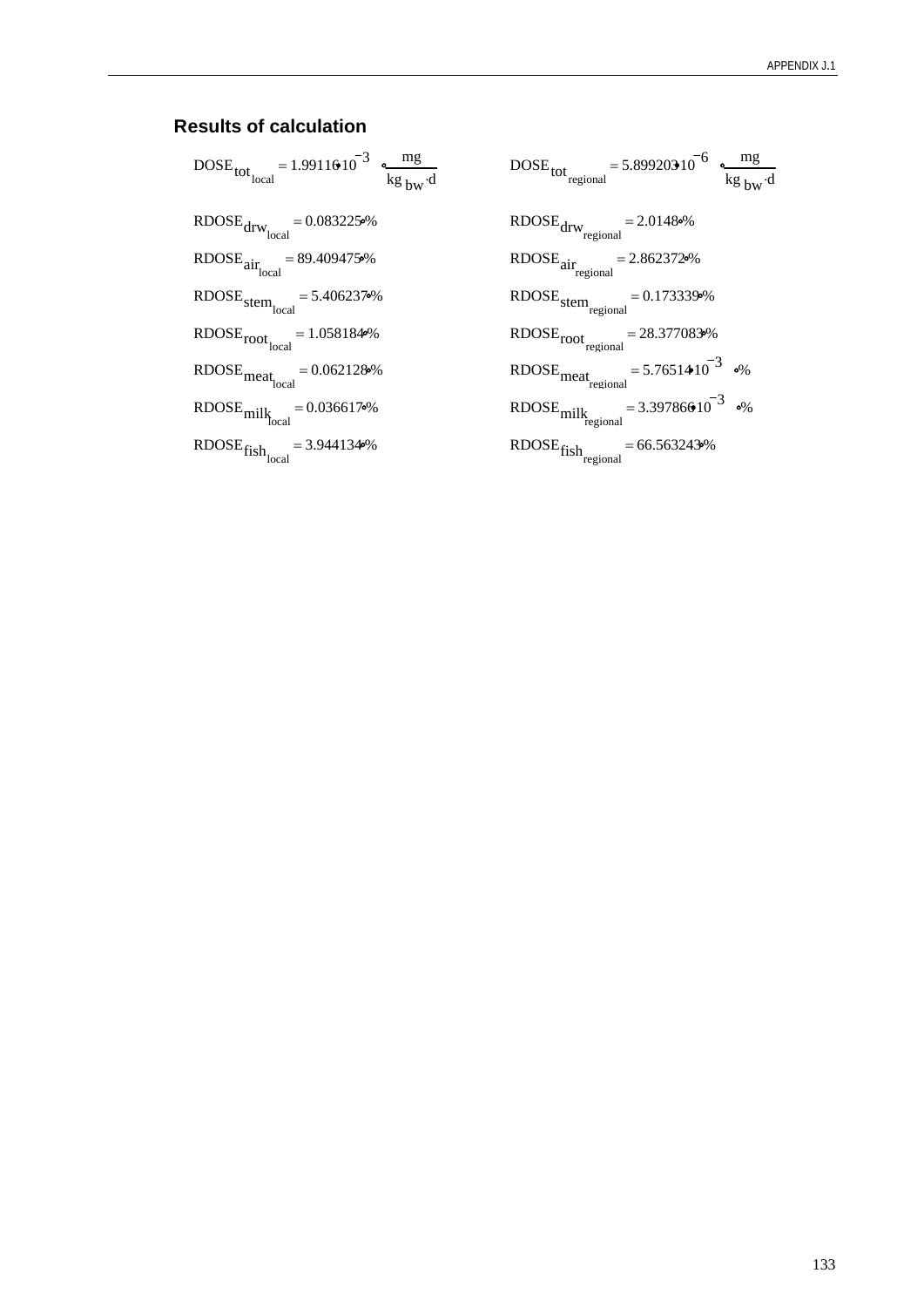## Results of calculation

$$DOSE_{tot_{local}} = 1.99116 \cdot 10^{-3} \cdot \frac{mg}{kg_{bw} \cdot d}$$

$$RDOSE_{drw_{local}} = 0.083225 \cdot \%$$

$$RDOSE_{air_{local}} = 89.409475 \cdot \%$$

$$RDOSE_{stem_{local}} = 5.406237 \cdot \%$$

$$RDOSE_{root_{local}} = 1.058184 \cdot \%$$

$$RDOSE_{meat_{local}} = 0.062128 \cdot \%$$

$$RDOSE_{milk_{local}} = 0.036617 \cdot \%$$

$$RDOSE_{fish_{local}} = 3.944134 \cdot \%$$

$$DOSE_{tot_{regional}} = 5.899203 \cdot 10^{-6} \cdot \frac{mg}{kg_{bw} \cdot d}$$

$$RDOSE_{drw_{regional}} = 2.0148 \cdot \%$$

$$RDOSE_{air_{regional}} = 2.862372 \cdot \%$$

$$RDOSE_{stem_{regional}} = 0.173339 \cdot \%$$

$$RDOSE_{root_{regional}} = 28.377083 \cdot \%$$

$$RDOSE_{meat_{regional}} = 5.76514 \cdot 10^{-3} \cdot \%$$

$$RDOSE_{milk_{regional}} = 3.39786 \cdot 10^{-3} \cdot \%$$

$$RDOSE_{fish_{regional}} = 66.563243 \cdot \%$$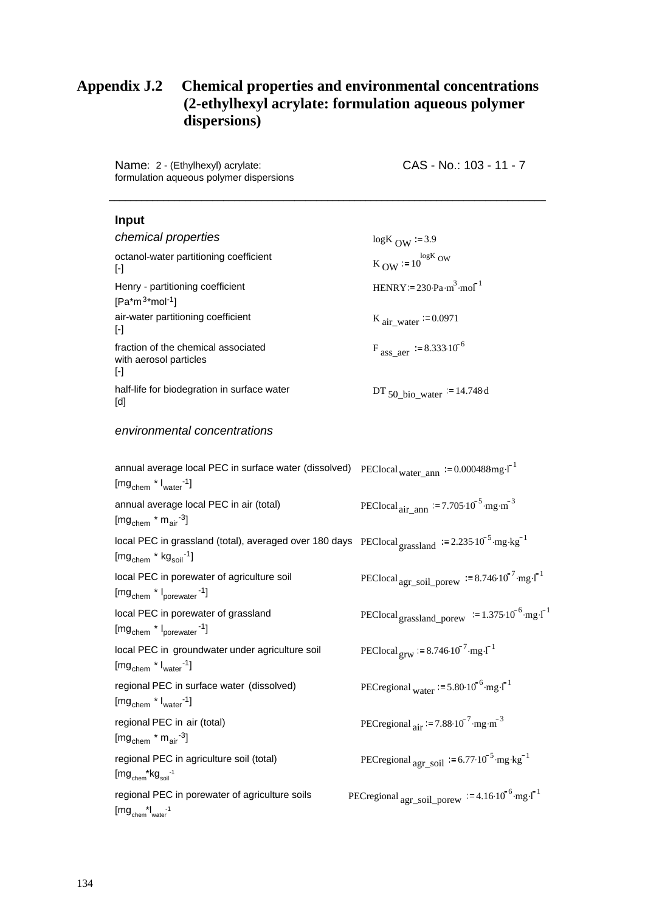# Appendix J.2 Chemical properties and environmental concentrations (2-ethylhexyl acrylate: formulation aqueous polymer dispersions)

Name: 2 - (Ethylhexyl) acrylate: formulation aqueous polymer dispersions

CAS - No.: 103 - 11 - 7

---

**Input**

*chemical properties*

| | |
|---|---|
| | $logK_{OW} := 3.9$ |
| octanol-water partitioning coefficient [-] | $K_{OW} := 10^{logK_{OW}}$ |
| Henry - partitioning coefficient [Pa*m$^3$*mol$^{-1}$] | $HENRY := 230 \cdot Pa \cdot m^3 \cdot mol^{-1}$ |
| air-water partitioning coefficient [-] | $K_{air\_water} := 0.0971$ |
| fraction of the chemical associated with aerosol particles [-] | $F_{ass\_aer} := 8.333 \cdot 10^{-6}$ |
| half-life for biodegration in surface water [d] | $DT_{50\_bio\_water} := 14.748 \cdot d$ |

*environmental concentrations*

| | |
|---|---|
| annual average local PEC in surface water (dissolved) [$mg_{chem}$ * $l_{water}^{-1}$] | $PEClocal_{water\_ann} := 0.000488 mg \cdot l^{-1}$ |
| annual average local PEC in air (total) [$mg_{chem}$ * $m_{air}^{-3}$] | $PEClocal_{air\_ann} := 7.705 \cdot 10^{-5} \cdot mg \cdot m^{-3}$ |
| local PEC in grassland (total), averaged over 180 days [$mg_{chem}$ * $kg_{soil}^{-1}$] | $PEClocal_{grassland} := 2.235 \cdot 10^{-5} \cdot mg \cdot kg^{-1}$ |
| local PEC in porewater of agriculture soil [$mg_{chem}$ * $l_{porewater}^{-1}$] | $PEClocal_{agr\_soil\_porew} := 8.746 \cdot 10^{-7} \cdot mg \cdot l^{-1}$ |
| local PEC in porewater of grassland [$mg_{chem}$ * $l_{porewater}^{-1}$] | $PEClocal_{grassland\_porew} := 1.375 \cdot 10^{-6} \cdot mg \cdot l^{-1}$ |
| local PEC in groundwater under agriculture soil [$mg_{chem}$ * $l_{water}^{-1}$] | $PEClocal_{grw} := 8.746 \cdot 10^{-7} \cdot mg \cdot l^{-1}$ |
| regional PEC in surface water (dissolved) [$mg_{chem}$ * $l_{water}^{-1}$] | $PECregional_{water} := 5.80 \cdot 10^{-6} \cdot mg \cdot l^{-1}$ |
| regional PEC in air (total) [$mg_{chem}$ * $m_{air}^{-3}$] | $PECregional_{air} := 7.88 \cdot 10^{-7} \cdot mg \cdot m^{-3}$ |
| regional PEC in agriculture soil (total) [$mg_{chem}$*$kg_{soil}^{-1}$] | $PECregional_{agr\_soil} := 6.77 \cdot 10^{-5} \cdot mg \cdot kg^{-1}$ |
| regional PEC in porewater of agriculture soils [$mg_{chem}$*$l_{water}^{-1}$] | $PECregional_{agr\_soil\_porew} := 4.16 \cdot 10^{-6} \cdot mg \cdot l^{-1}$ |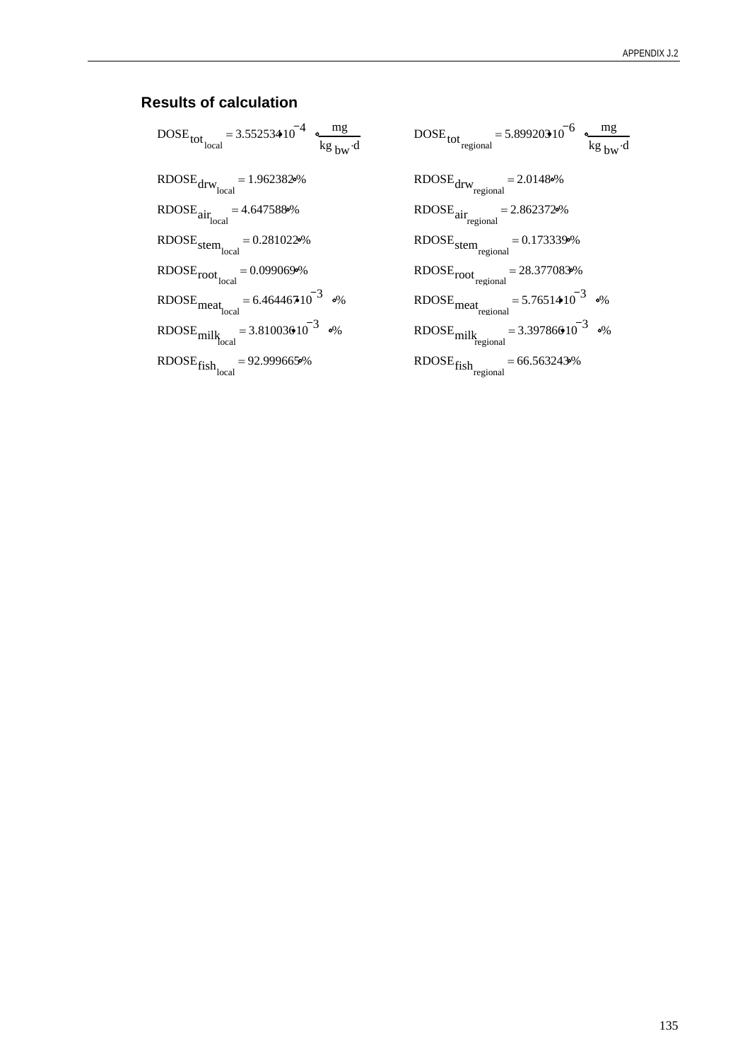## Results of calculation

$$DOSE_{tot_{local}} = 3.552534 \cdot 10^{-4} \cdot \frac{mg}{kg_{bw} \cdot d}$$

$$RDOSE_{drw_{local}} = 1.962382 \cdot \%$$

$$RDOSE_{air_{local}} = 4.647588 \cdot \%$$

$$RDOSE_{stem_{local}} = 0.281022 \cdot \%$$

$$RDOSE_{root_{local}} = 0.099069 \cdot \%$$

$$RDOSE_{meat_{local}} = 6.464467 \cdot 10^{-3} \cdot \%$$

$$RDOSE_{milk_{local}} = 3.810036 \cdot 10^{-3} \cdot \%$$

$$RDOSE_{fish_{local}} = 92.999665 \cdot \%$$

$$DOSE_{tot_{regional}} = 5.899203 \cdot 10^{-6} \cdot \frac{mg}{kg_{bw} \cdot d}$$

$$RDOSE_{drw_{regional}} = 2.0148 \cdot \%$$

$$RDOSE_{air_{regional}} = 2.862372 \cdot \%$$

$$RDOSE_{stem_{regional}} = 0.173339 \cdot \%$$

$$RDOSE_{root_{regional}} = 28.377083 \cdot \%$$

$$RDOSE_{meat_{regional}} = 5.765144 \cdot 10^{-3} \cdot \%$$

$$RDOSE_{milk_{regional}} = 3.397866 \cdot 10^{-3} \cdot \%$$

$$RDOSE_{fish_{regional}} = 66.563243 \cdot \%$$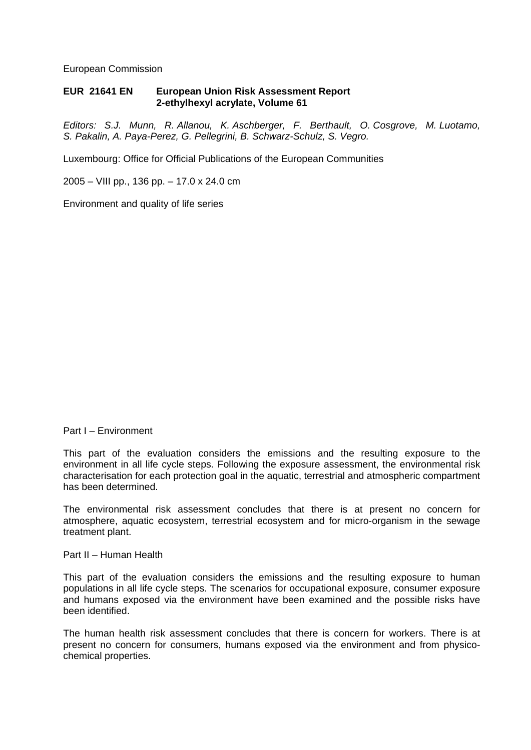European Commission

**EUR 21641 EN European Union Risk Assessment Report**
**2-ethylhexyl acrylate, Volume 61**

*Editors: S.J. Munn, R. Allanou, K. Aschberger, F. Berthault, O. Cosgrove, M. Luotamo, S. Pakalin, A. Paya-Perez, G. Pellegrini, B. Schwarz-Schulz, S. Vegro.*

Luxembourg: Office for Official Publications of the European Communities

2005 – VIII pp., 136 pp. – 17.0 x 24.0 cm

Environment and quality of life series

Part I – Environment

This part of the evaluation considers the emissions and the resulting exposure to the environment in all life cycle steps. Following the exposure assessment, the environmental risk characterisation for each protection goal in the aquatic, terrestrial and atmospheric compartment has been determined.

The environmental risk assessment concludes that there is at present no concern for atmosphere, aquatic ecosystem, terrestrial ecosystem and for micro-organism in the sewage treatment plant.

Part II – Human Health

This part of the evaluation considers the emissions and the resulting exposure to human populations in all life cycle steps. The scenarios for occupational exposure, consumer exposure and humans exposed via the environment have been examined and the possible risks have been identified.

The human health risk assessment concludes that there is concern for workers. There is at present no concern for consumers, humans exposed via the environment and from physico-chemical properties.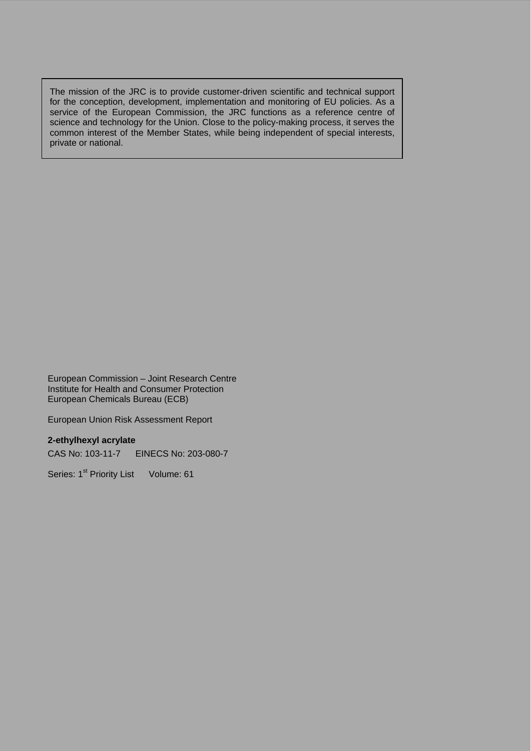The mission of the JRC is to provide customer-driven scientific and technical support for the conception, development, implementation and monitoring of EU policies. As a service of the European Commission, the JRC functions as a reference centre of science and technology for the Union. Close to the policy-making process, it serves the common interest of the Member States, while being independent of special interests, private or national.

European Commission – Joint Research Centre
Institute for Health and Consumer Protection
European Chemicals Bureau (ECB)

European Union Risk Assessment Report

**2-ethylhexyl acrylate**

CAS No: 103-11-7 EINECS No: 203-080-7

Series: 1st Priority List Volume: 61